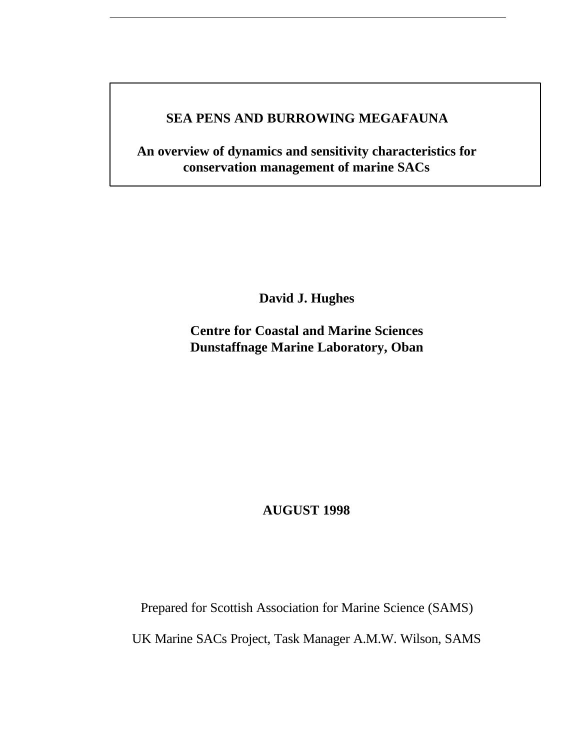# SEA PENS AND BURROWING MEGAFAUNA

## An overview of dynamics and sensitivity characteristics for conservation management of marine SACs

**David J. Hughes**

**Centre for Coastal and Marine Sciences**
**Dunstaffnage Marine Laboratory, Oban**

**AUGUST 1998**

Prepared for Scottish Association for Marine Science (SAMS)

UK Marine SACs Project, Task Manager A.M.W. Wilson, SAMS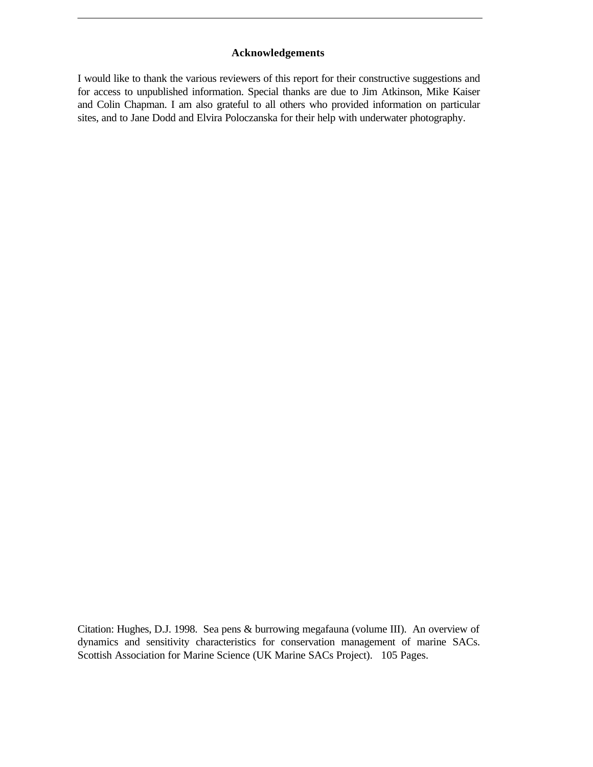## Acknowledgements

I would like to thank the various reviewers of this report for their constructive suggestions and for access to unpublished information. Special thanks are due to Jim Atkinson, Mike Kaiser and Colin Chapman. I am also grateful to all others who provided information on particular sites, and to Jane Dodd and Elvira Poloczanska for their help with underwater photography.

Citation: Hughes, D.J. 1998. Sea pens & burrowing megafauna (volume III). An overview of dynamics and sensitivity characteristics for conservation management of marine SACs. Scottish Association for Marine Science (UK Marine SACs Project). 105 Pages.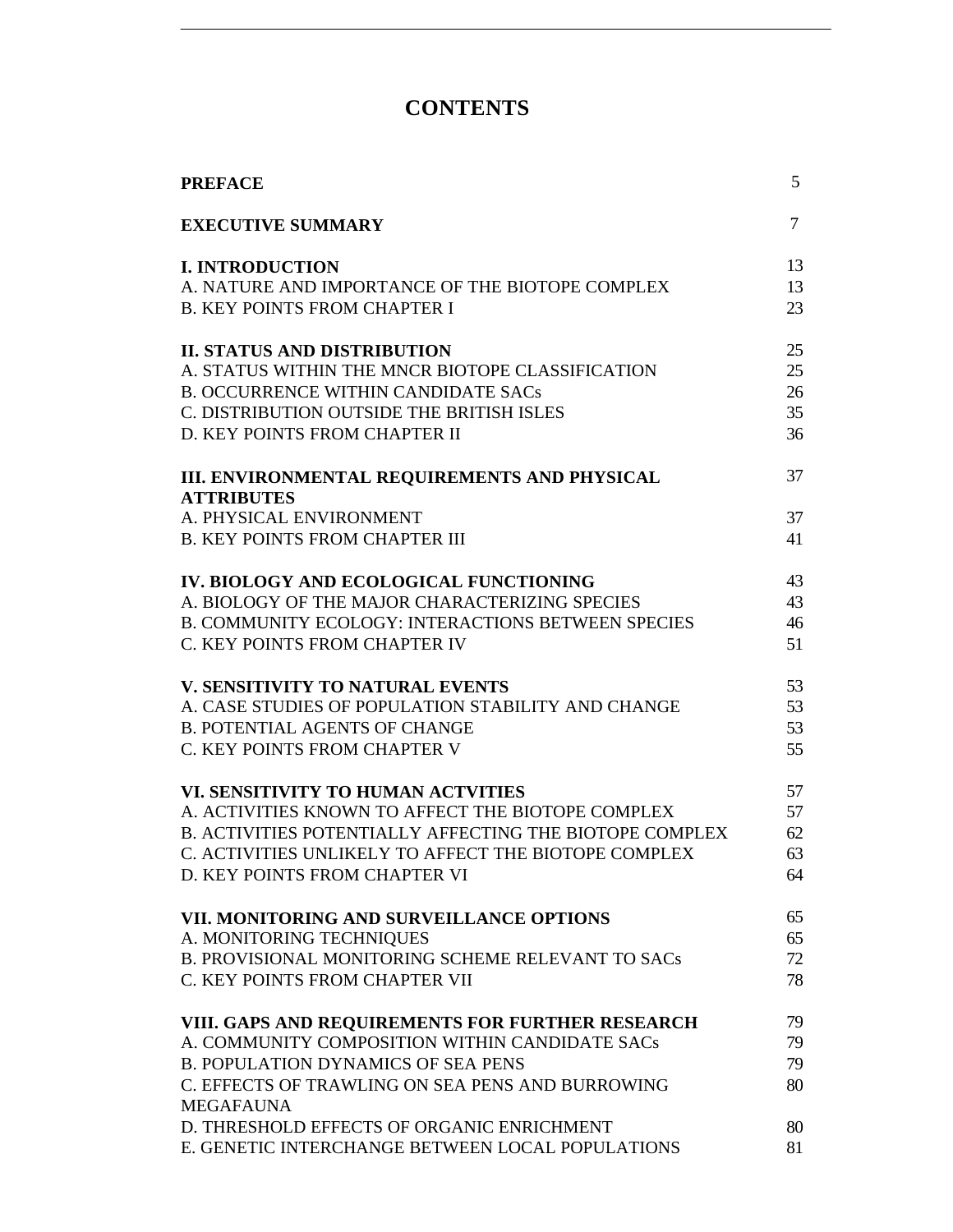# CONTENTS

| | |
|---|---|
| **PREFACE** | 5 |
| **EXECUTIVE SUMMARY** | 7 |
| **I. INTRODUCTION** | 13 |
| A. NATURE AND IMPORTANCE OF THE BIOTOPE COMPLEX | 13 |
| B. KEY POINTS FROM CHAPTER I | 23 |
| **II. STATUS AND DISTRIBUTION** | 25 |
| A. STATUS WITHIN THE MNCR BIOTOPE CLASSIFICATION | 25 |
| B. OCCURRENCE WITHIN CANDIDATE SACs | 26 |
| C. DISTRIBUTION OUTSIDE THE BRITISH ISLES | 35 |
| D. KEY POINTS FROM CHAPTER II | 36 |
| **III. ENVIRONMENTAL REQUIREMENTS AND PHYSICAL ATTRIBUTES** | 37 |
| A. PHYSICAL ENVIRONMENT | 37 |
| B. KEY POINTS FROM CHAPTER III | 41 |
| **IV. BIOLOGY AND ECOLOGICAL FUNCTIONING** | 43 |
| A. BIOLOGY OF THE MAJOR CHARACTERIZING SPECIES | 43 |
| B. COMMUNITY ECOLOGY: INTERACTIONS BETWEEN SPECIES | 46 |
| C. KEY POINTS FROM CHAPTER IV | 51 |
| **V. SENSITIVITY TO NATURAL EVENTS** | 53 |
| A. CASE STUDIES OF POPULATION STABILITY AND CHANGE | 53 |
| B. POTENTIAL AGENTS OF CHANGE | 53 |
| C. KEY POINTS FROM CHAPTER V | 55 |
| **VI. SENSITIVITY TO HUMAN ACTVITIES** | 57 |
| A. ACTIVITIES KNOWN TO AFFECT THE BIOTOPE COMPLEX | 57 |
| B. ACTIVITIES POTENTIALLY AFFECTING THE BIOTOPE COMPLEX | 62 |
| C. ACTIVITIES UNLIKELY TO AFFECT THE BIOTOPE COMPLEX | 63 |
| D. KEY POINTS FROM CHAPTER VI | 64 |
| **VII. MONITORING AND SURVEILLANCE OPTIONS** | 65 |
| A. MONITORING TECHNIQUES | 65 |
| B. PROVISIONAL MONITORING SCHEME RELEVANT TO SACs | 72 |
| C. KEY POINTS FROM CHAPTER VII | 78 |
| **VIII. GAPS AND REQUIREMENTS FOR FURTHER RESEARCH** | 79 |
| A. COMMUNITY COMPOSITION WITHIN CANDIDATE SACs | 79 |
| B. POPULATION DYNAMICS OF SEA PENS | 79 |
| C. EFFECTS OF TRAWLING ON SEA PENS AND BURROWING MEGAFAUNA | 80 |
| D. THRESHOLD EFFECTS OF ORGANIC ENRICHMENT | 80 |
| E. GENETIC INTERCHANGE BETWEEN LOCAL POPULATIONS | 81 |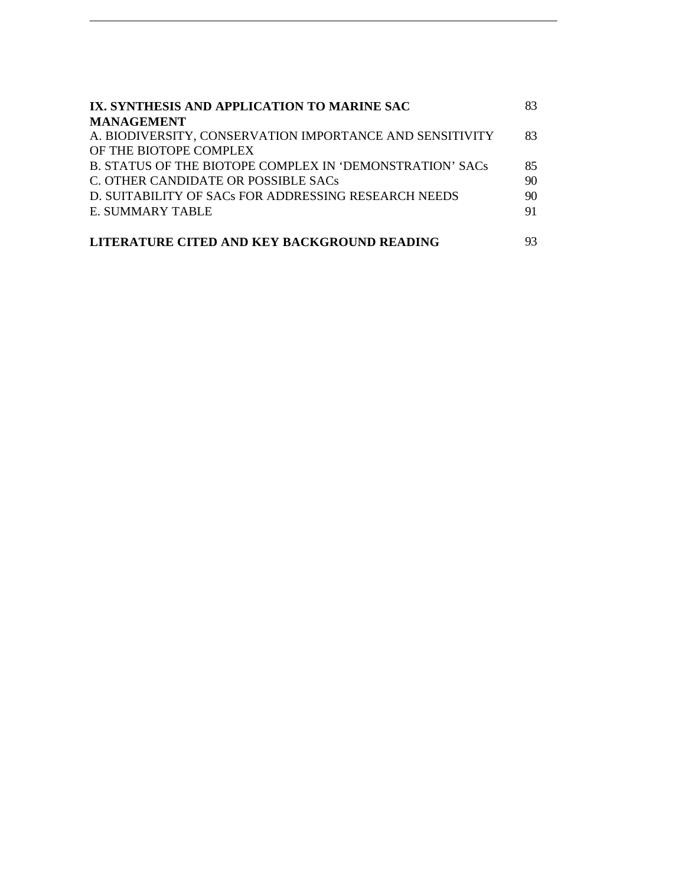| | |
|---|---|
| **IX. SYNTHESIS AND APPLICATION TO MARINE SAC MANAGEMENT** | 83 |
| A. BIODIVERSITY, CONSERVATION IMPORTANCE AND SENSITIVITY OF THE BIOTOPE COMPLEX | 83 |
| B. STATUS OF THE BIOTOPE COMPLEX IN 'DEMONSTRATION' SACs | 85 |
| C. OTHER CANDIDATE OR POSSIBLE SACs | 90 |
| D. SUITABILITY OF SACs FOR ADDRESSING RESEARCH NEEDS | 90 |
| E. SUMMARY TABLE | 91 |
| **LITERATURE CITED AND KEY BACKGROUND READING** | 93 |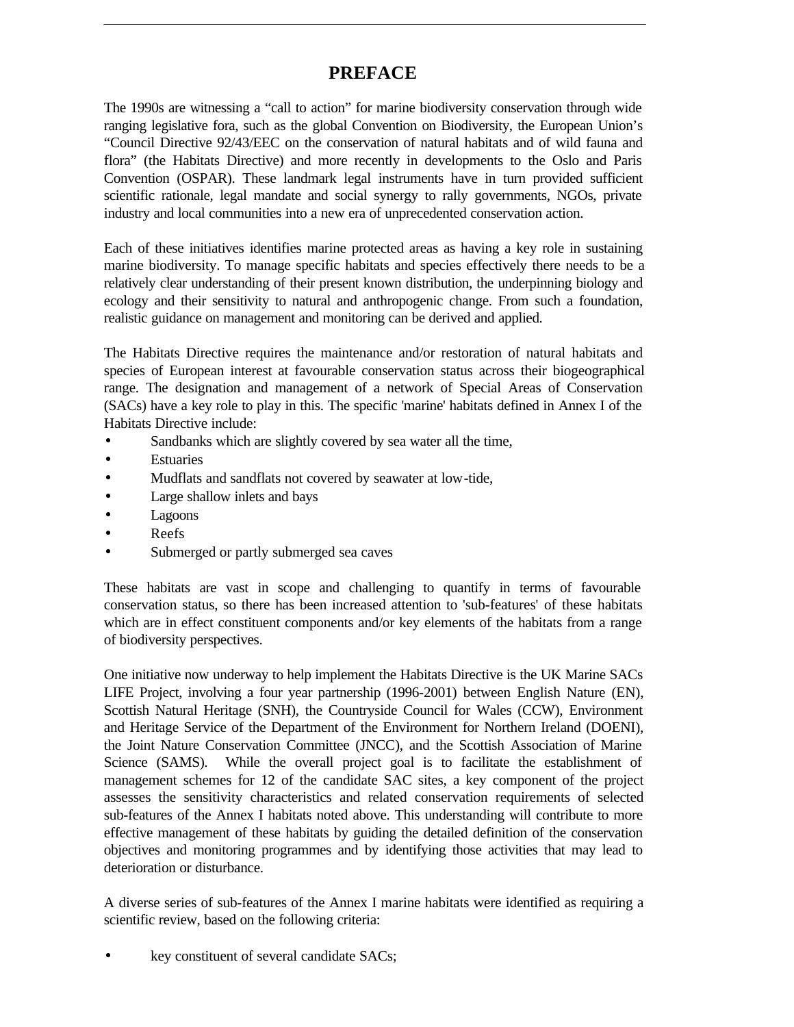# PREFACE

The 1990s are witnessing a "call to action" for marine biodiversity conservation through wide ranging legislative fora, such as the global Convention on Biodiversity, the European Union's "Council Directive 92/43/EEC on the conservation of natural habitats and of wild fauna and flora" (the Habitats Directive) and more recently in developments to the Oslo and Paris Convention (OSPAR). These landmark legal instruments have in turn provided sufficient scientific rationale, legal mandate and social synergy to rally governments, NGOs, private industry and local communities into a new era of unprecedented conservation action.

Each of these initiatives identifies marine protected areas as having a key role in sustaining marine biodiversity. To manage specific habitats and species effectively there needs to be a relatively clear understanding of their present known distribution, the underpinning biology and ecology and their sensitivity to natural and anthropogenic change. From such a foundation, realistic guidance on management and monitoring can be derived and applied.

The Habitats Directive requires the maintenance and/or restoration of natural habitats and species of European interest at favourable conservation status across their biogeographical range. The designation and management of a network of Special Areas of Conservation (SACs) have a key role to play in this. The specific 'marine' habitats defined in Annex I of the Habitats Directive include:

- Sandbanks which are slightly covered by sea water all the time,
- Estuaries
- Mudflats and sandflats not covered by seawater at low-tide,
- Large shallow inlets and bays
- Lagoons
- Reefs
- Submerged or partly submerged sea caves

These habitats are vast in scope and challenging to quantify in terms of favourable conservation status, so there has been increased attention to 'sub-features' of these habitats which are in effect constituent components and/or key elements of the habitats from a range of biodiversity perspectives.

One initiative now underway to help implement the Habitats Directive is the UK Marine SACs LIFE Project, involving a four year partnership (1996-2001) between English Nature (EN), Scottish Natural Heritage (SNH), the Countryside Council for Wales (CCW), Environment and Heritage Service of the Department of the Environment for Northern Ireland (DOENI), the Joint Nature Conservation Committee (JNCC), and the Scottish Association of Marine Science (SAMS). While the overall project goal is to facilitate the establishment of management schemes for 12 of the candidate SAC sites, a key component of the project assesses the sensitivity characteristics and related conservation requirements of selected sub-features of the Annex I habitats noted above. This understanding will contribute to more effective management of these habitats by guiding the detailed definition of the conservation objectives and monitoring programmes and by identifying those activities that may lead to deterioration or disturbance.

A diverse series of sub-features of the Annex I marine habitats were identified as requiring a scientific review, based on the following criteria:

- key constituent of several candidate SACs;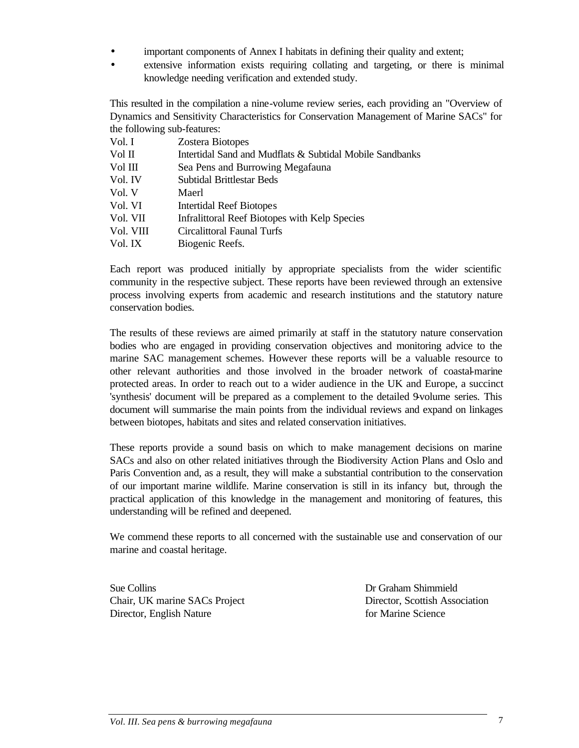- important components of Annex I habitats in defining their quality and extent;
- extensive information exists requiring collating and targeting, or there is minimal knowledge needing verification and extended study.

This resulted in the compilation a nine-volume review series, each providing an "Overview of Dynamics and Sensitivity Characteristics for Conservation Management of Marine SACs" for the following sub-features:

| | |
|---|---|
| Vol. I | Zostera Biotopes |
| Vol II | Intertidal Sand and Mudflats & Subtidal Mobile Sandbanks |
| Vol III | Sea Pens and Burrowing Megafauna |
| Vol. IV | Subtidal Brittlestar Beds |
| Vol. V | Maerl |
| Vol. VI | Intertidal Reef Biotopes |
| Vol. VII | Infralittoral Reef Biotopes with Kelp Species |
| Vol. VIII | Circalittoral Faunal Turfs |
| Vol. IX | Biogenic Reefs. |

Each report was produced initially by appropriate specialists from the wider scientific community in the respective subject. These reports have been reviewed through an extensive process involving experts from academic and research institutions and the statutory nature conservation bodies.

The results of these reviews are aimed primarily at staff in the statutory nature conservation bodies who are engaged in providing conservation objectives and monitoring advice to the marine SAC management schemes. However these reports will be a valuable resource to other relevant authorities and those involved in the broader network of coastal-marine protected areas. In order to reach out to a wider audience in the UK and Europe, a succinct 'synthesis' document will be prepared as a complement to the detailed 9-volume series. This document will summarise the main points from the individual reviews and expand on linkages between biotopes, habitats and sites and related conservation initiatives.

These reports provide a sound basis on which to make management decisions on marine SACs and also on other related initiatives through the Biodiversity Action Plans and Oslo and Paris Convention and, as a result, they will make a substantial contribution to the conservation of our important marine wildlife. Marine conservation is still in its infancy but, through the practical application of this knowledge in the management and monitoring of features, this understanding will be refined and deepened.

We commend these reports to all concerned with the sustainable use and conservation of our marine and coastal heritage.

Sue Collins
Chair, UK marine SACs Project
Director, English Nature

Dr Graham Shimmield
Director, Scottish Association for Marine Science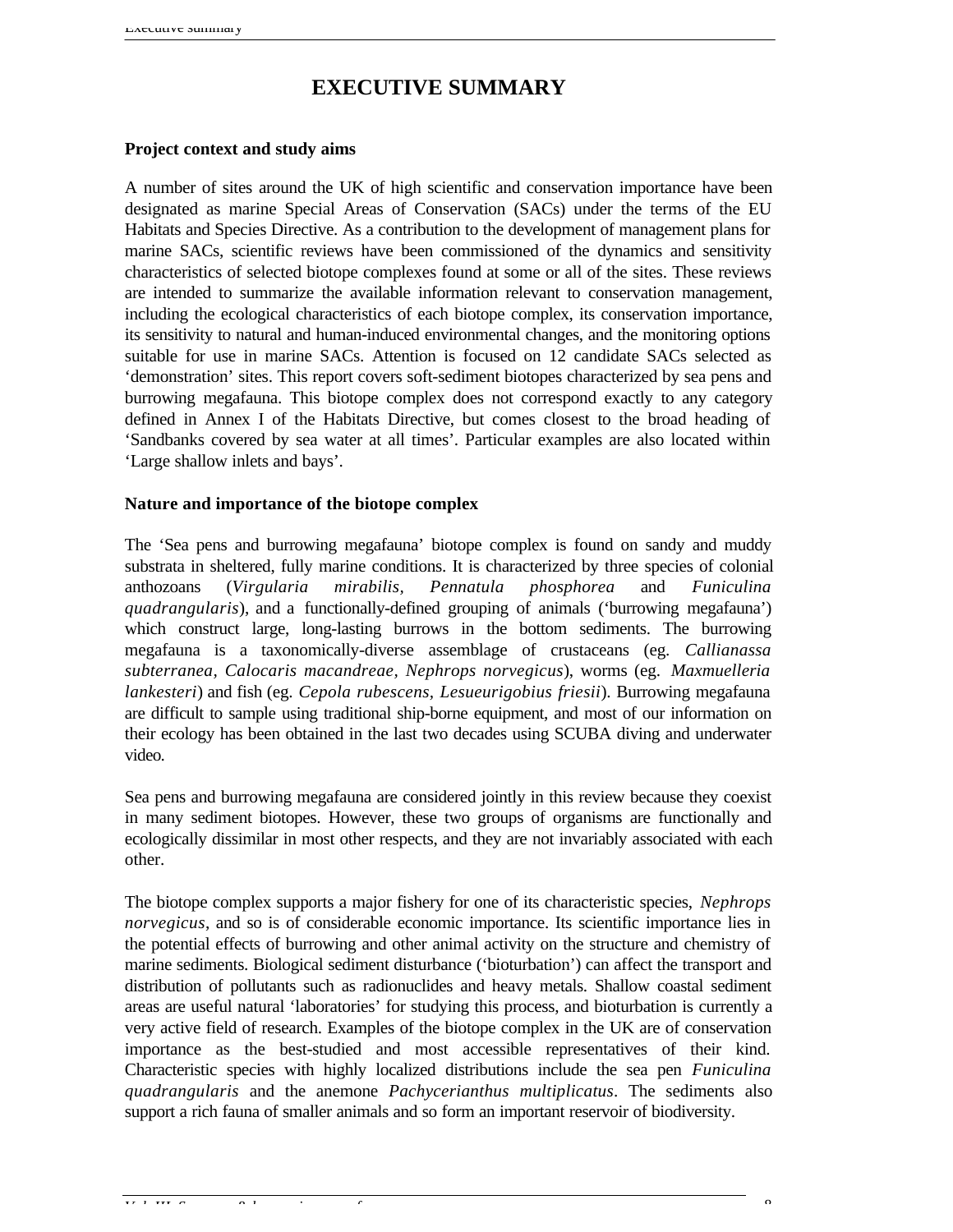# EXECUTIVE SUMMARY

**Project context and study aims**

A number of sites around the UK of high scientific and conservation importance have been designated as marine Special Areas of Conservation (SACs) under the terms of the EU Habitats and Species Directive. As a contribution to the development of management plans for marine SACs, scientific reviews have been commissioned of the dynamics and sensitivity characteristics of selected biotope complexes found at some or all of the sites. These reviews are intended to summarize the available information relevant to conservation management, including the ecological characteristics of each biotope complex, its conservation importance, its sensitivity to natural and human-induced environmental changes, and the monitoring options suitable for use in marine SACs. Attention is focused on 12 candidate SACs selected as 'demonstration' sites. This report covers soft-sediment biotopes characterized by sea pens and burrowing megafauna. This biotope complex does not correspond exactly to any category defined in Annex I of the Habitats Directive, but comes closest to the broad heading of 'Sandbanks covered by sea water at all times'. Particular examples are also located within 'Large shallow inlets and bays'.

**Nature and importance of the biotope complex**

The 'Sea pens and burrowing megafauna' biotope complex is found on sandy and muddy substrata in sheltered, fully marine conditions. It is characterized by three species of colonial anthozoans (*Virgularia mirabilis, Pennatula phosphorea* and *Funiculina quadrangularis*), and a functionally-defined grouping of animals ('burrowing megafauna') which construct large, long-lasting burrows in the bottom sediments. The burrowing megafauna is a taxonomically-diverse assemblage of crustaceans (eg. *Callianassa subterranea, Calocaris macandreae, Nephrops norvegicus*), worms (eg. *Maxmuelleria lankesteri*) and fish (eg. *Cepola rubescens, Lesueurigobius friesii*). Burrowing megafauna are difficult to sample using traditional ship-borne equipment, and most of our information on their ecology has been obtained in the last two decades using SCUBA diving and underwater video.

Sea pens and burrowing megafauna are considered jointly in this review because they coexist in many sediment biotopes. However, these two groups of organisms are functionally and ecologically dissimilar in most other respects, and they are not invariably associated with each other.

The biotope complex supports a major fishery for one of its characteristic species, *Nephrops norvegicus*, and so is of considerable economic importance. Its scientific importance lies in the potential effects of burrowing and other animal activity on the structure and chemistry of marine sediments. Biological sediment disturbance ('bioturbation') can affect the transport and distribution of pollutants such as radionuclides and heavy metals. Shallow coastal sediment areas are useful natural 'laboratories' for studying this process, and bioturbation is currently a very active field of research. Examples of the biotope complex in the UK are of conservation importance as the best-studied and most accessible representatives of their kind. Characteristic species with highly localized distributions include the sea pen *Funiculina quadrangularis* and the anemone *Pachycerianthus multiplicatus*. The sediments also support a rich fauna of smaller animals and so form an important reservoir of biodiversity.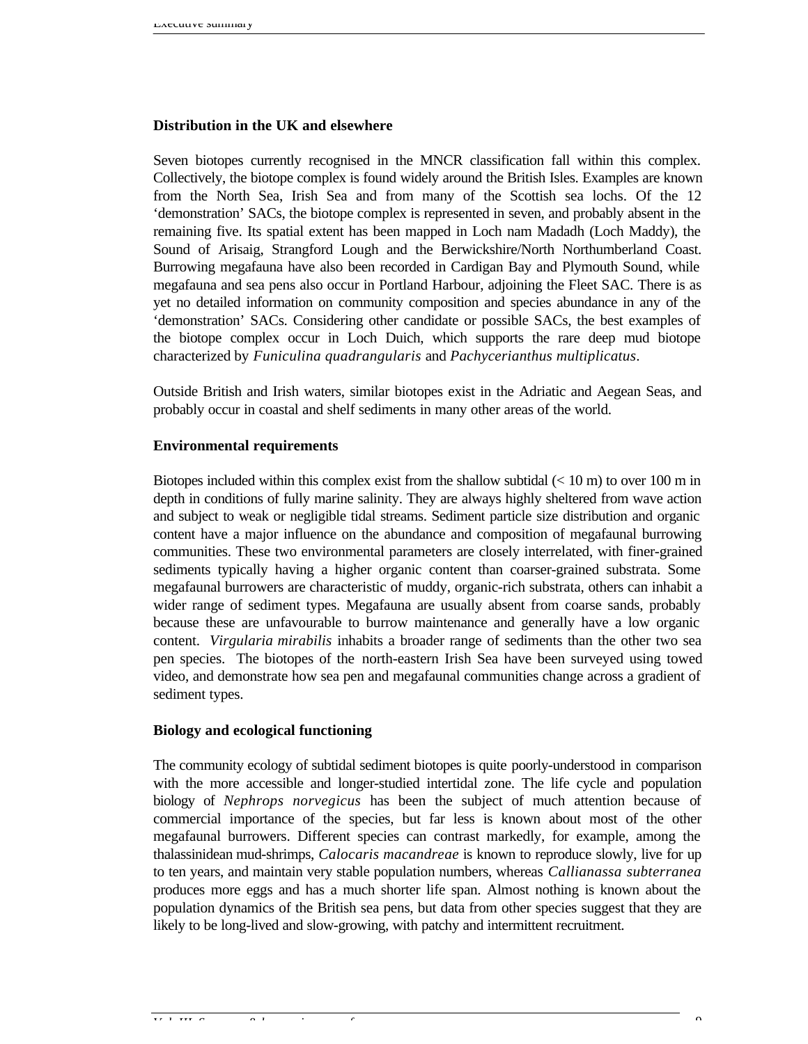### Distribution in the UK and elsewhere

Seven biotopes currently recognised in the MNCR classification fall within this complex. Collectively, the biotope complex is found widely around the British Isles. Examples are known from the North Sea, Irish Sea and from many of the Scottish sea lochs. Of the 12 'demonstration' SACs, the biotope complex is represented in seven, and probably absent in the remaining five. Its spatial extent has been mapped in Loch nam Madadh (Loch Maddy), the Sound of Arisaig, Strangford Lough and the Berwickshire/North Northumberland Coast. Burrowing megafauna have also been recorded in Cardigan Bay and Plymouth Sound, while megafauna and sea pens also occur in Portland Harbour, adjoining the Fleet SAC. There is as yet no detailed information on community composition and species abundance in any of the 'demonstration' SACs. Considering other candidate or possible SACs, the best examples of the biotope complex occur in Loch Duich, which supports the rare deep mud biotope characterized by *Funiculina quadrangularis* and *Pachycerianthus multiplicatus*.

Outside British and Irish waters, similar biotopes exist in the Adriatic and Aegean Seas, and probably occur in coastal and shelf sediments in many other areas of the world.

### Environmental requirements

Biotopes included within this complex exist from the shallow subtidal (< 10 m) to over 100 m in depth in conditions of fully marine salinity. They are always highly sheltered from wave action and subject to weak or negligible tidal streams. Sediment particle size distribution and organic content have a major influence on the abundance and composition of megafaunal burrowing communities. These two environmental parameters are closely interrelated, with finer-grained sediments typically having a higher organic content than coarser-grained substrata. Some megafaunal burrowers are characteristic of muddy, organic-rich substrata, others can inhabit a wider range of sediment types. Megafauna are usually absent from coarse sands, probably because these are unfavourable to burrow maintenance and generally have a low organic content. *Virgularia mirabilis* inhabits a broader range of sediments than the other two sea pen species. The biotopes of the north-eastern Irish Sea have been surveyed using towed video, and demonstrate how sea pen and megafaunal communities change across a gradient of sediment types.

### Biology and ecological functioning

The community ecology of subtidal sediment biotopes is quite poorly-understood in comparison with the more accessible and longer-studied intertidal zone. The life cycle and population biology of *Nephrops norvegicus* has been the subject of much attention because of commercial importance of the species, but far less is known about most of the other megafaunal burrowers. Different species can contrast markedly, for example, among the thalassinidean mud-shrimps, *Calocaris macandreae* is known to reproduce slowly, live for up to ten years, and maintain very stable population numbers, whereas *Callianassa subterranea* produces more eggs and has a much shorter life span. Almost nothing is known about the population dynamics of the British sea pens, but data from other species suggest that they are likely to be long-lived and slow-growing, with patchy and intermittent recruitment.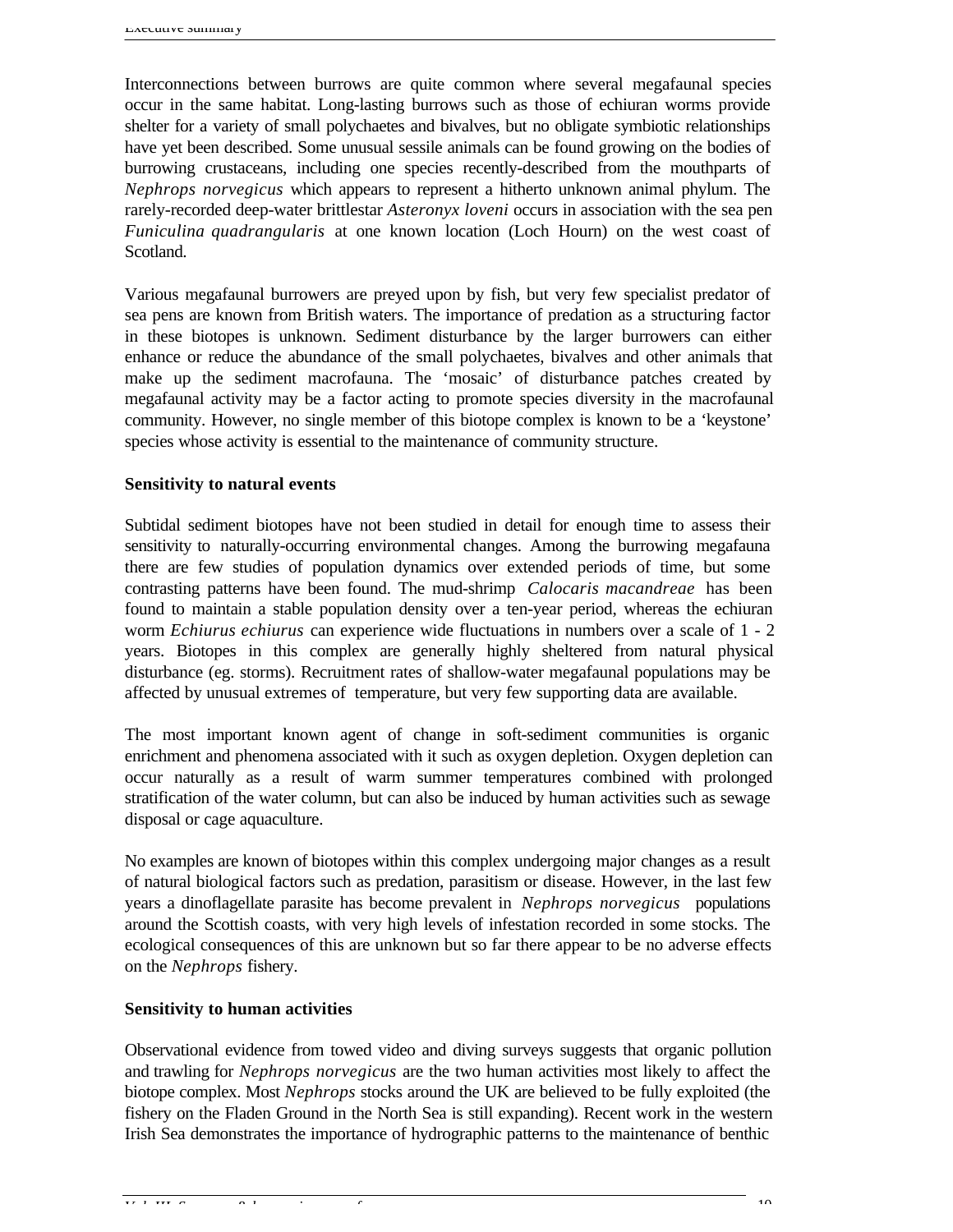Interconnections between burrows are quite common where several megafaunal species occur in the same habitat. Long-lasting burrows such as those of echiuran worms provide shelter for a variety of small polychaetes and bivalves, but no obligate symbiotic relationships have yet been described. Some unusual sessile animals can be found growing on the bodies of burrowing crustaceans, including one species recently-described from the mouthparts of *Nephrops norvegicus* which appears to represent a hitherto unknown animal phylum. The rarely-recorded deep-water brittlestar *Asteronyx loveni* occurs in association with the sea pen *Funiculina quadrangularis* at one known location (Loch Hourn) on the west coast of Scotland.

Various megafaunal burrowers are preyed upon by fish, but very few specialist predator of sea pens are known from British waters. The importance of predation as a structuring factor in these biotopes is unknown. Sediment disturbance by the larger burrowers can either enhance or reduce the abundance of the small polychaetes, bivalves and other animals that make up the sediment macrofauna. The 'mosaic' of disturbance patches created by megafaunal activity may be a factor acting to promote species diversity in the macrofaunal community. However, no single member of this biotope complex is known to be a 'keystone' species whose activity is essential to the maintenance of community structure.

**Sensitivity to natural events**

Subtidal sediment biotopes have not been studied in detail for enough time to assess their sensitivity to naturally-occurring environmental changes. Among the burrowing megafauna there are few studies of population dynamics over extended periods of time, but some contrasting patterns have been found. The mud-shrimp *Calocaris macandreae* has been found to maintain a stable population density over a ten-year period, whereas the echiuran worm *Echiurus echiurus* can experience wide fluctuations in numbers over a scale of 1 - 2 years. Biotopes in this complex are generally highly sheltered from natural physical disturbance (eg. storms). Recruitment rates of shallow-water megafaunal populations may be affected by unusual extremes of temperature, but very few supporting data are available.

The most important known agent of change in soft-sediment communities is organic enrichment and phenomena associated with it such as oxygen depletion. Oxygen depletion can occur naturally as a result of warm summer temperatures combined with prolonged stratification of the water column, but can also be induced by human activities such as sewage disposal or cage aquaculture.

No examples are known of biotopes within this complex undergoing major changes as a result of natural biological factors such as predation, parasitism or disease. However, in the last few years a dinoflagellate parasite has become prevalent in *Nephrops norvegicus* populations around the Scottish coasts, with very high levels of infestation recorded in some stocks. The ecological consequences of this are unknown but so far there appear to be no adverse effects on the *Nephrops* fishery.

**Sensitivity to human activities**

Observational evidence from towed video and diving surveys suggests that organic pollution and trawling for *Nephrops norvegicus* are the two human activities most likely to affect the biotope complex. Most *Nephrops* stocks around the UK are believed to be fully exploited (the fishery on the Fladen Ground in the North Sea is still expanding). Recent work in the western Irish Sea demonstrates the importance of hydrographic patterns to the maintenance of benthic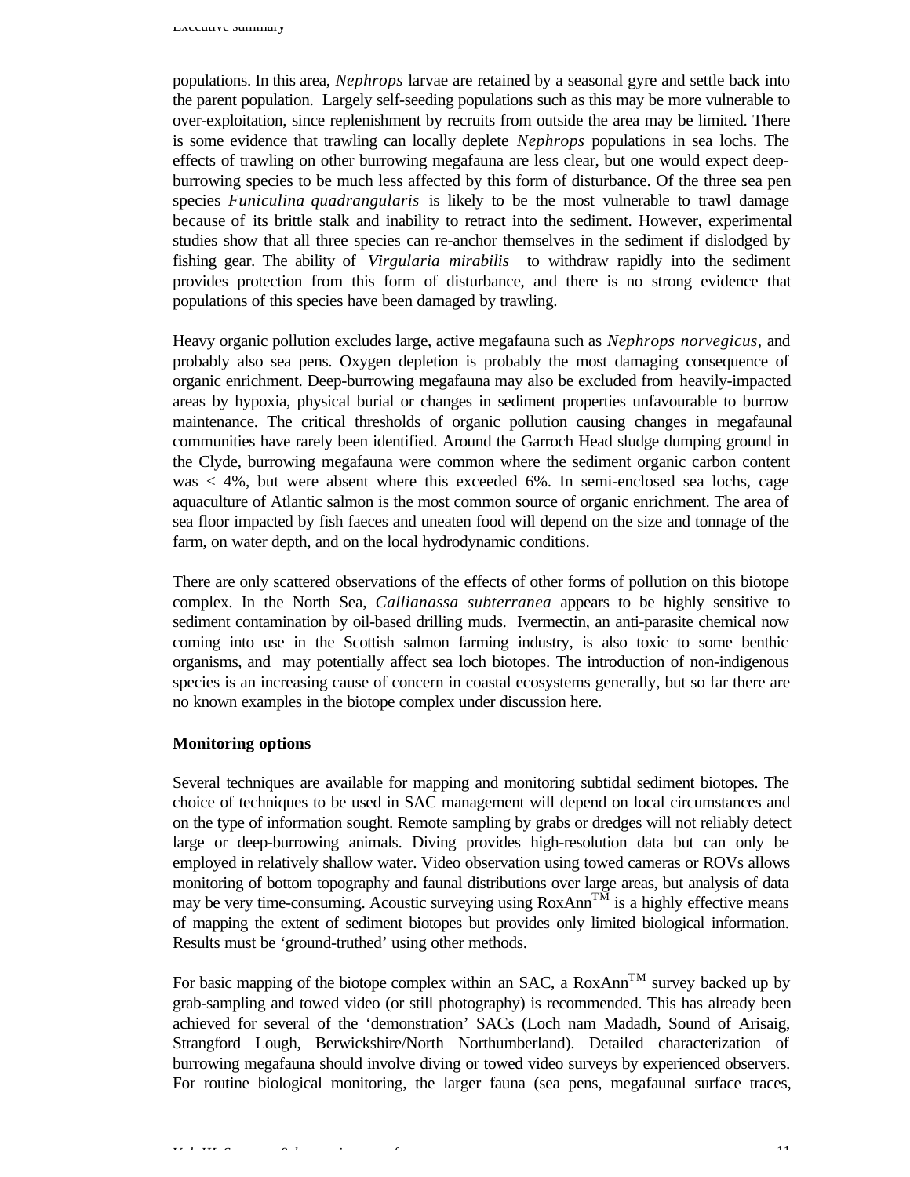populations. In this area, *Nephrops* larvae are retained by a seasonal gyre and settle back into the parent population. Largely self-seeding populations such as this may be more vulnerable to over-exploitation, since replenishment by recruits from outside the area may be limited. There is some evidence that trawling can locally deplete *Nephrops* populations in sea lochs. The effects of trawling on other burrowing megafauna are less clear, but one would expect deep-burrowing species to be much less affected by this form of disturbance. Of the three sea pen species *Funiculina quadrangularis* is likely to be the most vulnerable to trawl damage because of its brittle stalk and inability to retract into the sediment. However, experimental studies show that all three species can re-anchor themselves in the sediment if dislodged by fishing gear. The ability of *Virgularia mirabilis* to withdraw rapidly into the sediment provides protection from this form of disturbance, and there is no strong evidence that populations of this species have been damaged by trawling.

Heavy organic pollution excludes large, active megafauna such as *Nephrops norvegicus*, and probably also sea pens. Oxygen depletion is probably the most damaging consequence of organic enrichment. Deep-burrowing megafauna may also be excluded from heavily-impacted areas by hypoxia, physical burial or changes in sediment properties unfavourable to burrow maintenance. The critical thresholds of organic pollution causing changes in megafaunal communities have rarely been identified. Around the Garroch Head sludge dumping ground in the Clyde, burrowing megafauna were common where the sediment organic carbon content was < 4%, but were absent where this exceeded 6%. In semi-enclosed sea lochs, cage aquaculture of Atlantic salmon is the most common source of organic enrichment. The area of sea floor impacted by fish faeces and uneaten food will depend on the size and tonnage of the farm, on water depth, and on the local hydrodynamic conditions.

There are only scattered observations of the effects of other forms of pollution on this biotope complex. In the North Sea, *Callianassa subterranea* appears to be highly sensitive to sediment contamination by oil-based drilling muds. Ivermectin, an anti-parasite chemical now coming into use in the Scottish salmon farming industry, is also toxic to some benthic organisms, and may potentially affect sea loch biotopes. The introduction of non-indigenous species is an increasing cause of concern in coastal ecosystems generally, but so far there are no known examples in the biotope complex under discussion here.

**Monitoring options**

Several techniques are available for mapping and monitoring subtidal sediment biotopes. The choice of techniques to be used in SAC management will depend on local circumstances and on the type of information sought. Remote sampling by grabs or dredges will not reliably detect large or deep-burrowing animals. Diving provides high-resolution data but can only be employed in relatively shallow water. Video observation using towed cameras or ROVs allows monitoring of bottom topography and faunal distributions over large areas, but analysis of data may be very time-consuming. Acoustic surveying using RoxAnn™ is a highly effective means of mapping the extent of sediment biotopes but provides only limited biological information. Results must be 'ground-truthed' using other methods.

For basic mapping of the biotope complex within an SAC, a RoxAnn™ survey backed up by grab-sampling and towed video (or still photography) is recommended. This has already been achieved for several of the 'demonstration' SACs (Loch nam Madadh, Sound of Arisaig, Strangford Lough, Berwickshire/North Northumberland). Detailed characterization of burrowing megafauna should involve diving or towed video surveys by experienced observers. For routine biological monitoring, the larger fauna (sea pens, megafaunal surface traces,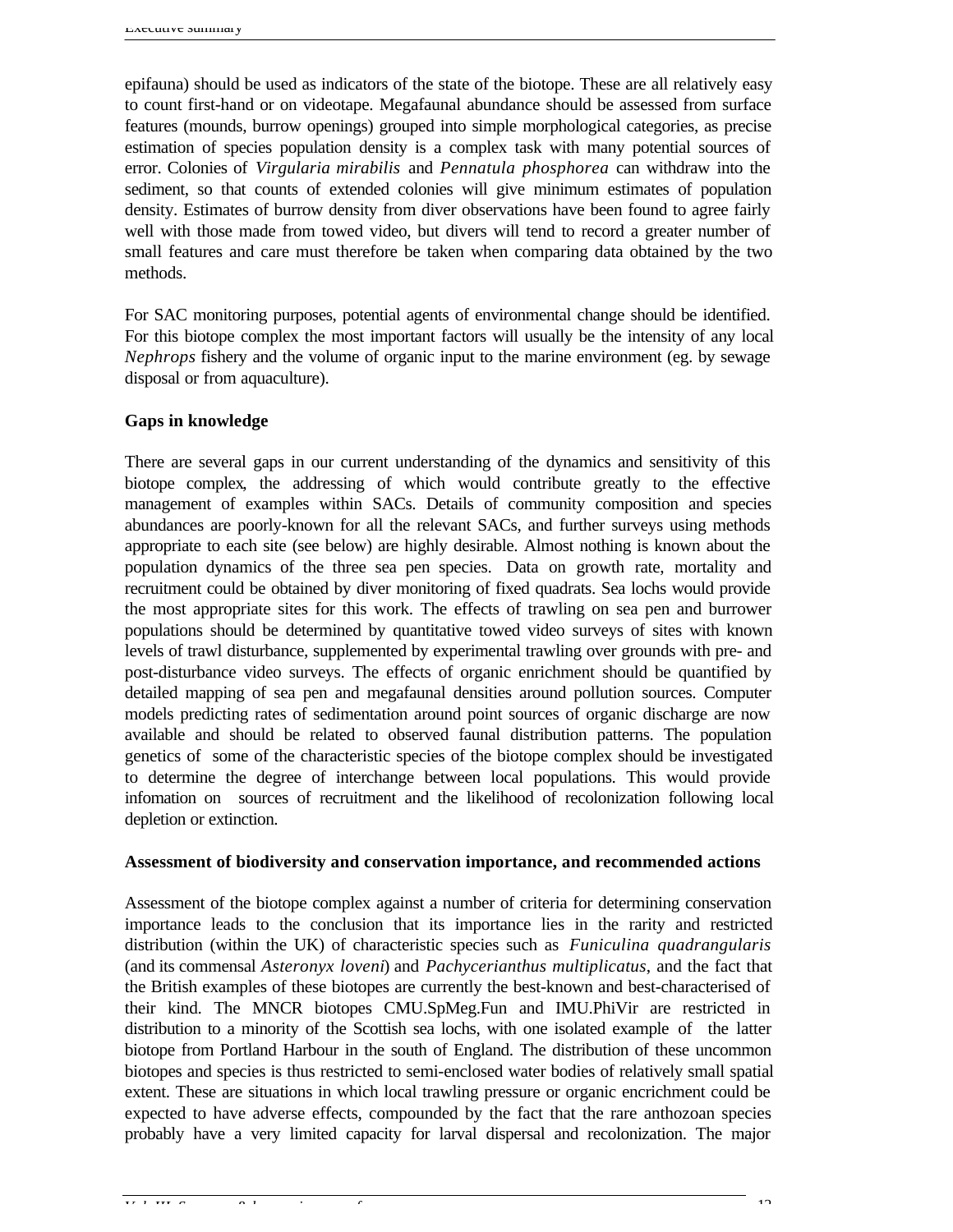epifauna) should be used as indicators of the state of the biotope. These are all relatively easy to count first-hand or on videotape. Megafaunal abundance should be assessed from surface features (mounds, burrow openings) grouped into simple morphological categories, as precise estimation of species population density is a complex task with many potential sources of error. Colonies of *Virgularia mirabilis* and *Pennatula phosphorea* can withdraw into the sediment, so that counts of extended colonies will give minimum estimates of population density. Estimates of burrow density from diver observations have been found to agree fairly well with those made from towed video, but divers will tend to record a greater number of small features and care must therefore be taken when comparing data obtained by the two methods.

For SAC monitoring purposes, potential agents of environmental change should be identified. For this biotope complex the most important factors will usually be the intensity of any local *Nephrops* fishery and the volume of organic input to the marine environment (eg. by sewage disposal or from aquaculture).

**Gaps in knowledge**

There are several gaps in our current understanding of the dynamics and sensitivity of this biotope complex, the addressing of which would contribute greatly to the effective management of examples within SACs. Details of community composition and species abundances are poorly-known for all the relevant SACs, and further surveys using methods appropriate to each site (see below) are highly desirable. Almost nothing is known about the population dynamics of the three sea pen species. Data on growth rate, mortality and recruitment could be obtained by diver monitoring of fixed quadrats. Sea lochs would provide the most appropriate sites for this work. The effects of trawling on sea pen and burrower populations should be determined by quantitative towed video surveys of sites with known levels of trawl disturbance, supplemented by experimental trawling over grounds with pre- and post-disturbance video surveys. The effects of organic enrichment should be quantified by detailed mapping of sea pen and megafaunal densities around pollution sources. Computer models predicting rates of sedimentation around point sources of organic discharge are now available and should be related to observed faunal distribution patterns. The population genetics of some of the characteristic species of the biotope complex should be investigated to determine the degree of interchange between local populations. This would provide infomation on sources of recruitment and the likelihood of recolonization following local depletion or extinction.

**Assessment of biodiversity and conservation importance, and recommended actions**

Assessment of the biotope complex against a number of criteria for determining conservation importance leads to the conclusion that its importance lies in the rarity and restricted distribution (within the UK) of characteristic species such as *Funiculina quadrangularis* (and its commensal *Asteronyx loveni*) and *Pachycerianthus multiplicatus*, and the fact that the British examples of these biotopes are currently the best-known and best-characterised of their kind. The MNCR biotopes CMU.SpMeg.Fun and IMU.PhiVir are restricted in distribution to a minority of the Scottish sea lochs, with one isolated example of the latter biotope from Portland Harbour in the south of England. The distribution of these uncommon biotopes and species is thus restricted to semi-enclosed water bodies of relatively small spatial extent. These are situations in which local trawling pressure or organic encrichment could be expected to have adverse effects, compounded by the fact that the rare anthozoan species probably have a very limited capacity for larval dispersal and recolonization. The major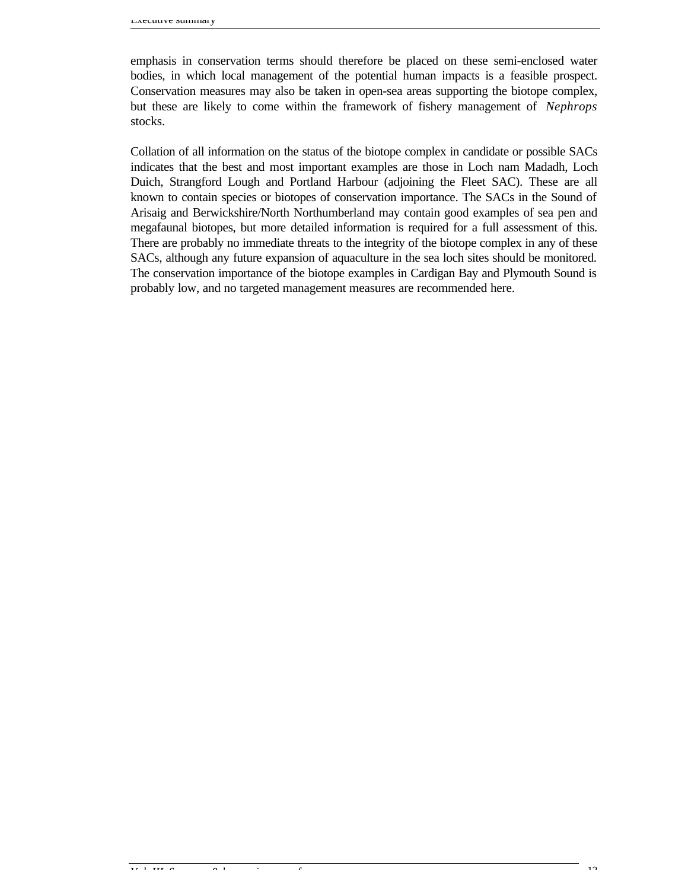emphasis in conservation terms should therefore be placed on these semi-enclosed water bodies, in which local management of the potential human impacts is a feasible prospect. Conservation measures may also be taken in open-sea areas supporting the biotope complex, but these are likely to come within the framework of fishery management of *Nephrops* stocks.

Collation of all information on the status of the biotope complex in candidate or possible SACs indicates that the best and most important examples are those in Loch nam Madadh, Loch Duich, Strangford Lough and Portland Harbour (adjoining the Fleet SAC). These are all known to contain species or biotopes of conservation importance. The SACs in the Sound of Arisaig and Berwickshire/North Northumberland may contain good examples of sea pen and megafaunal biotopes, but more detailed information is required for a full assessment of this. There are probably no immediate threats to the integrity of the biotope complex in any of these SACs, although any future expansion of aquaculture in the sea loch sites should be monitored. The conservation importance of the biotope examples in Cardigan Bay and Plymouth Sound is probably low, and no targeted management measures are recommended here.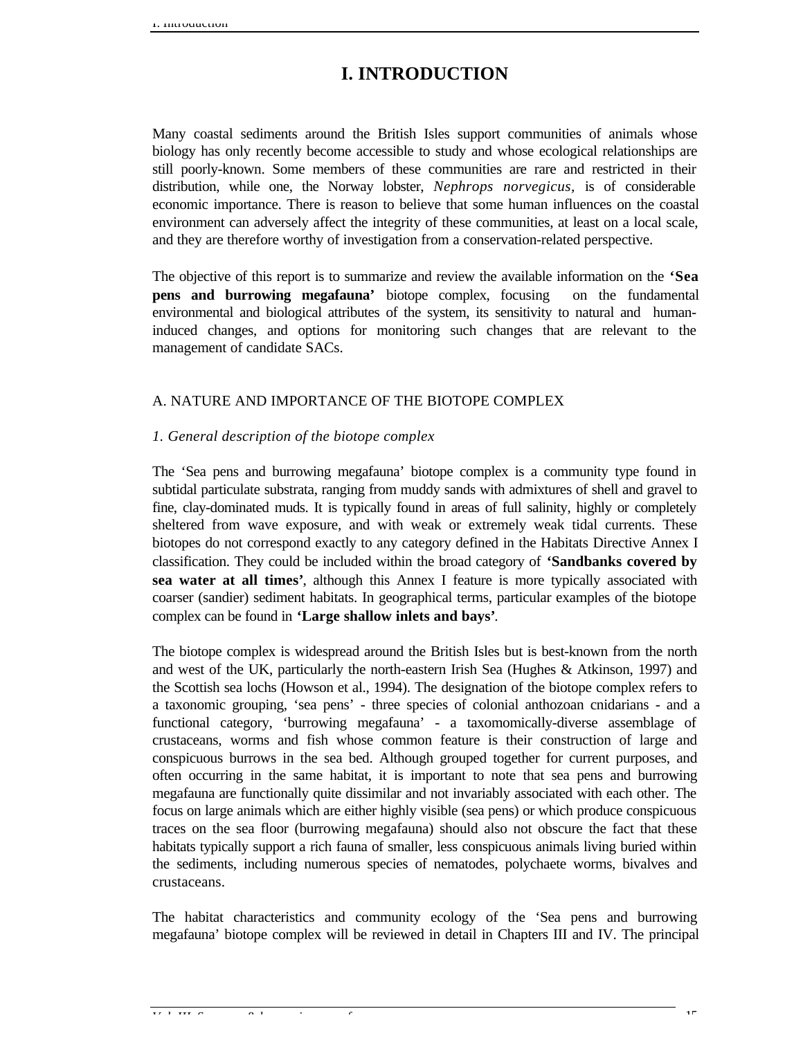# I. INTRODUCTION

Many coastal sediments around the British Isles support communities of animals whose biology has only recently become accessible to study and whose ecological relationships are still poorly-known. Some members of these communities are rare and restricted in their distribution, while one, the Norway lobster, *Nephrops norvegicus,* is of considerable economic importance. There is reason to believe that some human influences on the coastal environment can adversely affect the integrity of these communities, at least on a local scale, and they are therefore worthy of investigation from a conservation-related perspective.

The objective of this report is to summarize and review the available information on the **'Sea pens and burrowing megafauna'** biotope complex, focusing on the fundamental environmental and biological attributes of the system, its sensitivity to natural and human-induced changes, and options for monitoring such changes that are relevant to the management of candidate SACs.

## A. NATURE AND IMPORTANCE OF THE BIOTOPE COMPLEX

### *1. General description of the biotope complex*

The 'Sea pens and burrowing megafauna' biotope complex is a community type found in subtidal particulate substrata, ranging from muddy sands with admixtures of shell and gravel to fine, clay-dominated muds. It is typically found in areas of full salinity, highly or completely sheltered from wave exposure, and with weak or extremely weak tidal currents. These biotopes do not correspond exactly to any category defined in the Habitats Directive Annex I classification. They could be included within the broad category of **'Sandbanks covered by sea water at all times'**, although this Annex I feature is more typically associated with coarser (sandier) sediment habitats. In geographical terms, particular examples of the biotope complex can be found in **'Large shallow inlets and bays'**.

The biotope complex is widespread around the British Isles but is best-known from the north and west of the UK, particularly the north-eastern Irish Sea (Hughes & Atkinson, 1997) and the Scottish sea lochs (Howson et al., 1994). The designation of the biotope complex refers to a taxonomic grouping, 'sea pens' - three species of colonial anthozoan cnidarians - and a functional category, 'burrowing megafauna' - a taxomomically-diverse assemblage of crustaceans, worms and fish whose common feature is their construction of large and conspicuous burrows in the sea bed. Although grouped together for current purposes, and often occurring in the same habitat, it is important to note that sea pens and burrowing megafauna are functionally quite dissimilar and not invariably associated with each other. The focus on large animals which are either highly visible (sea pens) or which produce conspicuous traces on the sea floor (burrowing megafauna) should also not obscure the fact that these habitats typically support a rich fauna of smaller, less conspicuous animals living buried within the sediments, including numerous species of nematodes, polychaete worms, bivalves and crustaceans.

The habitat characteristics and community ecology of the 'Sea pens and burrowing megafauna' biotope complex will be reviewed in detail in Chapters III and IV. The principal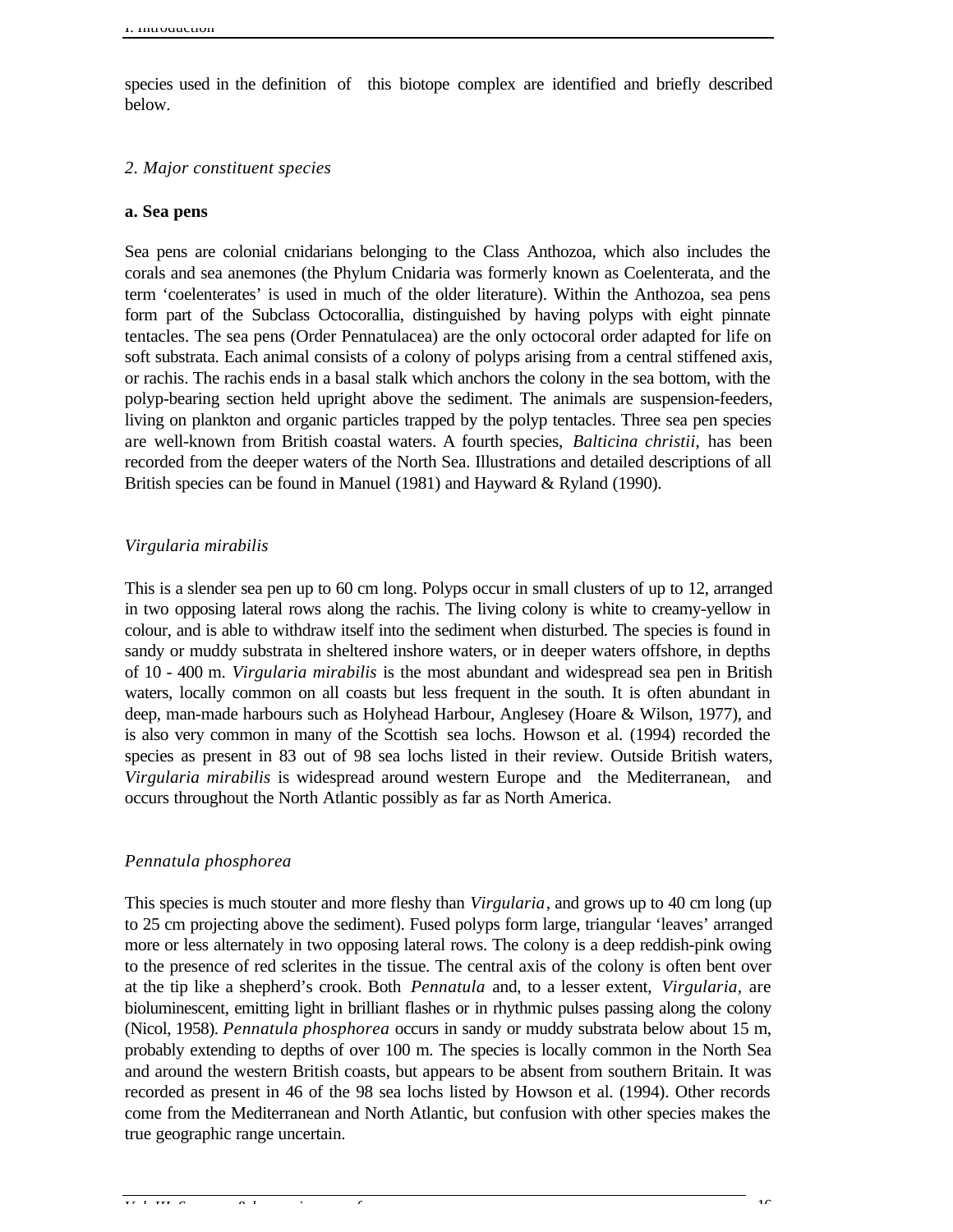species used in the definition of this biotope complex are identified and briefly described below.

## 2. Major constituent species

### a. Sea pens

Sea pens are colonial cnidarians belonging to the Class Anthozoa, which also includes the corals and sea anemones (the Phylum Cnidaria was formerly known as Coelenterata, and the term 'coelenterates' is used in much of the older literature). Within the Anthozoa, sea pens form part of the Subclass Octocorallia, distinguished by having polyps with eight pinnate tentacles. The sea pens (Order Pennatulacea) are the only octocoral order adapted for life on soft substrata. Each animal consists of a colony of polyps arising from a central stiffened axis, or rachis. The rachis ends in a basal stalk which anchors the colony in the sea bottom, with the polyp-bearing section held upright above the sediment. The animals are suspension-feeders, living on plankton and organic particles trapped by the polyp tentacles. Three sea pen species are well-known from British coastal waters. A fourth species, *Balticina christii*, has been recorded from the deeper waters of the North Sea. Illustrations and detailed descriptions of all British species can be found in Manuel (1981) and Hayward & Ryland (1990).

#### *Virgularia mirabilis*

This is a slender sea pen up to 60 cm long. Polyps occur in small clusters of up to 12, arranged in two opposing lateral rows along the rachis. The living colony is white to creamy-yellow in colour, and is able to withdraw itself into the sediment when disturbed. The species is found in sandy or muddy substrata in sheltered inshore waters, or in deeper waters offshore, in depths of 10 - 400 m. *Virgularia mirabilis* is the most abundant and widespread sea pen in British waters, locally common on all coasts but less frequent in the south. It is often abundant in deep, man-made harbours such as Holyhead Harbour, Anglesey (Hoare & Wilson, 1977), and is also very common in many of the Scottish sea lochs. Howson et al. (1994) recorded the species as present in 83 out of 98 sea lochs listed in their review. Outside British waters, *Virgularia mirabilis* is widespread around western Europe and the Mediterranean, and occurs throughout the North Atlantic possibly as far as North America.

#### *Pennatula phosphorea*

This species is much stouter and more fleshy than *Virgularia*, and grows up to 40 cm long (up to 25 cm projecting above the sediment). Fused polyps form large, triangular 'leaves' arranged more or less alternately in two opposing lateral rows. The colony is a deep reddish-pink owing to the presence of red sclerites in the tissue. The central axis of the colony is often bent over at the tip like a shepherd's crook. Both *Pennatula* and, to a lesser extent, *Virgularia*, are bioluminescent, emitting light in brilliant flashes or in rhythmic pulses passing along the colony (Nicol, 1958). *Pennatula phosphorea* occurs in sandy or muddy substrata below about 15 m, probably extending to depths of over 100 m. The species is locally common in the North Sea and around the western British coasts, but appears to be absent from southern Britain. It was recorded as present in 46 of the 98 sea lochs listed by Howson et al. (1994). Other records come from the Mediterranean and North Atlantic, but confusion with other species makes the true geographic range uncertain.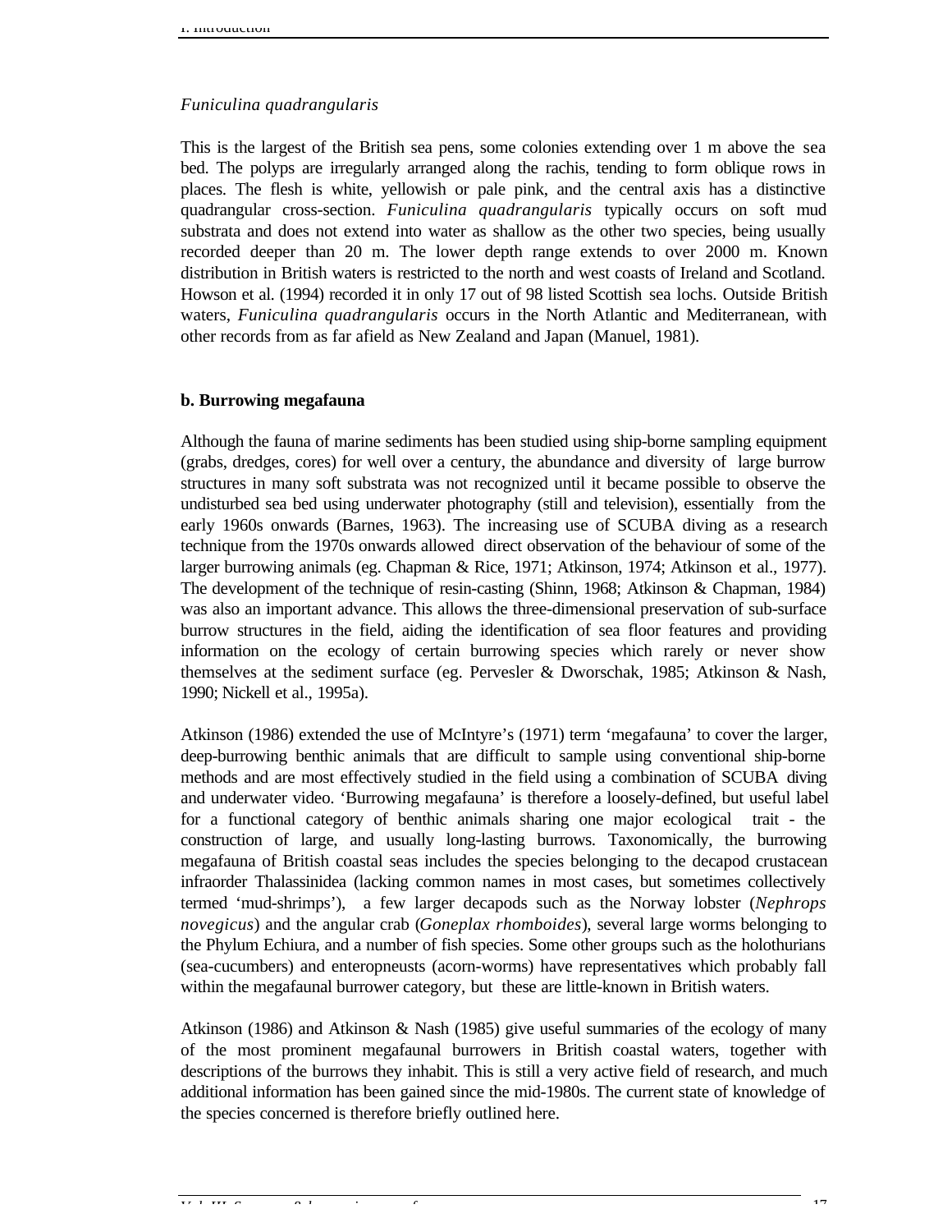*Funiculina quadrangularis*

This is the largest of the British sea pens, some colonies extending over 1 m above the sea bed. The polyps are irregularly arranged along the rachis, tending to form oblique rows in places. The flesh is white, yellowish or pale pink, and the central axis has a distinctive quadrangular cross-section. *Funiculina quadrangularis* typically occurs on soft mud substrata and does not extend into water as shallow as the other two species, being usually recorded deeper than 20 m. The lower depth range extends to over 2000 m. Known distribution in British waters is restricted to the north and west coasts of Ireland and Scotland. Howson et al. (1994) recorded it in only 17 out of 98 listed Scottish sea lochs. Outside British waters, *Funiculina quadrangularis* occurs in the North Atlantic and Mediterranean, with other records from as far afield as New Zealand and Japan (Manuel, 1981).

**b. Burrowing megafauna**

Although the fauna of marine sediments has been studied using ship-borne sampling equipment (grabs, dredges, cores) for well over a century, the abundance and diversity of large burrow structures in many soft substrata was not recognized until it became possible to observe the undisturbed sea bed using underwater photography (still and television), essentially from the early 1960s onwards (Barnes, 1963). The increasing use of SCUBA diving as a research technique from the 1970s onwards allowed direct observation of the behaviour of some of the larger burrowing animals (eg. Chapman & Rice, 1971; Atkinson, 1974; Atkinson et al., 1977). The development of the technique of resin-casting (Shinn, 1968; Atkinson & Chapman, 1984) was also an important advance. This allows the three-dimensional preservation of sub-surface burrow structures in the field, aiding the identification of sea floor features and providing information on the ecology of certain burrowing species which rarely or never show themselves at the sediment surface (eg. Pervesler & Dworschak, 1985; Atkinson & Nash, 1990; Nickell et al., 1995a).

Atkinson (1986) extended the use of McIntyre's (1971) term 'megafauna' to cover the larger, deep-burrowing benthic animals that are difficult to sample using conventional ship-borne methods and are most effectively studied in the field using a combination of SCUBA diving and underwater video. 'Burrowing megafauna' is therefore a loosely-defined, but useful label for a functional category of benthic animals sharing one major ecological trait - the construction of large, and usually long-lasting burrows. Taxonomically, the burrowing megafauna of British coastal seas includes the species belonging to the decapod crustacean infraorder Thalassinidea (lacking common names in most cases, but sometimes collectively termed 'mud-shrimps'), a few larger decapods such as the Norway lobster (*Nephrops novegicus*) and the angular crab (*Goneplax rhomboides*), several large worms belonging to the Phylum Echiura, and a number of fish species. Some other groups such as the holothurians (sea-cucumbers) and enteropneusts (acorn-worms) have representatives which probably fall within the megafaunal burrower category, but these are little-known in British waters.

Atkinson (1986) and Atkinson & Nash (1985) give useful summaries of the ecology of many of the most prominent megafaunal burrowers in British coastal waters, together with descriptions of the burrows they inhabit. This is still a very active field of research, and much additional information has been gained since the mid-1980s. The current state of knowledge of the species concerned is therefore briefly outlined here.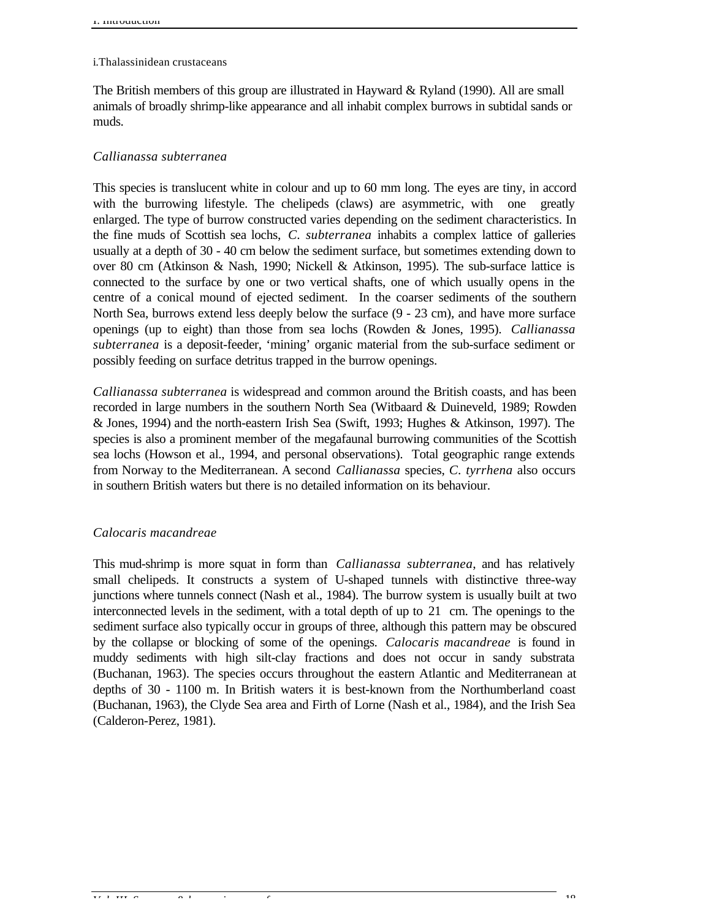### i.Thalassinidean crustaceans

The British members of this group are illustrated in Hayward & Ryland (1990). All are small animals of broadly shrimp-like appearance and all inhabit complex burrows in subtidal sands or muds.

#### *Callianassa subterranea*

This species is translucent white in colour and up to 60 mm long. The eyes are tiny, in accord with the burrowing lifestyle. The chelipeds (claws) are asymmetric, with one greatly enlarged. The type of burrow constructed varies depending on the sediment characteristics. In the fine muds of Scottish sea lochs, *C. subterranea* inhabits a complex lattice of galleries usually at a depth of 30 - 40 cm below the sediment surface, but sometimes extending down to over 80 cm (Atkinson & Nash, 1990; Nickell & Atkinson, 1995). The sub-surface lattice is connected to the surface by one or two vertical shafts, one of which usually opens in the centre of a conical mound of ejected sediment. In the coarser sediments of the southern North Sea, burrows extend less deeply below the surface (9 - 23 cm), and have more surface openings (up to eight) than those from sea lochs (Rowden & Jones, 1995). *Callianassa subterranea* is a deposit-feeder, 'mining' organic material from the sub-surface sediment or possibly feeding on surface detritus trapped in the burrow openings.

*Callianassa subterranea* is widespread and common around the British coasts, and has been recorded in large numbers in the southern North Sea (Witbaard & Duineveld, 1989; Rowden & Jones, 1994) and the north-eastern Irish Sea (Swift, 1993; Hughes & Atkinson, 1997). The species is also a prominent member of the megafaunal burrowing communities of the Scottish sea lochs (Howson et al., 1994, and personal observations). Total geographic range extends from Norway to the Mediterranean. A second *Callianassa* species, *C. tyrrhena* also occurs in southern British waters but there is no detailed information on its behaviour.

#### *Calocaris macandreae*

This mud-shrimp is more squat in form than *Callianassa subterranea*, and has relatively small chelipeds. It constructs a system of U-shaped tunnels with distinctive three-way junctions where tunnels connect (Nash et al., 1984). The burrow system is usually built at two interconnected levels in the sediment, with a total depth of up to 21 cm. The openings to the sediment surface also typically occur in groups of three, although this pattern may be obscured by the collapse or blocking of some of the openings. *Calocaris macandreae* is found in muddy sediments with high silt-clay fractions and does not occur in sandy substrata (Buchanan, 1963). The species occurs throughout the eastern Atlantic and Mediterranean at depths of 30 - 1100 m. In British waters it is best-known from the Northumberland coast (Buchanan, 1963), the Clyde Sea area and Firth of Lorne (Nash et al., 1984), and the Irish Sea (Calderon-Perez, 1981).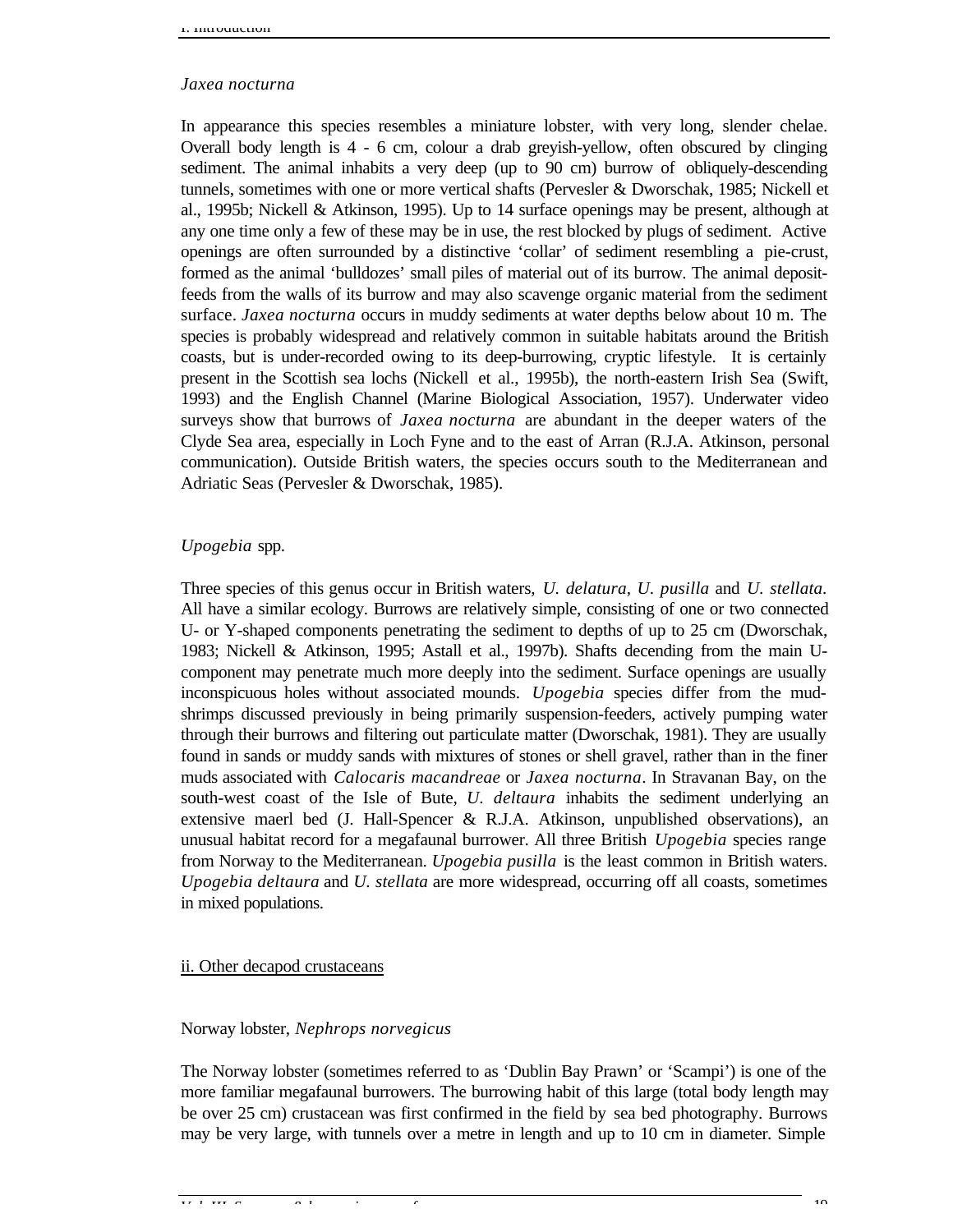*Jaxea nocturna*

In appearance this species resembles a miniature lobster, with very long, slender chelae. Overall body length is 4 - 6 cm, colour a drab greyish-yellow, often obscured by clinging sediment. The animal inhabits a very deep (up to 90 cm) burrow of obliquely-descending tunnels, sometimes with one or more vertical shafts (Pervesler & Dworschak, 1985; Nickell et al., 1995b; Nickell & Atkinson, 1995). Up to 14 surface openings may be present, although at any one time only a few of these may be in use, the rest blocked by plugs of sediment. Active openings are often surrounded by a distinctive 'collar' of sediment resembling a pie-crust, formed as the animal 'bulldozes' small piles of material out of its burrow. The animal deposit-feeds from the walls of its burrow and may also scavenge organic material from the sediment surface. *Jaxea nocturna* occurs in muddy sediments at water depths below about 10 m. The species is probably widespread and relatively common in suitable habitats around the British coasts, but is under-recorded owing to its deep-burrowing, cryptic lifestyle. It is certainly present in the Scottish sea lochs (Nickell et al., 1995b), the north-eastern Irish Sea (Swift, 1993) and the English Channel (Marine Biological Association, 1957). Underwater video surveys show that burrows of *Jaxea nocturna* are abundant in the deeper waters of the Clyde Sea area, especially in Loch Fyne and to the east of Arran (R.J.A. Atkinson, personal communication). Outside British waters, the species occurs south to the Mediterranean and Adriatic Seas (Pervesler & Dworschak, 1985).

*Upogebia* spp.

Three species of this genus occur in British waters, *U. delatura, U. pusilla* and *U. stellata*. All have a similar ecology. Burrows are relatively simple, consisting of one or two connected U- or Y-shaped components penetrating the sediment to depths of up to 25 cm (Dworschak, 1983; Nickell & Atkinson, 1995; Astall et al., 1997b). Shafts decending from the main U-component may penetrate much more deeply into the sediment. Surface openings are usually inconspicuous holes without associated mounds. *Upogebia* species differ from the mud-shrimps discussed previously in being primarily suspension-feeders, actively pumping water through their burrows and filtering out particulate matter (Dworschak, 1981). They are usually found in sands or muddy sands with mixtures of stones or shell gravel, rather than in the finer muds associated with *Calocaris macandreae* or *Jaxea nocturna*. In Stravanan Bay, on the south-west coast of the Isle of Bute, *U. deltaura* inhabits the sediment underlying an extensive maerl bed (J. Hall-Spencer & R.J.A. Atkinson, unpublished observations), an unusual habitat record for a megafaunal burrower. All three British *Upogebia* species range from Norway to the Mediterranean. *Upogebia pusilla* is the least common in British waters. *Upogebia deltaura* and *U. stellata* are more widespread, occurring off all coasts, sometimes in mixed populations.

ii. Other decapod crustaceans

Norway lobster, *Nephrops norvegicus*

The Norway lobster (sometimes referred to as 'Dublin Bay Prawn' or 'Scampi') is one of the more familiar megafaunal burrowers. The burrowing habit of this large (total body length may be over 25 cm) crustacean was first confirmed in the field by sea bed photography. Burrows may be very large, with tunnels over a metre in length and up to 10 cm in diameter. Simple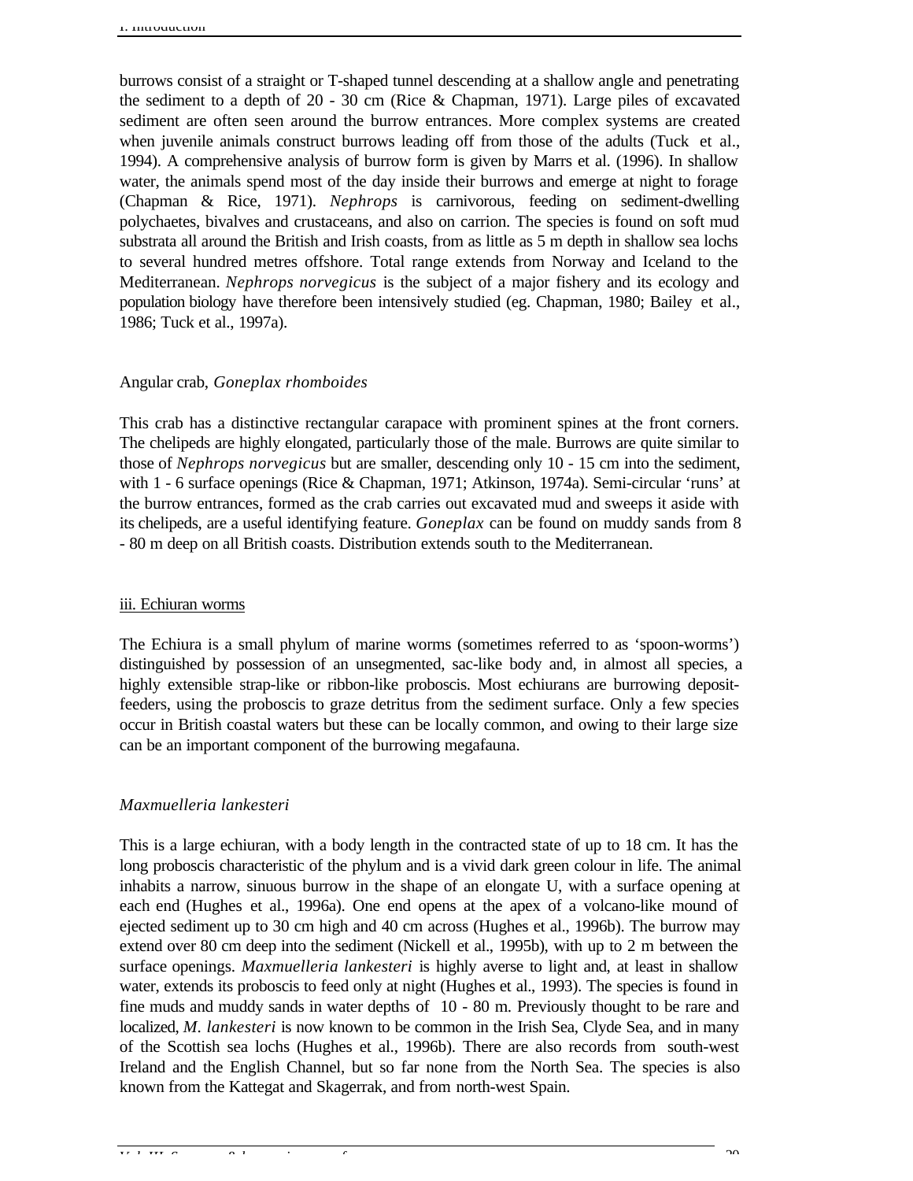burrows consist of a straight or T-shaped tunnel descending at a shallow angle and penetrating the sediment to a depth of 20 - 30 cm (Rice & Chapman, 1971). Large piles of excavated sediment are often seen around the burrow entrances. More complex systems are created when juvenile animals construct burrows leading off from those of the adults (Tuck et al., 1994). A comprehensive analysis of burrow form is given by Marrs et al. (1996). In shallow water, the animals spend most of the day inside their burrows and emerge at night to forage (Chapman & Rice, 1971). *Nephrops* is carnivorous, feeding on sediment-dwelling polychaetes, bivalves and crustaceans, and also on carrion. The species is found on soft mud substrata all around the British and Irish coasts, from as little as 5 m depth in shallow sea lochs to several hundred metres offshore. Total range extends from Norway and Iceland to the Mediterranean. *Nephrops norvegicus* is the subject of a major fishery and its ecology and population biology have therefore been intensively studied (eg. Chapman, 1980; Bailey et al., 1986; Tuck et al., 1997a).

Angular crab, *Goneplax rhomboides*

This crab has a distinctive rectangular carapace with prominent spines at the front corners. The chelipeds are highly elongated, particularly those of the male. Burrows are quite similar to those of *Nephrops norvegicus* but are smaller, descending only 10 - 15 cm into the sediment, with 1 - 6 surface openings (Rice & Chapman, 1971; Atkinson, 1974a). Semi-circular 'runs' at the burrow entrances, formed as the crab carries out excavated mud and sweeps it aside with its chelipeds, are a useful identifying feature. *Goneplax* can be found on muddy sands from 8 - 80 m deep on all British coasts. Distribution extends south to the Mediterranean.

iii. Echiuran worms

The Echiura is a small phylum of marine worms (sometimes referred to as 'spoon-worms') distinguished by possession of an unsegmented, sac-like body and, in almost all species, a highly extensible strap-like or ribbon-like proboscis. Most echiurans are burrowing deposit-feeders, using the proboscis to graze detritus from the sediment surface. Only a few species occur in British coastal waters but these can be locally common, and owing to their large size can be an important component of the burrowing megafauna.

*Maxmuelleria lankesteri*

This is a large echiuran, with a body length in the contracted state of up to 18 cm. It has the long proboscis characteristic of the phylum and is a vivid dark green colour in life. The animal inhabits a narrow, sinuous burrow in the shape of an elongate U, with a surface opening at each end (Hughes et al., 1996a). One end opens at the apex of a volcano-like mound of ejected sediment up to 30 cm high and 40 cm across (Hughes et al., 1996b). The burrow may extend over 80 cm deep into the sediment (Nickell et al., 1995b), with up to 2 m between the surface openings. *Maxmuelleria lankesteri* is highly averse to light and, at least in shallow water, extends its proboscis to feed only at night (Hughes et al., 1993). The species is found in fine muds and muddy sands in water depths of 10 - 80 m. Previously thought to be rare and localized, *M. lankesteri* is now known to be common in the Irish Sea, Clyde Sea, and in many of the Scottish sea lochs (Hughes et al., 1996b). There are also records from south-west Ireland and the English Channel, but so far none from the North Sea. The species is also known from the Kattegat and Skagerrak, and from north-west Spain.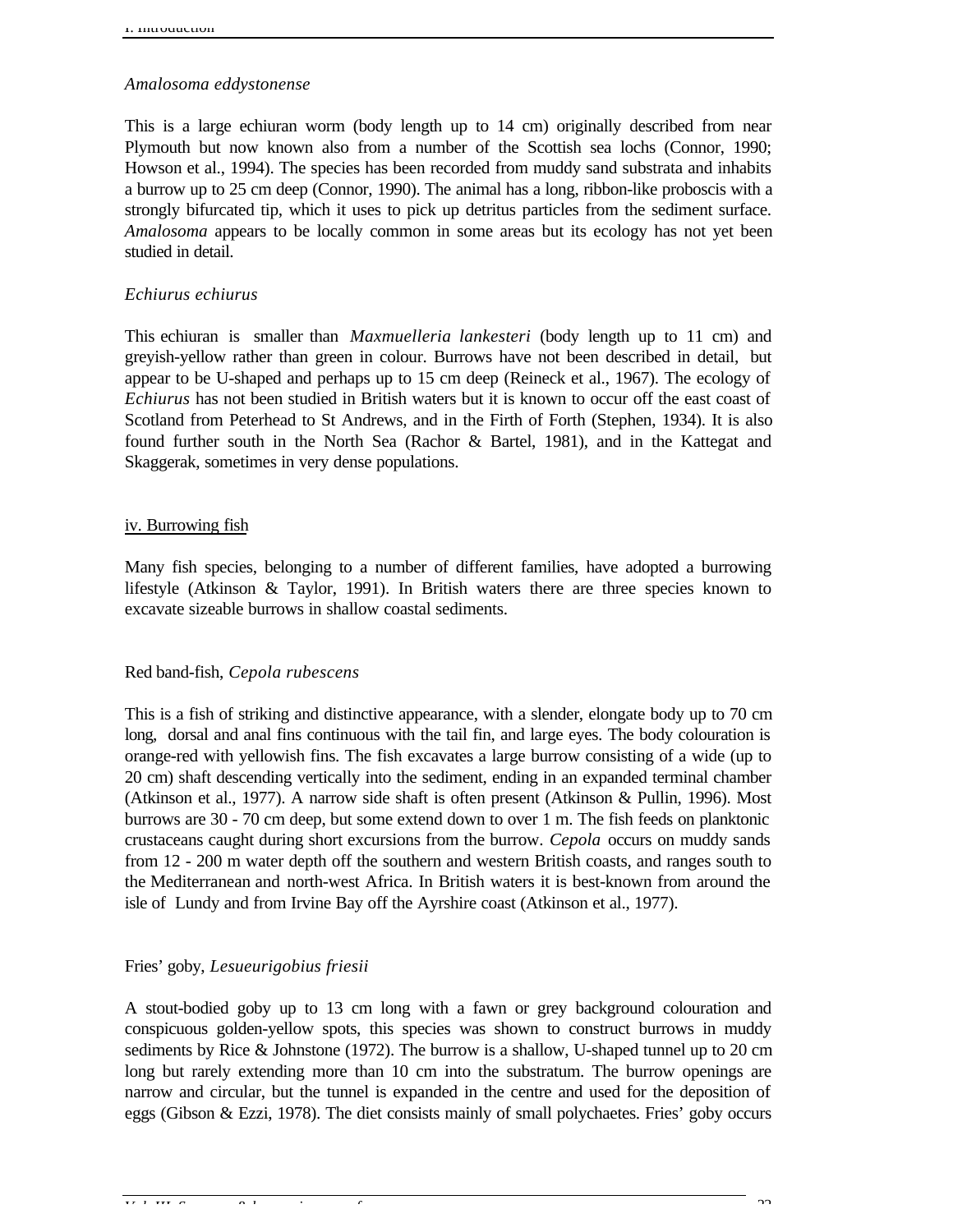*Amalosoma eddystonense*

This is a large echiuran worm (body length up to 14 cm) originally described from near Plymouth but now known also from a number of the Scottish sea lochs (Connor, 1990; Howson et al., 1994). The species has been recorded from muddy sand substrata and inhabits a burrow up to 25 cm deep (Connor, 1990). The animal has a long, ribbon-like proboscis with a strongly bifurcated tip, which it uses to pick up detritus particles from the sediment surface. *Amalosoma* appears to be locally common in some areas but its ecology has not yet been studied in detail.

*Echiurus echiurus*

This echiuran is smaller than *Maxmuelleria lankesteri* (body length up to 11 cm) and greyish-yellow rather than green in colour. Burrows have not been described in detail, but appear to be U-shaped and perhaps up to 15 cm deep (Reineck et al., 1967). The ecology of *Echiurus* has not been studied in British waters but it is known to occur off the east coast of Scotland from Peterhead to St Andrews, and in the Firth of Forth (Stephen, 1934). It is also found further south in the North Sea (Rachor & Bartel, 1981), and in the Kattegat and Skaggerak, sometimes in very dense populations.

iv. Burrowing fish

Many fish species, belonging to a number of different families, have adopted a burrowing lifestyle (Atkinson & Taylor, 1991). In British waters there are three species known to excavate sizeable burrows in shallow coastal sediments.

Red band-fish, *Cepola rubescens*

This is a fish of striking and distinctive appearance, with a slender, elongate body up to 70 cm long, dorsal and anal fins continuous with the tail fin, and large eyes. The body colouration is orange-red with yellowish fins. The fish excavates a large burrow consisting of a wide (up to 20 cm) shaft descending vertically into the sediment, ending in an expanded terminal chamber (Atkinson et al., 1977). A narrow side shaft is often present (Atkinson & Pullin, 1996). Most burrows are 30 - 70 cm deep, but some extend down to over 1 m. The fish feeds on planktonic crustaceans caught during short excursions from the burrow. *Cepola* occurs on muddy sands from 12 - 200 m water depth off the southern and western British coasts, and ranges south to the Mediterranean and north-west Africa. In British waters it is best-known from around the isle of Lundy and from Irvine Bay off the Ayrshire coast (Atkinson et al., 1977).

Fries' goby, *Lesueurigobius friesii*

A stout-bodied goby up to 13 cm long with a fawn or grey background colouration and conspicuous golden-yellow spots, this species was shown to construct burrows in muddy sediments by Rice & Johnstone (1972). The burrow is a shallow, U-shaped tunnel up to 20 cm long but rarely extending more than 10 cm into the substratum. The burrow openings are narrow and circular, but the tunnel is expanded in the centre and used for the deposition of eggs (Gibson & Ezzi, 1978). The diet consists mainly of small polychaetes. Fries' goby occurs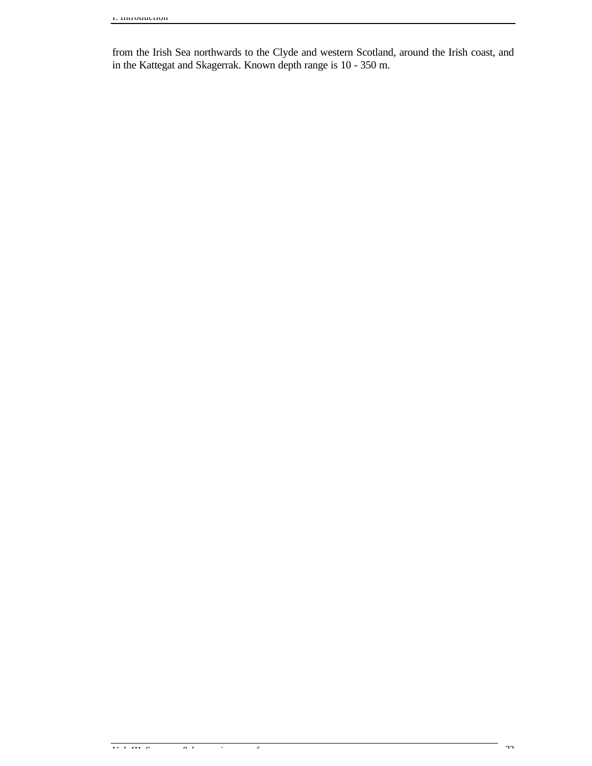from the Irish Sea northwards to the Clyde and western Scotland, around the Irish coast, and in the Kattegat and Skagerrak. Known depth range is 10 - 350 m.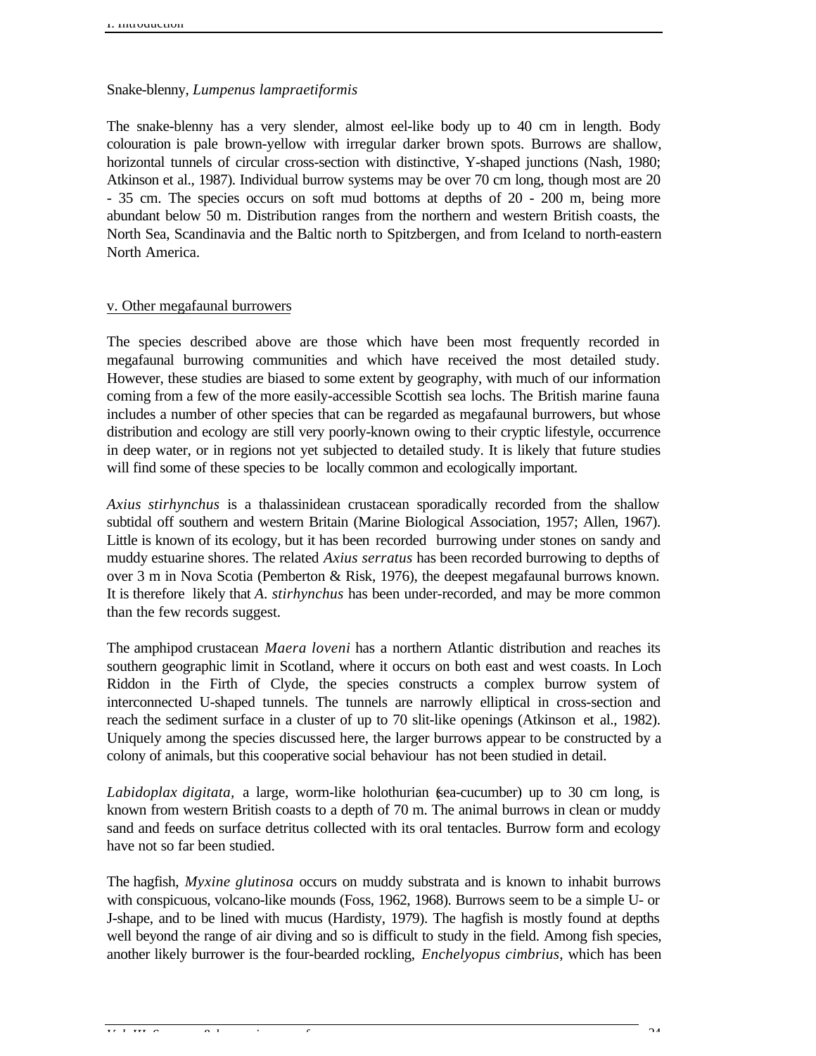Snake-blenny, *Lumpenus lampraetiformis*

The snake-blenny has a very slender, almost eel-like body up to 40 cm in length. Body colouration is pale brown-yellow with irregular darker brown spots. Burrows are shallow, horizontal tunnels of circular cross-section with distinctive, Y-shaped junctions (Nash, 1980; Atkinson et al., 1987). Individual burrow systems may be over 70 cm long, though most are 20 - 35 cm. The species occurs on soft mud bottoms at depths of 20 - 200 m, being more abundant below 50 m. Distribution ranges from the northern and western British coasts, the North Sea, Scandinavia and the Baltic north to Spitzbergen, and from Iceland to north-eastern North America.

v. Other megafaunal burrowers

The species described above are those which have been most frequently recorded in megafaunal burrowing communities and which have received the most detailed study. However, these studies are biased to some extent by geography, with much of our information coming from a few of the more easily-accessible Scottish sea lochs. The British marine fauna includes a number of other species that can be regarded as megafaunal burrowers, but whose distribution and ecology are still very poorly-known owing to their cryptic lifestyle, occurrence in deep water, or in regions not yet subjected to detailed study. It is likely that future studies will find some of these species to be locally common and ecologically important.

*Axius stirhynchus* is a thalassinidean crustacean sporadically recorded from the shallow subtidal off southern and western Britain (Marine Biological Association, 1957; Allen, 1967). Little is known of its ecology, but it has been recorded burrowing under stones on sandy and muddy estuarine shores. The related *Axius serratus* has been recorded burrowing to depths of over 3 m in Nova Scotia (Pemberton & Risk, 1976), the deepest megafaunal burrows known. It is therefore likely that *A. stirhynchus* has been under-recorded, and may be more common than the few records suggest.

The amphipod crustacean *Maera loveni* has a northern Atlantic distribution and reaches its southern geographic limit in Scotland, where it occurs on both east and west coasts. In Loch Riddon in the Firth of Clyde, the species constructs a complex burrow system of interconnected U-shaped tunnels. The tunnels are narrowly elliptical in cross-section and reach the sediment surface in a cluster of up to 70 slit-like openings (Atkinson et al., 1982). Uniquely among the species discussed here, the larger burrows appear to be constructed by a colony of animals, but this cooperative social behaviour has not been studied in detail.

*Labidoplax digitata,* a large, worm-like holothurian (sea-cucumber) up to 30 cm long, is known from western British coasts to a depth of 70 m. The animal burrows in clean or muddy sand and feeds on surface detritus collected with its oral tentacles. Burrow form and ecology have not so far been studied.

The hagfish, *Myxine glutinosa* occurs on muddy substrata and is known to inhabit burrows with conspicuous, volcano-like mounds (Foss, 1962, 1968). Burrows seem to be a simple U- or J-shape, and to be lined with mucus (Hardisty, 1979). The hagfish is mostly found at depths well beyond the range of air diving and so is difficult to study in the field. Among fish species, another likely burrower is the four-bearded rockling, *Enchelyopus cimbrius*, which has been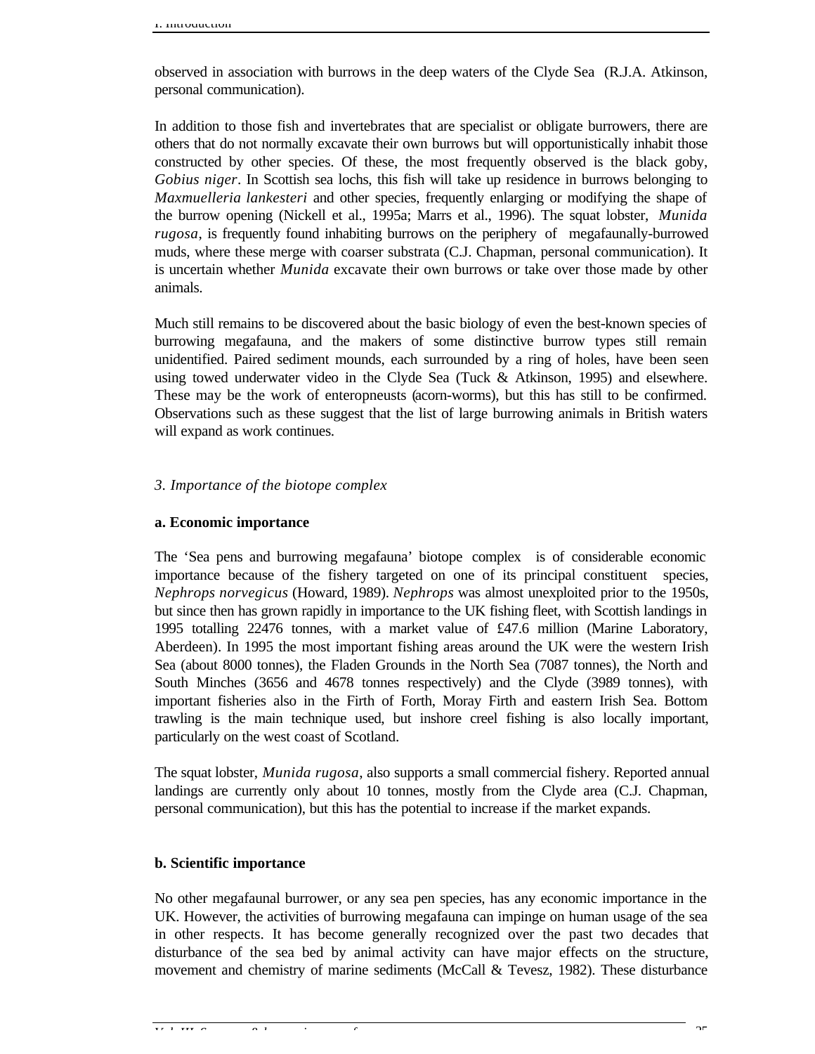observed in association with burrows in the deep waters of the Clyde Sea (R.J.A. Atkinson, personal communication).

In addition to those fish and invertebrates that are specialist or obligate burrowers, there are others that do not normally excavate their own burrows but will opportunistically inhabit those constructed by other species. Of these, the most frequently observed is the black goby, *Gobius niger*. In Scottish sea lochs, this fish will take up residence in burrows belonging to *Maxmuelleria lankesteri* and other species, frequently enlarging or modifying the shape of the burrow opening (Nickell et al., 1995a; Marrs et al., 1996). The squat lobster, *Munida rugosa*, is frequently found inhabiting burrows on the periphery of megafaunally-burrowed muds, where these merge with coarser substrata (C.J. Chapman, personal communication). It is uncertain whether *Munida* excavate their own burrows or take over those made by other animals.

Much still remains to be discovered about the basic biology of even the best-known species of burrowing megafauna, and the makers of some distinctive burrow types still remain unidentified. Paired sediment mounds, each surrounded by a ring of holes, have been seen using towed underwater video in the Clyde Sea (Tuck & Atkinson, 1995) and elsewhere. These may be the work of enteropneusts (acorn-worms), but this has still to be confirmed. Observations such as these suggest that the list of large burrowing animals in British waters will expand as work continues.

### *3. Importance of the biotope complex*

#### a. Economic importance

The 'Sea pens and burrowing megafauna' biotope complex is of considerable economic importance because of the fishery targeted on one of its principal constituent species, *Nephrops norvegicus* (Howard, 1989). *Nephrops* was almost unexploited prior to the 1950s, but since then has grown rapidly in importance to the UK fishing fleet, with Scottish landings in 1995 totalling 22476 tonnes, with a market value of £47.6 million (Marine Laboratory, Aberdeen). In 1995 the most important fishing areas around the UK were the western Irish Sea (about 8000 tonnes), the Fladen Grounds in the North Sea (7087 tonnes), the North and South Minches (3656 and 4678 tonnes respectively) and the Clyde (3989 tonnes), with important fisheries also in the Firth of Forth, Moray Firth and eastern Irish Sea. Bottom trawling is the main technique used, but inshore creel fishing is also locally important, particularly on the west coast of Scotland.

The squat lobster, *Munida rugosa*, also supports a small commercial fishery. Reported annual landings are currently only about 10 tonnes, mostly from the Clyde area (C.J. Chapman, personal communication), but this has the potential to increase if the market expands.

#### b. Scientific importance

No other megafaunal burrower, or any sea pen species, has any economic importance in the UK. However, the activities of burrowing megafauna can impinge on human usage of the sea in other respects. It has become generally recognized over the past two decades that disturbance of the sea bed by animal activity can have major effects on the structure, movement and chemistry of marine sediments (McCall & Tevesz, 1982). These disturbance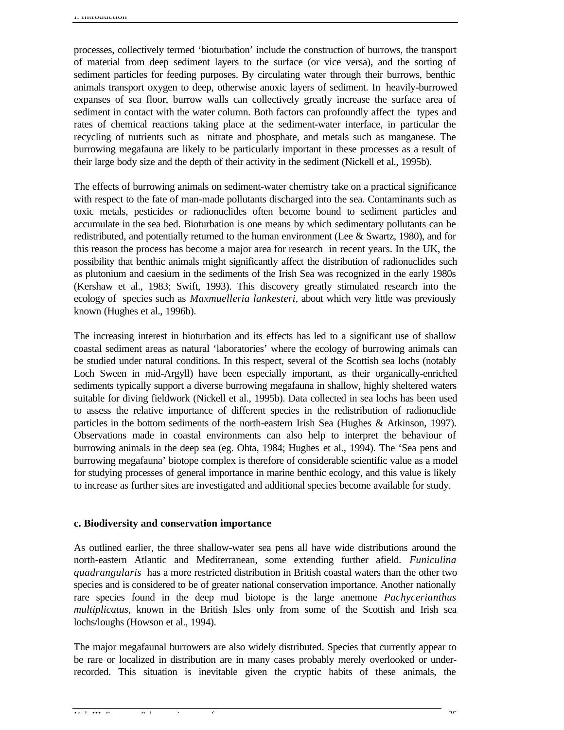processes, collectively termed 'bioturbation' include the construction of burrows, the transport of material from deep sediment layers to the surface (or vice versa), and the sorting of sediment particles for feeding purposes. By circulating water through their burrows, benthic animals transport oxygen to deep, otherwise anoxic layers of sediment. In heavily-burrowed expanses of sea floor, burrow walls can collectively greatly increase the surface area of sediment in contact with the water column. Both factors can profoundly affect the types and rates of chemical reactions taking place at the sediment-water interface, in particular the recycling of nutrients such as nitrate and phosphate, and metals such as manganese. The burrowing megafauna are likely to be particularly important in these processes as a result of their large body size and the depth of their activity in the sediment (Nickell et al., 1995b).

The effects of burrowing animals on sediment-water chemistry take on a practical significance with respect to the fate of man-made pollutants discharged into the sea. Contaminants such as toxic metals, pesticides or radionuclides often become bound to sediment particles and accumulate in the sea bed. Bioturbation is one means by which sedimentary pollutants can be redistributed, and potentially returned to the human environment (Lee & Swartz, 1980), and for this reason the process has become a major area for research in recent years. In the UK, the possibility that benthic animals might significantly affect the distribution of radionuclides such as plutonium and caesium in the sediments of the Irish Sea was recognized in the early 1980s (Kershaw et al., 1983; Swift, 1993). This discovery greatly stimulated research into the ecology of species such as *Maxmuelleria lankesteri*, about which very little was previously known (Hughes et al., 1996b).

The increasing interest in bioturbation and its effects has led to a significant use of shallow coastal sediment areas as natural 'laboratories' where the ecology of burrowing animals can be studied under natural conditions. In this respect, several of the Scottish sea lochs (notably Loch Sween in mid-Argyll) have been especially important, as their organically-enriched sediments typically support a diverse burrowing megafauna in shallow, highly sheltered waters suitable for diving fieldwork (Nickell et al., 1995b). Data collected in sea lochs has been used to assess the relative importance of different species in the redistribution of radionuclide particles in the bottom sediments of the north-eastern Irish Sea (Hughes & Atkinson, 1997). Observations made in coastal environments can also help to interpret the behaviour of burrowing animals in the deep sea (eg. Ohta, 1984; Hughes et al., 1994). The 'Sea pens and burrowing megafauna' biotope complex is therefore of considerable scientific value as a model for studying processes of general importance in marine benthic ecology, and this value is likely to increase as further sites are investigated and additional species become available for study.

### c. Biodiversity and conservation importance

As outlined earlier, the three shallow-water sea pens all have wide distributions around the north-eastern Atlantic and Mediterranean, some extending further afield. *Funiculina quadrangularis* has a more restricted distribution in British coastal waters than the other two species and is considered to be of greater national conservation importance. Another nationally rare species found in the deep mud biotope is the large anemone *Pachycerianthus multiplicatus*, known in the British Isles only from some of the Scottish and Irish sea lochs/loughs (Howson et al., 1994).

The major megafaunal burrowers are also widely distributed. Species that currently appear to be rare or localized in distribution are in many cases probably merely overlooked or under-recorded. This situation is inevitable given the cryptic habits of these animals, the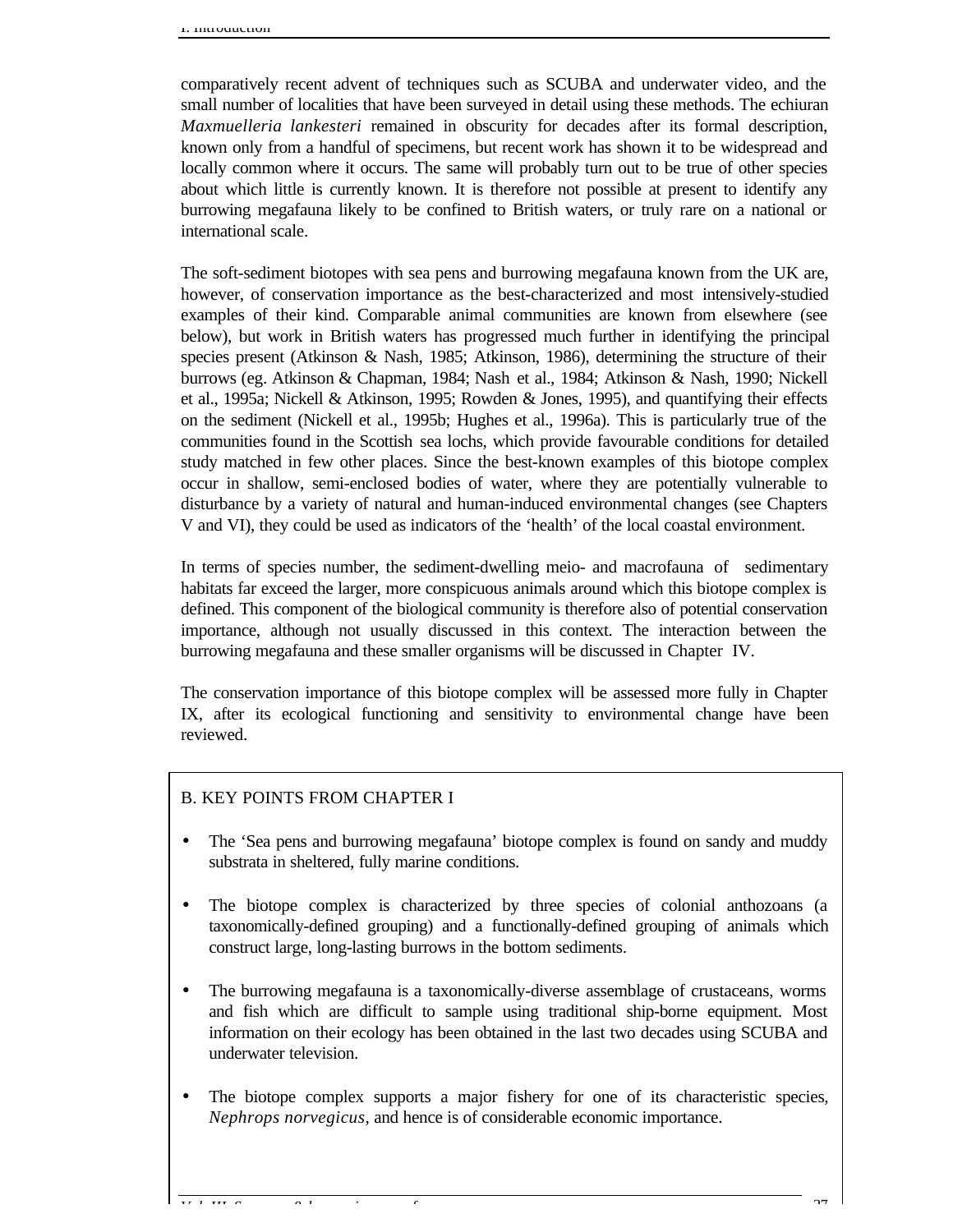comparatively recent advent of techniques such as SCUBA and underwater video, and the small number of localities that have been surveyed in detail using these methods. The echiuran *Maxmuelleria lankesteri* remained in obscurity for decades after its formal description, known only from a handful of specimens, but recent work has shown it to be widespread and locally common where it occurs. The same will probably turn out to be true of other species about which little is currently known. It is therefore not possible at present to identify any burrowing megafauna likely to be confined to British waters, or truly rare on a national or international scale.

The soft-sediment biotopes with sea pens and burrowing megafauna known from the UK are, however, of conservation importance as the best-characterized and most intensively-studied examples of their kind. Comparable animal communities are known from elsewhere (see below), but work in British waters has progressed much further in identifying the principal species present (Atkinson & Nash, 1985; Atkinson, 1986), determining the structure of their burrows (eg. Atkinson & Chapman, 1984; Nash et al., 1984; Atkinson & Nash, 1990; Nickell et al., 1995a; Nickell & Atkinson, 1995; Rowden & Jones, 1995), and quantifying their effects on the sediment (Nickell et al., 1995b; Hughes et al., 1996a). This is particularly true of the communities found in the Scottish sea lochs, which provide favourable conditions for detailed study matched in few other places. Since the best-known examples of this biotope complex occur in shallow, semi-enclosed bodies of water, where they are potentially vulnerable to disturbance by a variety of natural and human-induced environmental changes (see Chapters V and VI), they could be used as indicators of the 'health' of the local coastal environment.

In terms of species number, the sediment-dwelling meio- and macrofauna of sedimentary habitats far exceed the larger, more conspicuous animals around which this biotope complex is defined. This component of the biological community is therefore also of potential conservation importance, although not usually discussed in this context. The interaction between the burrowing megafauna and these smaller organisms will be discussed in Chapter IV.

The conservation importance of this biotope complex will be assessed more fully in Chapter IX, after its ecological functioning and sensitivity to environmental change have been reviewed.

## B. KEY POINTS FROM CHAPTER I

- The 'Sea pens and burrowing megafauna' biotope complex is found on sandy and muddy substrata in sheltered, fully marine conditions.
- The biotope complex is characterized by three species of colonial anthozoans (a taxonomically-defined grouping) and a functionally-defined grouping of animals which construct large, long-lasting burrows in the bottom sediments.
- The burrowing megafauna is a taxonomically-diverse assemblage of crustaceans, worms and fish which are difficult to sample using traditional ship-borne equipment. Most information on their ecology has been obtained in the last two decades using SCUBA and underwater television.
- The biotope complex supports a major fishery for one of its characteristic species, *Nephrops norvegicus*, and hence is of considerable economic importance.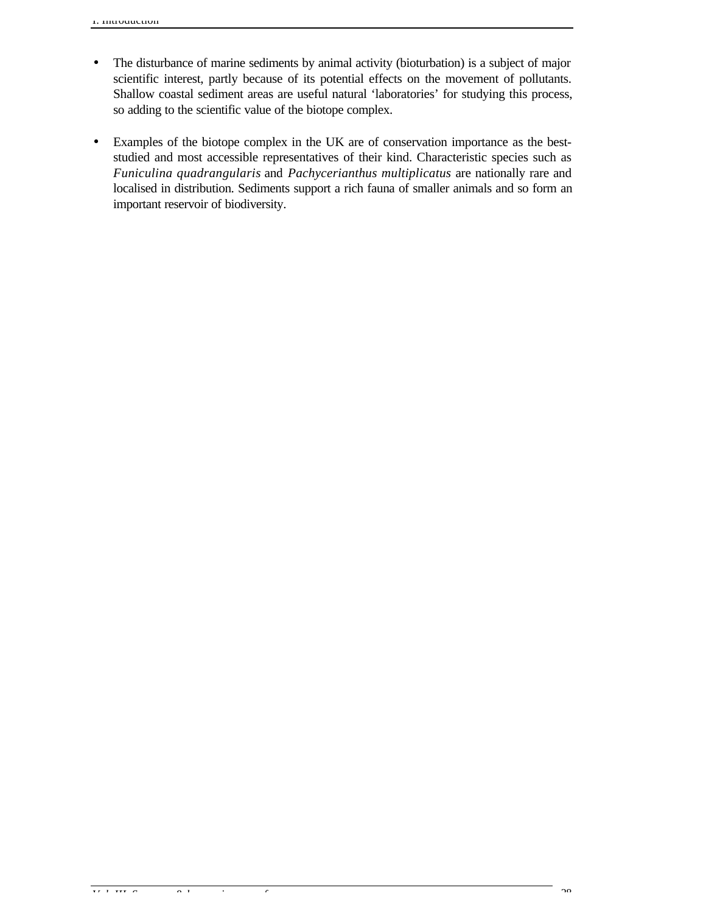- The disturbance of marine sediments by animal activity (bioturbation) is a subject of major scientific interest, partly because of its potential effects on the movement of pollutants. Shallow coastal sediment areas are useful natural 'laboratories' for studying this process, so adding to the scientific value of the biotope complex.

- Examples of the biotope complex in the UK are of conservation importance as the best-studied and most accessible representatives of their kind. Characteristic species such as *Funiculina quadrangularis* and *Pachycerianthus multiplicatus* are nationally rare and localised in distribution. Sediments support a rich fauna of smaller animals and so form an important reservoir of biodiversity.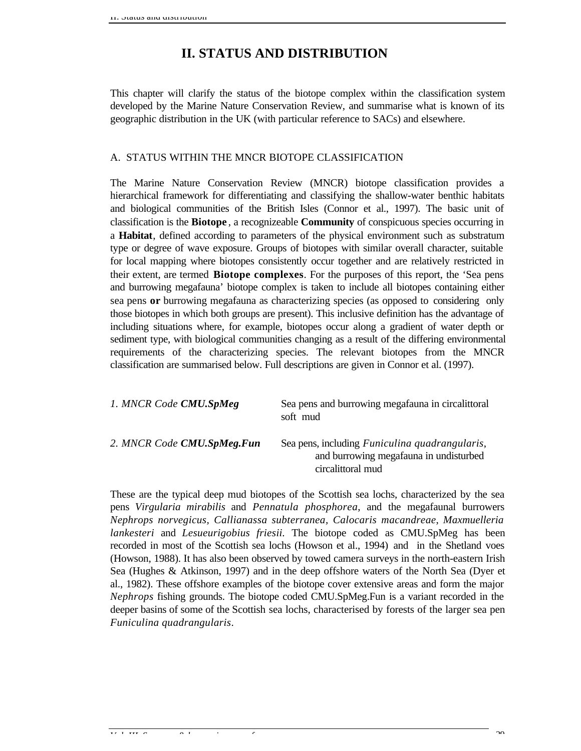# II. STATUS AND DISTRIBUTION

This chapter will clarify the status of the biotope complex within the classification system developed by the Marine Nature Conservation Review, and summarise what is known of its geographic distribution in the UK (with particular reference to SACs) and elsewhere.

## A. STATUS WITHIN THE MNCR BIOTOPE CLASSIFICATION

The Marine Nature Conservation Review (MNCR) biotope classification provides a hierarchical framework for differentiating and classifying the shallow-water benthic habitats and biological communities of the British Isles (Connor et al., 1997). The basic unit of classification is the **Biotope**, a recognizeable **Community** of conspicuous species occurring in a **Habitat**, defined according to parameters of the physical environment such as substratum type or degree of wave exposure. Groups of biotopes with similar overall character, suitable for local mapping where biotopes consistently occur together and are relatively restricted in their extent, are termed **Biotope complexes**. For the purposes of this report, the 'Sea pens and burrowing megafauna' biotope complex is taken to include all biotopes containing either sea pens **or** burrowing megafauna as characterizing species (as opposed to considering only those biotopes in which both groups are present). This inclusive definition has the advantage of including situations where, for example, biotopes occur along a gradient of water depth or sediment type, with biological communities changing as a result of the differing environmental requirements of the characterizing species. The relevant biotopes from the MNCR classification are summarised below. Full descriptions are given in Connor et al. (1997).

*1. MNCR Code* ***CMU.SpMeg*** — Sea pens and burrowing megafauna in circalittoral soft mud

*2. MNCR Code* ***CMU.SpMeg.Fun*** — Sea pens, including *Funiculina quadrangularis*, and burrowing megafauna in undisturbed circalittoral mud

These are the typical deep mud biotopes of the Scottish sea lochs, characterized by the sea pens *Virgularia mirabilis* and *Pennatula phosphorea*, and the megafaunal burrowers *Nephrops norvegicus*, *Callianassa subterranea*, *Calocaris macandreae*, *Maxmuelleria lankesteri* and *Lesueurigobius friesii.* The biotope coded as CMU.SpMeg has been recorded in most of the Scottish sea lochs (Howson et al., 1994) and in the Shetland voes (Howson, 1988). It has also been observed by towed camera surveys in the north-eastern Irish Sea (Hughes & Atkinson, 1997) and in the deep offshore waters of the North Sea (Dyer et al., 1982). These offshore examples of the biotope cover extensive areas and form the major *Nephrops* fishing grounds. The biotope coded CMU.SpMeg.Fun is a variant recorded in the deeper basins of some of the Scottish sea lochs, characterised by forests of the larger sea pen *Funiculina quadrangularis*.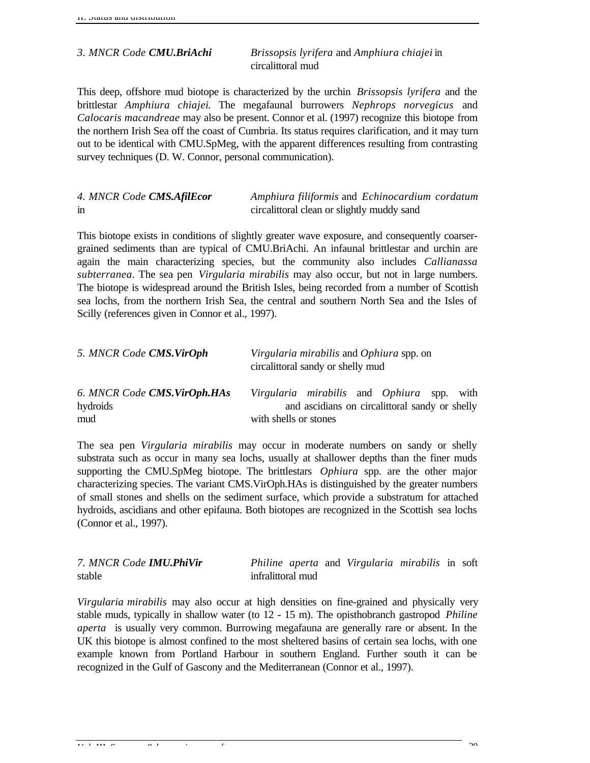### 3. MNCR Code **CMU.BriAchi** — *Brissopsis lyrifera* and *Amphiura chiajei* in circalittoral mud

This deep, offshore mud biotope is characterized by the urchin *Brissopsis lyrifera* and the brittlestar *Amphiura chiajei.* The megafaunal burrowers *Nephrops norvegicus* and *Calocaris macandreae* may also be present. Connor et al. (1997) recognize this biotope from the northern Irish Sea off the coast of Cumbria. Its status requires clarification, and it may turn out to be identical with CMU.SpMeg, with the apparent differences resulting from contrasting survey techniques (D. W. Connor, personal communication).

### 4. MNCR Code **CMS.AfilEcor** — *Amphiura filiformis* and *Echinocardium cordatum* in circalittoral clean or slightly muddy sand

This biotope exists in conditions of slightly greater wave exposure, and consequently coarser-grained sediments than are typical of CMU.BriAchi. An infaunal brittlestar and urchin are again the main characterizing species, but the community also includes *Callianassa subterranea*. The sea pen *Virgularia mirabilis* may also occur, but not in large numbers. The biotope is widespread around the British Isles, being recorded from a number of Scottish sea lochs, from the northern Irish Sea, the central and southern North Sea and the Isles of Scilly (references given in Connor et al., 1997).

### 5. MNCR Code **CMS.VirOph** — *Virgularia mirabilis* and *Ophiura* spp. on circalittoral sandy or shelly mud

### 6. MNCR Code **CMS.VirOph.HAs** — *Virgularia mirabilis* and *Ophiura* spp. with hydroids and ascidians on circalittoral sandy or shelly mud with shells or stones

The sea pen *Virgularia mirabilis* may occur in moderate numbers on sandy or shelly substrata such as occur in many sea lochs, usually at shallower depths than the finer muds supporting the CMU.SpMeg biotope. The brittlestars *Ophiura* spp. are the other major characterizing species. The variant CMS.VirOph.HAs is distinguished by the greater numbers of small stones and shells on the sediment surface, which provide a substratum for attached hydroids, ascidians and other epifauna. Both biotopes are recognized in the Scottish sea lochs (Connor et al., 1997).

### 7. MNCR Code **IMU.PhiVir** — *Philine aperta* and *Virgularia mirabilis* in soft stable infralittoral mud

*Virgularia mirabilis* may also occur at high densities on fine-grained and physically very stable muds, typically in shallow water (to 12 - 15 m). The opisthobranch gastropod *Philine aperta* is usually very common. Burrowing megafauna are generally rare or absent. In the UK this biotope is almost confined to the most sheltered basins of certain sea lochs, with one example known from Portland Harbour in southern England. Further south it can be recognized in the Gulf of Gascony and the Mediterranean (Connor et al., 1997).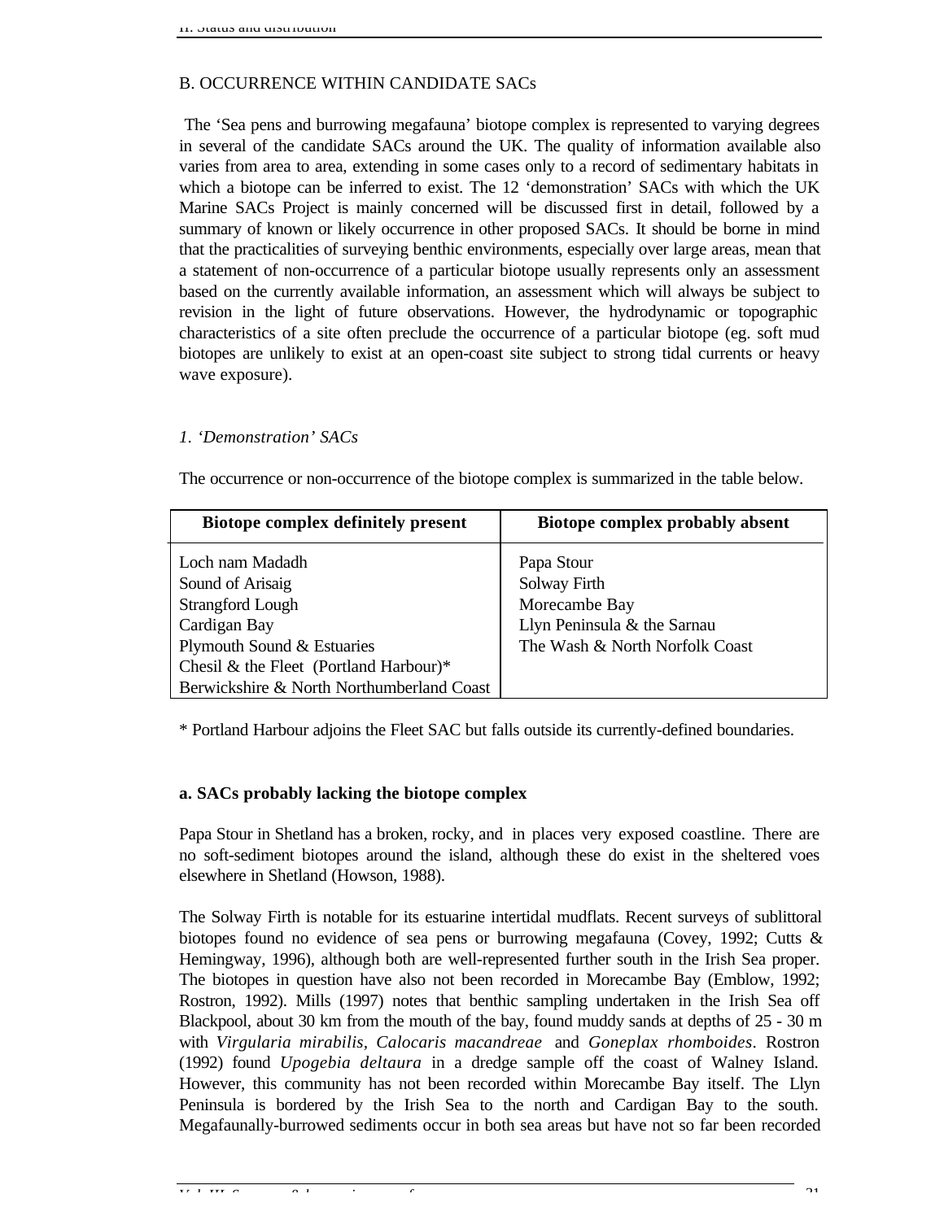## B. OCCURRENCE WITHIN CANDIDATE SACs

The 'Sea pens and burrowing megafauna' biotope complex is represented to varying degrees in several of the candidate SACs around the UK. The quality of information available also varies from area to area, extending in some cases only to a record of sedimentary habitats in which a biotope can be inferred to exist. The 12 'demonstration' SACs with which the UK Marine SACs Project is mainly concerned will be discussed first in detail, followed by a summary of known or likely occurrence in other proposed SACs. It should be borne in mind that the practicalities of surveying benthic environments, especially over large areas, mean that a statement of non-occurrence of a particular biotope usually represents only an assessment based on the currently available information, an assessment which will always be subject to revision in the light of future observations. However, the hydrodynamic or topographic characteristics of a site often preclude the occurrence of a particular biotope (eg. soft mud biotopes are unlikely to exist at an open-coast site subject to strong tidal currents or heavy wave exposure).

### *1. 'Demonstration' SACs*

The occurrence or non-occurrence of the biotope complex is summarized in the table below.

| Biotope complex definitely present | Biotope complex probably absent |
|---|---|
| Loch nam Madadh | Papa Stour |
| Sound of Arisaig | Solway Firth |
| Strangford Lough | Morecambe Bay |
| Cardigan Bay | Llyn Peninsula & the Sarnau |
| Plymouth Sound & Estuaries | The Wash & North Norfolk Coast |
| Chesil & the Fleet (Portland Harbour)* | |
| Berwickshire & North Northumberland Coast | |

\* Portland Harbour adjoins the Fleet SAC but falls outside its currently-defined boundaries.

#### a. SACs probably lacking the biotope complex

Papa Stour in Shetland has a broken, rocky, and in places very exposed coastline. There are no soft-sediment biotopes around the island, although these do exist in the sheltered voes elsewhere in Shetland (Howson, 1988).

The Solway Firth is notable for its estuarine intertidal mudflats. Recent surveys of sublittoral biotopes found no evidence of sea pens or burrowing megafauna (Covey, 1992; Cutts & Hemingway, 1996), although both are well-represented further south in the Irish Sea proper. The biotopes in question have also not been recorded in Morecambe Bay (Emblow, 1992; Rostron, 1992). Mills (1997) notes that benthic sampling undertaken in the Irish Sea off Blackpool, about 30 km from the mouth of the bay, found muddy sands at depths of 25 - 30 m with *Virgularia mirabilis*, *Calocaris macandreae* and *Goneplax rhomboides*. Rostron (1992) found *Upogebia deltaura* in a dredge sample off the coast of Walney Island. However, this community has not been recorded within Morecambe Bay itself. The Llyn Peninsula is bordered by the Irish Sea to the north and Cardigan Bay to the south. Megafaunally-burrowed sediments occur in both sea areas but have not so far been recorded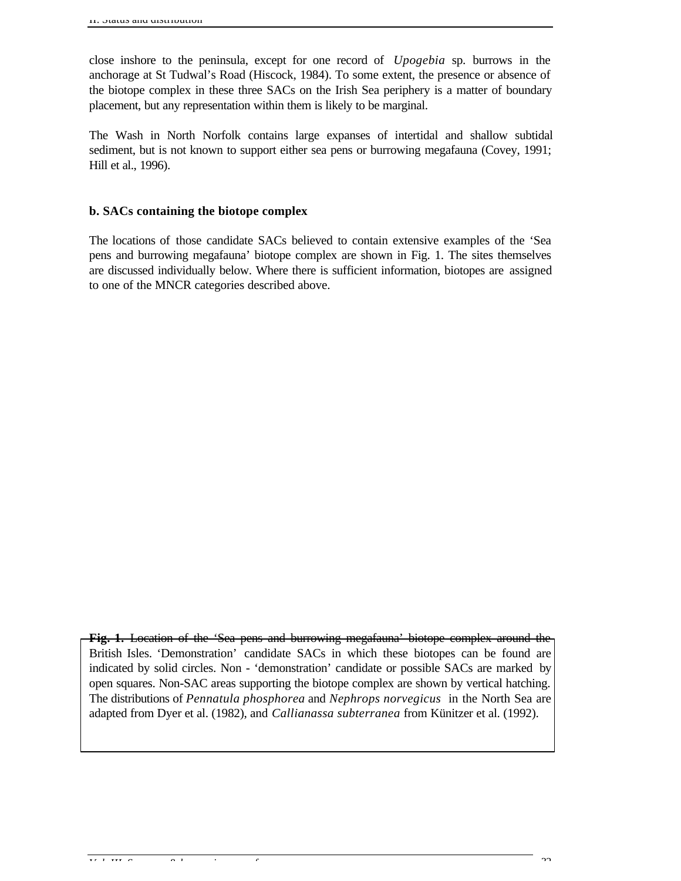close inshore to the peninsula, except for one record of *Upogebia* sp. burrows in the anchorage at St Tudwal's Road (Hiscock, 1984). To some extent, the presence or absence of the biotope complex in these three SACs on the Irish Sea periphery is a matter of boundary placement, but any representation within them is likely to be marginal.

The Wash in North Norfolk contains large expanses of intertidal and shallow subtidal sediment, but is not known to support either sea pens or burrowing megafauna (Covey, 1991; Hill et al., 1996).

### b. SACs containing the biotope complex

The locations of those candidate SACs believed to contain extensive examples of the 'Sea pens and burrowing megafauna' biotope complex are shown in Fig. 1. The sites themselves are discussed individually below. Where there is sufficient information, biotopes are assigned to one of the MNCR categories described above.

**Fig. 1.** Location of the 'Sea pens and burrowing megafauna' biotope complex around the British Isles. 'Demonstration' candidate SACs in which these biotopes can be found are indicated by solid circles. Non - 'demonstration' candidate or possible SACs are marked by open squares. Non-SAC areas supporting the biotope complex are shown by vertical hatching. The distributions of *Pennatula phosphorea* and *Nephrops norvegicus* in the North Sea are adapted from Dyer et al. (1982), and *Callianassa subterranea* from Künitzer et al. (1992).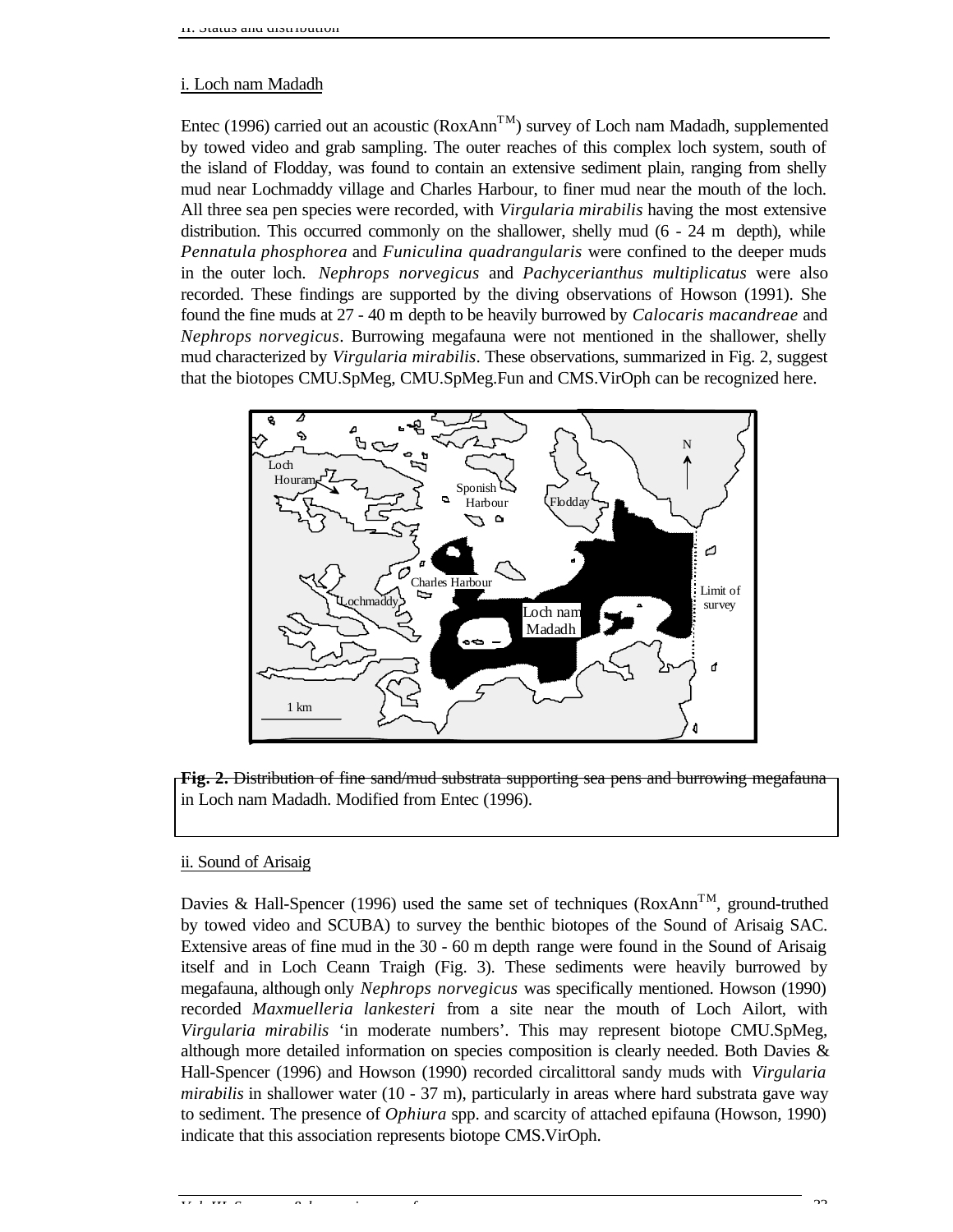i. Loch nam Madadh

Entec (1996) carried out an acoustic (RoxAnn™) survey of Loch nam Madadh, supplemented by towed video and grab sampling. The outer reaches of this complex loch system, south of the island of Flodday, was found to contain an extensive sediment plain, ranging from shelly mud near Lochmaddy village and Charles Harbour, to finer mud near the mouth of the loch. All three sea pen species were recorded, with *Virgularia mirabilis* having the most extensive distribution. This occurred commonly on the shallower, shelly mud (6 - 24 m depth), while *Pennatula phosphorea* and *Funiculina quadrangularis* were confined to the deeper muds in the outer loch. *Nephrops norvegicus* and *Pachycerianthus multiplicatus* were also recorded. These findings are supported by the diving observations of Howson (1991). She found the fine muds at 27 - 40 m depth to be heavily burrowed by *Calocaris macandreae* and *Nephrops norvegicus*. Burrowing megafauna were not mentioned in the shallower, shelly mud characterized by *Virgularia mirabilis*. These observations, summarized in Fig. 2, suggest that the biotopes CMU.SpMeg, CMU.SpMeg.Fun and CMS.VirOph can be recognized here.

**Fig. 2.** Distribution of fine sand/mud substrata supporting sea pens and burrowing megafauna in Loch nam Madadh. Modified from Entec (1996).

ii. Sound of Arisaig

Davies & Hall-Spencer (1996) used the same set of techniques (RoxAnn™, ground-truthed by towed video and SCUBA) to survey the benthic biotopes of the Sound of Arisaig SAC. Extensive areas of fine mud in the 30 - 60 m depth range were found in the Sound of Arisaig itself and in Loch Ceann Traigh (Fig. 3). These sediments were heavily burrowed by megafauna, although only *Nephrops norvegicus* was specifically mentioned. Howson (1990) recorded *Maxmuelleria lankesteri* from a site near the mouth of Loch Ailort, with *Virgularia mirabilis* 'in moderate numbers'. This may represent biotope CMU.SpMeg, although more detailed information on species composition is clearly needed. Both Davies & Hall-Spencer (1996) and Howson (1990) recorded circalittoral sandy muds with *Virgularia mirabilis* in shallower water (10 - 37 m), particularly in areas where hard substrata gave way to sediment. The presence of *Ophiura* spp. and scarcity of attached epifauna (Howson, 1990) indicate that this association represents biotope CMS.VirOph.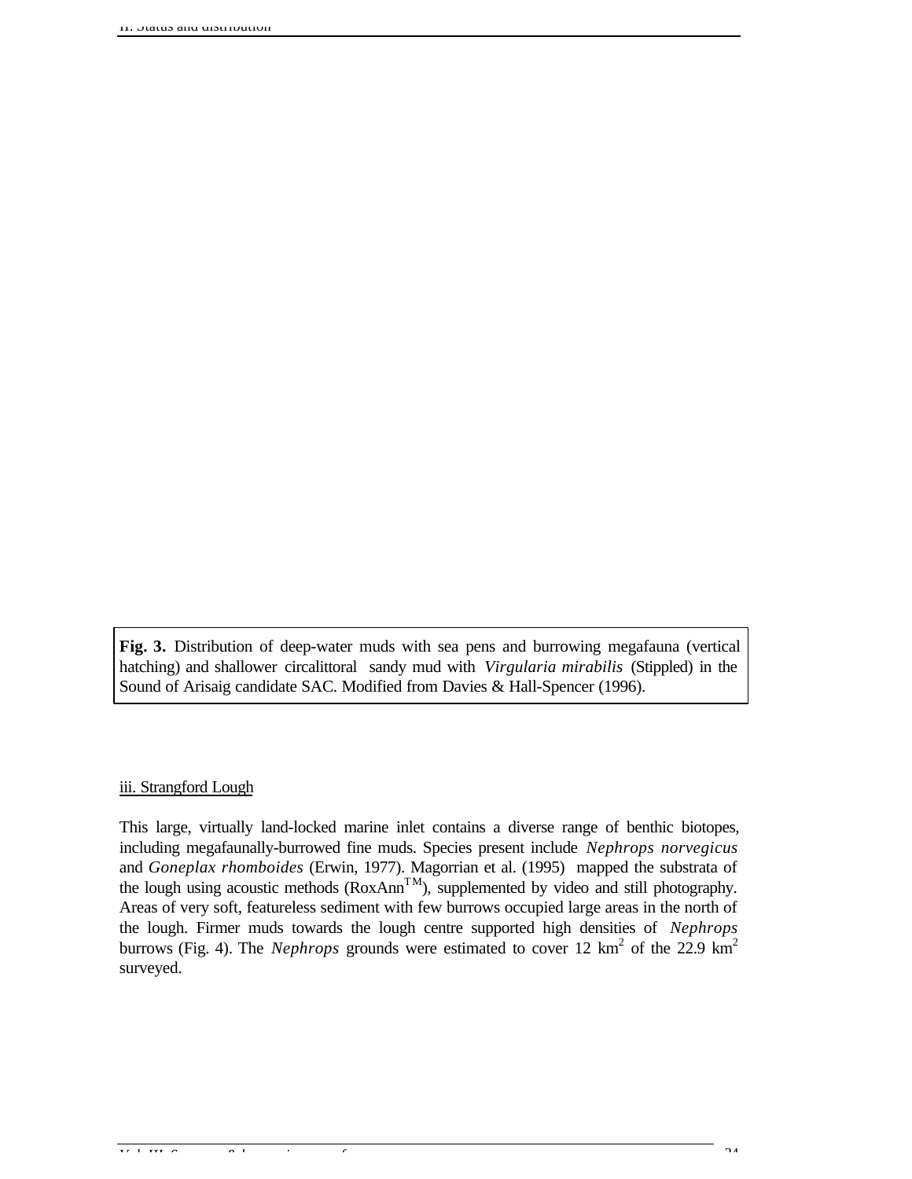**Fig. 3.** Distribution of deep-water muds with sea pens and burrowing megafauna (vertical hatching) and shallower circalittoral sandy mud with *Virgularia mirabilis* (Stippled) in the Sound of Arisaig candidate SAC. Modified from Davies & Hall-Spencer (1996).

iii. Strangford Lough

This large, virtually land-locked marine inlet contains a diverse range of benthic biotopes, including megafaunally-burrowed fine muds. Species present include *Nephrops norvegicus* and *Goneplax rhomboides* (Erwin, 1977). Magorrian et al. (1995) mapped the substrata of the lough using acoustic methods (RoxAnn™), supplemented by video and still photography. Areas of very soft, featureless sediment with few burrows occupied large areas in the north of the lough. Firmer muds towards the lough centre supported high densities of *Nephrops* burrows (Fig. 4). The *Nephrops* grounds were estimated to cover 12 km$^2$ of the 22.9 km$^2$ surveyed.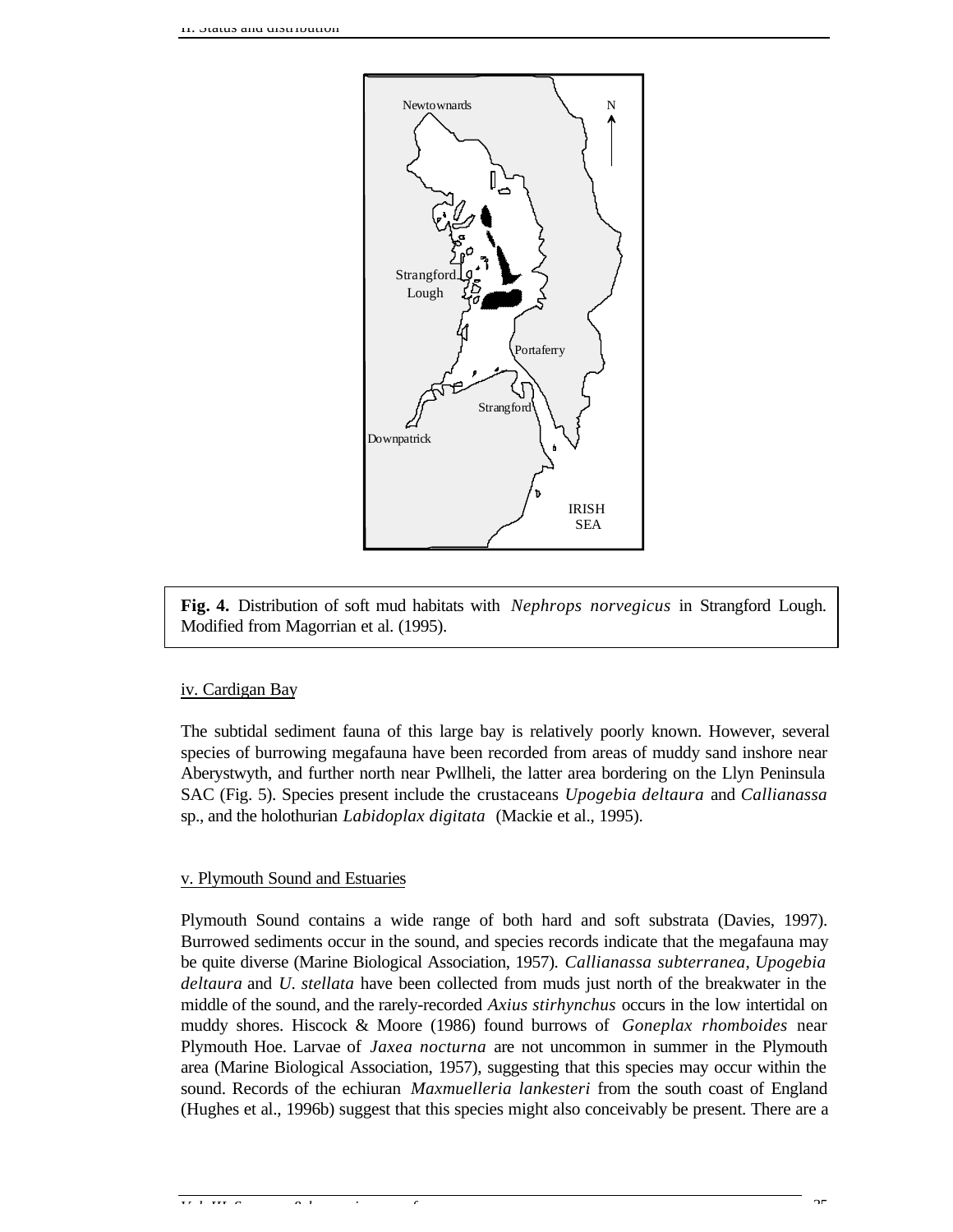**Fig. 4.** Distribution of soft mud habitats with *Nephrops norvegicus* in Strangford Lough. Modified from Magorrian et al. (1995).

iv. Cardigan Bay

The subtidal sediment fauna of this large bay is relatively poorly known. However, several species of burrowing megafauna have been recorded from areas of muddy sand inshore near Aberystwyth, and further north near Pwllheli, the latter area bordering on the Llyn Peninsula SAC (Fig. 5). Species present include the crustaceans *Upogebia deltaura* and *Callianassa* sp., and the holothurian *Labidoplax digitata* (Mackie et al., 1995).

v. Plymouth Sound and Estuaries

Plymouth Sound contains a wide range of both hard and soft substrata (Davies, 1997). Burrowed sediments occur in the sound, and species records indicate that the megafauna may be quite diverse (Marine Biological Association, 1957). *Callianassa subterranea*, *Upogebia deltaura* and *U. stellata* have been collected from muds just north of the breakwater in the middle of the sound, and the rarely-recorded *Axius stirhynchus* occurs in the low intertidal on muddy shores. Hiscock & Moore (1986) found burrows of *Goneplax rhomboides* near Plymouth Hoe. Larvae of *Jaxea nocturna* are not uncommon in summer in the Plymouth area (Marine Biological Association, 1957), suggesting that this species may occur within the sound. Records of the echiuran *Maxmuelleria lankesteri* from the south coast of England (Hughes et al., 1996b) suggest that this species might also conceivably be present. There are a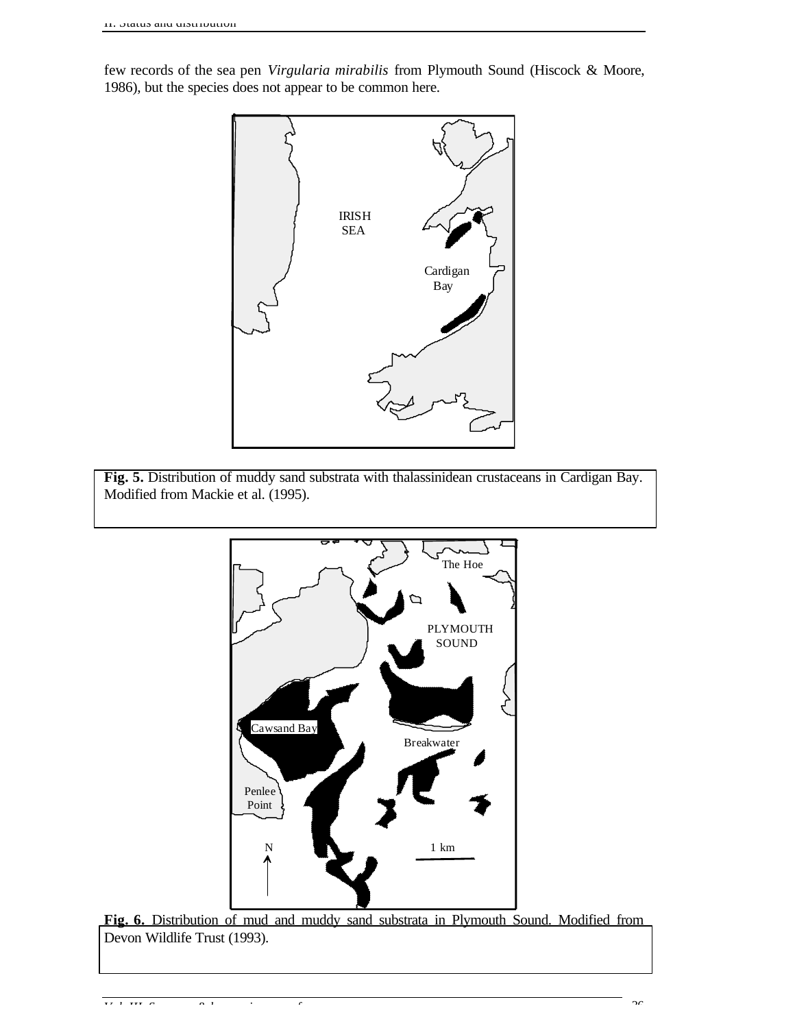few records of the sea pen *Virgularia mirabilis* from Plymouth Sound (Hiscock & Moore, 1986), but the species does not appear to be common here.

**Fig. 5.** Distribution of muddy sand substrata with thalassinidean crustaceans in Cardigan Bay. Modified from Mackie et al. (1995).

**Fig. 6.** Distribution of mud and muddy sand substrata in Plymouth Sound. Modified from Devon Wildlife Trust (1993).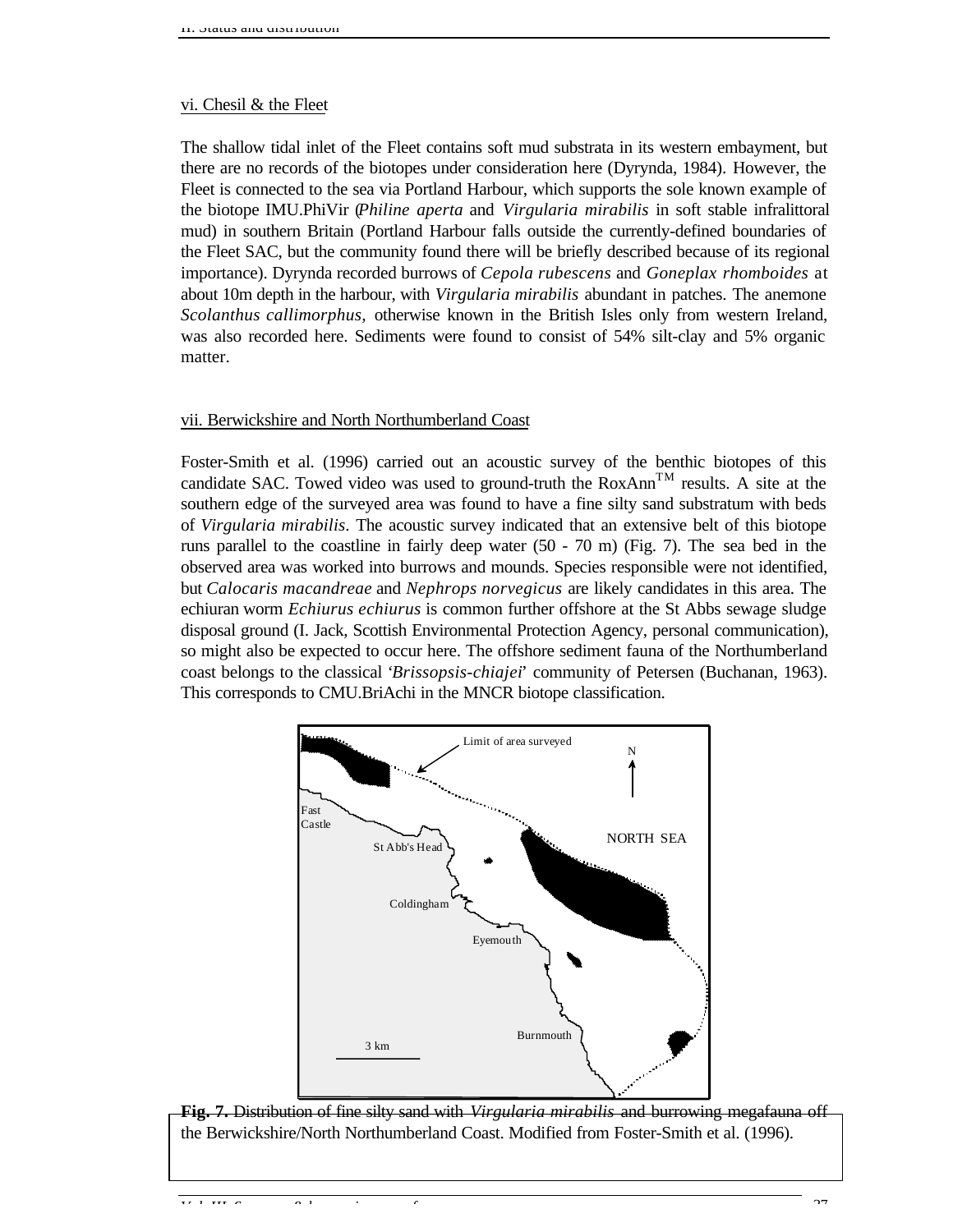vi. Chesil & the Fleet

The shallow tidal inlet of the Fleet contains soft mud substrata in its western embayment, but there are no records of the biotopes under consideration here (Dyrynda, 1984). However, the Fleet is connected to the sea via Portland Harbour, which supports the sole known example of the biotope IMU.PhiVir (*Philine aperta* and *Virgularia mirabilis* in soft stable infralittoral mud) in southern Britain (Portland Harbour falls outside the currently-defined boundaries of the Fleet SAC, but the community found there will be briefly described because of its regional importance). Dyrynda recorded burrows of *Cepola rubescens* and *Goneplax rhomboides* at about 10m depth in the harbour, with *Virgularia mirabilis* abundant in patches. The anemone *Scolanthus callimorphus,* otherwise known in the British Isles only from western Ireland, was also recorded here. Sediments were found to consist of 54% silt-clay and 5% organic matter.

vii. Berwickshire and North Northumberland Coast

Foster-Smith et al. (1996) carried out an acoustic survey of the benthic biotopes of this candidate SAC. Towed video was used to ground-truth the RoxAnn™ results. A site at the southern edge of the surveyed area was found to have a fine silty sand substratum with beds of *Virgularia mirabilis*. The acoustic survey indicated that an extensive belt of this biotope runs parallel to the coastline in fairly deep water (50 - 70 m) (Fig. 7). The sea bed in the observed area was worked into burrows and mounds. Species responsible were not identified, but *Calocaris macandreae* and *Nephrops norvegicus* are likely candidates in this area. The echiuran worm *Echiurus echiurus* is common further offshore at the St Abbs sewage sludge disposal ground (I. Jack, Scottish Environmental Protection Agency, personal communication), so might also be expected to occur here. The offshore sediment fauna of the Northumberland coast belongs to the classical '*Brissopsis-chiajei*' community of Petersen (Buchanan, 1963). This corresponds to CMU.BriAchi in the MNCR biotope classification.

**Fig. 7.** Distribution of fine silty sand with *Virgularia mirabilis* and burrowing megafauna off the Berwickshire/North Northumberland Coast. Modified from Foster-Smith et al. (1996).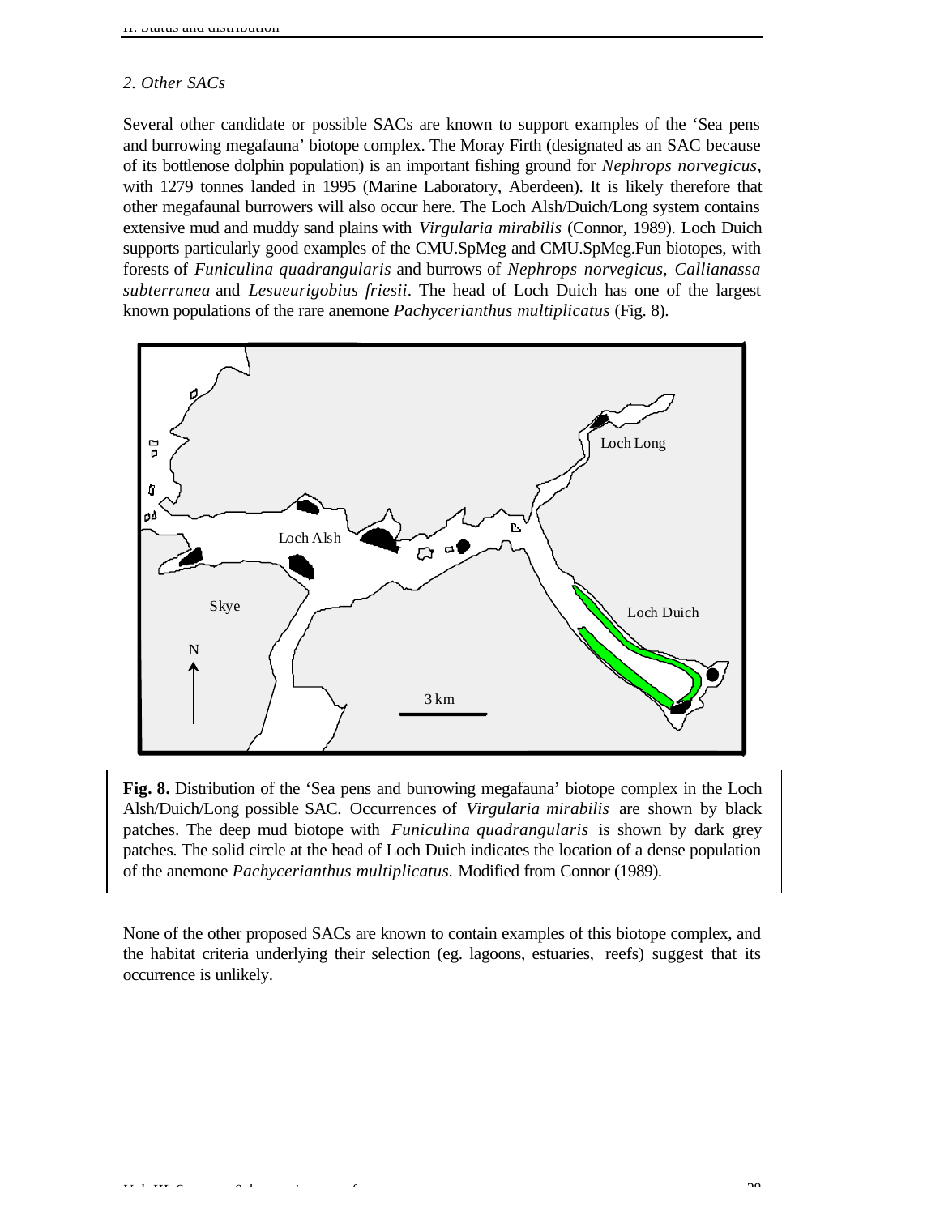*2. Other SACs*

Several other candidate or possible SACs are known to support examples of the 'Sea pens and burrowing megafauna' biotope complex. The Moray Firth (designated as an SAC because of its bottlenose dolphin population) is an important fishing ground for *Nephrops norvegicus*, with 1279 tonnes landed in 1995 (Marine Laboratory, Aberdeen). It is likely therefore that other megafaunal burrowers will also occur here. The Loch Alsh/Duich/Long system contains extensive mud and muddy sand plains with *Virgularia mirabilis* (Connor, 1989). Loch Duich supports particularly good examples of the CMU.SpMeg and CMU.SpMeg.Fun biotopes, with forests of *Funiculina quadrangularis* and burrows of *Nephrops norvegicus, Callianassa subterranea* and *Lesueurigobius friesii*. The head of Loch Duich has one of the largest known populations of the rare anemone *Pachycerianthus multiplicatus* (Fig. 8).

**Fig. 8.** Distribution of the 'Sea pens and burrowing megafauna' biotope complex in the Loch Alsh/Duich/Long possible SAC. Occurrences of *Virgularia mirabilis* are shown by black patches. The deep mud biotope with *Funiculina quadrangularis* is shown by dark grey patches. The solid circle at the head of Loch Duich indicates the location of a dense population of the anemone *Pachycerianthus multiplicatus*. Modified from Connor (1989).

None of the other proposed SACs are known to contain examples of this biotope complex, and the habitat criteria underlying their selection (eg. lagoons, estuaries, reefs) suggest that its occurrence is unlikely.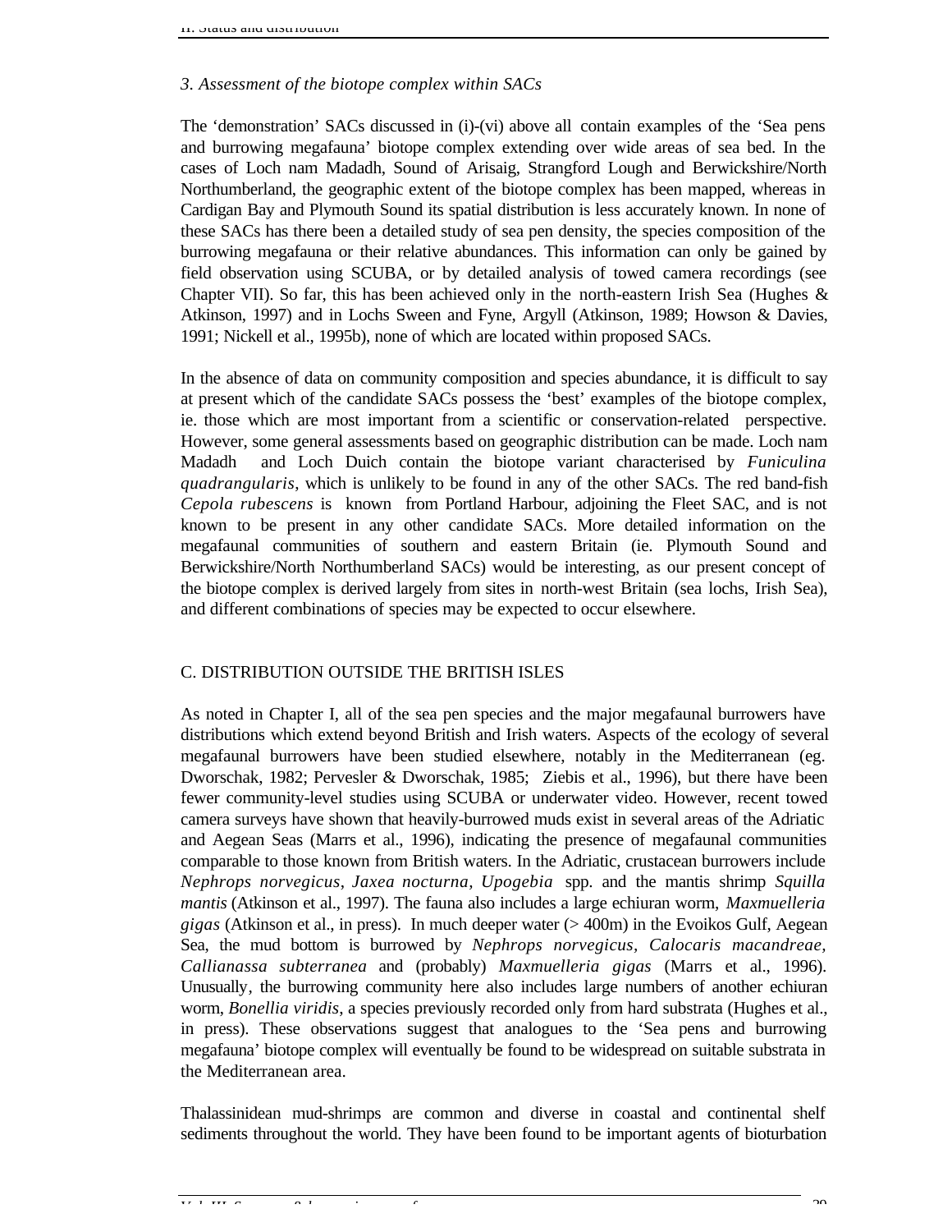### *3. Assessment of the biotope complex within SACs*

The 'demonstration' SACs discussed in (i)-(vi) above all contain examples of the 'Sea pens and burrowing megafauna' biotope complex extending over wide areas of sea bed. In the cases of Loch nam Madadh, Sound of Arisaig, Strangford Lough and Berwickshire/North Northumberland, the geographic extent of the biotope complex has been mapped, whereas in Cardigan Bay and Plymouth Sound its spatial distribution is less accurately known. In none of these SACs has there been a detailed study of sea pen density, the species composition of the burrowing megafauna or their relative abundances. This information can only be gained by field observation using SCUBA, or by detailed analysis of towed camera recordings (see Chapter VII). So far, this has been achieved only in the north-eastern Irish Sea (Hughes & Atkinson, 1997) and in Lochs Sween and Fyne, Argyll (Atkinson, 1989; Howson & Davies, 1991; Nickell et al., 1995b), none of which are located within proposed SACs.

In the absence of data on community composition and species abundance, it is difficult to say at present which of the candidate SACs possess the 'best' examples of the biotope complex, ie. those which are most important from a scientific or conservation-related perspective. However, some general assessments based on geographic distribution can be made. Loch nam Madadh and Loch Duich contain the biotope variant characterised by *Funiculina quadrangularis*, which is unlikely to be found in any of the other SACs. The red band-fish *Cepola rubescens* is known from Portland Harbour, adjoining the Fleet SAC, and is not known to be present in any other candidate SACs. More detailed information on the megafaunal communities of southern and eastern Britain (ie. Plymouth Sound and Berwickshire/North Northumberland SACs) would be interesting, as our present concept of the biotope complex is derived largely from sites in north-west Britain (sea lochs, Irish Sea), and different combinations of species may be expected to occur elsewhere.

## C. DISTRIBUTION OUTSIDE THE BRITISH ISLES

As noted in Chapter I, all of the sea pen species and the major megafaunal burrowers have distributions which extend beyond British and Irish waters. Aspects of the ecology of several megafaunal burrowers have been studied elsewhere, notably in the Mediterranean (eg. Dworschak, 1982; Pervesler & Dworschak, 1985; Ziebis et al., 1996), but there have been fewer community-level studies using SCUBA or underwater video. However, recent towed camera surveys have shown that heavily-burrowed muds exist in several areas of the Adriatic and Aegean Seas (Marrs et al., 1996), indicating the presence of megafaunal communities comparable to those known from British waters. In the Adriatic, crustacean burrowers include *Nephrops norvegicus*, *Jaxea nocturna*, *Upogebia* spp. and the mantis shrimp *Squilla mantis* (Atkinson et al., 1997). The fauna also includes a large echiuran worm, *Maxmuelleria gigas* (Atkinson et al., in press). In much deeper water (> 400m) in the Evoikos Gulf, Aegean Sea, the mud bottom is burrowed by *Nephrops norvegicus, Calocaris macandreae, Callianassa subterranea* and (probably) *Maxmuelleria gigas* (Marrs et al., 1996). Unusually, the burrowing community here also includes large numbers of another echiuran worm, *Bonellia viridis*, a species previously recorded only from hard substrata (Hughes et al., in press). These observations suggest that analogues to the 'Sea pens and burrowing megafauna' biotope complex will eventually be found to be widespread on suitable substrata in the Mediterranean area.

Thalassinidean mud-shrimps are common and diverse in coastal and continental shelf sediments throughout the world. They have been found to be important agents of bioturbation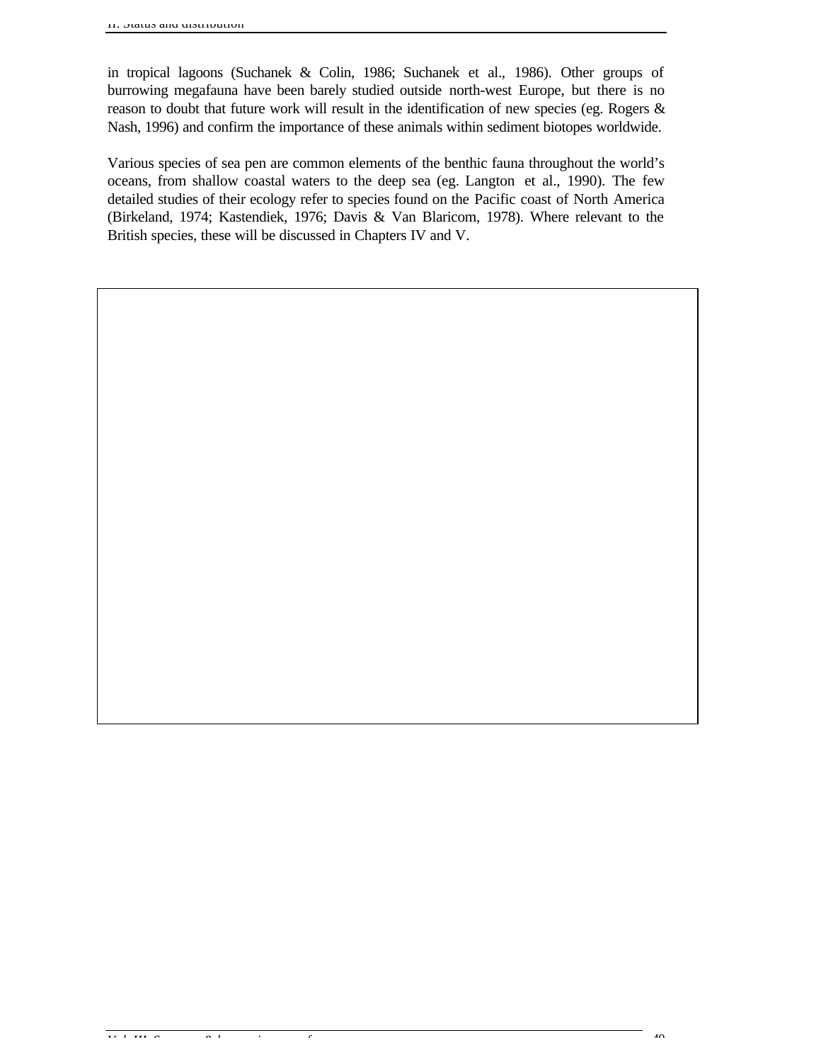in tropical lagoons (Suchanek & Colin, 1986; Suchanek et al., 1986). Other groups of burrowing megafauna have been barely studied outside north-west Europe, but there is no reason to doubt that future work will result in the identification of new species (eg. Rogers & Nash, 1996) and confirm the importance of these animals within sediment biotopes worldwide.

Various species of sea pen are common elements of the benthic fauna throughout the world's oceans, from shallow coastal waters to the deep sea (eg. Langton et al., 1990). The few detailed studies of their ecology refer to species found on the Pacific coast of North America (Birkeland, 1974; Kastendiek, 1976; Davis & Van Blaricom, 1978). Where relevant to the British species, these will be discussed in Chapters IV and V.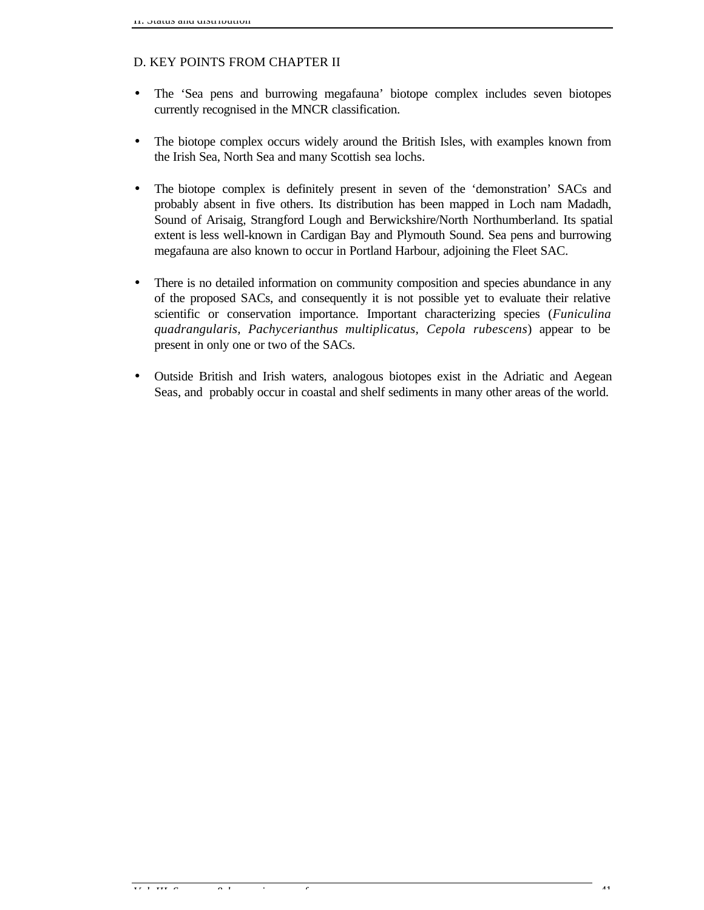## D. KEY POINTS FROM CHAPTER II

- The 'Sea pens and burrowing megafauna' biotope complex includes seven biotopes currently recognised in the MNCR classification.

- The biotope complex occurs widely around the British Isles, with examples known from the Irish Sea, North Sea and many Scottish sea lochs.

- The biotope complex is definitely present in seven of the 'demonstration' SACs and probably absent in five others. Its distribution has been mapped in Loch nam Madadh, Sound of Arisaig, Strangford Lough and Berwickshire/North Northumberland. Its spatial extent is less well-known in Cardigan Bay and Plymouth Sound. Sea pens and burrowing megafauna are also known to occur in Portland Harbour, adjoining the Fleet SAC.

- There is no detailed information on community composition and species abundance in any of the proposed SACs, and consequently it is not possible yet to evaluate their relative scientific or conservation importance. Important characterizing species (*Funiculina quadrangularis, Pachycerianthus multiplicatus, Cepola rubescens*) appear to be present in only one or two of the SACs.

- Outside British and Irish waters, analogous biotopes exist in the Adriatic and Aegean Seas, and probably occur in coastal and shelf sediments in many other areas of the world.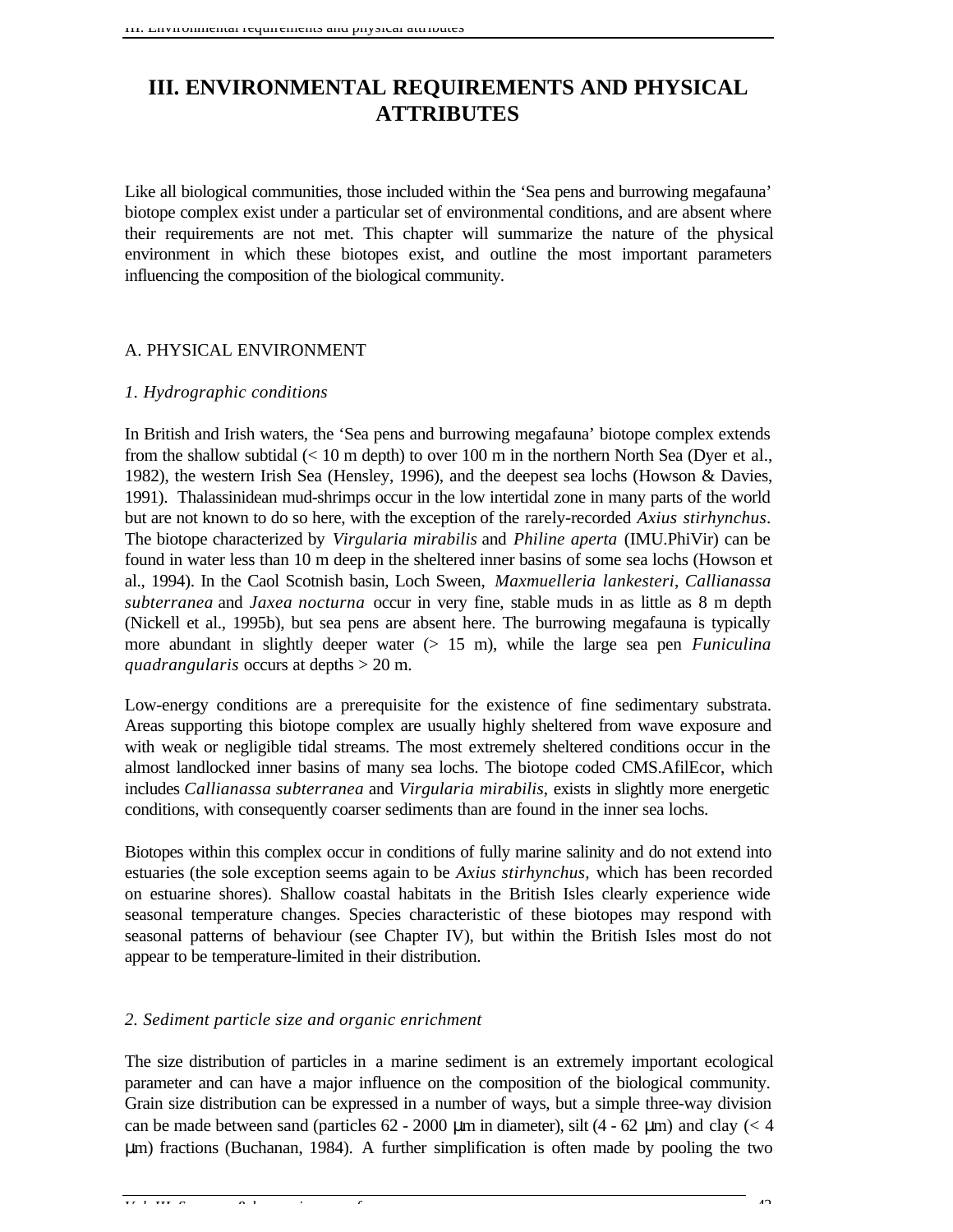# III. ENVIRONMENTAL REQUIREMENTS AND PHYSICAL ATTRIBUTES

Like all biological communities, those included within the 'Sea pens and burrowing megafauna' biotope complex exist under a particular set of environmental conditions, and are absent where their requirements are not met. This chapter will summarize the nature of the physical environment in which these biotopes exist, and outline the most important parameters influencing the composition of the biological community.

## A. PHYSICAL ENVIRONMENT

### *1. Hydrographic conditions*

In British and Irish waters, the 'Sea pens and burrowing megafauna' biotope complex extends from the shallow subtidal (< 10 m depth) to over 100 m in the northern North Sea (Dyer et al., 1982), the western Irish Sea (Hensley, 1996), and the deepest sea lochs (Howson & Davies, 1991). Thalassinidean mud-shrimps occur in the low intertidal zone in many parts of the world but are not known to do so here, with the exception of the rarely-recorded *Axius stirhynchus*. The biotope characterized by *Virgularia mirabilis* and *Philine aperta* (IMU.PhiVir) can be found in water less than 10 m deep in the sheltered inner basins of some sea lochs (Howson et al., 1994). In the Caol Scotnish basin, Loch Sween, *Maxmuelleria lankesteri*, *Callianassa subterranea* and *Jaxea nocturna* occur in very fine, stable muds in as little as 8 m depth (Nickell et al., 1995b), but sea pens are absent here. The burrowing megafauna is typically more abundant in slightly deeper water (> 15 m), while the large sea pen *Funiculina quadrangularis* occurs at depths > 20 m.

Low-energy conditions are a prerequisite for the existence of fine sedimentary substrata. Areas supporting this biotope complex are usually highly sheltered from wave exposure and with weak or negligible tidal streams. The most extremely sheltered conditions occur in the almost landlocked inner basins of many sea lochs. The biotope coded CMS.AfilEcor, which includes *Callianassa subterranea* and *Virgularia mirabilis*, exists in slightly more energetic conditions, with consequently coarser sediments than are found in the inner sea lochs.

Biotopes within this complex occur in conditions of fully marine salinity and do not extend into estuaries (the sole exception seems again to be *Axius stirhynchus*, which has been recorded on estuarine shores). Shallow coastal habitats in the British Isles clearly experience wide seasonal temperature changes. Species characteristic of these biotopes may respond with seasonal patterns of behaviour (see Chapter IV), but within the British Isles most do not appear to be temperature-limited in their distribution.

### *2. Sediment particle size and organic enrichment*

The size distribution of particles in a marine sediment is an extremely important ecological parameter and can have a major influence on the composition of the biological community. Grain size distribution can be expressed in a number of ways, but a simple three-way division can be made between sand (particles 62 - 2000 μm in diameter), silt (4 - 62 μm) and clay (< 4 μm) fractions (Buchanan, 1984). A further simplification is often made by pooling the two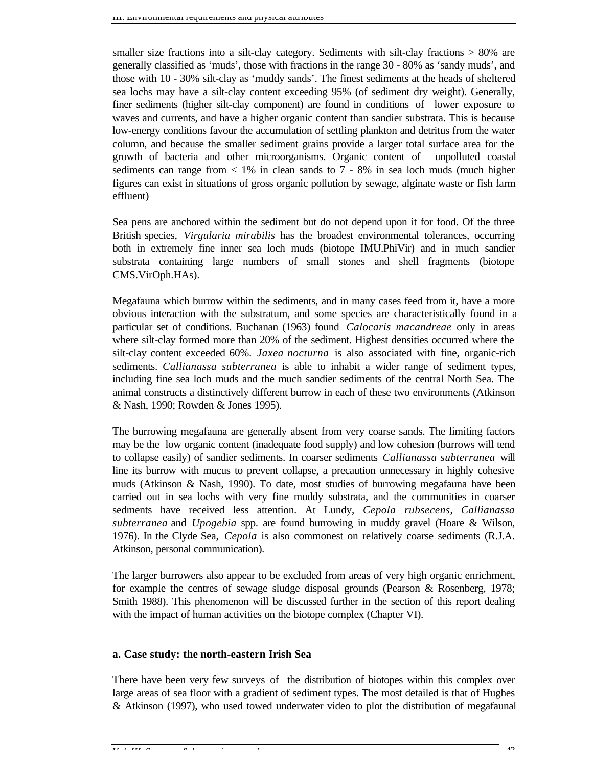smaller size fractions into a silt-clay category. Sediments with silt-clay fractions > 80% are generally classified as 'muds', those with fractions in the range 30 - 80% as 'sandy muds', and those with 10 - 30% silt-clay as 'muddy sands'. The finest sediments at the heads of sheltered sea lochs may have a silt-clay content exceeding 95% (of sediment dry weight). Generally, finer sediments (higher silt-clay component) are found in conditions of lower exposure to waves and currents, and have a higher organic content than sandier substrata. This is because low-energy conditions favour the accumulation of settling plankton and detritus from the water column, and because the smaller sediment grains provide a larger total surface area for the growth of bacteria and other microorganisms. Organic content of unpolluted coastal sediments can range from < 1% in clean sands to 7 - 8% in sea loch muds (much higher figures can exist in situations of gross organic pollution by sewage, alginate waste or fish farm effluent)

Sea pens are anchored within the sediment but do not depend upon it for food. Of the three British species, *Virgularia mirabilis* has the broadest environmental tolerances, occurring both in extremely fine inner sea loch muds (biotope IMU.PhiVir) and in much sandier substrata containing large numbers of small stones and shell fragments (biotope CMS.VirOph.HAs).

Megafauna which burrow within the sediments, and in many cases feed from it, have a more obvious interaction with the substratum, and some species are characteristically found in a particular set of conditions. Buchanan (1963) found *Calocaris macandreae* only in areas where silt-clay formed more than 20% of the sediment. Highest densities occurred where the silt-clay content exceeded 60%. *Jaxea nocturna* is also associated with fine, organic-rich sediments. *Callianassa subterranea* is able to inhabit a wider range of sediment types, including fine sea loch muds and the much sandier sediments of the central North Sea. The animal constructs a distinctively different burrow in each of these two environments (Atkinson & Nash, 1990; Rowden & Jones 1995).

The burrowing megafauna are generally absent from very coarse sands. The limiting factors may be the low organic content (inadequate food supply) and low cohesion (burrows will tend to collapse easily) of sandier sediments. In coarser sediments *Callianassa subterranea* will line its burrow with mucus to prevent collapse, a precaution unnecessary in highly cohesive muds (Atkinson & Nash, 1990). To date, most studies of burrowing megafauna have been carried out in sea lochs with very fine muddy substrata, and the communities in coarser sedments have received less attention. At Lundy, *Cepola rubsecens*, *Callianassa subterranea* and *Upogebia* spp. are found burrowing in muddy gravel (Hoare & Wilson, 1976). In the Clyde Sea, *Cepola* is also commonest on relatively coarse sediments (R.J.A. Atkinson, personal communication).

The larger burrowers also appear to be excluded from areas of very high organic enrichment, for example the centres of sewage sludge disposal grounds (Pearson & Rosenberg, 1978; Smith 1988). This phenomenon will be discussed further in the section of this report dealing with the impact of human activities on the biotope complex (Chapter VI).

### a. Case study: the north-eastern Irish Sea

There have been very few surveys of the distribution of biotopes within this complex over large areas of sea floor with a gradient of sediment types. The most detailed is that of Hughes & Atkinson (1997), who used towed underwater video to plot the distribution of megafaunal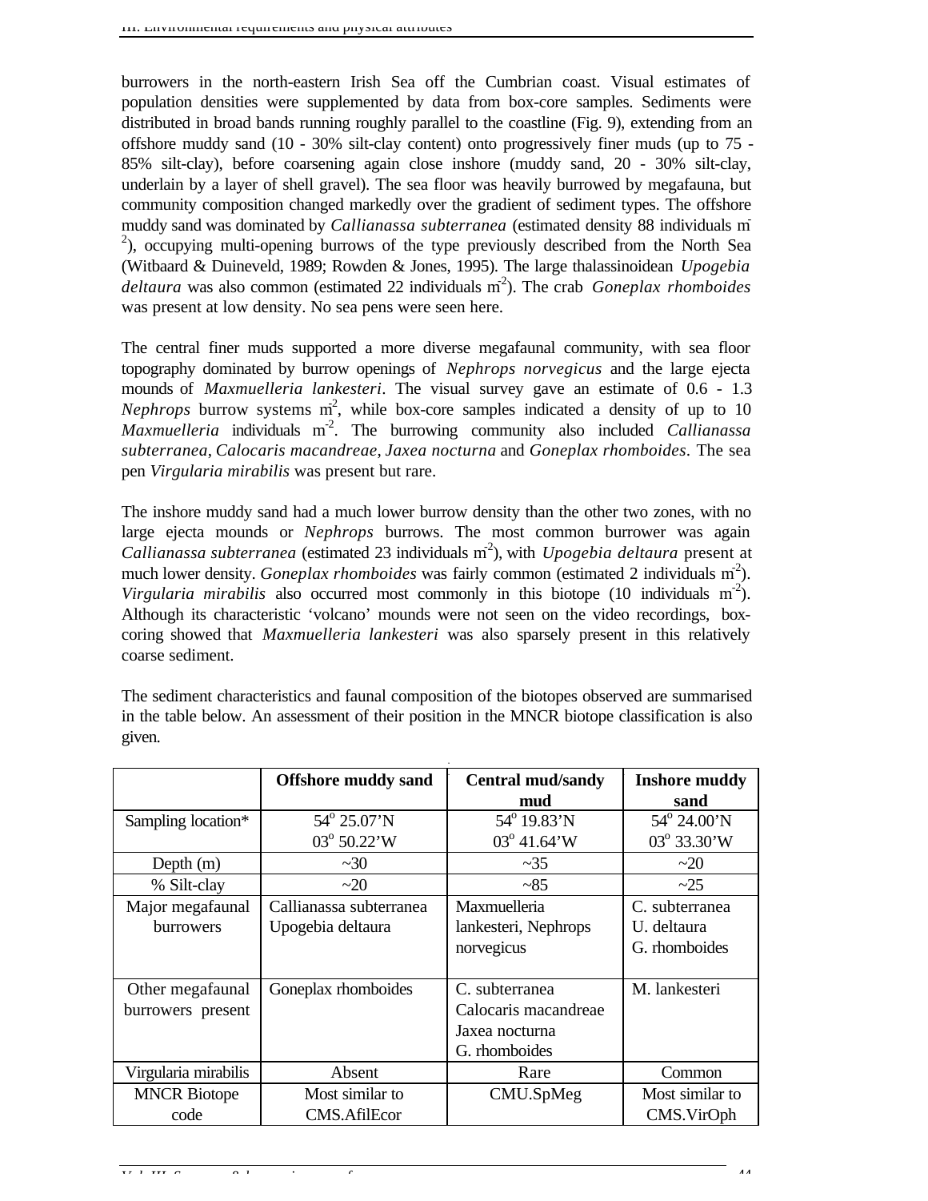burrowers in the north-eastern Irish Sea off the Cumbrian coast. Visual estimates of population densities were supplemented by data from box-core samples. Sediments were distributed in broad bands running roughly parallel to the coastline (Fig. 9), extending from an offshore muddy sand (10 - 30% silt-clay content) onto progressively finer muds (up to 75 - 85% silt-clay), before coarsening again close inshore (muddy sand, 20 - 30% silt-clay, underlain by a layer of shell gravel). The sea floor was heavily burrowed by megafauna, but community composition changed markedly over the gradient of sediment types. The offshore muddy sand was dominated by *Callianassa subterranea* (estimated density 88 individuals $m^{-2}$), occupying multi-opening burrows of the type previously described from the North Sea (Witbaard & Duineveld, 1989; Rowden & Jones, 1995). The large thalassinoidean *Upogebia deltaura* was also common (estimated 22 individuals $m^{-2}$). The crab *Goneplax rhomboides* was present at low density. No sea pens were seen here.

The central finer muds supported a more diverse megafaunal community, with sea floor topography dominated by burrow openings of *Nephrops norvegicus* and the large ejecta mounds of *Maxmuelleria lankesteri*. The visual survey gave an estimate of 0.6 - 1.3 *Nephrops* burrow systems $m^{-2}$, while box-core samples indicated a density of up to 10 *Maxmuelleria* individuals $m^{-2}$. The burrowing community also included *Callianassa subterranea*, *Calocaris macandreae*, *Jaxea nocturna* and *Goneplax rhomboides*. The sea pen *Virgularia mirabilis* was present but rare.

The inshore muddy sand had a much lower burrow density than the other two zones, with no large ejecta mounds or *Nephrops* burrows. The most common burrower was again *Callianassa subterranea* (estimated 23 individuals $m^{-2}$), with *Upogebia deltaura* present at much lower density. *Goneplax rhomboides* was fairly common (estimated 2 individuals $m^{-2}$). *Virgularia mirabilis* also occurred most commonly in this biotope (10 individuals $m^{-2}$). Although its characteristic 'volcano' mounds were not seen on the video recordings, box-coring showed that *Maxmuelleria lankesteri* was also sparsely present in this relatively coarse sediment.

The sediment characteristics and faunal composition of the biotopes observed are summarised in the table below. An assessment of their position in the MNCR biotope classification is also given.

| | Offshore muddy sand | Central mud/sandy mud | Inshore muddy sand |
|---|---|---|---|
| Sampling location* | 54° 25.07'N<br>03° 50.22'W | 54° 19.83'N<br>03° 41.64'W | 54° 24.00'N<br>03° 33.30'W |
| Depth (m) | ~30 | ~35 | ~20 |
| % Silt-clay | ~20 | ~85 | ~25 |
| Major megafaunal burrowers | Callianassa subterranea<br>Upogebia deltaura | Maxmuelleria lankesteri, Nephrops norvegicus | C. subterranea<br>U. deltaura<br>G. rhomboides |
| Other megafaunal burrowers present | Goneplax rhomboides | C. subterranea<br>Calocaris macandreae<br>Jaxea nocturna<br>G. rhomboides | M. lankesteri |
| Virgularia mirabilis | Absent | Rare | Common |
| MNCR Biotope code | Most similar to CMS.AfilEcor | CMU.SpMeg | Most similar to CMS.VirOph |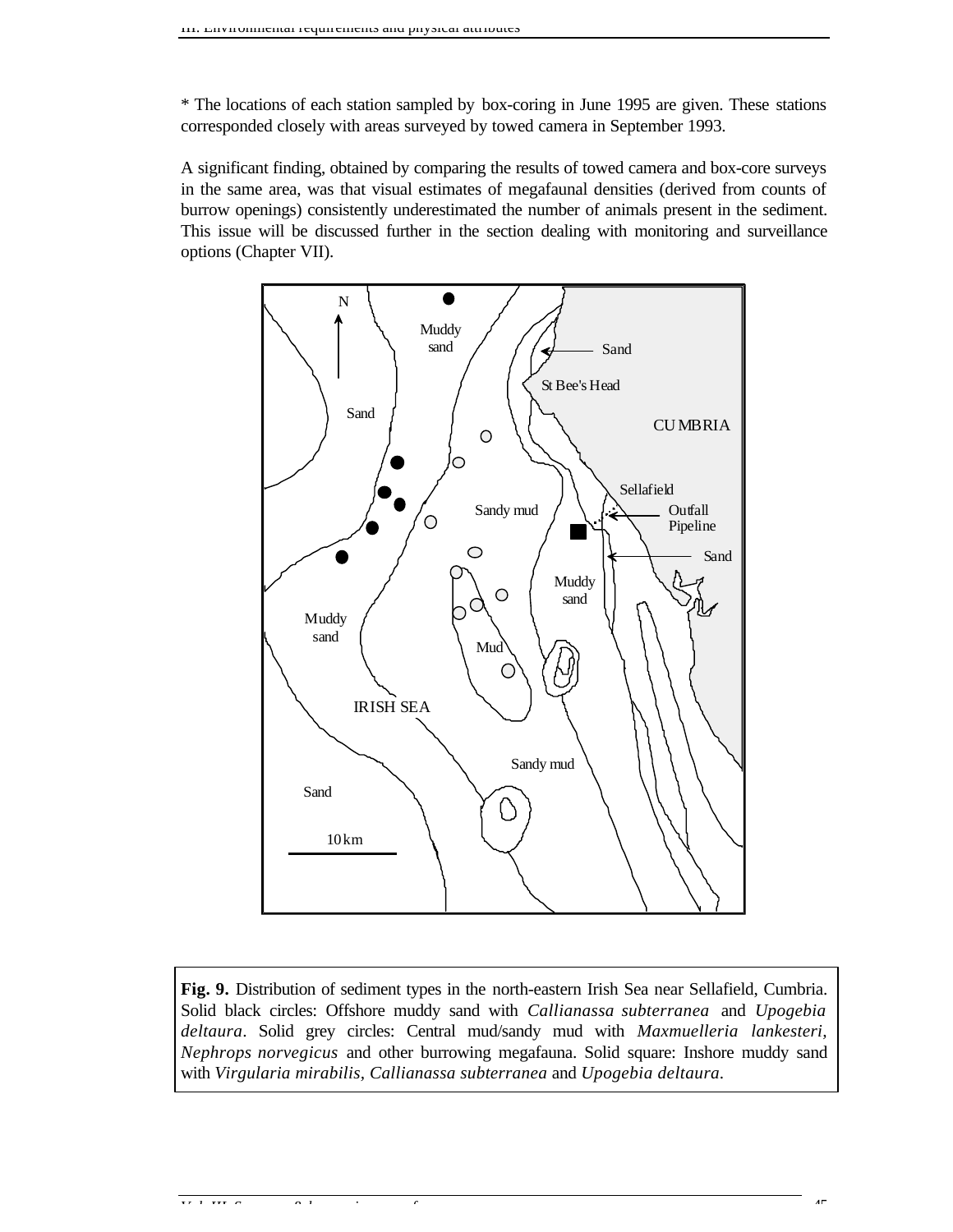* The locations of each station sampled by box-coring in June 1995 are given. These stations corresponded closely with areas surveyed by towed camera in September 1993.

A significant finding, obtained by comparing the results of towed camera and box-core surveys in the same area, was that visual estimates of megafaunal densities (derived from counts of burrow openings) consistently underestimated the number of animals present in the sediment. This issue will be discussed further in the section dealing with monitoring and surveillance options (Chapter VII).

**Fig. 9.** Distribution of sediment types in the north-eastern Irish Sea near Sellafield, Cumbria. Solid black circles: Offshore muddy sand with *Callianassa subterranea* and *Upogebia deltaura*. Solid grey circles: Central mud/sandy mud with *Maxmuelleria lankesteri*, *Nephrops norvegicus* and other burrowing megafauna. Solid square: Inshore muddy sand with *Virgularia mirabilis*, *Callianassa subterranea* and *Upogebia deltaura*.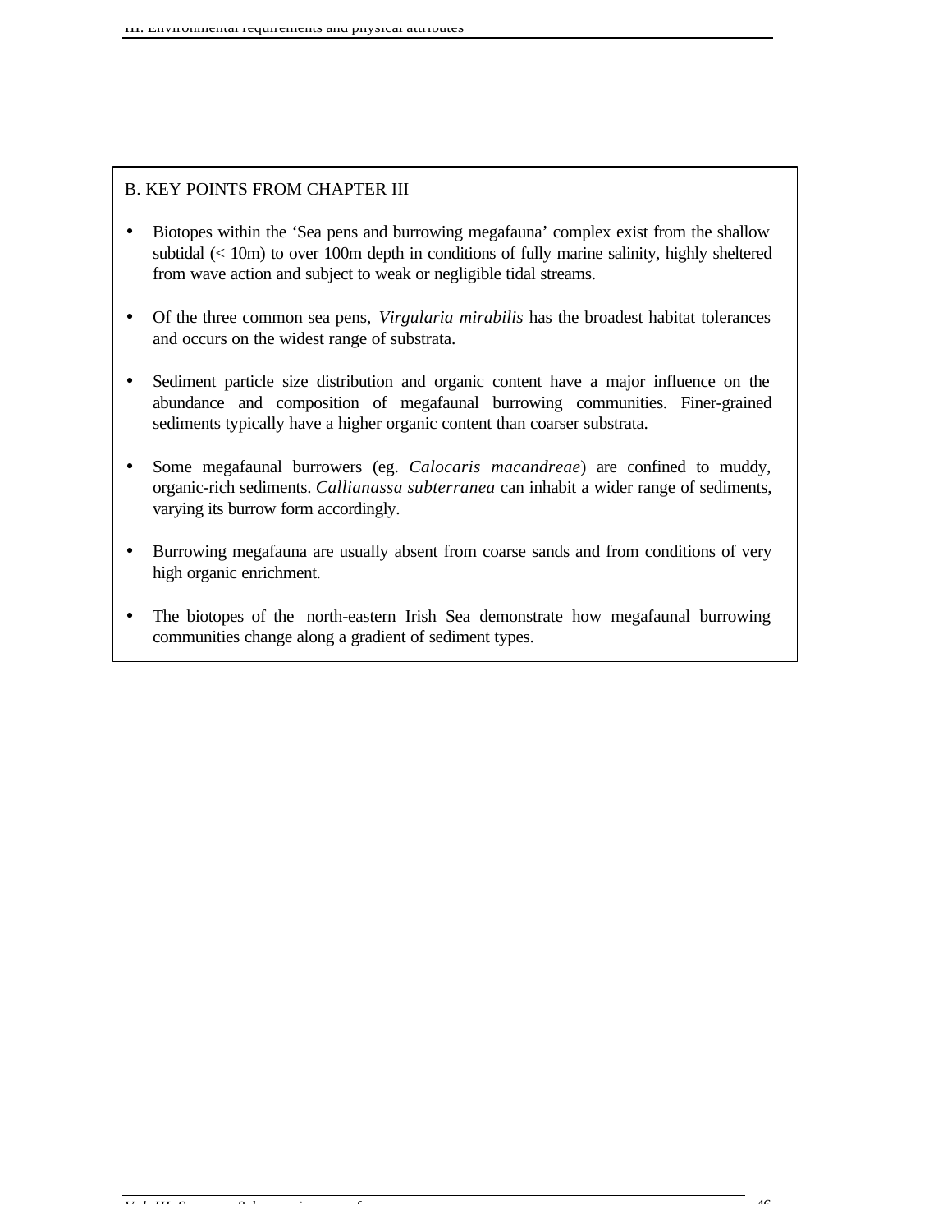## B. KEY POINTS FROM CHAPTER III

- Biotopes within the 'Sea pens and burrowing megafauna' complex exist from the shallow subtidal (< 10m) to over 100m depth in conditions of fully marine salinity, highly sheltered from wave action and subject to weak or negligible tidal streams.

- Of the three common sea pens, *Virgularia mirabilis* has the broadest habitat tolerances and occurs on the widest range of substrata.

- Sediment particle size distribution and organic content have a major influence on the abundance and composition of megafaunal burrowing communities. Finer-grained sediments typically have a higher organic content than coarser substrata.

- Some megafaunal burrowers (eg. *Calocaris macandreae*) are confined to muddy, organic-rich sediments. *Callianassa subterranea* can inhabit a wider range of sediments, varying its burrow form accordingly.

- Burrowing megafauna are usually absent from coarse sands and from conditions of very high organic enrichment.

- The biotopes of the north-eastern Irish Sea demonstrate how megafaunal burrowing communities change along a gradient of sediment types.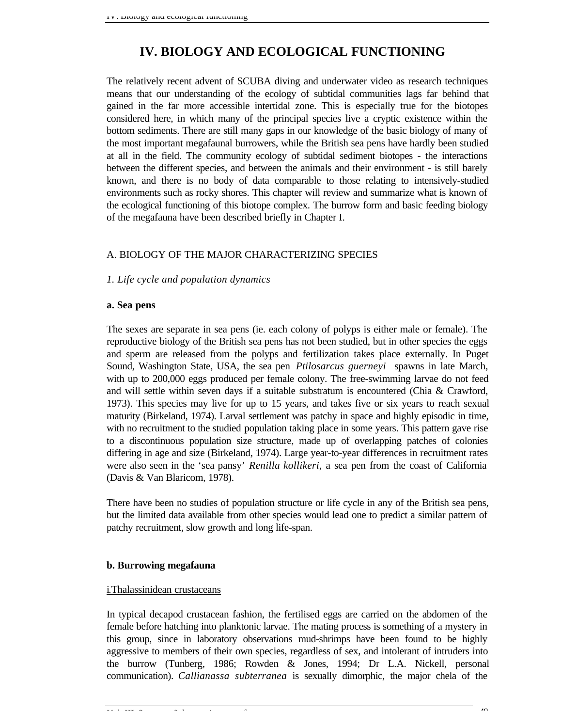# IV. BIOLOGY AND ECOLOGICAL FUNCTIONING

The relatively recent advent of SCUBA diving and underwater video as research techniques means that our understanding of the ecology of subtidal communities lags far behind that gained in the far more accessible intertidal zone. This is especially true for the biotopes considered here, in which many of the principal species live a cryptic existence within the bottom sediments. There are still many gaps in our knowledge of the basic biology of many of the most important megafaunal burrowers, while the British sea pens have hardly been studied at all in the field. The community ecology of subtidal sediment biotopes - the interactions between the different species, and between the animals and their environment - is still barely known, and there is no body of data comparable to those relating to intensively-studied environments such as rocky shores. This chapter will review and summarize what is known of the ecological functioning of this biotope complex. The burrow form and basic feeding biology of the megafauna have been described briefly in Chapter I.

## A. BIOLOGY OF THE MAJOR CHARACTERIZING SPECIES

### *1. Life cycle and population dynamics*

#### a. Sea pens

The sexes are separate in sea pens (ie. each colony of polyps is either male or female). The reproductive biology of the British sea pens has not been studied, but in other species the eggs and sperm are released from the polyps and fertilization takes place externally. In Puget Sound, Washington State, USA, the sea pen *Ptilosarcus guerneyi* spawns in late March, with up to 200,000 eggs produced per female colony. The free-swimming larvae do not feed and will settle within seven days if a suitable substratum is encountered (Chia & Crawford, 1973). This species may live for up to 15 years, and takes five or six years to reach sexual maturity (Birkeland, 1974). Larval settlement was patchy in space and highly episodic in time, with no recruitment to the studied population taking place in some years. This pattern gave rise to a discontinuous population size structure, made up of overlapping patches of colonies differing in age and size (Birkeland, 1974). Large year-to-year differences in recruitment rates were also seen in the 'sea pansy' *Renilla kollikeri*, a sea pen from the coast of California (Davis & Van Blaricom, 1978).

There have been no studies of population structure or life cycle in any of the British sea pens, but the limited data available from other species would lead one to predict a similar pattern of patchy recruitment, slow growth and long life-span.

#### b. Burrowing megafauna

i.Thalassinidean crustaceans

In typical decapod crustacean fashion, the fertilised eggs are carried on the abdomen of the female before hatching into planktonic larvae. The mating process is something of a mystery in this group, since in laboratory observations mud-shrimps have been found to be highly aggressive to members of their own species, regardless of sex, and intolerant of intruders into the burrow (Tunberg, 1986; Rowden & Jones, 1994; Dr L.A. Nickell, personal communication). *Callianassa subterranea* is sexually dimorphic, the major chela of the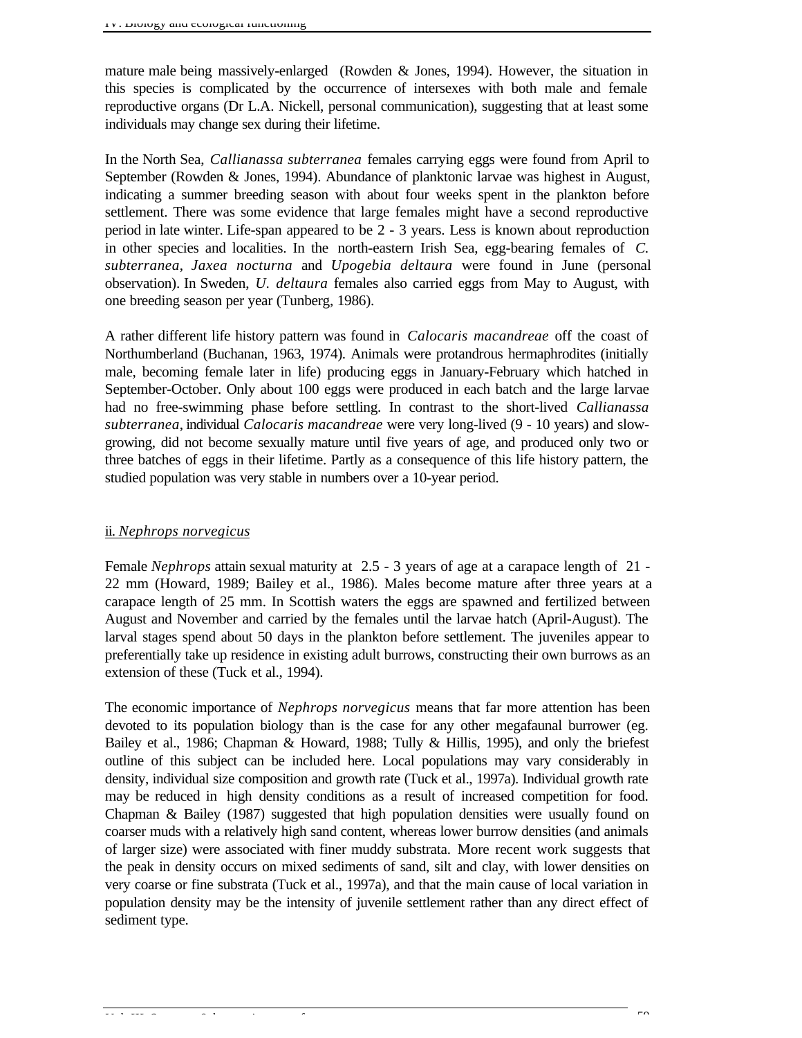mature male being massively-enlarged (Rowden & Jones, 1994). However, the situation in this species is complicated by the occurrence of intersexes with both male and female reproductive organs (Dr L.A. Nickell, personal communication), suggesting that at least some individuals may change sex during their lifetime.

In the North Sea, *Callianassa subterranea* females carrying eggs were found from April to September (Rowden & Jones, 1994). Abundance of planktonic larvae was highest in August, indicating a summer breeding season with about four weeks spent in the plankton before settlement. There was some evidence that large females might have a second reproductive period in late winter. Life-span appeared to be 2 - 3 years. Less is known about reproduction in other species and localities. In the north-eastern Irish Sea, egg-bearing females of *C. subterranea*, *Jaxea nocturna* and *Upogebia deltaura* were found in June (personal observation). In Sweden, *U. deltaura* females also carried eggs from May to August, with one breeding season per year (Tunberg, 1986).

A rather different life history pattern was found in *Calocaris macandreae* off the coast of Northumberland (Buchanan, 1963, 1974). Animals were protandrous hermaphrodites (initially male, becoming female later in life) producing eggs in January-February which hatched in September-October. Only about 100 eggs were produced in each batch and the large larvae had no free-swimming phase before settling. In contrast to the short-lived *Callianassa subterranea*, individual *Calocaris macandreae* were very long-lived (9 - 10 years) and slow-growing, did not become sexually mature until five years of age, and produced only two or three batches of eggs in their lifetime. Partly as a consequence of this life history pattern, the studied population was very stable in numbers over a 10-year period.

ii. *Nephrops norvegicus*

Female *Nephrops* attain sexual maturity at 2.5 - 3 years of age at a carapace length of 21 - 22 mm (Howard, 1989; Bailey et al., 1986). Males become mature after three years at a carapace length of 25 mm. In Scottish waters the eggs are spawned and fertilized between August and November and carried by the females until the larvae hatch (April-August). The larval stages spend about 50 days in the plankton before settlement. The juveniles appear to preferentially take up residence in existing adult burrows, constructing their own burrows as an extension of these (Tuck et al., 1994).

The economic importance of *Nephrops norvegicus* means that far more attention has been devoted to its population biology than is the case for any other megafaunal burrower (eg. Bailey et al., 1986; Chapman & Howard, 1988; Tully & Hillis, 1995), and only the briefest outline of this subject can be included here. Local populations may vary considerably in density, individual size composition and growth rate (Tuck et al., 1997a). Individual growth rate may be reduced in high density conditions as a result of increased competition for food. Chapman & Bailey (1987) suggested that high population densities were usually found on coarser muds with a relatively high sand content, whereas lower burrow densities (and animals of larger size) were associated with finer muddy substrata. More recent work suggests that the peak in density occurs on mixed sediments of sand, silt and clay, with lower densities on very coarse or fine substrata (Tuck et al., 1997a), and that the main cause of local variation in population density may be the intensity of juvenile settlement rather than any direct effect of sediment type.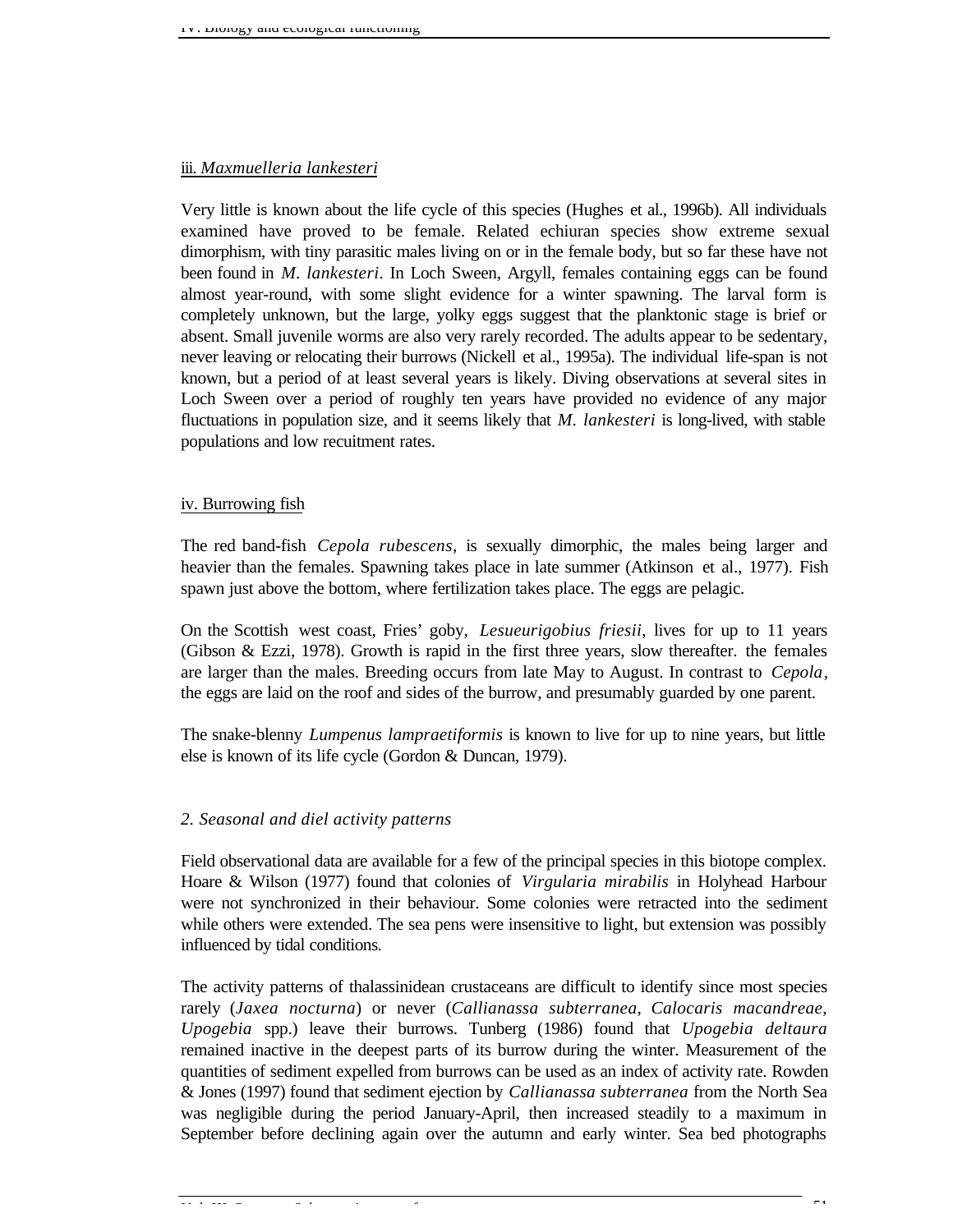iii. *Maxmuelleria lankesteri*

Very little is known about the life cycle of this species (Hughes et al., 1996b). All individuals examined have proved to be female. Related echiuran species show extreme sexual dimorphism, with tiny parasitic males living on or in the female body, but so far these have not been found in *M. lankesteri*. In Loch Sween, Argyll, females containing eggs can be found almost year-round, with some slight evidence for a winter spawning. The larval form is completely unknown, but the large, yolky eggs suggest that the planktonic stage is brief or absent. Small juvenile worms are also very rarely recorded. The adults appear to be sedentary, never leaving or relocating their burrows (Nickell et al., 1995a). The individual life-span is not known, but a period of at least several years is likely. Diving observations at several sites in Loch Sween over a period of roughly ten years have provided no evidence of any major fluctuations in population size, and it seems likely that *M. lankesteri* is long-lived, with stable populations and low recuitment rates.

iv. Burrowing fish

The red band-fish *Cepola rubescens*, is sexually dimorphic, the males being larger and heavier than the females. Spawning takes place in late summer (Atkinson et al., 1977). Fish spawn just above the bottom, where fertilization takes place. The eggs are pelagic.

On the Scottish west coast, Fries' goby, *Lesueurigobius friesii*, lives for up to 11 years (Gibson & Ezzi, 1978). Growth is rapid in the first three years, slow thereafter. the females are larger than the males. Breeding occurs from late May to August. In contrast to *Cepola*, the eggs are laid on the roof and sides of the burrow, and presumably guarded by one parent.

The snake-blenny *Lumpenus lampraetiformis* is known to live for up to nine years, but little else is known of its life cycle (Gordon & Duncan, 1979).

### *2. Seasonal and diel activity patterns*

Field observational data are available for a few of the principal species in this biotope complex. Hoare & Wilson (1977) found that colonies of *Virgularia mirabilis* in Holyhead Harbour were not synchronized in their behaviour. Some colonies were retracted into the sediment while others were extended. The sea pens were insensitive to light, but extension was possibly influenced by tidal conditions.

The activity patterns of thalassinidean crustaceans are difficult to identify since most species rarely (*Jaxea nocturna*) or never (*Callianassa subterranea*, *Calocaris macandreae, Upogebia* spp.) leave their burrows. Tunberg (1986) found that *Upogebia deltaura* remained inactive in the deepest parts of its burrow during the winter. Measurement of the quantities of sediment expelled from burrows can be used as an index of activity rate. Rowden & Jones (1997) found that sediment ejection by *Callianassa subterranea* from the North Sea was negligible during the period January-April, then increased steadily to a maximum in September before declining again over the autumn and early winter. Sea bed photographs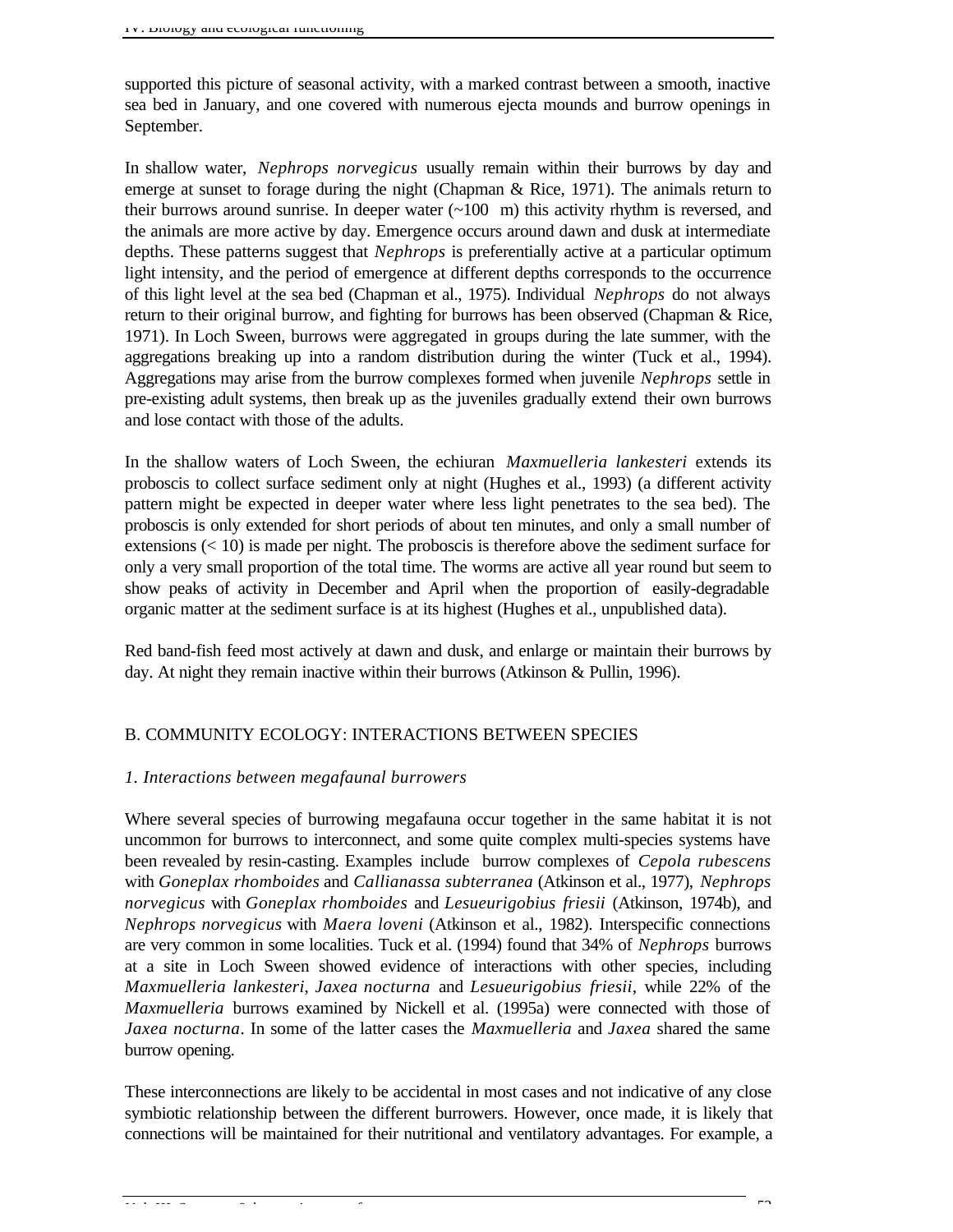supported this picture of seasonal activity, with a marked contrast between a smooth, inactive sea bed in January, and one covered with numerous ejecta mounds and burrow openings in September.

In shallow water, *Nephrops norvegicus* usually remain within their burrows by day and emerge at sunset to forage during the night (Chapman & Rice, 1971). The animals return to their burrows around sunrise. In deeper water (~100 m) this activity rhythm is reversed, and the animals are more active by day. Emergence occurs around dawn and dusk at intermediate depths. These patterns suggest that *Nephrops* is preferentially active at a particular optimum light intensity, and the period of emergence at different depths corresponds to the occurrence of this light level at the sea bed (Chapman et al., 1975). Individual *Nephrops* do not always return to their original burrow, and fighting for burrows has been observed (Chapman & Rice, 1971). In Loch Sween, burrows were aggregated in groups during the late summer, with the aggregations breaking up into a random distribution during the winter (Tuck et al., 1994). Aggregations may arise from the burrow complexes formed when juvenile *Nephrops* settle in pre-existing adult systems, then break up as the juveniles gradually extend their own burrows and lose contact with those of the adults.

In the shallow waters of Loch Sween, the echiuran *Maxmuelleria lankesteri* extends its proboscis to collect surface sediment only at night (Hughes et al., 1993) (a different activity pattern might be expected in deeper water where less light penetrates to the sea bed). The proboscis is only extended for short periods of about ten minutes, and only a small number of extensions (< 10) is made per night. The proboscis is therefore above the sediment surface for only a very small proportion of the total time. The worms are active all year round but seem to show peaks of activity in December and April when the proportion of easily-degradable organic matter at the sediment surface is at its highest (Hughes et al., unpublished data).

Red band-fish feed most actively at dawn and dusk, and enlarge or maintain their burrows by day. At night they remain inactive within their burrows (Atkinson & Pullin, 1996).

## B. COMMUNITY ECOLOGY: INTERACTIONS BETWEEN SPECIES

### *1. Interactions between megafaunal burrowers*

Where several species of burrowing megafauna occur together in the same habitat it is not uncommon for burrows to interconnect, and some quite complex multi-species systems have been revealed by resin-casting. Examples include burrow complexes of *Cepola rubescens* with *Goneplax rhomboides* and *Callianassa subterranea* (Atkinson et al., 1977), *Nephrops norvegicus* with *Goneplax rhomboides* and *Lesueurigobius friesii* (Atkinson, 1974b), and *Nephrops norvegicus* with *Maera loveni* (Atkinson et al., 1982). Interspecific connections are very common in some localities. Tuck et al. (1994) found that 34% of *Nephrops* burrows at a site in Loch Sween showed evidence of interactions with other species, including *Maxmuelleria lankesteri*, *Jaxea nocturna* and *Lesueurigobius friesii*, while 22% of the *Maxmuelleria* burrows examined by Nickell et al. (1995a) were connected with those of *Jaxea nocturna*. In some of the latter cases the *Maxmuelleria* and *Jaxea* shared the same burrow opening.

These interconnections are likely to be accidental in most cases and not indicative of any close symbiotic relationship between the different burrowers. However, once made, it is likely that connections will be maintained for their nutritional and ventilatory advantages. For example, a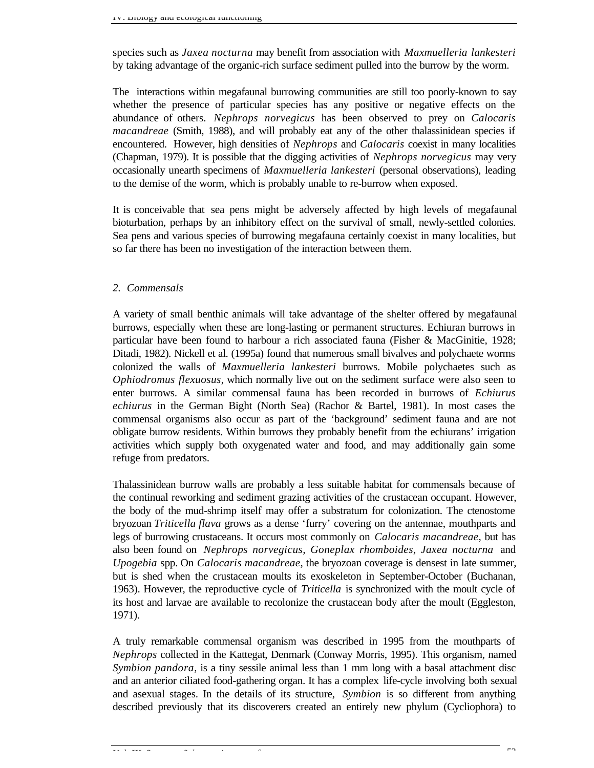species such as *Jaxea nocturna* may benefit from association with *Maxmuelleria lankesteri* by taking advantage of the organic-rich surface sediment pulled into the burrow by the worm.

The interactions within megafaunal burrowing communities are still too poorly-known to say whether the presence of particular species has any positive or negative effects on the abundance of others. *Nephrops norvegicus* has been observed to prey on *Calocaris macandreae* (Smith, 1988), and will probably eat any of the other thalassinidean species if encountered. However, high densities of *Nephrops* and *Calocaris* coexist in many localities (Chapman, 1979). It is possible that the digging activities of *Nephrops norvegicus* may very occasionally unearth specimens of *Maxmuelleria lankesteri* (personal observations), leading to the demise of the worm, which is probably unable to re-burrow when exposed.

It is conceivable that sea pens might be adversely affected by high levels of megafaunal bioturbation, perhaps by an inhibitory effect on the survival of small, newly-settled colonies. Sea pens and various species of burrowing megafauna certainly coexist in many localities, but so far there has been no investigation of the interaction between them.

## *2. Commensals*

A variety of small benthic animals will take advantage of the shelter offered by megafaunal burrows, especially when these are long-lasting or permanent structures. Echiuran burrows in particular have been found to harbour a rich associated fauna (Fisher & MacGinitie, 1928; Ditadi, 1982). Nickell et al. (1995a) found that numerous small bivalves and polychaete worms colonized the walls of *Maxmuelleria lankesteri* burrows. Mobile polychaetes such as *Ophiodromus flexuosus*, which normally live out on the sediment surface were also seen to enter burrows. A similar commensal fauna has been recorded in burrows of *Echiurus echiurus* in the German Bight (North Sea) (Rachor & Bartel, 1981). In most cases the commensal organisms also occur as part of the 'background' sediment fauna and are not obligate burrow residents. Within burrows they probably benefit from the echiurans' irrigation activities which supply both oxygenated water and food, and may additionally gain some refuge from predators.

Thalassinidean burrow walls are probably a less suitable habitat for commensals because of the continual reworking and sediment grazing activities of the crustacean occupant. However, the body of the mud-shrimp itself may offer a substratum for colonization. The ctenostome bryozoan *Triticella flava* grows as a dense 'furry' covering on the antennae, mouthparts and legs of burrowing crustaceans. It occurs most commonly on *Calocaris macandreae*, but has also been found on *Nephrops norvegicus*, *Goneplax rhomboides*, *Jaxea nocturna* and *Upogebia* spp. On *Calocaris macandreae*, the bryozoan coverage is densest in late summer, but is shed when the crustacean moults its exoskeleton in September-October (Buchanan, 1963). However, the reproductive cycle of *Triticella* is synchronized with the moult cycle of its host and larvae are available to recolonize the crustacean body after the moult (Eggleston, 1971).

A truly remarkable commensal organism was described in 1995 from the mouthparts of *Nephrops* collected in the Kattegat, Denmark (Conway Morris, 1995). This organism, named *Symbion pandora*, is a tiny sessile animal less than 1 mm long with a basal attachment disc and an anterior ciliated food-gathering organ. It has a complex life-cycle involving both sexual and asexual stages. In the details of its structure, *Symbion* is so different from anything described previously that its discoverers created an entirely new phylum (Cycliophora) to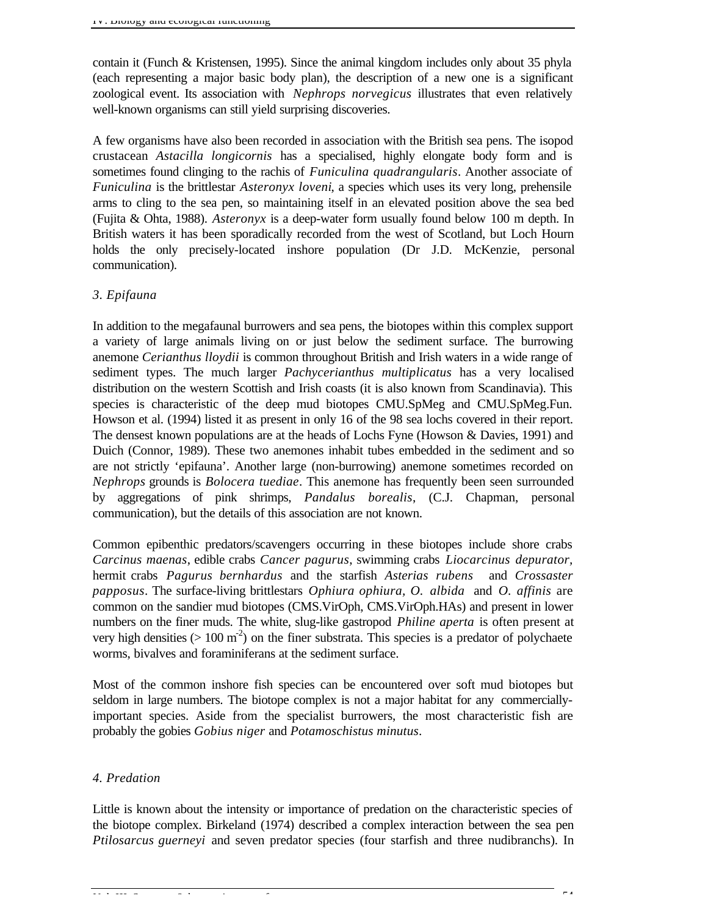contain it (Funch & Kristensen, 1995). Since the animal kingdom includes only about 35 phyla (each representing a major basic body plan), the description of a new one is a significant zoological event. Its association with *Nephrops norvegicus* illustrates that even relatively well-known organisms can still yield surprising discoveries.

A few organisms have also been recorded in association with the British sea pens. The isopod crustacean *Astacilla longicornis* has a specialised, highly elongate body form and is sometimes found clinging to the rachis of *Funiculina quadrangularis*. Another associate of *Funiculina* is the brittlestar *Asteronyx loveni*, a species which uses its very long, prehensile arms to cling to the sea pen, so maintaining itself in an elevated position above the sea bed (Fujita & Ohta, 1988). *Asteronyx* is a deep-water form usually found below 100 m depth. In British waters it has been sporadically recorded from the west of Scotland, but Loch Hourn holds the only precisely-located inshore population (Dr J.D. McKenzie, personal communication).

### *3. Epifauna*

In addition to the megafaunal burrowers and sea pens, the biotopes within this complex support a variety of large animals living on or just below the sediment surface. The burrowing anemone *Cerianthus lloydii* is common throughout British and Irish waters in a wide range of sediment types. The much larger *Pachycerianthus multiplicatus* has a very localised distribution on the western Scottish and Irish coasts (it is also known from Scandinavia). This species is characteristic of the deep mud biotopes CMU.SpMeg and CMU.SpMeg.Fun. Howson et al. (1994) listed it as present in only 16 of the 98 sea lochs covered in their report. The densest known populations are at the heads of Lochs Fyne (Howson & Davies, 1991) and Duich (Connor, 1989). These two anemones inhabit tubes embedded in the sediment and so are not strictly ‘epifauna’. Another large (non-burrowing) anemone sometimes recorded on *Nephrops* grounds is *Bolocera tuediae*. This anemone has frequently been seen surrounded by aggregations of pink shrimps, *Pandalus borealis*, (C.J. Chapman, personal communication), but the details of this association are not known.

Common epibenthic predators/scavengers occurring in these biotopes include shore crabs *Carcinus maenas*, edible crabs *Cancer pagurus*, swimming crabs *Liocarcinus depurator*, hermit crabs *Pagurus bernhardus* and the starfish *Asterias rubens* and *Crossaster papposus*. The surface-living brittlestars *Ophiura ophiura, O. albida* and *O. affinis* are common on the sandier mud biotopes (CMS.VirOph, CMS.VirOph.HAs) and present in lower numbers on the finer muds. The white, slug-like gastropod *Philine aperta* is often present at very high densities (> 100 $m^{-2}$) on the finer substrata. This species is a predator of polychaete worms, bivalves and foraminiferans at the sediment surface.

Most of the common inshore fish species can be encountered over soft mud biotopes but seldom in large numbers. The biotope complex is not a major habitat for any commercially-important species. Aside from the specialist burrowers, the most characteristic fish are probably the gobies *Gobius niger* and *Potamoschistus minutus*.

### *4. Predation*

Little is known about the intensity or importance of predation on the characteristic species of the biotope complex. Birkeland (1974) described a complex interaction between the sea pen *Ptilosarcus guerneyi* and seven predator species (four starfish and three nudibranchs). In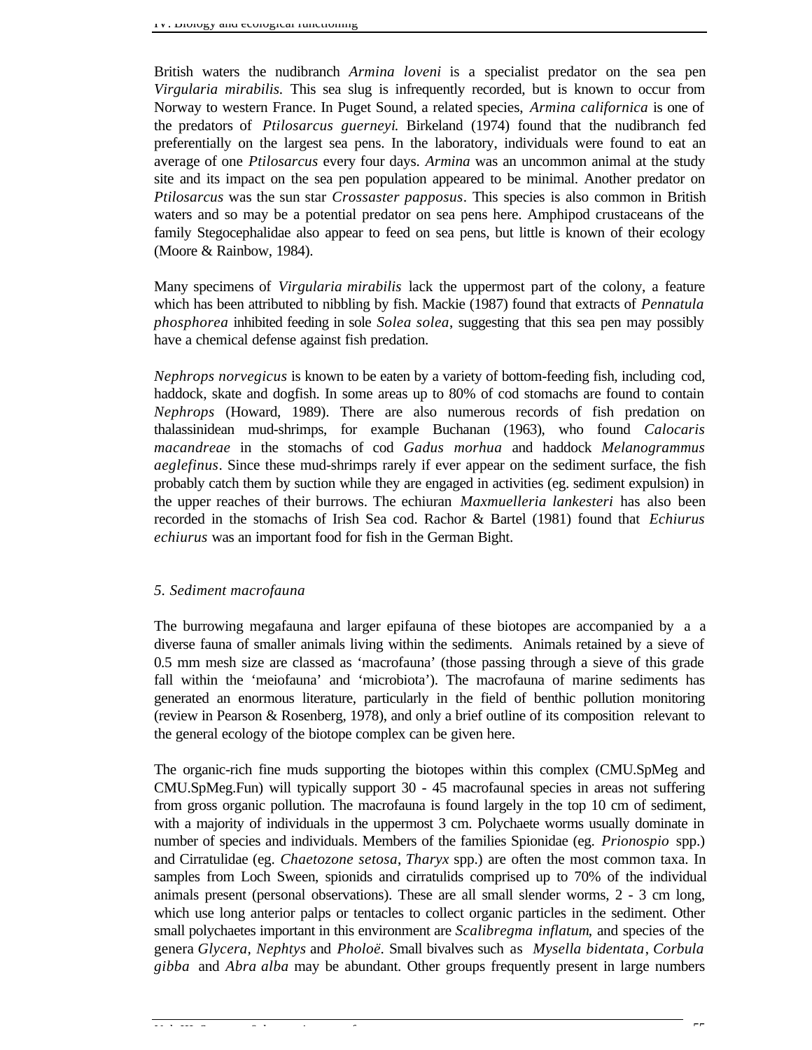British waters the nudibranch *Armina loveni* is a specialist predator on the sea pen *Virgularia mirabilis*. This sea slug is infrequently recorded, but is known to occur from Norway to western France. In Puget Sound, a related species, *Armina californica* is one of the predators of *Ptilosarcus guerneyi*. Birkeland (1974) found that the nudibranch fed preferentially on the largest sea pens. In the laboratory, individuals were found to eat an average of one *Ptilosarcus* every four days. *Armina* was an uncommon animal at the study site and its impact on the sea pen population appeared to be minimal. Another predator on *Ptilosarcus* was the sun star *Crossaster papposus*. This species is also common in British waters and so may be a potential predator on sea pens here. Amphipod crustaceans of the family Stegocephalidae also appear to feed on sea pens, but little is known of their ecology (Moore & Rainbow, 1984).

Many specimens of *Virgularia mirabilis* lack the uppermost part of the colony, a feature which has been attributed to nibbling by fish. Mackie (1987) found that extracts of *Pennatula phosphorea* inhibited feeding in sole *Solea solea*, suggesting that this sea pen may possibly have a chemical defense against fish predation.

*Nephrops norvegicus* is known to be eaten by a variety of bottom-feeding fish, including cod, haddock, skate and dogfish. In some areas up to 80% of cod stomachs are found to contain *Nephrops* (Howard, 1989). There are also numerous records of fish predation on thalassinidean mud-shrimps, for example Buchanan (1963), who found *Calocaris macandreae* in the stomachs of cod *Gadus morhua* and haddock *Melanogrammus aeglefinus*. Since these mud-shrimps rarely if ever appear on the sediment surface, the fish probably catch them by suction while they are engaged in activities (eg. sediment expulsion) in the upper reaches of their burrows. The echiuran *Maxmuelleria lankesteri* has also been recorded in the stomachs of Irish Sea cod. Rachor & Bartel (1981) found that *Echiurus echiurus* was an important food for fish in the German Bight.

### *5. Sediment macrofauna*

The burrowing megafauna and larger epifauna of these biotopes are accompanied by a a diverse fauna of smaller animals living within the sediments. Animals retained by a sieve of 0.5 mm mesh size are classed as 'macrofauna' (those passing through a sieve of this grade fall within the 'meiofauna' and 'microbiota'). The macrofauna of marine sediments has generated an enormous literature, particularly in the field of benthic pollution monitoring (review in Pearson & Rosenberg, 1978), and only a brief outline of its composition relevant to the general ecology of the biotope complex can be given here.

The organic-rich fine muds supporting the biotopes within this complex (CMU.SpMeg and CMU.SpMeg.Fun) will typically support 30 - 45 macrofaunal species in areas not suffering from gross organic pollution. The macrofauna is found largely in the top 10 cm of sediment, with a majority of individuals in the uppermost 3 cm. Polychaete worms usually dominate in number of species and individuals. Members of the families Spionidae (eg. *Prionospio* spp.) and Cirratulidae (eg. *Chaetozone setosa*, *Tharyx* spp.) are often the most common taxa. In samples from Loch Sween, spionids and cirratulids comprised up to 70% of the individual animals present (personal observations). These are all small slender worms, 2 - 3 cm long, which use long anterior palps or tentacles to collect organic particles in the sediment. Other small polychaetes important in this environment are *Scalibregma inflatum*, and species of the genera *Glycera, Nephtys* and *Pholoë*. Small bivalves such as *Mysella bidentata*, *Corbula gibba* and *Abra alba* may be abundant. Other groups frequently present in large numbers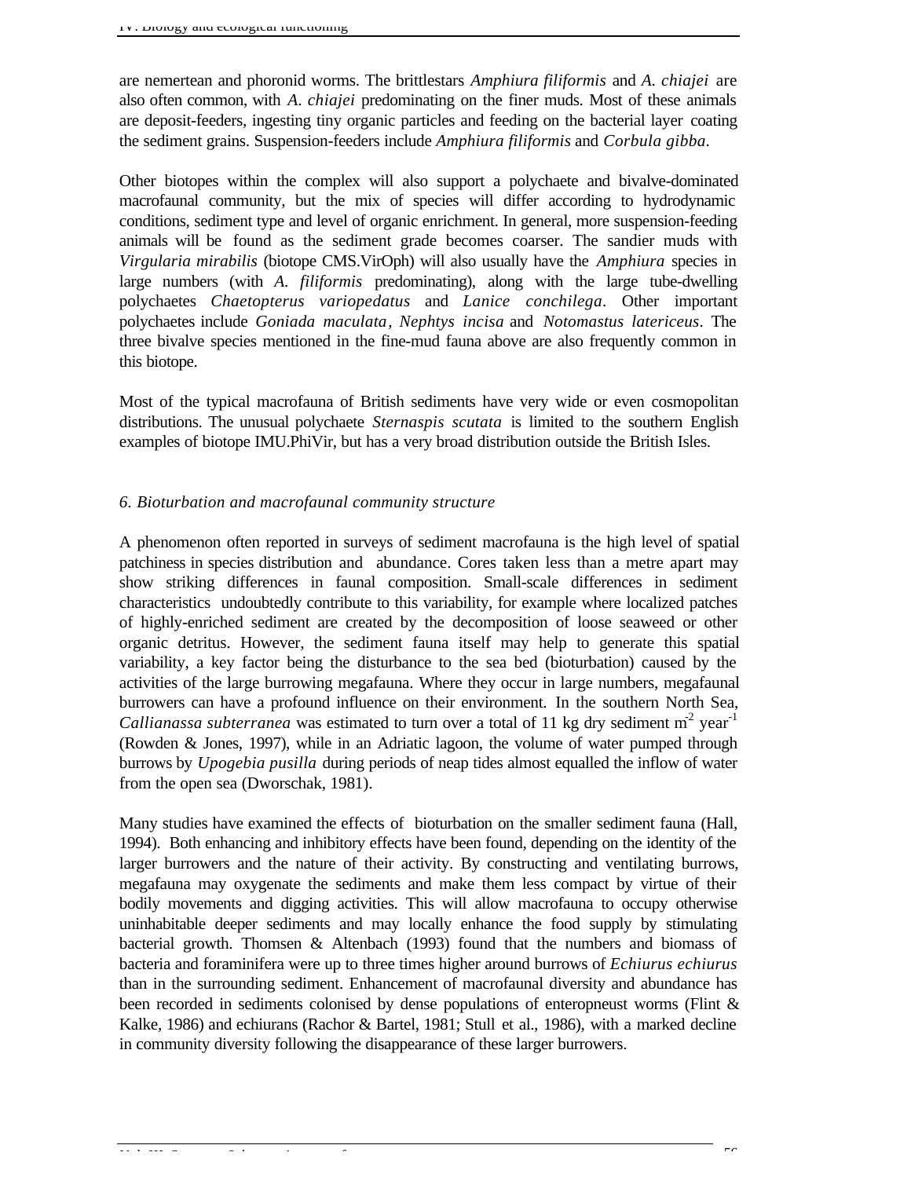are nemertean and phoronid worms. The brittlestars *Amphiura filiformis* and *A. chiajei* are also often common, with *A. chiajei* predominating on the finer muds. Most of these animals are deposit-feeders, ingesting tiny organic particles and feeding on the bacterial layer coating the sediment grains. Suspension-feeders include *Amphiura filiformis* and *Corbula gibba*.

Other biotopes within the complex will also support a polychaete and bivalve-dominated macrofaunal community, but the mix of species will differ according to hydrodynamic conditions, sediment type and level of organic enrichment. In general, more suspension-feeding animals will be found as the sediment grade becomes coarser. The sandier muds with *Virgularia mirabilis* (biotope CMS.VirOph) will also usually have the *Amphiura* species in large numbers (with *A. filiformis* predominating), along with the large tube-dwelling polychaetes *Chaetopterus variopedatus* and *Lanice conchilega*. Other important polychaetes include *Goniada maculata*, *Nephtys incisa* and *Notomastus latericeus*. The three bivalve species mentioned in the fine-mud fauna above are also frequently common in this biotope.

Most of the typical macrofauna of British sediments have very wide or even cosmopolitan distributions. The unusual polychaete *Sternaspis scutata* is limited to the southern English examples of biotope IMU.PhiVir, but has a very broad distribution outside the British Isles.

### *6. Bioturbation and macrofaunal community structure*

A phenomenon often reported in surveys of sediment macrofauna is the high level of spatial patchiness in species distribution and abundance. Cores taken less than a metre apart may show striking differences in faunal composition. Small-scale differences in sediment characteristics undoubtedly contribute to this variability, for example where localized patches of highly-enriched sediment are created by the decomposition of loose seaweed or other organic detritus. However, the sediment fauna itself may help to generate this spatial variability, a key factor being the disturbance to the sea bed (bioturbation) caused by the activities of the large burrowing megafauna. Where they occur in large numbers, megafaunal burrowers can have a profound influence on their environment. In the southern North Sea, *Callianassa subterranea* was estimated to turn over a total of 11 kg dry sediment $m^{-2}$ $year^{-1}$ (Rowden & Jones, 1997), while in an Adriatic lagoon, the volume of water pumped through burrows by *Upogebia pusilla* during periods of neap tides almost equalled the inflow of water from the open sea (Dworschak, 1981).

Many studies have examined the effects of bioturbation on the smaller sediment fauna (Hall, 1994). Both enhancing and inhibitory effects have been found, depending on the identity of the larger burrowers and the nature of their activity. By constructing and ventilating burrows, megafauna may oxygenate the sediments and make them less compact by virtue of their bodily movements and digging activities. This will allow macrofauna to occupy otherwise uninhabitable deeper sediments and may locally enhance the food supply by stimulating bacterial growth. Thomsen & Altenbach (1993) found that the numbers and biomass of bacteria and foraminifera were up to three times higher around burrows of *Echiurus echiurus* than in the surrounding sediment. Enhancement of macrofaunal diversity and abundance has been recorded in sediments colonised by dense populations of enteropneust worms (Flint & Kalke, 1986) and echiurans (Rachor & Bartel, 1981; Stull et al., 1986), with a marked decline in community diversity following the disappearance of these larger burrowers.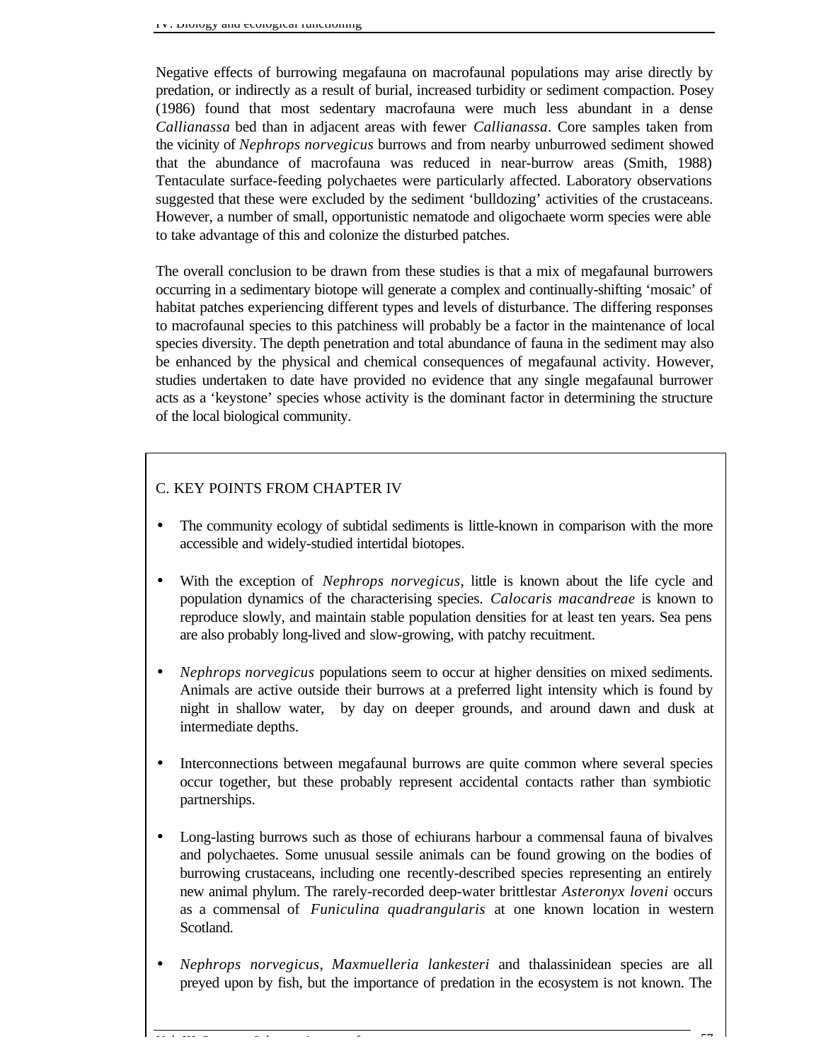Negative effects of burrowing megafauna on macrofaunal populations may arise directly by predation, or indirectly as a result of burial, increased turbidity or sediment compaction. Posey (1986) found that most sedentary macrofauna were much less abundant in a dense *Callianassa* bed than in adjacent areas with fewer *Callianassa*. Core samples taken from the vicinity of *Nephrops norvegicus* burrows and from nearby unburrowed sediment showed that the abundance of macrofauna was reduced in near-burrow areas (Smith, 1988) Tentaculate surface-feeding polychaetes were particularly affected. Laboratory observations suggested that these were excluded by the sediment 'bulldozing' activities of the crustaceans. However, a number of small, opportunistic nematode and oligochaete worm species were able to take advantage of this and colonize the disturbed patches.

The overall conclusion to be drawn from these studies is that a mix of megafaunal burrowers occurring in a sedimentary biotope will generate a complex and continually-shifting 'mosaic' of habitat patches experiencing different types and levels of disturbance. The differing responses to macrofaunal species to this patchiness will probably be a factor in the maintenance of local species diversity. The depth penetration and total abundance of fauna in the sediment may also be enhanced by the physical and chemical consequences of megafaunal activity. However, studies undertaken to date have provided no evidence that any single megafaunal burrower acts as a 'keystone' species whose activity is the dominant factor in determining the structure of the local biological community.

## C. KEY POINTS FROM CHAPTER IV

- The community ecology of subtidal sediments is little-known in comparison with the more accessible and widely-studied intertidal biotopes.
- With the exception of *Nephrops norvegicus*, little is known about the life cycle and population dynamics of the characterising species. *Calocaris macandreae* is known to reproduce slowly, and maintain stable population densities for at least ten years. Sea pens are also probably long-lived and slow-growing, with patchy recuitment.
- *Nephrops norvegicus* populations seem to occur at higher densities on mixed sediments. Animals are active outside their burrows at a preferred light intensity which is found by night in shallow water, by day on deeper grounds, and around dawn and dusk at intermediate depths.
- Interconnections between megafaunal burrows are quite common where several species occur together, but these probably represent accidental contacts rather than symbiotic partnerships.
- Long-lasting burrows such as those of echiurans harbour a commensal fauna of bivalves and polychaetes. Some unusual sessile animals can be found growing on the bodies of burrowing crustaceans, including one recently-described species representing an entirely new animal phylum. The rarely-recorded deep-water brittlestar *Asteronyx loveni* occurs as a commensal of *Funiculina quadrangularis* at one known location in western Scotland.
- *Nephrops norvegicus*, *Maxmuelleria lankesteri* and thalassinidean species are all preyed upon by fish, but the importance of predation in the ecosystem is not known. The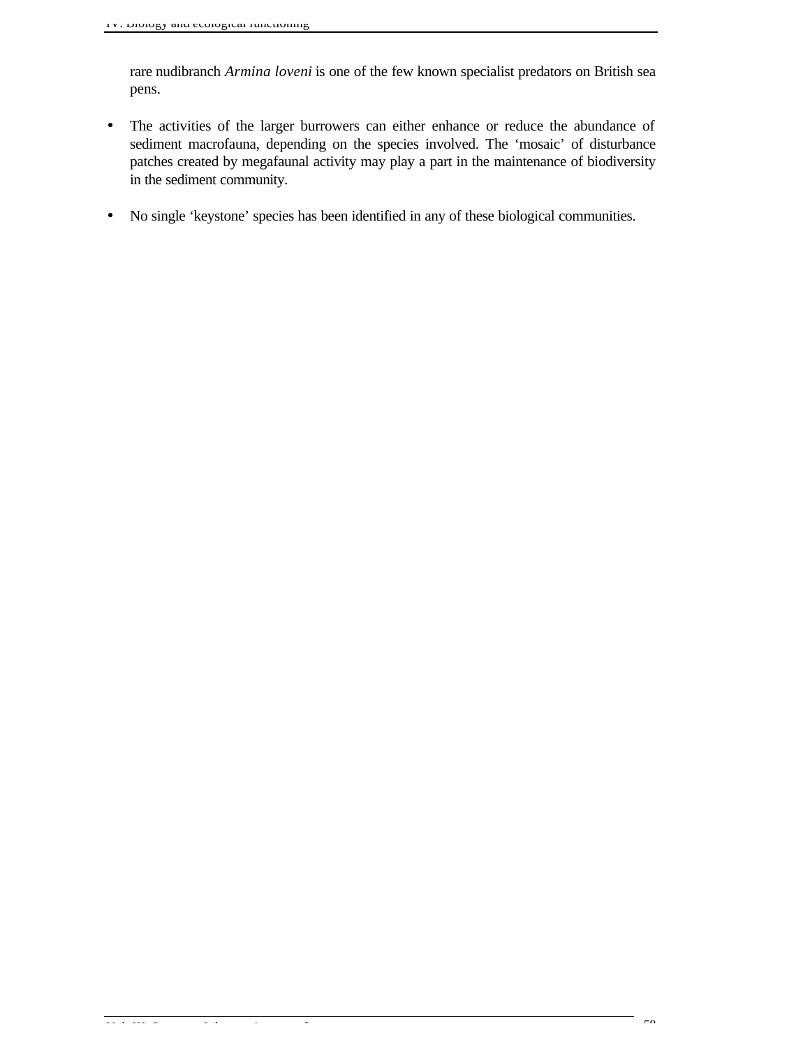rare nudibranch *Armina loveni* is one of the few known specialist predators on British sea pens.

- The activities of the larger burrowers can either enhance or reduce the abundance of sediment macrofauna, depending on the species involved. The ‘mosaic’ of disturbance patches created by megafaunal activity may play a part in the maintenance of biodiversity in the sediment community.

- No single ‘keystone’ species has been identified in any of these biological communities.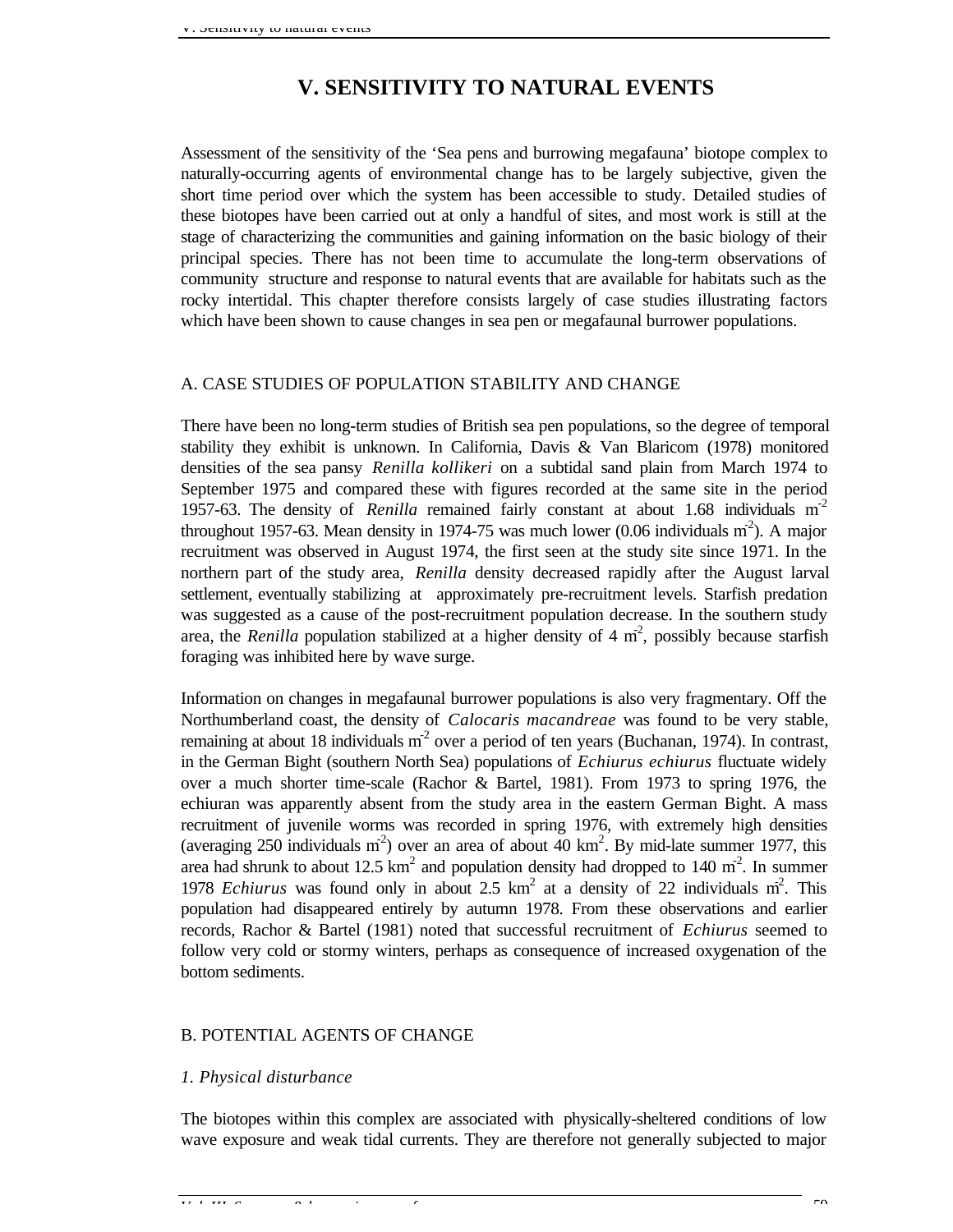# V. SENSITIVITY TO NATURAL EVENTS

Assessment of the sensitivity of the 'Sea pens and burrowing megafauna' biotope complex to naturally-occurring agents of environmental change has to be largely subjective, given the short time period over which the system has been accessible to study. Detailed studies of these biotopes have been carried out at only a handful of sites, and most work is still at the stage of characterizing the communities and gaining information on the basic biology of their principal species. There has not been time to accumulate the long-term observations of community structure and response to natural events that are available for habitats such as the rocky intertidal. This chapter therefore consists largely of case studies illustrating factors which have been shown to cause changes in sea pen or megafaunal burrower populations.

## A. CASE STUDIES OF POPULATION STABILITY AND CHANGE

There have been no long-term studies of British sea pen populations, so the degree of temporal stability they exhibit is unknown. In California, Davis & Van Blaricom (1978) monitored densities of the sea pansy *Renilla kollikeri* on a subtidal sand plain from March 1974 to September 1975 and compared these with figures recorded at the same site in the period 1957-63. The density of *Renilla* remained fairly constant at about 1.68 individuals $m^{-2}$ throughout 1957-63. Mean density in 1974-75 was much lower (0.06 individuals $m^{-2}$). A major recruitment was observed in August 1974, the first seen at the study site since 1971. In the northern part of the study area, *Renilla* density decreased rapidly after the August larval settlement, eventually stabilizing at approximately pre-recruitment levels. Starfish predation was suggested as a cause of the post-recruitment population decrease. In the southern study area, the *Renilla* population stabilized at a higher density of 4 $m^{-2}$, possibly because starfish foraging was inhibited here by wave surge.

Information on changes in megafaunal burrower populations is also very fragmentary. Off the Northumberland coast, the density of *Calocaris macandreae* was found to be very stable, remaining at about 18 individuals $m^{-2}$ over a period of ten years (Buchanan, 1974). In contrast, in the German Bight (southern North Sea) populations of *Echiurus echiurus* fluctuate widely over a much shorter time-scale (Rachor & Bartel, 1981). From 1973 to spring 1976, the echiuran was apparently absent from the study area in the eastern German Bight. A mass recruitment of juvenile worms was recorded in spring 1976, with extremely high densities (averaging 250 individuals $m^{-2}$) over an area of about 40 $km^2$. By mid-late summer 1977, this area had shrunk to about 12.5 $km^2$ and population density had dropped to 140 $m^{-2}$. In summer 1978 *Echiurus* was found only in about 2.5 $km^2$ at a density of 22 individuals $m^{-2}$. This population had disappeared entirely by autumn 1978. From these observations and earlier records, Rachor & Bartel (1981) noted that successful recruitment of *Echiurus* seemed to follow very cold or stormy winters, perhaps as consequence of increased oxygenation of the bottom sediments.

## B. POTENTIAL AGENTS OF CHANGE

### *1. Physical disturbance*

The biotopes within this complex are associated with physically-sheltered conditions of low wave exposure and weak tidal currents. They are therefore not generally subjected to major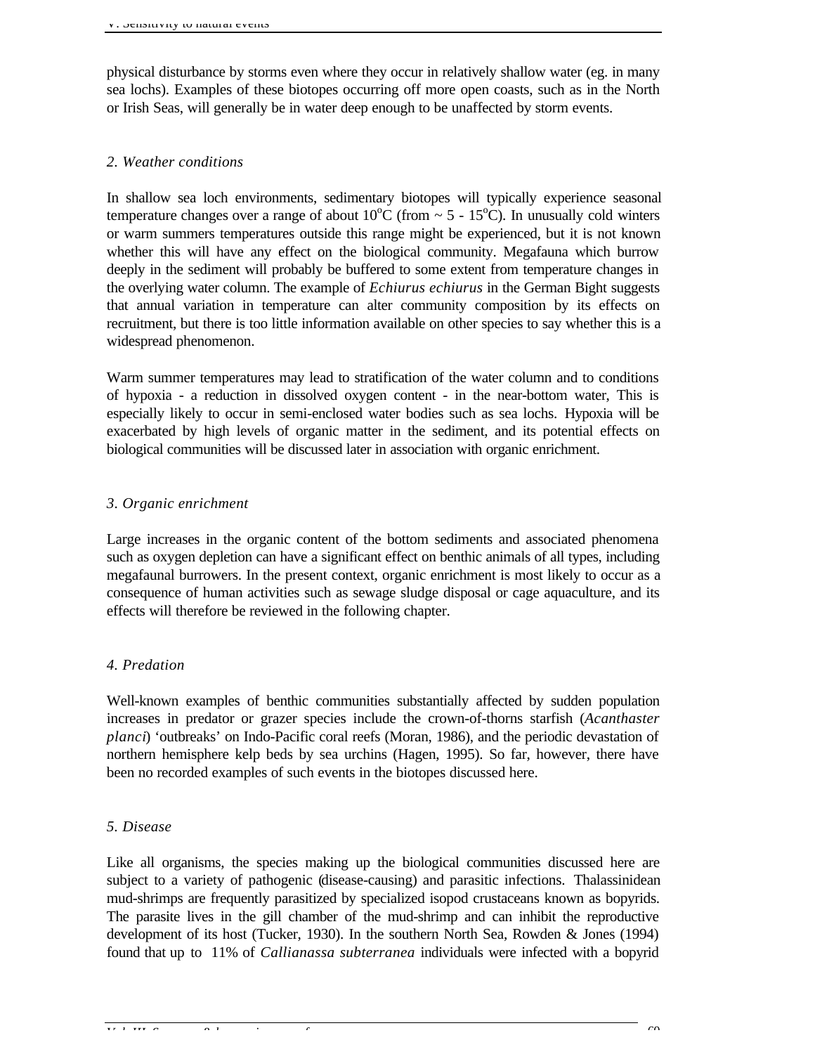physical disturbance by storms even where they occur in relatively shallow water (eg. in many sea lochs). Examples of these biotopes occurring off more open coasts, such as in the North or Irish Seas, will generally be in water deep enough to be unaffected by storm events.

### *2. Weather conditions*

In shallow sea loch environments, sedimentary biotopes will typically experience seasonal temperature changes over a range of about 10$^{o}$C (from ~ 5 - 15$^{o}$C). In unusually cold winters or warm summers temperatures outside this range might be experienced, but it is not known whether this will have any effect on the biological community. Megafauna which burrow deeply in the sediment will probably be buffered to some extent from temperature changes in the overlying water column. The example of *Echiurus echiurus* in the German Bight suggests that annual variation in temperature can alter community composition by its effects on recruitment, but there is too little information available on other species to say whether this is a widespread phenomenon.

Warm summer temperatures may lead to stratification of the water column and to conditions of hypoxia - a reduction in dissolved oxygen content - in the near-bottom water, This is especially likely to occur in semi-enclosed water bodies such as sea lochs. Hypoxia will be exacerbated by high levels of organic matter in the sediment, and its potential effects on biological communities will be discussed later in association with organic enrichment.

### *3. Organic enrichment*

Large increases in the organic content of the bottom sediments and associated phenomena such as oxygen depletion can have a significant effect on benthic animals of all types, including megafaunal burrowers. In the present context, organic enrichment is most likely to occur as a consequence of human activities such as sewage sludge disposal or cage aquaculture, and its effects will therefore be reviewed in the following chapter.

### *4. Predation*

Well-known examples of benthic communities substantially affected by sudden population increases in predator or grazer species include the crown-of-thorns starfish (*Acanthaster planci*) ‘outbreaks’ on Indo-Pacific coral reefs (Moran, 1986), and the periodic devastation of northern hemisphere kelp beds by sea urchins (Hagen, 1995). So far, however, there have been no recorded examples of such events in the biotopes discussed here.

### *5. Disease*

Like all organisms, the species making up the biological communities discussed here are subject to a variety of pathogenic (disease-causing) and parasitic infections. Thalassinidean mud-shrimps are frequently parasitized by specialized isopod crustaceans known as bopyrids. The parasite lives in the gill chamber of the mud-shrimp and can inhibit the reproductive development of its host (Tucker, 1930). In the southern North Sea, Rowden & Jones (1994) found that up to 11% of *Callianassa subterranea* individuals were infected with a bopyrid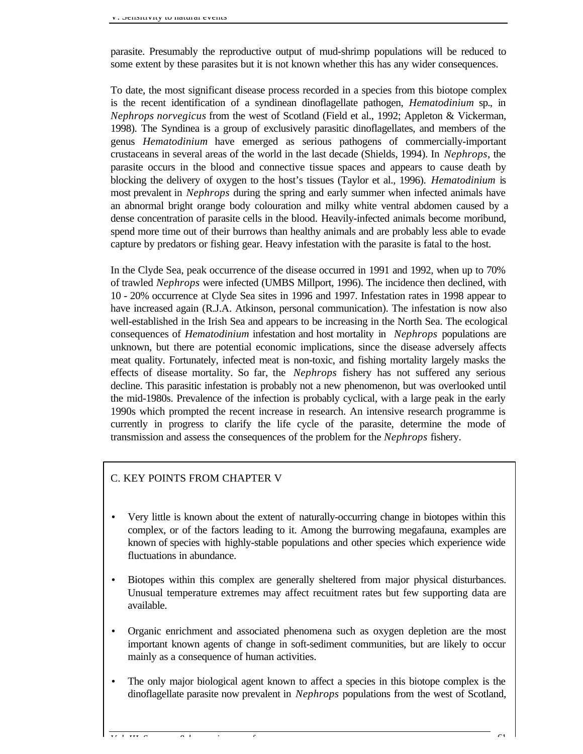parasite. Presumably the reproductive output of mud-shrimp populations will be reduced to some extent by these parasites but it is not known whether this has any wider consequences.

To date, the most significant disease process recorded in a species from this biotope complex is the recent identification of a syndinean dinoflagellate pathogen, *Hematodinium* sp., in *Nephrops norvegicus* from the west of Scotland (Field et al., 1992; Appleton & Vickerman, 1998). The Syndinea is a group of exclusively parasitic dinoflagellates, and members of the genus *Hematodinium* have emerged as serious pathogens of commercially-important crustaceans in several areas of the world in the last decade (Shields, 1994). In *Nephrops*, the parasite occurs in the blood and connective tissue spaces and appears to cause death by blocking the delivery of oxygen to the host's tissues (Taylor et al., 1996). *Hematodinium* is most prevalent in *Nephrops* during the spring and early summer when infected animals have an abnormal bright orange body colouration and milky white ventral abdomen caused by a dense concentration of parasite cells in the blood. Heavily-infected animals become moribund, spend more time out of their burrows than healthy animals and are probably less able to evade capture by predators or fishing gear. Heavy infestation with the parasite is fatal to the host.

In the Clyde Sea, peak occurrence of the disease occurred in 1991 and 1992, when up to 70% of trawled *Nephrops* were infected (UMBS Millport, 1996). The incidence then declined, with 10 - 20% occurrence at Clyde Sea sites in 1996 and 1997. Infestation rates in 1998 appear to have increased again (R.J.A. Atkinson, personal communication). The infestation is now also well-established in the Irish Sea and appears to be increasing in the North Sea. The ecological consequences of *Hematodinium* infestation and host mortality in *Nephrops* populations are unknown, but there are potential economic implications, since the disease adversely affects meat quality. Fortunately, infected meat is non-toxic, and fishing mortality largely masks the effects of disease mortality. So far, the *Nephrops* fishery has not suffered any serious decline. This parasitic infestation is probably not a new phenomenon, but was overlooked until the mid-1980s. Prevalence of the infection is probably cyclical, with a large peak in the early 1990s which prompted the recent increase in research. An intensive research programme is currently in progress to clarify the life cycle of the parasite, determine the mode of transmission and assess the consequences of the problem for the *Nephrops* fishery.

## C. KEY POINTS FROM CHAPTER V

- Very little is known about the extent of naturally-occurring change in biotopes within this complex, or of the factors leading to it. Among the burrowing megafauna, examples are known of species with highly-stable populations and other species which experience wide fluctuations in abundance.

- Biotopes within this complex are generally sheltered from major physical disturbances. Unusual temperature extremes may affect recuitment rates but few supporting data are available.

- Organic enrichment and associated phenomena such as oxygen depletion are the most important known agents of change in soft-sediment communities, but are likely to occur mainly as a consequence of human activities.

- The only major biological agent known to affect a species in this biotope complex is the dinoflagellate parasite now prevalent in *Nephrops* populations from the west of Scotland,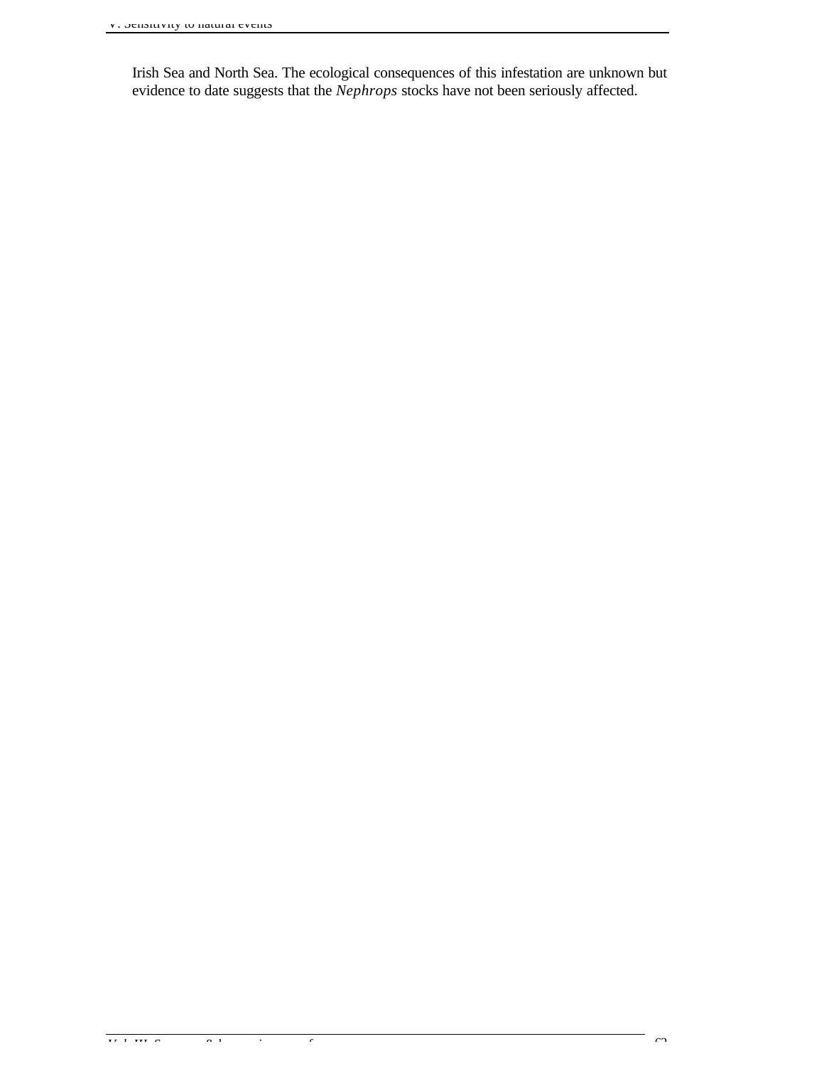Irish Sea and North Sea. The ecological consequences of this infestation are unknown but evidence to date suggests that the *Nephrops* stocks have not been seriously affected.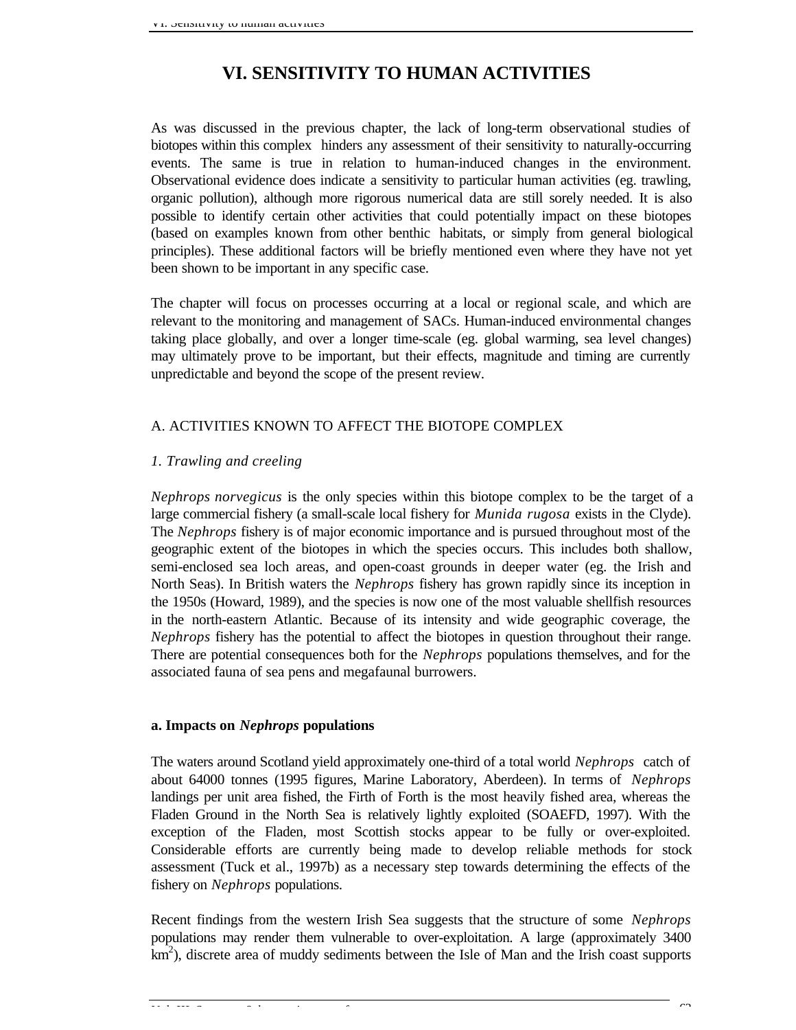# VI. SENSITIVITY TO HUMAN ACTIVITIES

As was discussed in the previous chapter, the lack of long-term observational studies of biotopes within this complex hinders any assessment of their sensitivity to naturally-occurring events. The same is true in relation to human-induced changes in the environment. Observational evidence does indicate a sensitivity to particular human activities (eg. trawling, organic pollution), although more rigorous numerical data are still sorely needed. It is also possible to identify certain other activities that could potentially impact on these biotopes (based on examples known from other benthic habitats, or simply from general biological principles). These additional factors will be briefly mentioned even where they have not yet been shown to be important in any specific case.

The chapter will focus on processes occurring at a local or regional scale, and which are relevant to the monitoring and management of SACs. Human-induced environmental changes taking place globally, and over a longer time-scale (eg. global warming, sea level changes) may ultimately prove to be important, but their effects, magnitude and timing are currently unpredictable and beyond the scope of the present review.

## A. ACTIVITIES KNOWN TO AFFECT THE BIOTOPE COMPLEX

### *1. Trawling and creeling*

*Nephrops norvegicus* is the only species within this biotope complex to be the target of a large commercial fishery (a small-scale local fishery for *Munida rugosa* exists in the Clyde). The *Nephrops* fishery is of major economic importance and is pursued throughout most of the geographic extent of the biotopes in which the species occurs. This includes both shallow, semi-enclosed sea loch areas, and open-coast grounds in deeper water (eg. the Irish and North Seas). In British waters the *Nephrops* fishery has grown rapidly since its inception in the 1950s (Howard, 1989), and the species is now one of the most valuable shellfish resources in the north-eastern Atlantic. Because of its intensity and wide geographic coverage, the *Nephrops* fishery has the potential to affect the biotopes in question throughout their range. There are potential consequences both for the *Nephrops* populations themselves, and for the associated fauna of sea pens and megafaunal burrowers.

#### a. Impacts on *Nephrops* populations

The waters around Scotland yield approximately one-third of a total world *Nephrops* catch of about 64000 tonnes (1995 figures, Marine Laboratory, Aberdeen). In terms of *Nephrops* landings per unit area fished, the Firth of Forth is the most heavily fished area, whereas the Fladen Ground in the North Sea is relatively lightly exploited (SOAEFD, 1997). With the exception of the Fladen, most Scottish stocks appear to be fully or over-exploited. Considerable efforts are currently being made to develop reliable methods for stock assessment (Tuck et al., 1997b) as a necessary step towards determining the effects of the fishery on *Nephrops* populations.

Recent findings from the western Irish Sea suggests that the structure of some *Nephrops* populations may render them vulnerable to over-exploitation. A large (approximately 3400 $km^2$), discrete area of muddy sediments between the Isle of Man and the Irish coast supports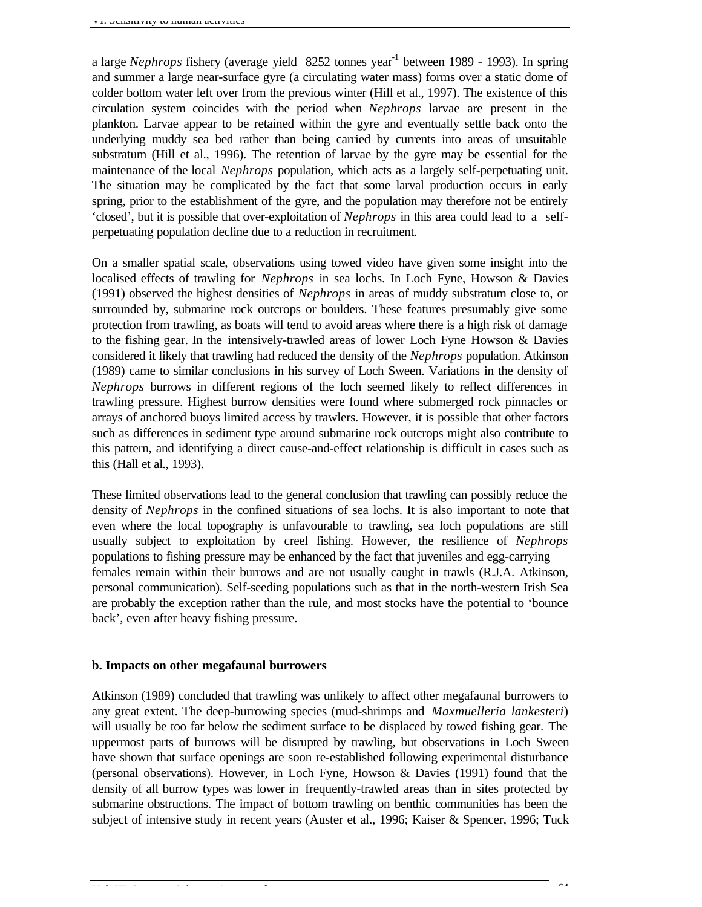a large *Nephrops* fishery (average yield 8252 tonnes year$^{-1}$ between 1989 - 1993). In spring and summer a large near-surface gyre (a circulating water mass) forms over a static dome of colder bottom water left over from the previous winter (Hill et al., 1997). The existence of this circulation system coincides with the period when *Nephrops* larvae are present in the plankton. Larvae appear to be retained within the gyre and eventually settle back onto the underlying muddy sea bed rather than being carried by currents into areas of unsuitable substratum (Hill et al., 1996). The retention of larvae by the gyre may be essential for the maintenance of the local *Nephrops* population, which acts as a largely self-perpetuating unit. The situation may be complicated by the fact that some larval production occurs in early spring, prior to the establishment of the gyre, and the population may therefore not be entirely 'closed', but it is possible that over-exploitation of *Nephrops* in this area could lead to a self-perpetuating population decline due to a reduction in recruitment.

On a smaller spatial scale, observations using towed video have given some insight into the localised effects of trawling for *Nephrops* in sea lochs. In Loch Fyne, Howson & Davies (1991) observed the highest densities of *Nephrops* in areas of muddy substratum close to, or surrounded by, submarine rock outcrops or boulders. These features presumably give some protection from trawling, as boats will tend to avoid areas where there is a high risk of damage to the fishing gear. In the intensively-trawled areas of lower Loch Fyne Howson & Davies considered it likely that trawling had reduced the density of the *Nephrops* population. Atkinson (1989) came to similar conclusions in his survey of Loch Sween. Variations in the density of *Nephrops* burrows in different regions of the loch seemed likely to reflect differences in trawling pressure. Highest burrow densities were found where submerged rock pinnacles or arrays of anchored buoys limited access by trawlers. However, it is possible that other factors such as differences in sediment type around submarine rock outcrops might also contribute to this pattern, and identifying a direct cause-and-effect relationship is difficult in cases such as this (Hall et al., 1993).

These limited observations lead to the general conclusion that trawling can possibly reduce the density of *Nephrops* in the confined situations of sea lochs. It is also important to note that even where the local topography is unfavourable to trawling, sea loch populations are still usually subject to exploitation by creel fishing. However, the resilience of *Nephrops* populations to fishing pressure may be enhanced by the fact that juveniles and egg-carrying females remain within their burrows and are not usually caught in trawls (R.J.A. Atkinson, personal communication). Self-seeding populations such as that in the north-western Irish Sea are probably the exception rather than the rule, and most stocks have the potential to 'bounce back', even after heavy fishing pressure.

**b. Impacts on other megafaunal burrowers**

Atkinson (1989) concluded that trawling was unlikely to affect other megafaunal burrowers to any great extent. The deep-burrowing species (mud-shrimps and *Maxmuelleria lankesteri*) will usually be too far below the sediment surface to be displaced by towed fishing gear. The uppermost parts of burrows will be disrupted by trawling, but observations in Loch Sween have shown that surface openings are soon re-established following experimental disturbance (personal observations). However, in Loch Fyne, Howson & Davies (1991) found that the density of all burrow types was lower in frequently-trawled areas than in sites protected by submarine obstructions. The impact of bottom trawling on benthic communities has been the subject of intensive study in recent years (Auster et al., 1996; Kaiser & Spencer, 1996; Tuck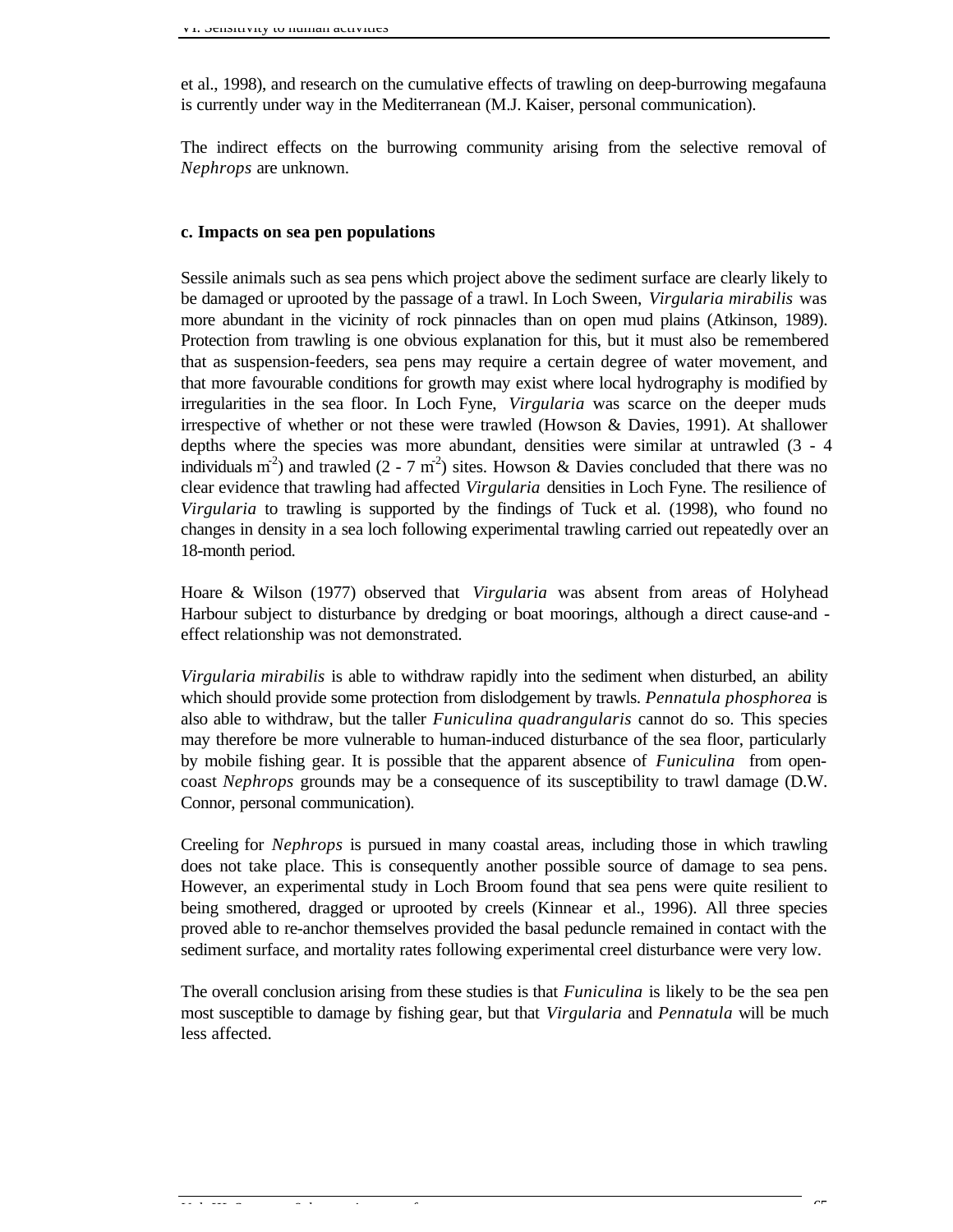et al., 1998), and research on the cumulative effects of trawling on deep-burrowing megafauna is currently under way in the Mediterranean (M.J. Kaiser, personal communication).

The indirect effects on the burrowing community arising from the selective removal of *Nephrops* are unknown.

### c. Impacts on sea pen populations

Sessile animals such as sea pens which project above the sediment surface are clearly likely to be damaged or uprooted by the passage of a trawl. In Loch Sween, *Virgularia mirabilis* was more abundant in the vicinity of rock pinnacles than on open mud plains (Atkinson, 1989). Protection from trawling is one obvious explanation for this, but it must also be remembered that as suspension-feeders, sea pens may require a certain degree of water movement, and that more favourable conditions for growth may exist where local hydrography is modified by irregularities in the sea floor. In Loch Fyne, *Virgularia* was scarce on the deeper muds irrespective of whether or not these were trawled (Howson & Davies, 1991). At shallower depths where the species was more abundant, densities were similar at untrawled (3 - 4 individuals $m^{-2}$) and trawled (2 - 7 $m^{-2}$) sites. Howson & Davies concluded that there was no clear evidence that trawling had affected *Virgularia* densities in Loch Fyne. The resilience of *Virgularia* to trawling is supported by the findings of Tuck et al. (1998), who found no changes in density in a sea loch following experimental trawling carried out repeatedly over an 18-month period.

Hoare & Wilson (1977) observed that *Virgularia* was absent from areas of Holyhead Harbour subject to disturbance by dredging or boat moorings, although a direct cause-and - effect relationship was not demonstrated.

*Virgularia mirabilis* is able to withdraw rapidly into the sediment when disturbed, an ability which should provide some protection from dislodgement by trawls. *Pennatula phosphorea* is also able to withdraw, but the taller *Funiculina quadrangularis* cannot do so. This species may therefore be more vulnerable to human-induced disturbance of the sea floor, particularly by mobile fishing gear. It is possible that the apparent absence of *Funiculina* from open-coast *Nephrops* grounds may be a consequence of its susceptibility to trawl damage (D.W. Connor, personal communication).

Creeling for *Nephrops* is pursued in many coastal areas, including those in which trawling does not take place. This is consequently another possible source of damage to sea pens. However, an experimental study in Loch Broom found that sea pens were quite resilient to being smothered, dragged or uprooted by creels (Kinnear et al., 1996). All three species proved able to re-anchor themselves provided the basal peduncle remained in contact with the sediment surface, and mortality rates following experimental creel disturbance were very low.

The overall conclusion arising from these studies is that *Funiculina* is likely to be the sea pen most susceptible to damage by fishing gear, but that *Virgularia* and *Pennatula* will be much less affected.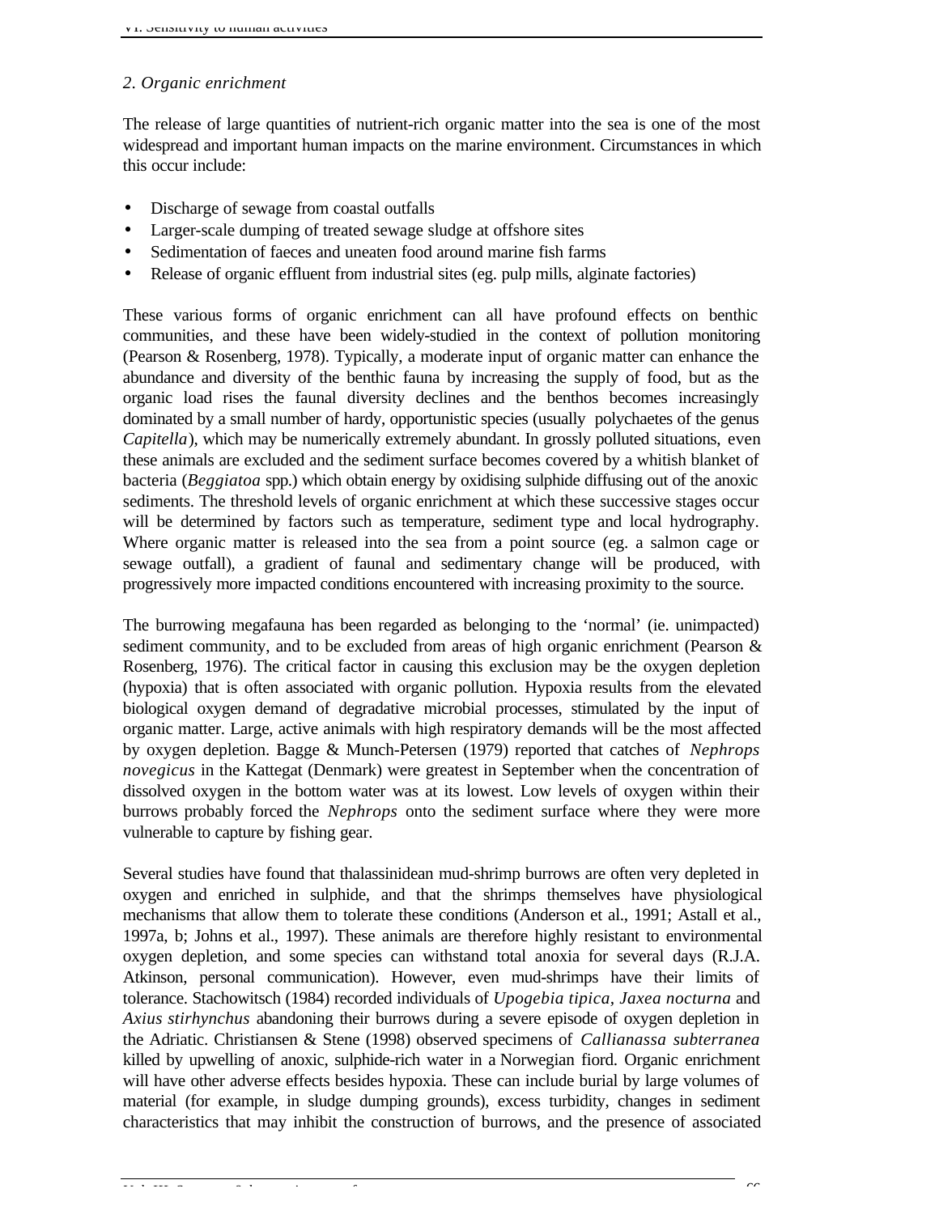### 2. Organic enrichment

The release of large quantities of nutrient-rich organic matter into the sea is one of the most widespread and important human impacts on the marine environment. Circumstances in which this occur include:

- Discharge of sewage from coastal outfalls
- Larger-scale dumping of treated sewage sludge at offshore sites
- Sedimentation of faeces and uneaten food around marine fish farms
- Release of organic effluent from industrial sites (eg. pulp mills, alginate factories)

These various forms of organic enrichment can all have profound effects on benthic communities, and these have been widely-studied in the context of pollution monitoring (Pearson & Rosenberg, 1978). Typically, a moderate input of organic matter can enhance the abundance and diversity of the benthic fauna by increasing the supply of food, but as the organic load rises the faunal diversity declines and the benthos becomes increasingly dominated by a small number of hardy, opportunistic species (usually polychaetes of the genus *Capitella*), which may be numerically extremely abundant. In grossly polluted situations, even these animals are excluded and the sediment surface becomes covered by a whitish blanket of bacteria (*Beggiatoa* spp.) which obtain energy by oxidising sulphide diffusing out of the anoxic sediments. The threshold levels of organic enrichment at which these successive stages occur will be determined by factors such as temperature, sediment type and local hydrography. Where organic matter is released into the sea from a point source (eg. a salmon cage or sewage outfall), a gradient of faunal and sedimentary change will be produced, with progressively more impacted conditions encountered with increasing proximity to the source.

The burrowing megafauna has been regarded as belonging to the 'normal' (ie. unimpacted) sediment community, and to be excluded from areas of high organic enrichment (Pearson & Rosenberg, 1976). The critical factor in causing this exclusion may be the oxygen depletion (hypoxia) that is often associated with organic pollution. Hypoxia results from the elevated biological oxygen demand of degradative microbial processes, stimulated by the input of organic matter. Large, active animals with high respiratory demands will be the most affected by oxygen depletion. Bagge & Munch-Petersen (1979) reported that catches of *Nephrops novegicus* in the Kattegat (Denmark) were greatest in September when the concentration of dissolved oxygen in the bottom water was at its lowest. Low levels of oxygen within their burrows probably forced the *Nephrops* onto the sediment surface where they were more vulnerable to capture by fishing gear.

Several studies have found that thalassinidean mud-shrimp burrows are often very depleted in oxygen and enriched in sulphide, and that the shrimps themselves have physiological mechanisms that allow them to tolerate these conditions (Anderson et al., 1991; Astall et al., 1997a, b; Johns et al., 1997). These animals are therefore highly resistant to environmental oxygen depletion, and some species can withstand total anoxia for several days (R.J.A. Atkinson, personal communication). However, even mud-shrimps have their limits of tolerance. Stachowitsch (1984) recorded individuals of *Upogebia tipica*, *Jaxea nocturna* and *Axius stirhynchus* abandoning their burrows during a severe episode of oxygen depletion in the Adriatic. Christiansen & Stene (1998) observed specimens of *Callianassa subterranea* killed by upwelling of anoxic, sulphide-rich water in a Norwegian fiord. Organic enrichment will have other adverse effects besides hypoxia. These can include burial by large volumes of material (for example, in sludge dumping grounds), excess turbidity, changes in sediment characteristics that may inhibit the construction of burrows, and the presence of associated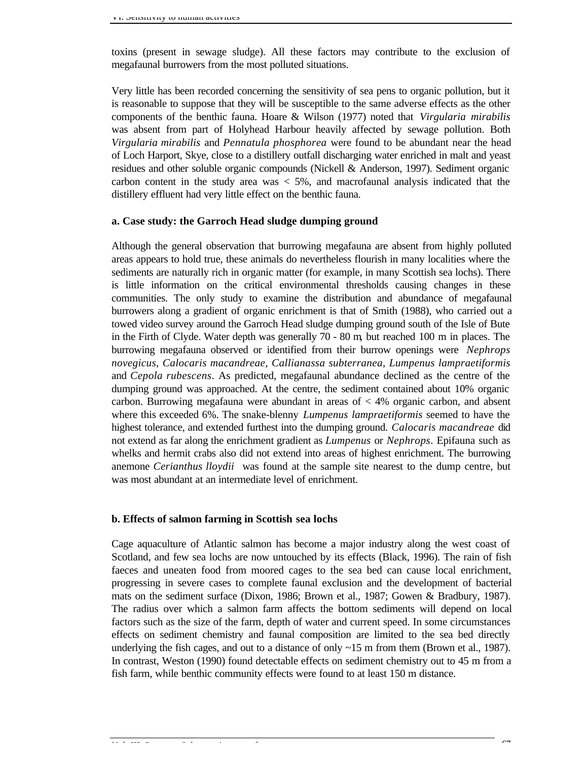toxins (present in sewage sludge). All these factors may contribute to the exclusion of megafaunal burrowers from the most polluted situations.

Very little has been recorded concerning the sensitivity of sea pens to organic pollution, but it is reasonable to suppose that they will be susceptible to the same adverse effects as the other components of the benthic fauna. Hoare & Wilson (1977) noted that *Virgularia mirabilis* was absent from part of Holyhead Harbour heavily affected by sewage pollution. Both *Virgularia mirabilis* and *Pennatula phosphorea* were found to be abundant near the head of Loch Harport, Skye, close to a distillery outfall discharging water enriched in malt and yeast residues and other soluble organic compounds (Nickell & Anderson, 1997). Sediment organic carbon content in the study area was < 5%, and macrofaunal analysis indicated that the distillery effluent had very little effect on the benthic fauna.

### a. Case study: the Garroch Head sludge dumping ground

Although the general observation that burrowing megafauna are absent from highly polluted areas appears to hold true, these animals do nevertheless flourish in many localities where the sediments are naturally rich in organic matter (for example, in many Scottish sea lochs). There is little information on the critical environmental thresholds causing changes in these communities. The only study to examine the distribution and abundance of megafaunal burrowers along a gradient of organic enrichment is that of Smith (1988), who carried out a towed video survey around the Garroch Head sludge dumping ground south of the Isle of Bute in the Firth of Clyde. Water depth was generally 70 - 80 m, but reached 100 m in places. The burrowing megafauna observed or identified from their burrow openings were *Nephrops novegicus, Calocaris macandreae, Callianassa subterranea, Lumpenus lampraetiformis* and *Cepola rubescens*. As predicted, megafaunal abundance declined as the centre of the dumping ground was approached. At the centre, the sediment contained about 10% organic carbon. Burrowing megafauna were abundant in areas of < 4% organic carbon, and absent where this exceeded 6%. The snake-blenny *Lumpenus lampraetiformis* seemed to have the highest tolerance, and extended furthest into the dumping ground. *Calocaris macandreae* did not extend as far along the enrichment gradient as *Lumpenus* or *Nephrops*. Epifauna such as whelks and hermit crabs also did not extend into areas of highest enrichment. The burrowing anemone *Cerianthus lloydii* was found at the sample site nearest to the dump centre, but was most abundant at an intermediate level of enrichment.

### b. Effects of salmon farming in Scottish sea lochs

Cage aquaculture of Atlantic salmon has become a major industry along the west coast of Scotland, and few sea lochs are now untouched by its effects (Black, 1996). The rain of fish faeces and uneaten food from moored cages to the sea bed can cause local enrichment, progressing in severe cases to complete faunal exclusion and the development of bacterial mats on the sediment surface (Dixon, 1986; Brown et al., 1987; Gowen & Bradbury, 1987). The radius over which a salmon farm affects the bottom sediments will depend on local factors such as the size of the farm, depth of water and current speed. In some circumstances effects on sediment chemistry and faunal composition are limited to the sea bed directly underlying the fish cages, and out to a distance of only ~15 m from them (Brown et al., 1987). In contrast, Weston (1990) found detectable effects on sediment chemistry out to 45 m from a fish farm, while benthic community effects were found to at least 150 m distance.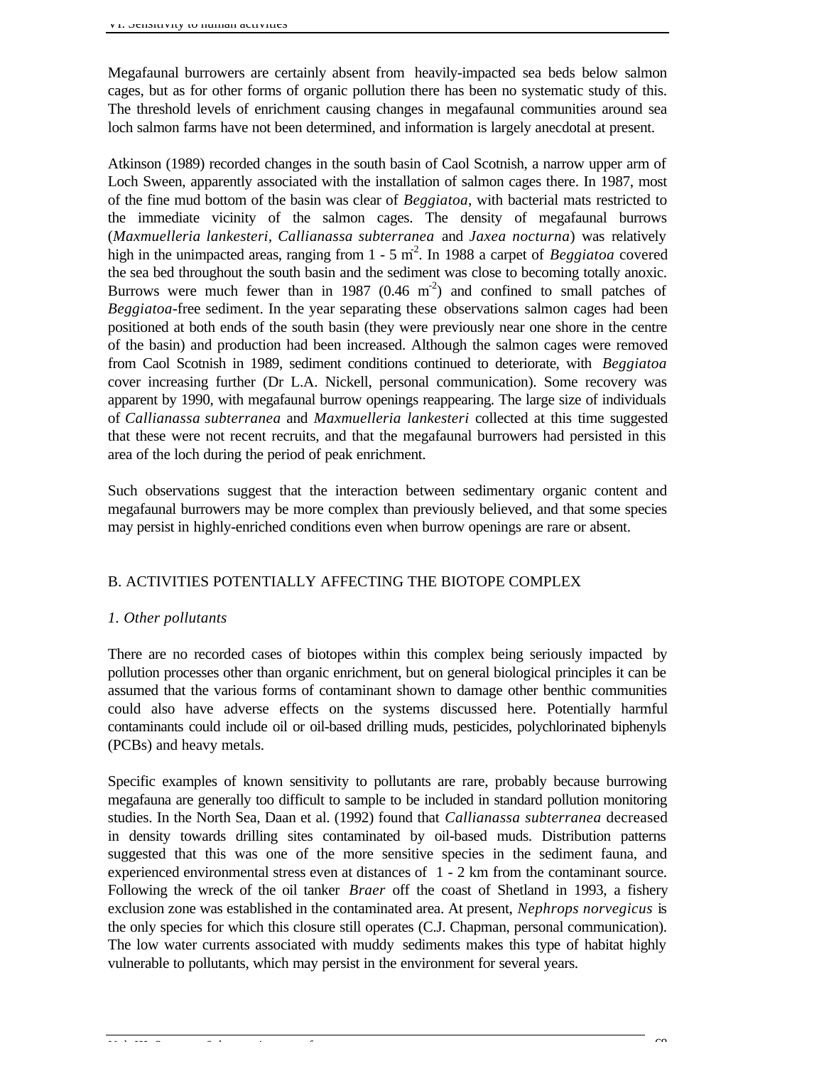Megafaunal burrowers are certainly absent from heavily-impacted sea beds below salmon cages, but as for other forms of organic pollution there has been no systematic study of this. The threshold levels of enrichment causing changes in megafaunal communities around sea loch salmon farms have not been determined, and information is largely anecdotal at present.

Atkinson (1989) recorded changes in the south basin of Caol Scotnish, a narrow upper arm of Loch Sween, apparently associated with the installation of salmon cages there. In 1987, most of the fine mud bottom of the basin was clear of *Beggiatoa*, with bacterial mats restricted to the immediate vicinity of the salmon cages. The density of megafaunal burrows (*Maxmuelleria lankesteri*, *Callianassa subterranea* and *Jaxea nocturna*) was relatively high in the unimpacted areas, ranging from 1 - 5 $m^{-2}$. In 1988 a carpet of *Beggiatoa* covered the sea bed throughout the south basin and the sediment was close to becoming totally anoxic. Burrows were much fewer than in 1987 (0.46 $m^{-2}$) and confined to small patches of *Beggiatoa*-free sediment. In the year separating these observations salmon cages had been positioned at both ends of the south basin (they were previously near one shore in the centre of the basin) and production had been increased. Although the salmon cages were removed from Caol Scotnish in 1989, sediment conditions continued to deteriorate, with *Beggiatoa* cover increasing further (Dr L.A. Nickell, personal communication). Some recovery was apparent by 1990, with megafaunal burrow openings reappearing. The large size of individuals of *Callianassa subterranea* and *Maxmuelleria lankesteri* collected at this time suggested that these were not recent recruits, and that the megafaunal burrowers had persisted in this area of the loch during the period of peak enrichment.

Such observations suggest that the interaction between sedimentary organic content and megafaunal burrowers may be more complex than previously believed, and that some species may persist in highly-enriched conditions even when burrow openings are rare or absent.

## B. ACTIVITIES POTENTIALLY AFFECTING THE BIOTOPE COMPLEX

### *1. Other pollutants*

There are no recorded cases of biotopes within this complex being seriously impacted by pollution processes other than organic enrichment, but on general biological principles it can be assumed that the various forms of contaminant shown to damage other benthic communities could also have adverse effects on the systems discussed here. Potentially harmful contaminants could include oil or oil-based drilling muds, pesticides, polychlorinated biphenyls (PCBs) and heavy metals.

Specific examples of known sensitivity to pollutants are rare, probably because burrowing megafauna are generally too difficult to sample to be included in standard pollution monitoring studies. In the North Sea, Daan et al. (1992) found that *Callianassa subterranea* decreased in density towards drilling sites contaminated by oil-based muds. Distribution patterns suggested that this was one of the more sensitive species in the sediment fauna, and experienced environmental stress even at distances of 1 - 2 km from the contaminant source. Following the wreck of the oil tanker *Braer* off the coast of Shetland in 1993, a fishery exclusion zone was established in the contaminated area. At present, *Nephrops norvegicus* is the only species for which this closure still operates (C.J. Chapman, personal communication). The low water currents associated with muddy sediments makes this type of habitat highly vulnerable to pollutants, which may persist in the environment for several years.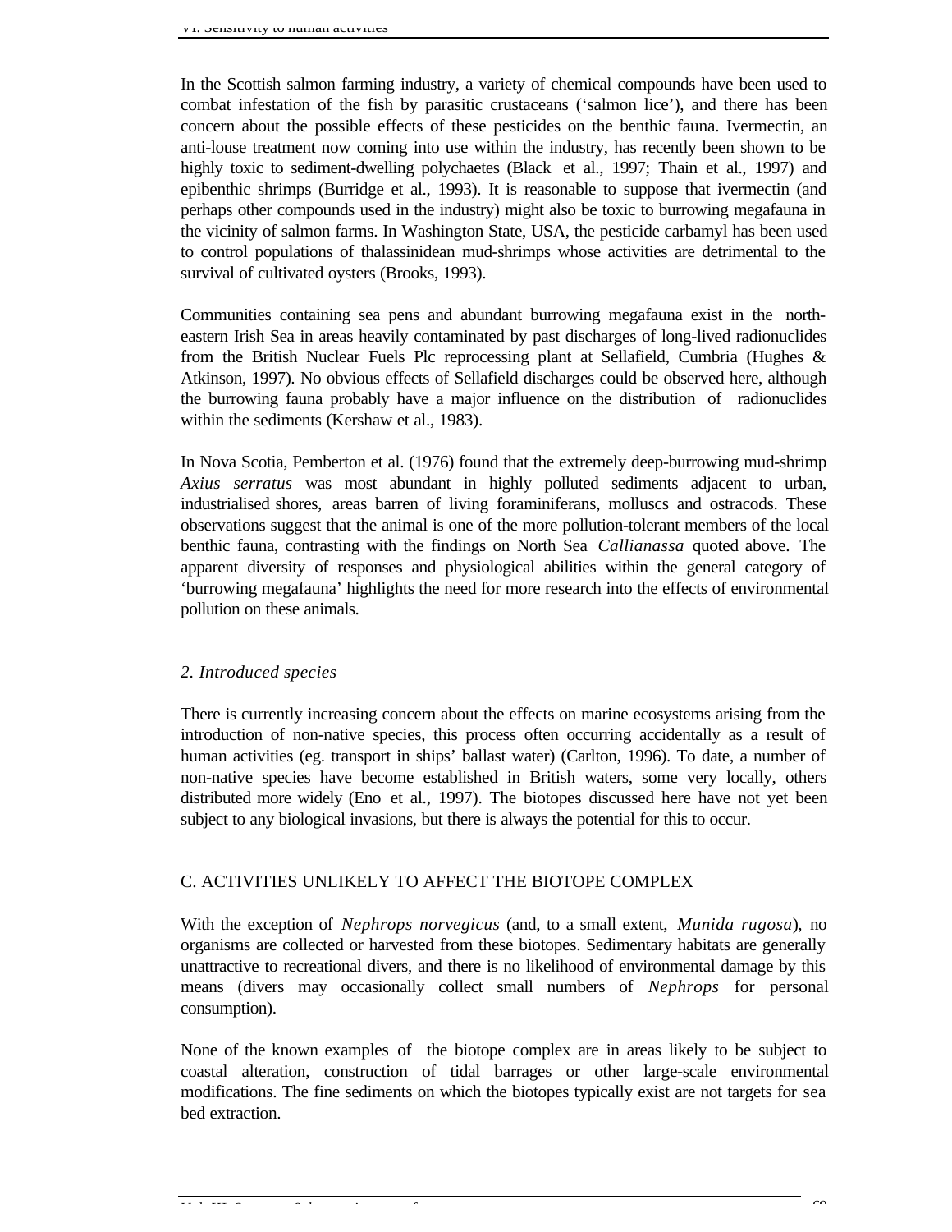In the Scottish salmon farming industry, a variety of chemical compounds have been used to combat infestation of the fish by parasitic crustaceans ('salmon lice'), and there has been concern about the possible effects of these pesticides on the benthic fauna. Ivermectin, an anti-louse treatment now coming into use within the industry, has recently been shown to be highly toxic to sediment-dwelling polychaetes (Black et al., 1997; Thain et al., 1997) and epibenthic shrimps (Burridge et al., 1993). It is reasonable to suppose that ivermectin (and perhaps other compounds used in the industry) might also be toxic to burrowing megafauna in the vicinity of salmon farms. In Washington State, USA, the pesticide carbamyl has been used to control populations of thalassinidean mud-shrimps whose activities are detrimental to the survival of cultivated oysters (Brooks, 1993).

Communities containing sea pens and abundant burrowing megafauna exist in the north-eastern Irish Sea in areas heavily contaminated by past discharges of long-lived radionuclides from the British Nuclear Fuels Plc reprocessing plant at Sellafield, Cumbria (Hughes & Atkinson, 1997). No obvious effects of Sellafield discharges could be observed here, although the burrowing fauna probably have a major influence on the distribution of radionuclides within the sediments (Kershaw et al., 1983).

In Nova Scotia, Pemberton et al. (1976) found that the extremely deep-burrowing mud-shrimp *Axius serratus* was most abundant in highly polluted sediments adjacent to urban, industrialised shores, areas barren of living foraminiferans, molluscs and ostracods. These observations suggest that the animal is one of the more pollution-tolerant members of the local benthic fauna, contrasting with the findings on North Sea *Callianassa* quoted above. The apparent diversity of responses and physiological abilities within the general category of 'burrowing megafauna' highlights the need for more research into the effects of environmental pollution on these animals.

### *2. Introduced species*

There is currently increasing concern about the effects on marine ecosystems arising from the introduction of non-native species, this process often occurring accidentally as a result of human activities (eg. transport in ships' ballast water) (Carlton, 1996). To date, a number of non-native species have become established in British waters, some very locally, others distributed more widely (Eno et al., 1997). The biotopes discussed here have not yet been subject to any biological invasions, but there is always the potential for this to occur.

## C. ACTIVITIES UNLIKELY TO AFFECT THE BIOTOPE COMPLEX

With the exception of *Nephrops norvegicus* (and, to a small extent, *Munida rugosa*), no organisms are collected or harvested from these biotopes. Sedimentary habitats are generally unattractive to recreational divers, and there is no likelihood of environmental damage by this means (divers may occasionally collect small numbers of *Nephrops* for personal consumption).

None of the known examples of the biotope complex are in areas likely to be subject to coastal alteration, construction of tidal barrages or other large-scale environmental modifications. The fine sediments on which the biotopes typically exist are not targets for sea bed extraction.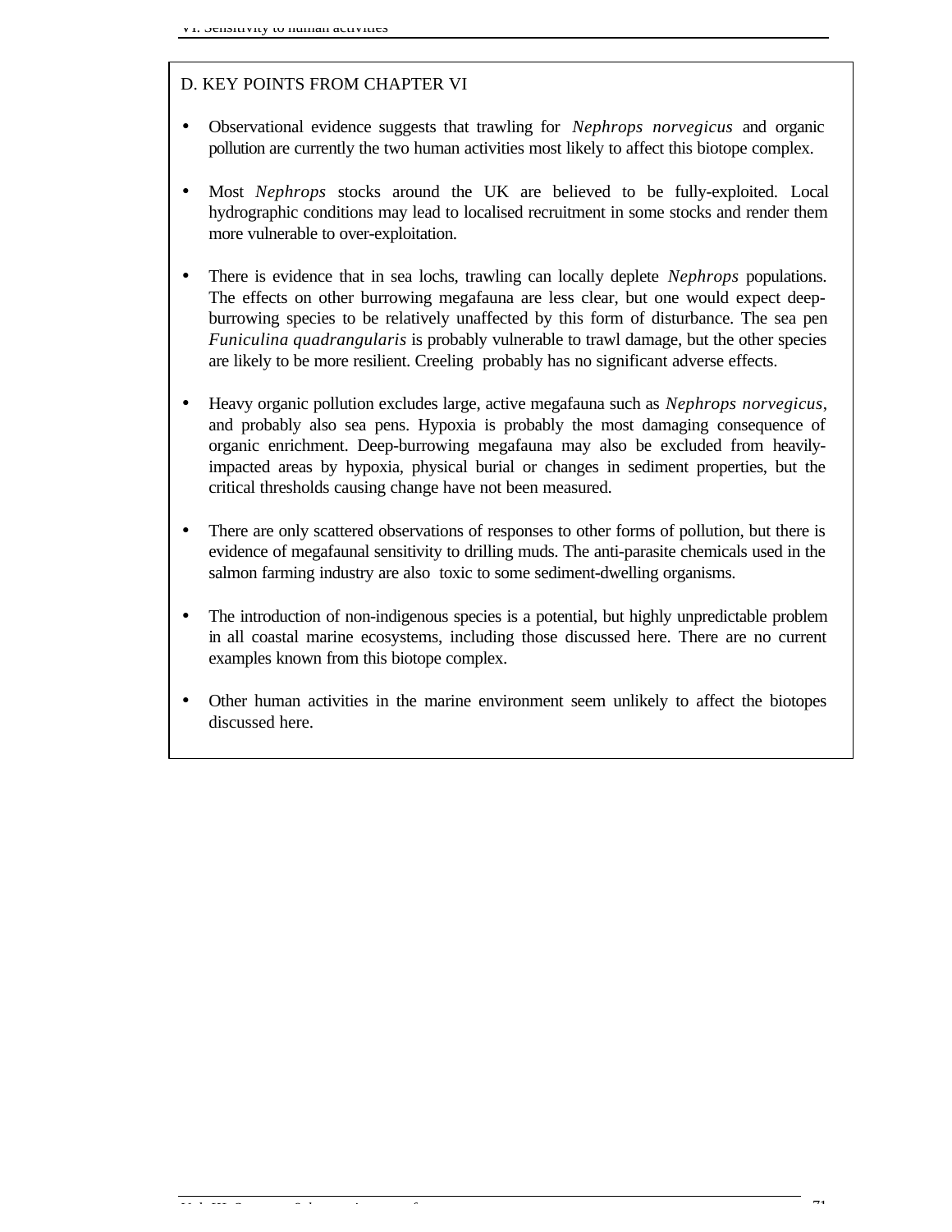## D. KEY POINTS FROM CHAPTER VI

- Observational evidence suggests that trawling for *Nephrops norvegicus* and organic pollution are currently the two human activities most likely to affect this biotope complex.
- Most *Nephrops* stocks around the UK are believed to be fully-exploited. Local hydrographic conditions may lead to localised recruitment in some stocks and render them more vulnerable to over-exploitation.
- There is evidence that in sea lochs, trawling can locally deplete *Nephrops* populations. The effects on other burrowing megafauna are less clear, but one would expect deep-burrowing species to be relatively unaffected by this form of disturbance. The sea pen *Funiculina quadrangularis* is probably vulnerable to trawl damage, but the other species are likely to be more resilient. Creeling probably has no significant adverse effects.
- Heavy organic pollution excludes large, active megafauna such as *Nephrops norvegicus*, and probably also sea pens. Hypoxia is probably the most damaging consequence of organic enrichment. Deep-burrowing megafauna may also be excluded from heavily-impacted areas by hypoxia, physical burial or changes in sediment properties, but the critical thresholds causing change have not been measured.
- There are only scattered observations of responses to other forms of pollution, but there is evidence of megafaunal sensitivity to drilling muds. The anti-parasite chemicals used in the salmon farming industry are also toxic to some sediment-dwelling organisms.
- The introduction of non-indigenous species is a potential, but highly unpredictable problem in all coastal marine ecosystems, including those discussed here. There are no current examples known from this biotope complex.
- Other human activities in the marine environment seem unlikely to affect the biotopes discussed here.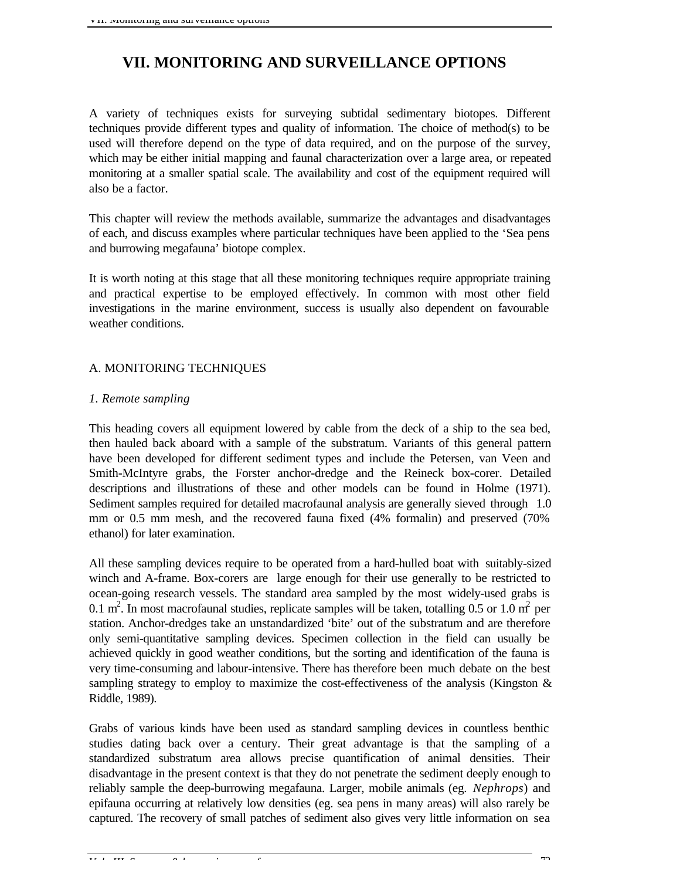# VII. MONITORING AND SURVEILLANCE OPTIONS

A variety of techniques exists for surveying subtidal sedimentary biotopes. Different techniques provide different types and quality of information. The choice of method(s) to be used will therefore depend on the type of data required, and on the purpose of the survey, which may be either initial mapping and faunal characterization over a large area, or repeated monitoring at a smaller spatial scale. The availability and cost of the equipment required will also be a factor.

This chapter will review the methods available, summarize the advantages and disadvantages of each, and discuss examples where particular techniques have been applied to the 'Sea pens and burrowing megafauna' biotope complex.

It is worth noting at this stage that all these monitoring techniques require appropriate training and practical expertise to be employed effectively. In common with most other field investigations in the marine environment, success is usually also dependent on favourable weather conditions.

## A. MONITORING TECHNIQUES

### *1. Remote sampling*

This heading covers all equipment lowered by cable from the deck of a ship to the sea bed, then hauled back aboard with a sample of the substratum. Variants of this general pattern have been developed for different sediment types and include the Petersen, van Veen and Smith-McIntyre grabs, the Forster anchor-dredge and the Reineck box-corer. Detailed descriptions and illustrations of these and other models can be found in Holme (1971). Sediment samples required for detailed macrofaunal analysis are generally sieved through 1.0 mm or 0.5 mm mesh, and the recovered fauna fixed (4% formalin) and preserved (70% ethanol) for later examination.

All these sampling devices require to be operated from a hard-hulled boat with suitably-sized winch and A-frame. Box-corers are large enough for their use generally to be restricted to ocean-going research vessels. The standard area sampled by the most widely-used grabs is 0.1 $m^2$. In most macrofaunal studies, replicate samples will be taken, totalling 0.5 or 1.0 $m^2$ per station. Anchor-dredges take an unstandardized 'bite' out of the substratum and are therefore only semi-quantitative sampling devices. Specimen collection in the field can usually be achieved quickly in good weather conditions, but the sorting and identification of the fauna is very time-consuming and labour-intensive. There has therefore been much debate on the best sampling strategy to employ to maximize the cost-effectiveness of the analysis (Kingston & Riddle, 1989).

Grabs of various kinds have been used as standard sampling devices in countless benthic studies dating back over a century. Their great advantage is that the sampling of a standardized substratum area allows precise quantification of animal densities. Their disadvantage in the present context is that they do not penetrate the sediment deeply enough to reliably sample the deep-burrowing megafauna. Larger, mobile animals (eg. *Nephrops*) and epifauna occurring at relatively low densities (eg. sea pens in many areas) will also rarely be captured. The recovery of small patches of sediment also gives very little information on sea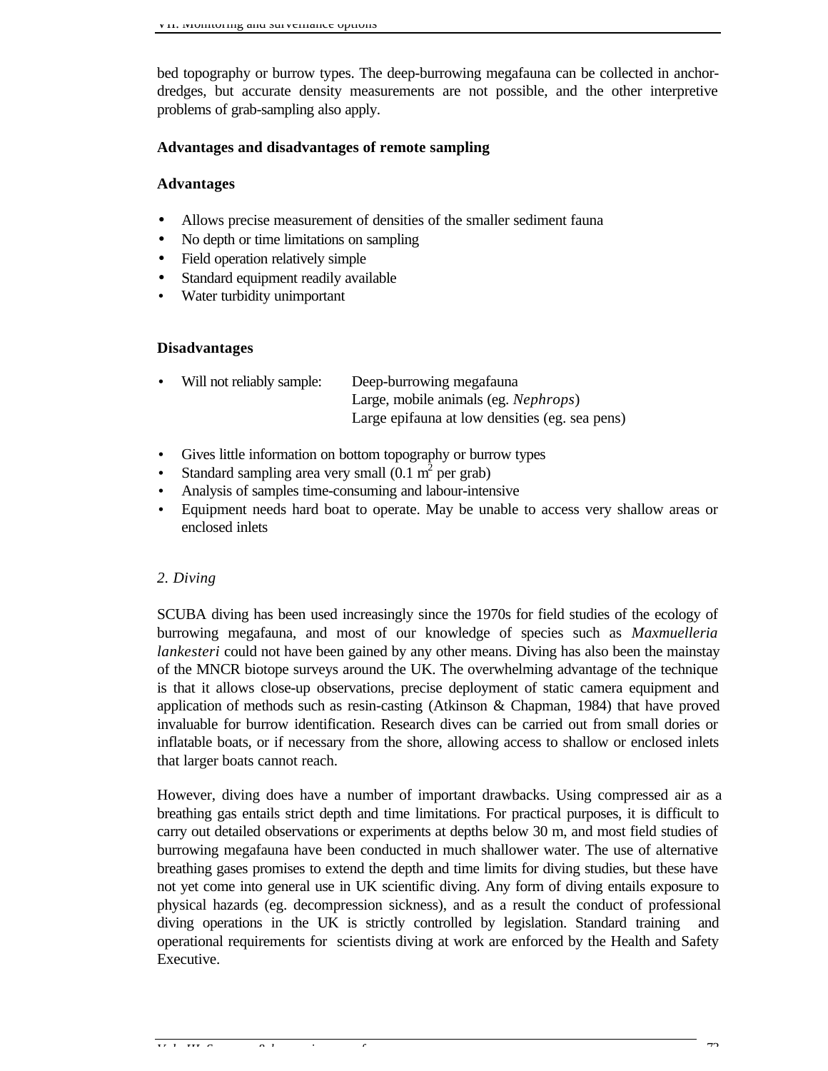bed topography or burrow types. The deep-burrowing megafauna can be collected in anchor-dredges, but accurate density measurements are not possible, and the other interpretive problems of grab-sampling also apply.

**Advantages and disadvantages of remote sampling**

**Advantages**

- Allows precise measurement of densities of the smaller sediment fauna
- No depth or time limitations on sampling
- Field operation relatively simple
- Standard equipment readily available
- Water turbidity unimportant

**Disadvantages**

- Will not reliably sample: Deep-burrowing megafauna
  Large, mobile animals (eg. *Nephrops*)
  Large epifauna at low densities (eg. sea pens)

- Gives little information on bottom topography or burrow types
- Standard sampling area very small (0.1 $m^2$ per grab)
- Analysis of samples time-consuming and labour-intensive
- Equipment needs hard boat to operate. May be unable to access very shallow areas or enclosed inlets

*2. Diving*

SCUBA diving has been used increasingly since the 1970s for field studies of the ecology of burrowing megafauna, and most of our knowledge of species such as *Maxmuelleria lankesteri* could not have been gained by any other means. Diving has also been the mainstay of the MNCR biotope surveys around the UK. The overwhelming advantage of the technique is that it allows close-up observations, precise deployment of static camera equipment and application of methods such as resin-casting (Atkinson & Chapman, 1984) that have proved invaluable for burrow identification. Research dives can be carried out from small dories or inflatable boats, or if necessary from the shore, allowing access to shallow or enclosed inlets that larger boats cannot reach.

However, diving does have a number of important drawbacks. Using compressed air as a breathing gas entails strict depth and time limitations. For practical purposes, it is difficult to carry out detailed observations or experiments at depths below 30 m, and most field studies of burrowing megafauna have been conducted in much shallower water. The use of alternative breathing gases promises to extend the depth and time limits for diving studies, but these have not yet come into general use in UK scientific diving. Any form of diving entails exposure to physical hazards (eg. decompression sickness), and as a result the conduct of professional diving operations in the UK is strictly controlled by legislation. Standard training and operational requirements for scientists diving at work are enforced by the Health and Safety Executive.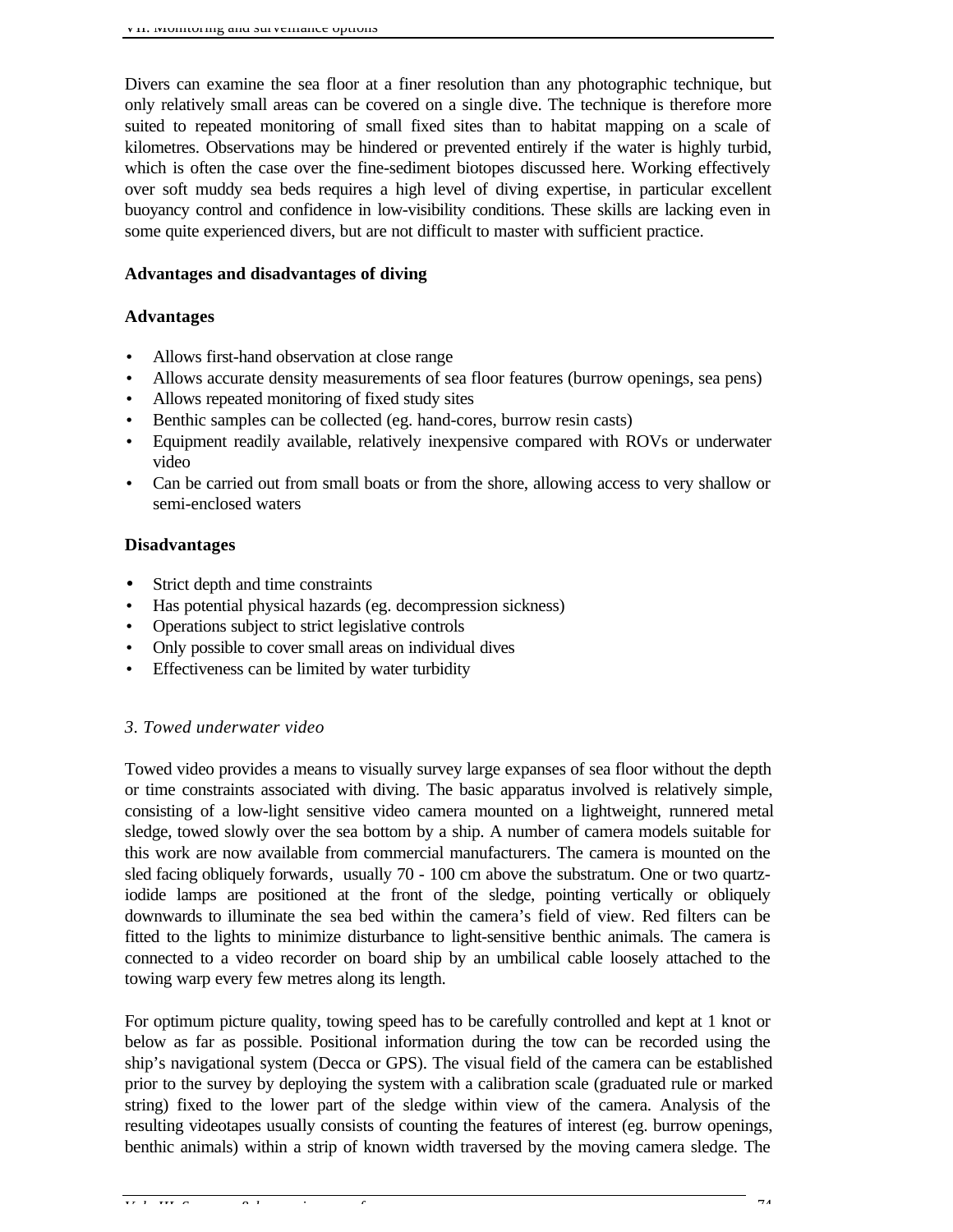Divers can examine the sea floor at a finer resolution than any photographic technique, but only relatively small areas can be covered on a single dive. The technique is therefore more suited to repeated monitoring of small fixed sites than to habitat mapping on a scale of kilometres. Observations may be hindered or prevented entirely if the water is highly turbid, which is often the case over the fine-sediment biotopes discussed here. Working effectively over soft muddy sea beds requires a high level of diving expertise, in particular excellent buoyancy control and confidence in low-visibility conditions. These skills are lacking even in some quite experienced divers, but are not difficult to master with sufficient practice.

**Advantages and disadvantages of diving**

**Advantages**

- Allows first-hand observation at close range
- Allows accurate density measurements of sea floor features (burrow openings, sea pens)
- Allows repeated monitoring of fixed study sites
- Benthic samples can be collected (eg. hand-cores, burrow resin casts)
- Equipment readily available, relatively inexpensive compared with ROVs or underwater video
- Can be carried out from small boats or from the shore, allowing access to very shallow or semi-enclosed waters

**Disadvantages**

- Strict depth and time constraints
- Has potential physical hazards (eg. decompression sickness)
- Operations subject to strict legislative controls
- Only possible to cover small areas on individual dives
- Effectiveness can be limited by water turbidity

*3. Towed underwater video*

Towed video provides a means to visually survey large expanses of sea floor without the depth or time constraints associated with diving. The basic apparatus involved is relatively simple, consisting of a low-light sensitive video camera mounted on a lightweight, runnered metal sledge, towed slowly over the sea bottom by a ship. A number of camera models suitable for this work are now available from commercial manufacturers. The camera is mounted on the sled facing obliquely forwards, usually 70 - 100 cm above the substratum. One or two quartz-iodide lamps are positioned at the front of the sledge, pointing vertically or obliquely downwards to illuminate the sea bed within the camera's field of view. Red filters can be fitted to the lights to minimize disturbance to light-sensitive benthic animals. The camera is connected to a video recorder on board ship by an umbilical cable loosely attached to the towing warp every few metres along its length.

For optimum picture quality, towing speed has to be carefully controlled and kept at 1 knot or below as far as possible. Positional information during the tow can be recorded using the ship's navigational system (Decca or GPS). The visual field of the camera can be established prior to the survey by deploying the system with a calibration scale (graduated rule or marked string) fixed to the lower part of the sledge within view of the camera. Analysis of the resulting videotapes usually consists of counting the features of interest (eg. burrow openings, benthic animals) within a strip of known width traversed by the moving camera sledge. The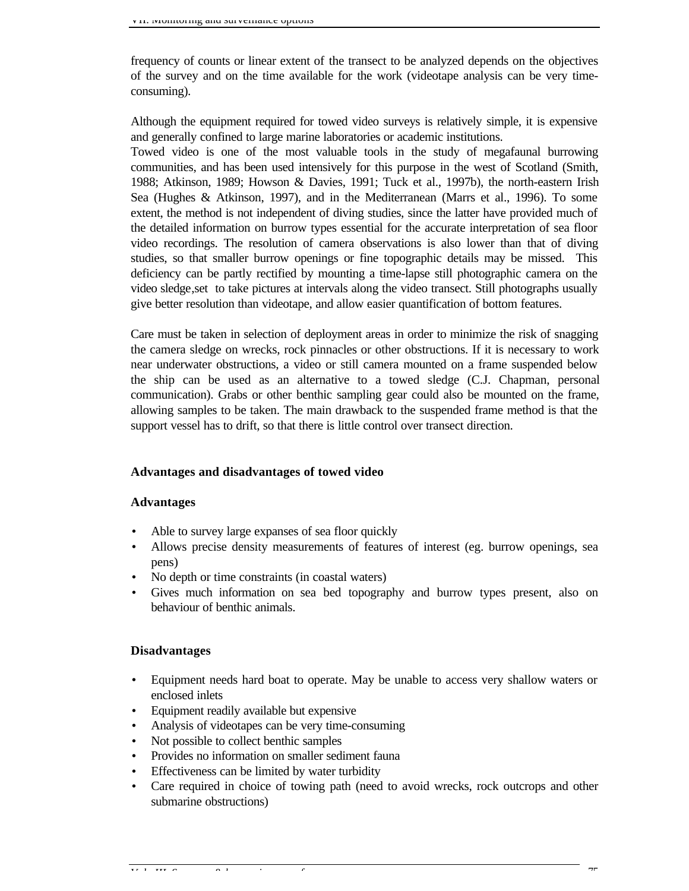frequency of counts or linear extent of the transect to be analyzed depends on the objectives of the survey and on the time available for the work (videotape analysis can be very time-consuming).

Although the equipment required for towed video surveys is relatively simple, it is expensive and generally confined to large marine laboratories or academic institutions.
Towed video is one of the most valuable tools in the study of megafaunal burrowing communities, and has been used intensively for this purpose in the west of Scotland (Smith, 1988; Atkinson, 1989; Howson & Davies, 1991; Tuck et al., 1997b), the north-eastern Irish Sea (Hughes & Atkinson, 1997), and in the Mediterranean (Marrs et al., 1996). To some extent, the method is not independent of diving studies, since the latter have provided much of the detailed information on burrow types essential for the accurate interpretation of sea floor video recordings. The resolution of camera observations is also lower than that of diving studies, so that smaller burrow openings or fine topographic details may be missed. This deficiency can be partly rectified by mounting a time-lapse still photographic camera on the video sledge,set to take pictures at intervals along the video transect. Still photographs usually give better resolution than videotape, and allow easier quantification of bottom features.

Care must be taken in selection of deployment areas in order to minimize the risk of snagging the camera sledge on wrecks, rock pinnacles or other obstructions. If it is necessary to work near underwater obstructions, a video or still camera mounted on a frame suspended below the ship can be used as an alternative to a towed sledge (C.J. Chapman, personal communication). Grabs or other benthic sampling gear could also be mounted on the frame, allowing samples to be taken. The main drawback to the suspended frame method is that the support vessel has to drift, so that there is little control over transect direction.

### Advantages and disadvantages of towed video

#### Advantages

- Able to survey large expanses of sea floor quickly
- Allows precise density measurements of features of interest (eg. burrow openings, sea pens)
- No depth or time constraints (in coastal waters)
- Gives much information on sea bed topography and burrow types present, also on behaviour of benthic animals.

#### Disadvantages

- Equipment needs hard boat to operate. May be unable to access very shallow waters or enclosed inlets
- Equipment readily available but expensive
- Analysis of videotapes can be very time-consuming
- Not possible to collect benthic samples
- Provides no information on smaller sediment fauna
- Effectiveness can be limited by water turbidity
- Care required in choice of towing path (need to avoid wrecks, rock outcrops and other submarine obstructions)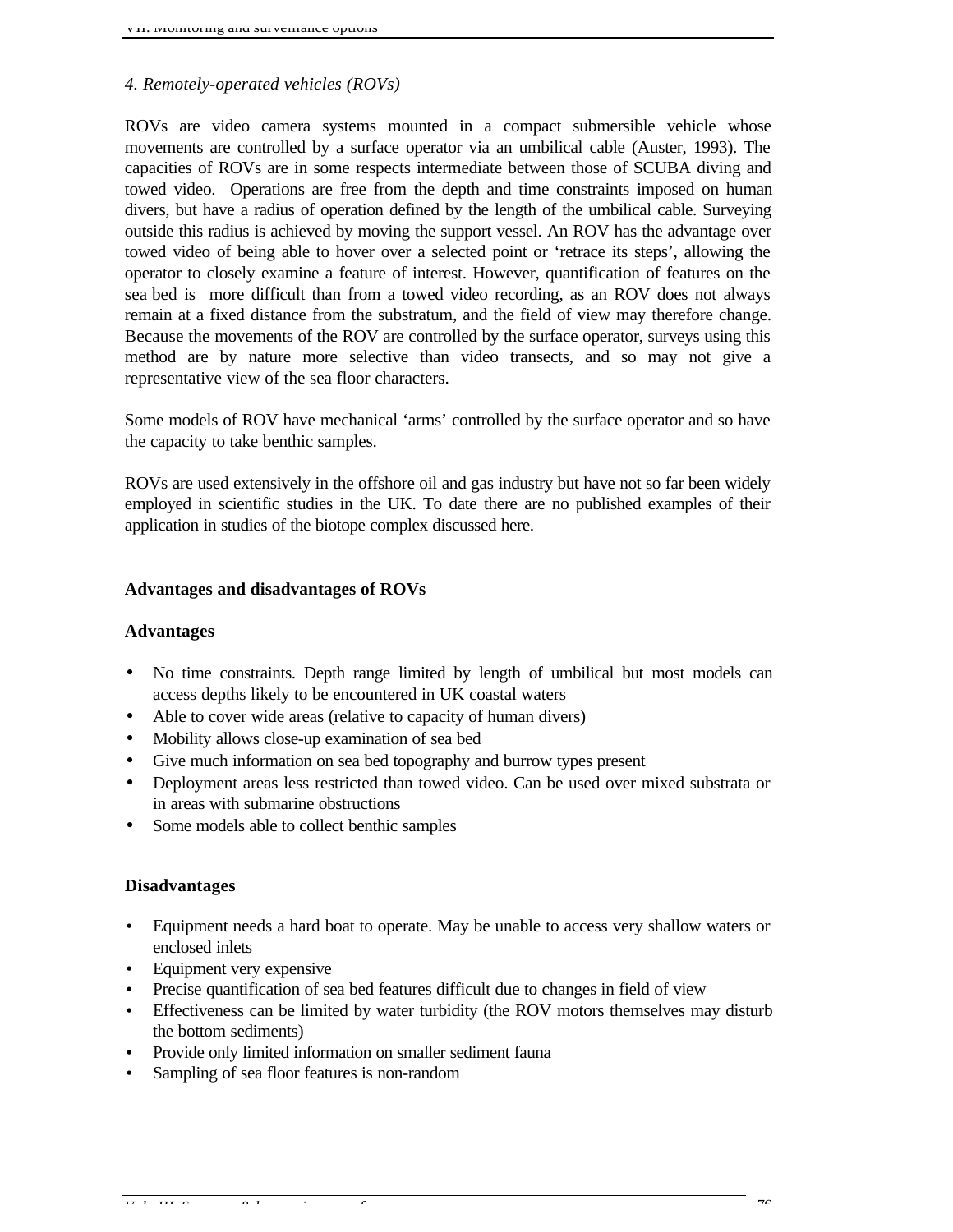*4. Remotely-operated vehicles (ROVs)*

ROVs are video camera systems mounted in a compact submersible vehicle whose movements are controlled by a surface operator via an umbilical cable (Auster, 1993). The capacities of ROVs are in some respects intermediate between those of SCUBA diving and towed video. Operations are free from the depth and time constraints imposed on human divers, but have a radius of operation defined by the length of the umbilical cable. Surveying outside this radius is achieved by moving the support vessel. An ROV has the advantage over towed video of being able to hover over a selected point or 'retrace its steps', allowing the operator to closely examine a feature of interest. However, quantification of features on the sea bed is more difficult than from a towed video recording, as an ROV does not always remain at a fixed distance from the substratum, and the field of view may therefore change. Because the movements of the ROV are controlled by the surface operator, surveys using this method are by nature more selective than video transects, and so may not give a representative view of the sea floor characters.

Some models of ROV have mechanical 'arms' controlled by the surface operator and so have the capacity to take benthic samples.

ROVs are used extensively in the offshore oil and gas industry but have not so far been widely employed in scientific studies in the UK. To date there are no published examples of their application in studies of the biotope complex discussed here.

**Advantages and disadvantages of ROVs**

**Advantages**

- No time constraints. Depth range limited by length of umbilical but most models can access depths likely to be encountered in UK coastal waters
- Able to cover wide areas (relative to capacity of human divers)
- Mobility allows close-up examination of sea bed
- Give much information on sea bed topography and burrow types present
- Deployment areas less restricted than towed video. Can be used over mixed substrata or in areas with submarine obstructions
- Some models able to collect benthic samples

**Disadvantages**

- Equipment needs a hard boat to operate. May be unable to access very shallow waters or enclosed inlets
- Equipment very expensive
- Precise quantification of sea bed features difficult due to changes in field of view
- Effectiveness can be limited by water turbidity (the ROV motors themselves may disturb the bottom sediments)
- Provide only limited information on smaller sediment fauna
- Sampling of sea floor features is non-random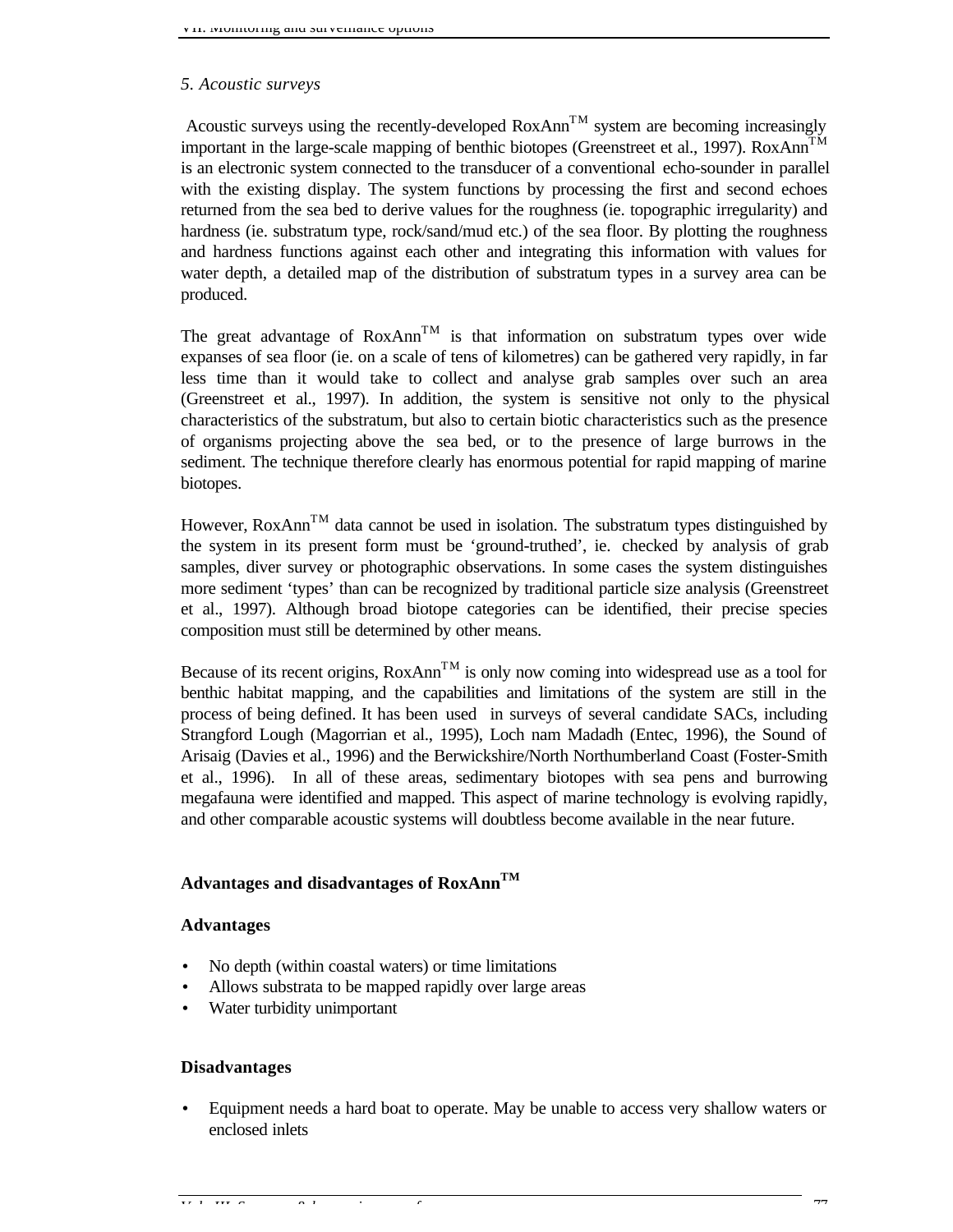*5. Acoustic surveys*

Acoustic surveys using the recently-developed RoxAnn™ system are becoming increasingly important in the large-scale mapping of benthic biotopes (Greenstreet et al., 1997). RoxAnn™ is an electronic system connected to the transducer of a conventional echo-sounder in parallel with the existing display. The system functions by processing the first and second echoes returned from the sea bed to derive values for the roughness (ie. topographic irregularity) and hardness (ie. substratum type, rock/sand/mud etc.) of the sea floor. By plotting the roughness and hardness functions against each other and integrating this information with values for water depth, a detailed map of the distribution of substratum types in a survey area can be produced.

The great advantage of RoxAnn™ is that information on substratum types over wide expanses of sea floor (ie. on a scale of tens of kilometres) can be gathered very rapidly, in far less time than it would take to collect and analyse grab samples over such an area (Greenstreet et al., 1997). In addition, the system is sensitive not only to the physical characteristics of the substratum, but also to certain biotic characteristics such as the presence of organisms projecting above the sea bed, or to the presence of large burrows in the sediment. The technique therefore clearly has enormous potential for rapid mapping of marine biotopes.

However, RoxAnn™ data cannot be used in isolation. The substratum types distinguished by the system in its present form must be 'ground-truthed', ie. checked by analysis of grab samples, diver survey or photographic observations. In some cases the system distinguishes more sediment 'types' than can be recognized by traditional particle size analysis (Greenstreet et al., 1997). Although broad biotope categories can be identified, their precise species composition must still be determined by other means.

Because of its recent origins, RoxAnn™ is only now coming into widespread use as a tool for benthic habitat mapping, and the capabilities and limitations of the system are still in the process of being defined. It has been used in surveys of several candidate SACs, including Strangford Lough (Magorrian et al., 1995), Loch nam Madadh (Entec, 1996), the Sound of Arisaig (Davies et al., 1996) and the Berwickshire/North Northumberland Coast (Foster-Smith et al., 1996). In all of these areas, sedimentary biotopes with sea pens and burrowing megafauna were identified and mapped. This aspect of marine technology is evolving rapidly, and other comparable acoustic systems will doubtless become available in the near future.

**Advantages and disadvantages of RoxAnn™**

**Advantages**

- No depth (within coastal waters) or time limitations
- Allows substrata to be mapped rapidly over large areas
- Water turbidity unimportant

**Disadvantages**

- Equipment needs a hard boat to operate. May be unable to access very shallow waters or enclosed inlets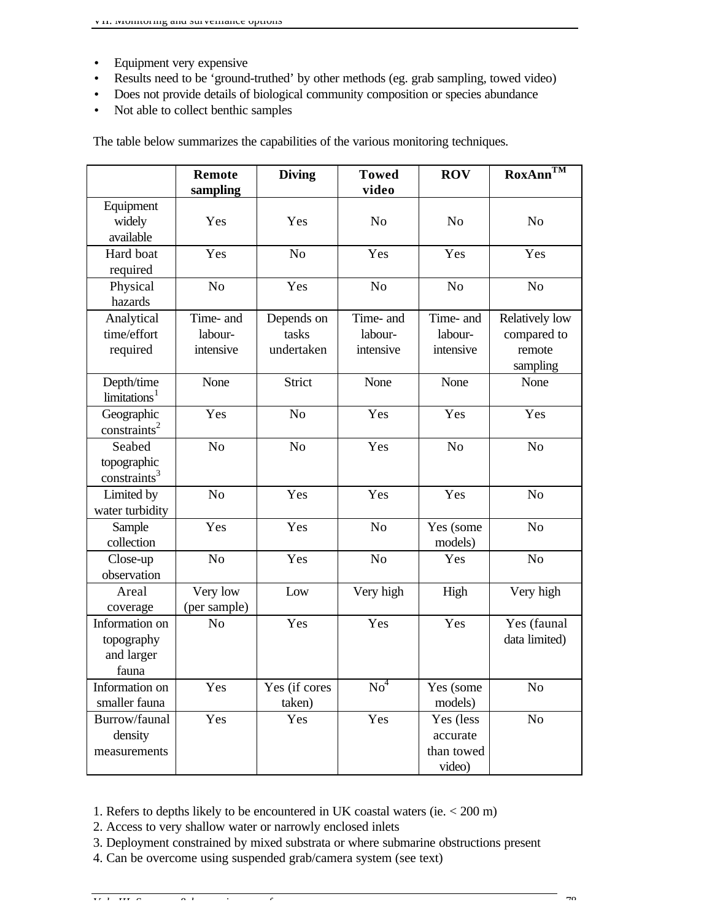- Equipment very expensive
- Results need to be 'ground-truthed' by other methods (eg. grab sampling, towed video)
- Does not provide details of biological community composition or species abundance
- Not able to collect benthic samples

The table below summarizes the capabilities of the various monitoring techniques.

| | Remote sampling | Diving | Towed video | ROV | RoxAnn™ |
|---|---|---|---|---|---|
| Equipment widely available | Yes | Yes | No | No | No |
| Hard boat required | Yes | No | Yes | Yes | Yes |
| Physical hazards | No | Yes | No | No | No |
| Analytical time/effort required | Time- and labour-intensive | Depends on tasks undertaken | Time- and labour-intensive | Time- and labour-intensive | Relatively low compared to remote sampling |
| Depth/time limitations[1] | None | Strict | None | None | None |
| Geographic constraints[2] | Yes | No | Yes | Yes | Yes |
| Seabed topographic constraints[3] | No | No | Yes | No | No |
| Limited by water turbidity | No | Yes | Yes | Yes | No |
| Sample collection | Yes | Yes | No | Yes (some models) | No |
| Close-up observation | No | Yes | No | Yes | No |
| Areal coverage | Very low (per sample) | Low | Very high | High | Very high |
| Information on topography and larger fauna | No | Yes | Yes | Yes | Yes (faunal data limited) |
| Information on smaller fauna | Yes | Yes (if cores taken) | No[4] | Yes (some models) | No |
| Burrow/faunal density measurements | Yes | Yes | Yes | Yes (less accurate than towed video) | No |

1. Refers to depths likely to be encountered in UK coastal waters (ie. < 200 m)
2. Access to very shallow water or narrowly enclosed inlets
3. Deployment constrained by mixed substrata or where submarine obstructions present
4. Can be overcome using suspended grab/camera system (see text)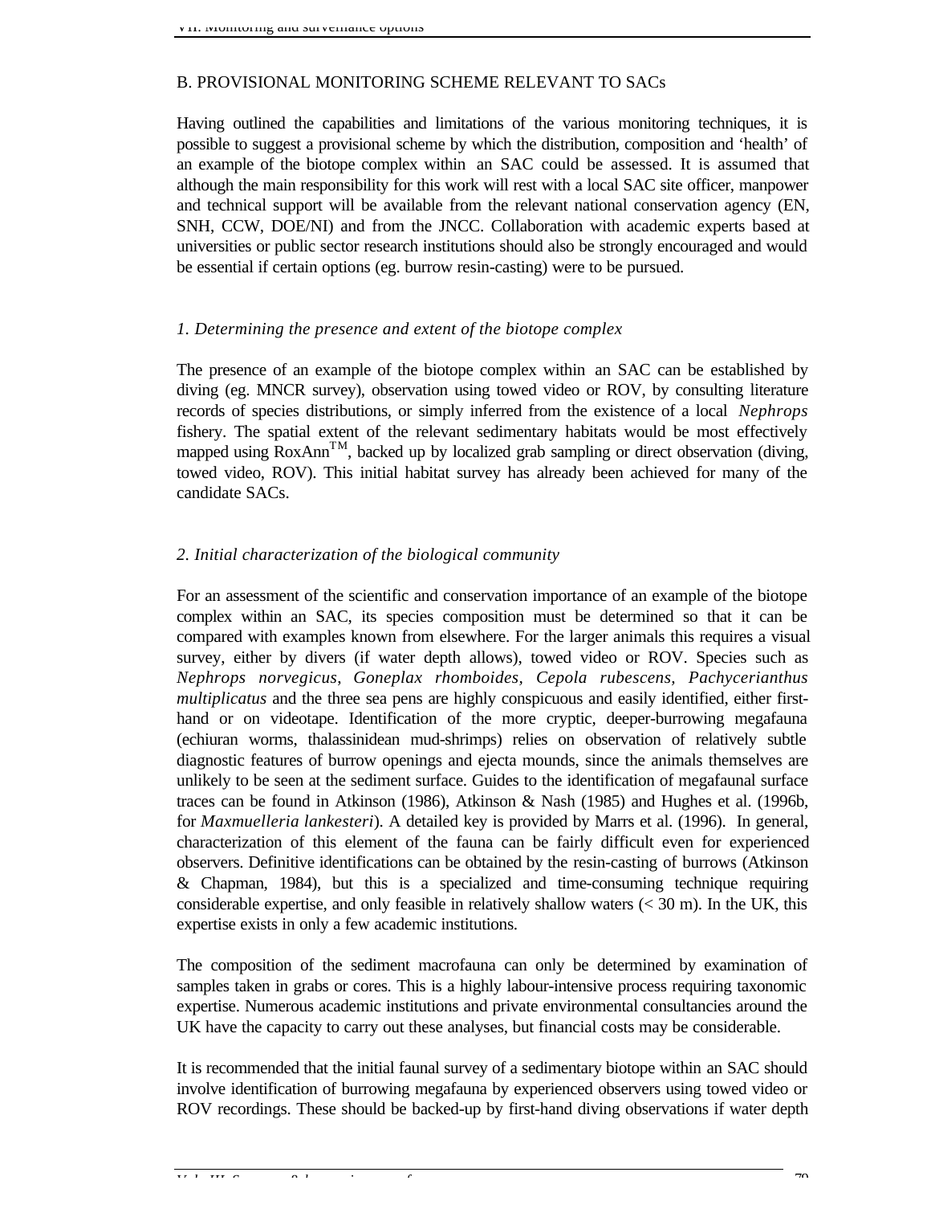## B. PROVISIONAL MONITORING SCHEME RELEVANT TO SACs

Having outlined the capabilities and limitations of the various monitoring techniques, it is possible to suggest a provisional scheme by which the distribution, composition and 'health' of an example of the biotope complex within an SAC could be assessed. It is assumed that although the main responsibility for this work will rest with a local SAC site officer, manpower and technical support will be available from the relevant national conservation agency (EN, SNH, CCW, DOE/NI) and from the JNCC. Collaboration with academic experts based at universities or public sector research institutions should also be strongly encouraged and would be essential if certain options (eg. burrow resin-casting) were to be pursued.

### *1. Determining the presence and extent of the biotope complex*

The presence of an example of the biotope complex within an SAC can be established by diving (eg. MNCR survey), observation using towed video or ROV, by consulting literature records of species distributions, or simply inferred from the existence of a local *Nephrops* fishery. The spatial extent of the relevant sedimentary habitats would be most effectively mapped using RoxAnn™, backed up by localized grab sampling or direct observation (diving, towed video, ROV). This initial habitat survey has already been achieved for many of the candidate SACs.

### *2. Initial characterization of the biological community*

For an assessment of the scientific and conservation importance of an example of the biotope complex within an SAC, its species composition must be determined so that it can be compared with examples known from elsewhere. For the larger animals this requires a visual survey, either by divers (if water depth allows), towed video or ROV. Species such as *Nephrops norvegicus*, *Goneplax rhomboides*, *Cepola rubescens*, *Pachycerianthus multiplicatus* and the three sea pens are highly conspicuous and easily identified, either first-hand or on videotape. Identification of the more cryptic, deeper-burrowing megafauna (echiuran worms, thalassinidean mud-shrimps) relies on observation of relatively subtle diagnostic features of burrow openings and ejecta mounds, since the animals themselves are unlikely to be seen at the sediment surface. Guides to the identification of megafaunal surface traces can be found in Atkinson (1986), Atkinson & Nash (1985) and Hughes et al. (1996b, for *Maxmuelleria lankesteri*). A detailed key is provided by Marrs et al. (1996). In general, characterization of this element of the fauna can be fairly difficult even for experienced observers. Definitive identifications can be obtained by the resin-casting of burrows (Atkinson & Chapman, 1984), but this is a specialized and time-consuming technique requiring considerable expertise, and only feasible in relatively shallow waters (< 30 m). In the UK, this expertise exists in only a few academic institutions.

The composition of the sediment macrofauna can only be determined by examination of samples taken in grabs or cores. This is a highly labour-intensive process requiring taxonomic expertise. Numerous academic institutions and private environmental consultancies around the UK have the capacity to carry out these analyses, but financial costs may be considerable.

It is recommended that the initial faunal survey of a sedimentary biotope within an SAC should involve identification of burrowing megafauna by experienced observers using towed video or ROV recordings. These should be backed-up by first-hand diving observations if water depth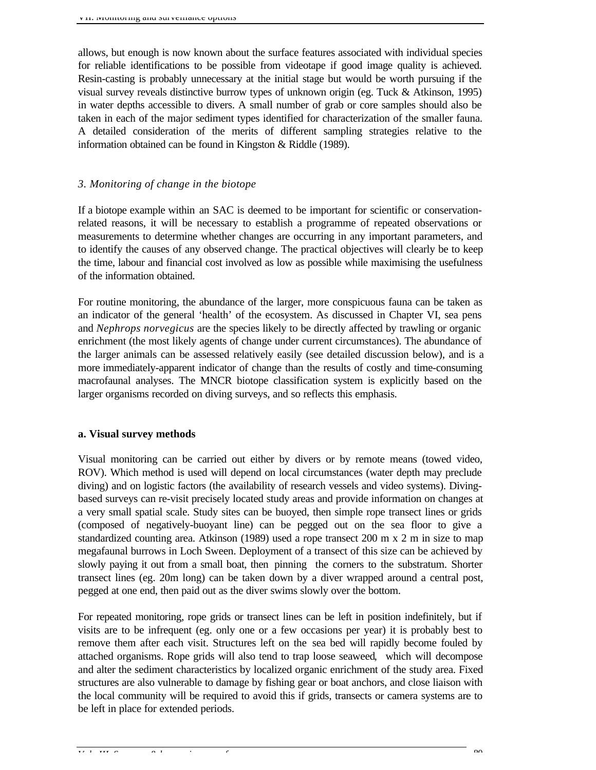allows, but enough is now known about the surface features associated with individual species for reliable identifications to be possible from videotape if good image quality is achieved. Resin-casting is probably unnecessary at the initial stage but would be worth pursuing if the visual survey reveals distinctive burrow types of unknown origin (eg. Tuck & Atkinson, 1995) in water depths accessible to divers. A small number of grab or core samples should also be taken in each of the major sediment types identified for characterization of the smaller fauna. A detailed consideration of the merits of different sampling strategies relative to the information obtained can be found in Kingston & Riddle (1989).

### *3. Monitoring of change in the biotope*

If a biotope example within an SAC is deemed to be important for scientific or conservation-related reasons, it will be necessary to establish a programme of repeated observations or measurements to determine whether changes are occurring in any important parameters, and to identify the causes of any observed change. The practical objectives will clearly be to keep the time, labour and financial cost involved as low as possible while maximising the usefulness of the information obtained.

For routine monitoring, the abundance of the larger, more conspicuous fauna can be taken as an indicator of the general 'health' of the ecosystem. As discussed in Chapter VI, sea pens and *Nephrops norvegicus* are the species likely to be directly affected by trawling or organic enrichment (the most likely agents of change under current circumstances). The abundance of the larger animals can be assessed relatively easily (see detailed discussion below), and is a more immediately-apparent indicator of change than the results of costly and time-consuming macrofaunal analyses. The MNCR biotope classification system is explicitly based on the larger organisms recorded on diving surveys, and so reflects this emphasis.

#### **a. Visual survey methods**

Visual monitoring can be carried out either by divers or by remote means (towed video, ROV). Which method is used will depend on local circumstances (water depth may preclude diving) and on logistic factors (the availability of research vessels and video systems). Diving-based surveys can re-visit precisely located study areas and provide information on changes at a very small spatial scale. Study sites can be buoyed, then simple rope transect lines or grids (composed of negatively-buoyant line) can be pegged out on the sea floor to give a standardized counting area. Atkinson (1989) used a rope transect 200 m x 2 m in size to map megafaunal burrows in Loch Sween. Deployment of a transect of this size can be achieved by slowly paying it out from a small boat, then pinning the corners to the substratum. Shorter transect lines (eg. 20m long) can be taken down by a diver wrapped around a central post, pegged at one end, then paid out as the diver swims slowly over the bottom.

For repeated monitoring, rope grids or transect lines can be left in position indefinitely, but if visits are to be infrequent (eg. only one or a few occasions per year) it is probably best to remove them after each visit. Structures left on the sea bed will rapidly become fouled by attached organisms. Rope grids will also tend to trap loose seaweed, which will decompose and alter the sediment characteristics by localized organic enrichment of the study area. Fixed structures are also vulnerable to damage by fishing gear or boat anchors, and close liaison with the local community will be required to avoid this if grids, transects or camera systems are to be left in place for extended periods.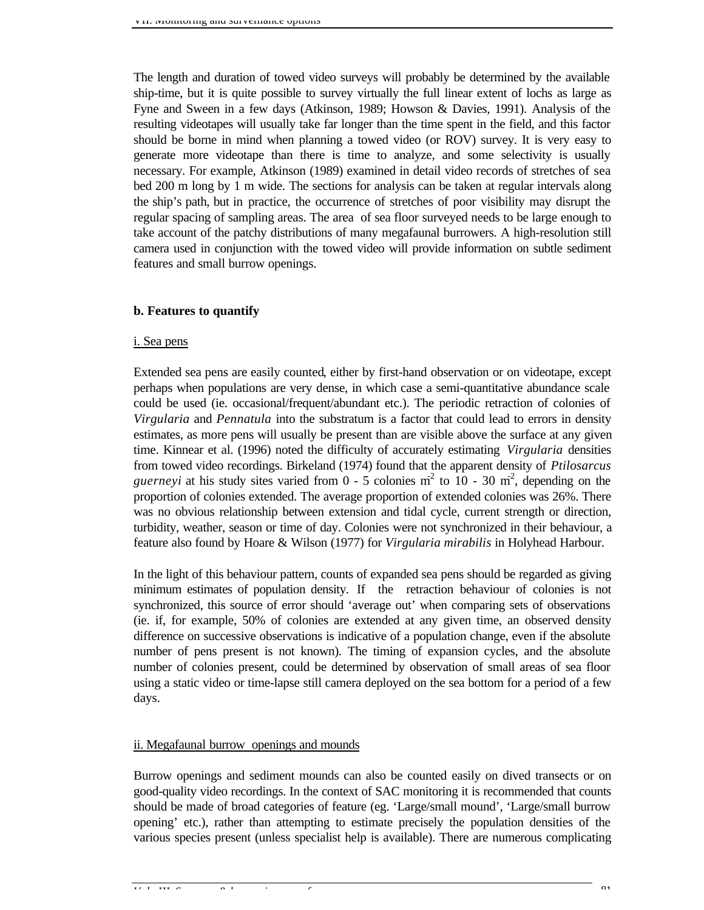The length and duration of towed video surveys will probably be determined by the available ship-time, but it is quite possible to survey virtually the full linear extent of lochs as large as Fyne and Sween in a few days (Atkinson, 1989; Howson & Davies, 1991). Analysis of the resulting videotapes will usually take far longer than the time spent in the field, and this factor should be borne in mind when planning a towed video (or ROV) survey. It is very easy to generate more videotape than there is time to analyze, and some selectivity is usually necessary. For example, Atkinson (1989) examined in detail video records of stretches of sea bed 200 m long by 1 m wide. The sections for analysis can be taken at regular intervals along the ship's path, but in practice, the occurrence of stretches of poor visibility may disrupt the regular spacing of sampling areas. The area of sea floor surveyed needs to be large enough to take account of the patchy distributions of many megafaunal burrowers. A high-resolution still camera used in conjunction with the towed video will provide information on subtle sediment features and small burrow openings.

**b. Features to quantify**

i. Sea pens

Extended sea pens are easily counted, either by first-hand observation or on videotape, except perhaps when populations are very dense, in which case a semi-quantitative abundance scale could be used (ie. occasional/frequent/abundant etc.). The periodic retraction of colonies of *Virgularia* and *Pennatula* into the substratum is a factor that could lead to errors in density estimates, as more pens will usually be present than are visible above the surface at any given time. Kinnear et al. (1996) noted the difficulty of accurately estimating *Virgularia* densities from towed video recordings. Birkeland (1974) found that the apparent density of *Ptilosarcus guerneyi* at his study sites varied from 0 - 5 colonies $m^{-2}$ to 10 - 30 $m^{-2}$, depending on the proportion of colonies extended. The average proportion of extended colonies was 26%. There was no obvious relationship between extension and tidal cycle, current strength or direction, turbidity, weather, season or time of day. Colonies were not synchronized in their behaviour, a feature also found by Hoare & Wilson (1977) for *Virgularia mirabilis* in Holyhead Harbour.

In the light of this behaviour pattern, counts of expanded sea pens should be regarded as giving minimum estimates of population density. If the retraction behaviour of colonies is not synchronized, this source of error should 'average out' when comparing sets of observations (ie. if, for example, 50% of colonies are extended at any given time, an observed density difference on successive observations is indicative of a population change, even if the absolute number of pens present is not known). The timing of expansion cycles, and the absolute number of colonies present, could be determined by observation of small areas of sea floor using a static video or time-lapse still camera deployed on the sea bottom for a period of a few days.

ii. Megafaunal burrow openings and mounds

Burrow openings and sediment mounds can also be counted easily on dived transects or on good-quality video recordings. In the context of SAC monitoring it is recommended that counts should be made of broad categories of feature (eg. 'Large/small mound', 'Large/small burrow opening' etc.), rather than attempting to estimate precisely the population densities of the various species present (unless specialist help is available). There are numerous complicating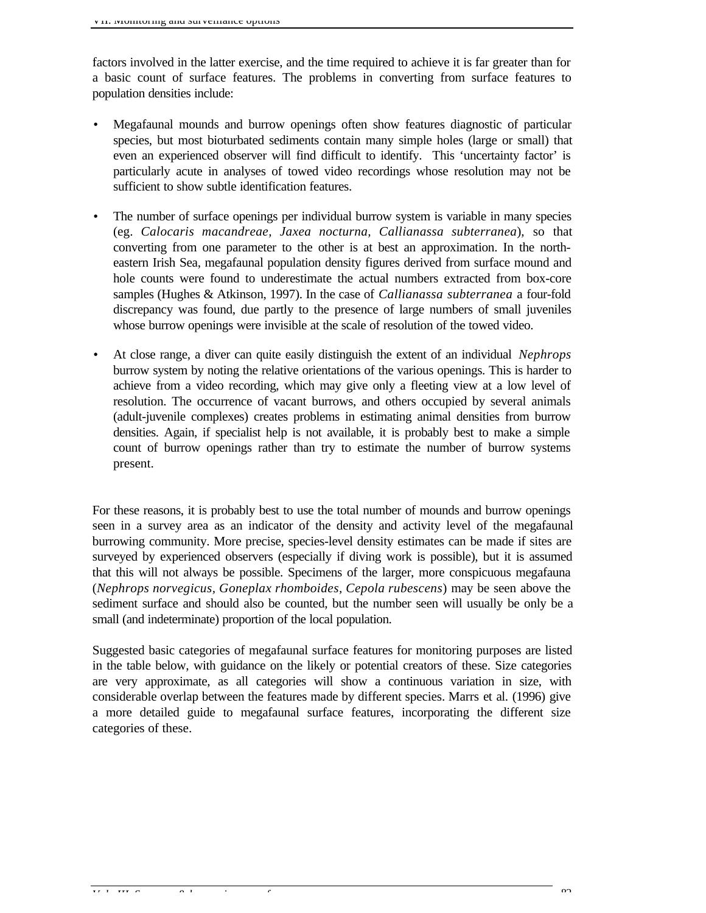factors involved in the latter exercise, and the time required to achieve it is far greater than for a basic count of surface features. The problems in converting from surface features to population densities include:

- Megafaunal mounds and burrow openings often show features diagnostic of particular species, but most bioturbated sediments contain many simple holes (large or small) that even an experienced observer will find difficult to identify. This 'uncertainty factor' is particularly acute in analyses of towed video recordings whose resolution may not be sufficient to show subtle identification features.

- The number of surface openings per individual burrow system is variable in many species (eg. *Calocaris macandreae, Jaxea nocturna, Callianassa subterranea*), so that converting from one parameter to the other is at best an approximation. In the north-eastern Irish Sea, megafaunal population density figures derived from surface mound and hole counts were found to underestimate the actual numbers extracted from box-core samples (Hughes & Atkinson, 1997). In the case of *Callianassa subterranea* a four-fold discrepancy was found, due partly to the presence of large numbers of small juveniles whose burrow openings were invisible at the scale of resolution of the towed video.

- At close range, a diver can quite easily distinguish the extent of an individual *Nephrops* burrow system by noting the relative orientations of the various openings. This is harder to achieve from a video recording, which may give only a fleeting view at a low level of resolution. The occurrence of vacant burrows, and others occupied by several animals (adult-juvenile complexes) creates problems in estimating animal densities from burrow densities. Again, if specialist help is not available, it is probably best to make a simple count of burrow openings rather than try to estimate the number of burrow systems present.

For these reasons, it is probably best to use the total number of mounds and burrow openings seen in a survey area as an indicator of the density and activity level of the megafaunal burrowing community. More precise, species-level density estimates can be made if sites are surveyed by experienced observers (especially if diving work is possible), but it is assumed that this will not always be possible. Specimens of the larger, more conspicuous megafauna (*Nephrops norvegicus, Goneplax rhomboides, Cepola rubescens*) may be seen above the sediment surface and should also be counted, but the number seen will usually be only be a small (and indeterminate) proportion of the local population.

Suggested basic categories of megafaunal surface features for monitoring purposes are listed in the table below, with guidance on the likely or potential creators of these. Size categories are very approximate, as all categories will show a continuous variation in size, with considerable overlap between the features made by different species. Marrs et al. (1996) give a more detailed guide to megafaunal surface features, incorporating the different size categories of these.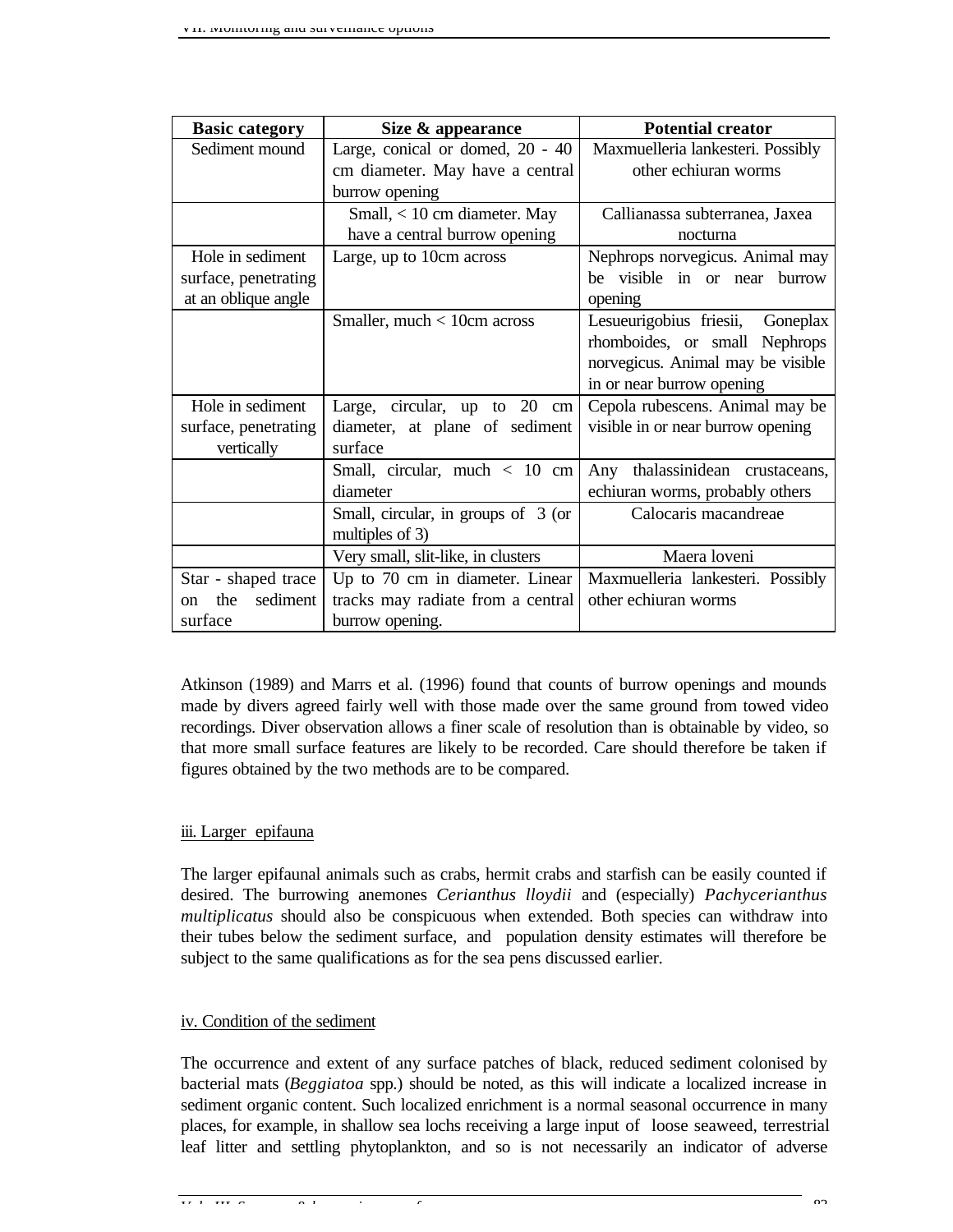| Basic category | Size & appearance | Potential creator |
| --- | --- | --- |
| Sediment mound | Large, conical or domed, 20 - 40 cm diameter. May have a central burrow opening | Maxmuelleria lankesteri. Possibly other echiuran worms |
| | Small, < 10 cm diameter. May have a central burrow opening | Callianassa subterranea, Jaxea nocturna |
| Hole in sediment surface, penetrating at an oblique angle | Large, up to 10cm across | Nephrops norvegicus. Animal may be visible in or near burrow opening |
| | Smaller, much < 10cm across | Lesueurigobius friesii, Goneplax rhomboides, or small Nephrops norvegicus. Animal may be visible in or near burrow opening |
| Hole in sediment surface, penetrating vertically | Large, circular, up to 20 cm diameter, at plane of sediment surface | Cepola rubescens. Animal may be visible in or near burrow opening |
| | Small, circular, much < 10 cm diameter | Any thalassinidean crustaceans, echiuran worms, probably others |
| | Small, circular, in groups of 3 (or multiples of 3) | Calocaris macandreae |
| | Very small, slit-like, in clusters | Maera loveni |
| Star - shaped trace on the sediment surface | Up to 70 cm in diameter. Linear tracks may radiate from a central burrow opening. | Maxmuelleria lankesteri. Possibly other echiuran worms |

Atkinson (1989) and Marrs et al. (1996) found that counts of burrow openings and mounds made by divers agreed fairly well with those made over the same ground from towed video recordings. Diver observation allows a finer scale of resolution than is obtainable by video, so that more small surface features are likely to be recorded. Care should therefore be taken if figures obtained by the two methods are to be compared.

iii. Larger epifauna

The larger epifaunal animals such as crabs, hermit crabs and starfish can be easily counted if desired. The burrowing anemones *Cerianthus lloydii* and (especially) *Pachycerianthus multiplicatus* should also be conspicuous when extended. Both species can withdraw into their tubes below the sediment surface, and population density estimates will therefore be subject to the same qualifications as for the sea pens discussed earlier.

iv. Condition of the sediment

The occurrence and extent of any surface patches of black, reduced sediment colonised by bacterial mats (*Beggiatoa* spp.) should be noted, as this will indicate a localized increase in sediment organic content. Such localized enrichment is a normal seasonal occurrence in many places, for example, in shallow sea lochs receiving a large input of loose seaweed, terrestrial leaf litter and settling phytoplankton, and so is not necessarily an indicator of adverse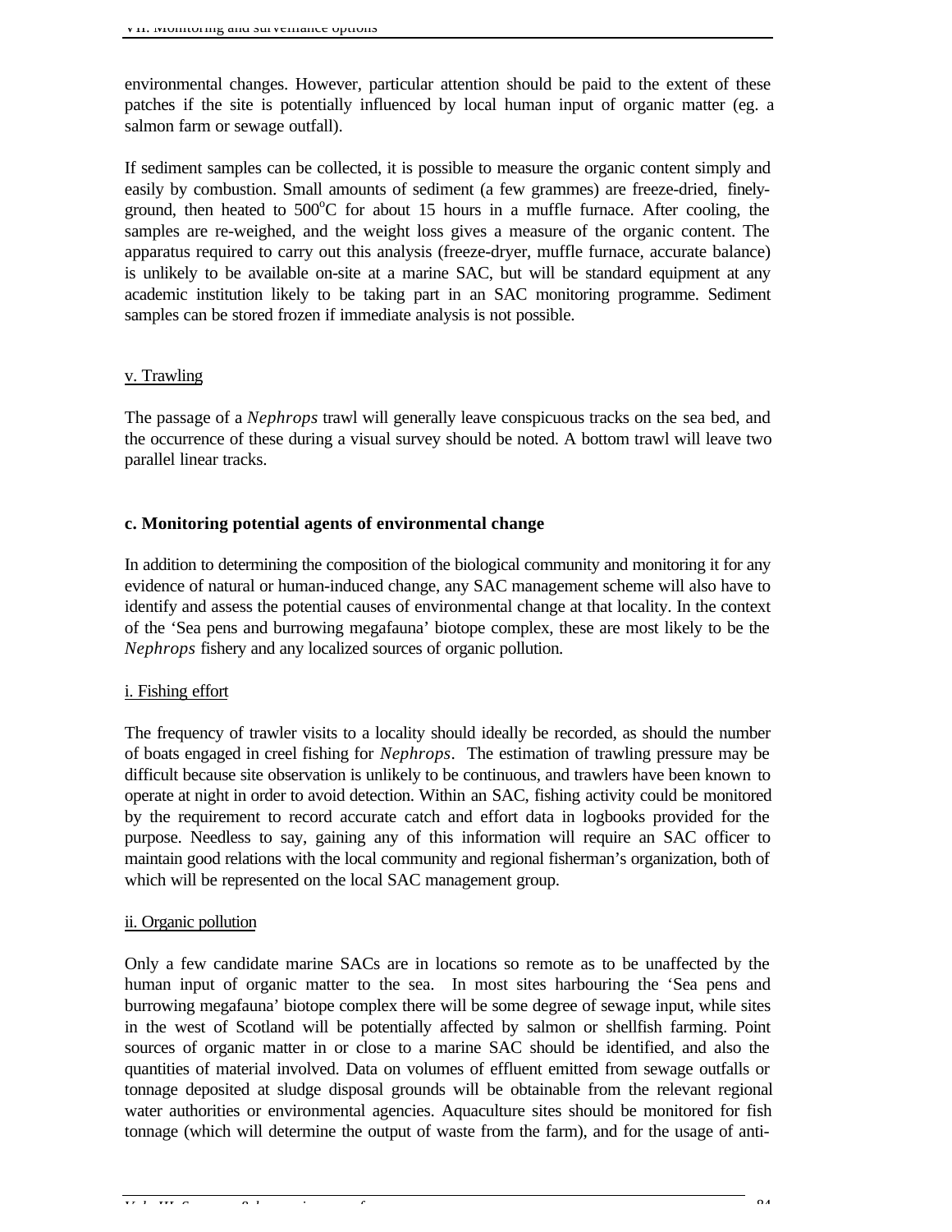environmental changes. However, particular attention should be paid to the extent of these patches if the site is potentially influenced by local human input of organic matter (eg. a salmon farm or sewage outfall).

If sediment samples can be collected, it is possible to measure the organic content simply and easily by combustion. Small amounts of sediment (a few grammes) are freeze-dried, finely-ground, then heated to 500°C for about 15 hours in a muffle furnace. After cooling, the samples are re-weighed, and the weight loss gives a measure of the organic content. The apparatus required to carry out this analysis (freeze-dryer, muffle furnace, accurate balance) is unlikely to be available on-site at a marine SAC, but will be standard equipment at any academic institution likely to be taking part in an SAC monitoring programme. Sediment samples can be stored frozen if immediate analysis is not possible.

v. Trawling

The passage of a *Nephrops* trawl will generally leave conspicuous tracks on the sea bed, and the occurrence of these during a visual survey should be noted. A bottom trawl will leave two parallel linear tracks.

### c. Monitoring potential agents of environmental change

In addition to determining the composition of the biological community and monitoring it for any evidence of natural or human-induced change, any SAC management scheme will also have to identify and assess the potential causes of environmental change at that locality. In the context of the 'Sea pens and burrowing megafauna' biotope complex, these are most likely to be the *Nephrops* fishery and any localized sources of organic pollution.

i. Fishing effort

The frequency of trawler visits to a locality should ideally be recorded, as should the number of boats engaged in creel fishing for *Nephrops*. The estimation of trawling pressure may be difficult because site observation is unlikely to be continuous, and trawlers have been known to operate at night in order to avoid detection. Within an SAC, fishing activity could be monitored by the requirement to record accurate catch and effort data in logbooks provided for the purpose. Needless to say, gaining any of this information will require an SAC officer to maintain good relations with the local community and regional fisherman's organization, both of which will be represented on the local SAC management group.

ii. Organic pollution

Only a few candidate marine SACs are in locations so remote as to be unaffected by the human input of organic matter to the sea. In most sites harbouring the 'Sea pens and burrowing megafauna' biotope complex there will be some degree of sewage input, while sites in the west of Scotland will be potentially affected by salmon or shellfish farming. Point sources of organic matter in or close to a marine SAC should be identified, and also the quantities of material involved. Data on volumes of effluent emitted from sewage outfalls or tonnage deposited at sludge disposal grounds will be obtainable from the relevant regional water authorities or environmental agencies. Aquaculture sites should be monitored for fish tonnage (which will determine the output of waste from the farm), and for the usage of anti-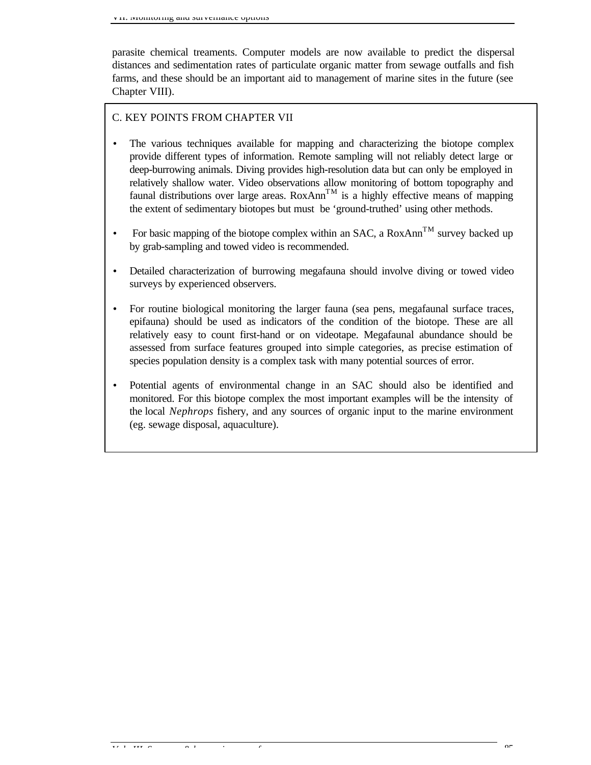parasite chemical treaments. Computer models are now available to predict the dispersal distances and sedimentation rates of particulate organic matter from sewage outfalls and fish farms, and these should be an important aid to management of marine sites in the future (see Chapter VIII).

## C. KEY POINTS FROM CHAPTER VII

- The various techniques available for mapping and characterizing the biotope complex provide different types of information. Remote sampling will not reliably detect large or deep-burrowing animals. Diving provides high-resolution data but can only be employed in relatively shallow water. Video observations allow monitoring of bottom topography and faunal distributions over large areas. RoxAnn™ is a highly effective means of mapping the extent of sedimentary biotopes but must be 'ground-truthed' using other methods.
- For basic mapping of the biotope complex within an SAC, a RoxAnn™ survey backed up by grab-sampling and towed video is recommended.
- Detailed characterization of burrowing megafauna should involve diving or towed video surveys by experienced observers.
- For routine biological monitoring the larger fauna (sea pens, megafaunal surface traces, epifauna) should be used as indicators of the condition of the biotope. These are all relatively easy to count first-hand or on videotape. Megafaunal abundance should be assessed from surface features grouped into simple categories, as precise estimation of species population density is a complex task with many potential sources of error.
- Potential agents of environmental change in an SAC should also be identified and monitored. For this biotope complex the most important examples will be the intensity of the local *Nephrops* fishery, and any sources of organic input to the marine environment (eg. sewage disposal, aquaculture).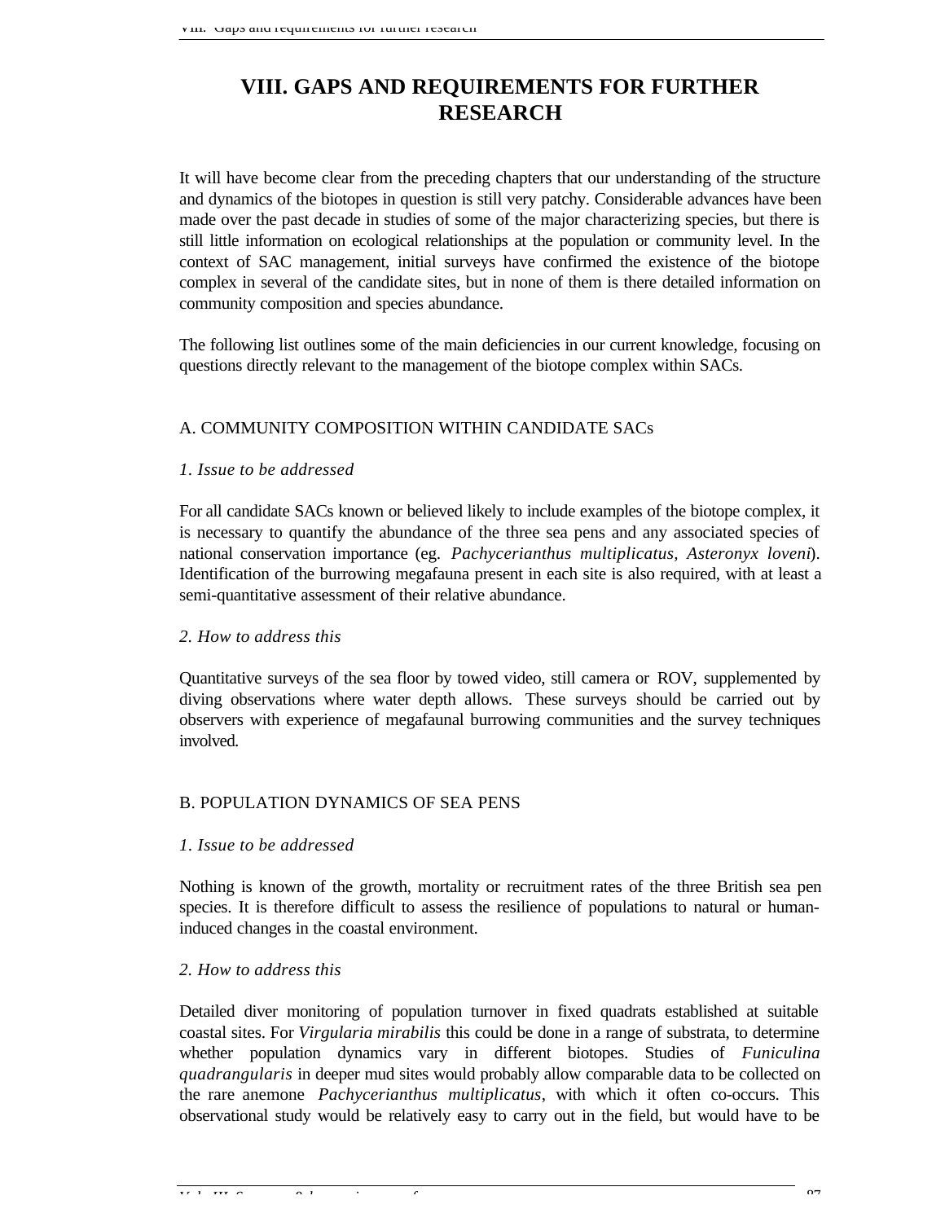# VIII. GAPS AND REQUIREMENTS FOR FURTHER RESEARCH

It will have become clear from the preceding chapters that our understanding of the structure and dynamics of the biotopes in question is still very patchy. Considerable advances have been made over the past decade in studies of some of the major characterizing species, but there is still little information on ecological relationships at the population or community level. In the context of SAC management, initial surveys have confirmed the existence of the biotope complex in several of the candidate sites, but in none of them is there detailed information on community composition and species abundance.

The following list outlines some of the main deficiencies in our current knowledge, focusing on questions directly relevant to the management of the biotope complex within SACs.

## A. COMMUNITY COMPOSITION WITHIN CANDIDATE SACs

### *1. Issue to be addressed*

For all candidate SACs known or believed likely to include examples of the biotope complex, it is necessary to quantify the abundance of the three sea pens and any associated species of national conservation importance (eg. *Pachycerianthus multiplicatus*, *Asteronyx loveni*). Identification of the burrowing megafauna present in each site is also required, with at least a semi-quantitative assessment of their relative abundance.

### *2. How to address this*

Quantitative surveys of the sea floor by towed video, still camera or ROV, supplemented by diving observations where water depth allows. These surveys should be carried out by observers with experience of megafaunal burrowing communities and the survey techniques involved.

## B. POPULATION DYNAMICS OF SEA PENS

### *1. Issue to be addressed*

Nothing is known of the growth, mortality or recruitment rates of the three British sea pen species. It is therefore difficult to assess the resilience of populations to natural or human-induced changes in the coastal environment.

### *2. How to address this*

Detailed diver monitoring of population turnover in fixed quadrats established at suitable coastal sites. For *Virgularia mirabilis* this could be done in a range of substrata, to determine whether population dynamics vary in different biotopes. Studies of *Funiculina quadrangularis* in deeper mud sites would probably allow comparable data to be collected on the rare anemone *Pachycerianthus multiplicatus*, with which it often co-occurs. This observational study would be relatively easy to carry out in the field, but would have to be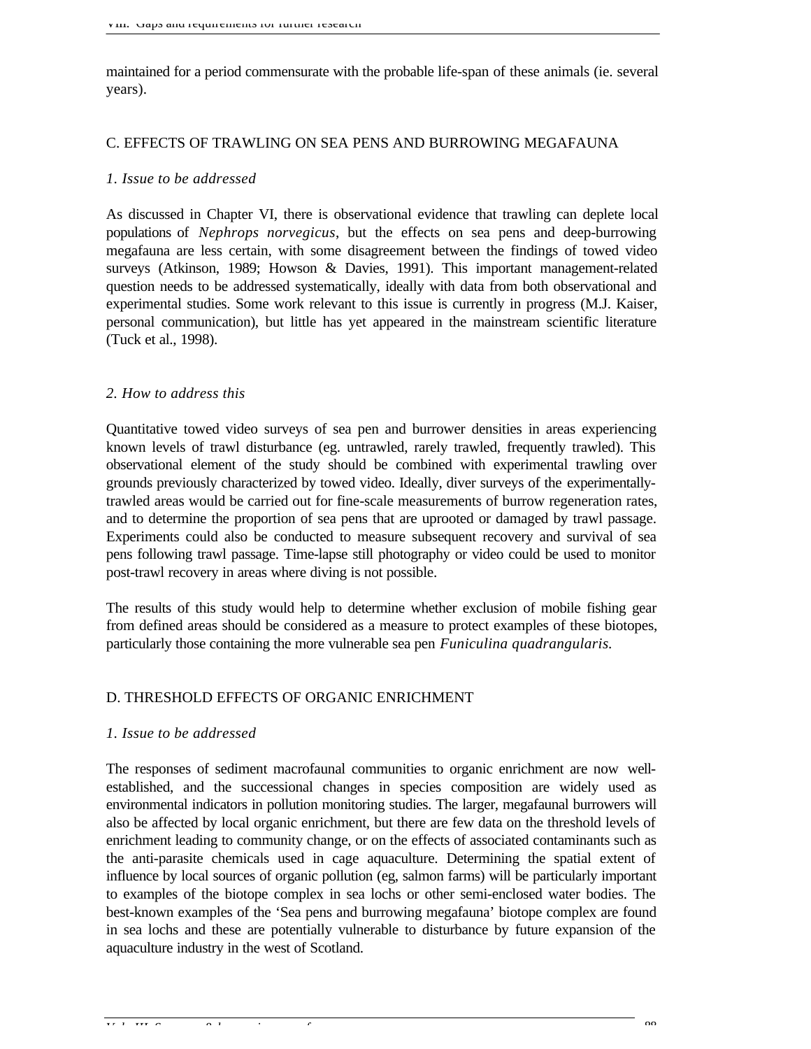maintained for a period commensurate with the probable life-span of these animals (ie. several years).

## C. EFFECTS OF TRAWLING ON SEA PENS AND BURROWING MEGAFAUNA

### *1. Issue to be addressed*

As discussed in Chapter VI, there is observational evidence that trawling can deplete local populations of *Nephrops norvegicus*, but the effects on sea pens and deep-burrowing megafauna are less certain, with some disagreement between the findings of towed video surveys (Atkinson, 1989; Howson & Davies, 1991). This important management-related question needs to be addressed systematically, ideally with data from both observational and experimental studies. Some work relevant to this issue is currently in progress (M.J. Kaiser, personal communication), but little has yet appeared in the mainstream scientific literature (Tuck et al., 1998).

### *2. How to address this*

Quantitative towed video surveys of sea pen and burrower densities in areas experiencing known levels of trawl disturbance (eg. untrawled, rarely trawled, frequently trawled). This observational element of the study should be combined with experimental trawling over grounds previously characterized by towed video. Ideally, diver surveys of the experimentally-trawled areas would be carried out for fine-scale measurements of burrow regeneration rates, and to determine the proportion of sea pens that are uprooted or damaged by trawl passage. Experiments could also be conducted to measure subsequent recovery and survival of sea pens following trawl passage. Time-lapse still photography or video could be used to monitor post-trawl recovery in areas where diving is not possible.

The results of this study would help to determine whether exclusion of mobile fishing gear from defined areas should be considered as a measure to protect examples of these biotopes, particularly those containing the more vulnerable sea pen *Funiculina quadrangularis*.

## D. THRESHOLD EFFECTS OF ORGANIC ENRICHMENT

### *1. Issue to be addressed*

The responses of sediment macrofaunal communities to organic enrichment are now well-established, and the successional changes in species composition are widely used as environmental indicators in pollution monitoring studies. The larger, megafaunal burrowers will also be affected by local organic enrichment, but there are few data on the threshold levels of enrichment leading to community change, or on the effects of associated contaminants such as the anti-parasite chemicals used in cage aquaculture. Determining the spatial extent of influence by local sources of organic pollution (eg, salmon farms) will be particularly important to examples of the biotope complex in sea lochs or other semi-enclosed water bodies. The best-known examples of the 'Sea pens and burrowing megafauna' biotope complex are found in sea lochs and these are potentially vulnerable to disturbance by future expansion of the aquaculture industry in the west of Scotland.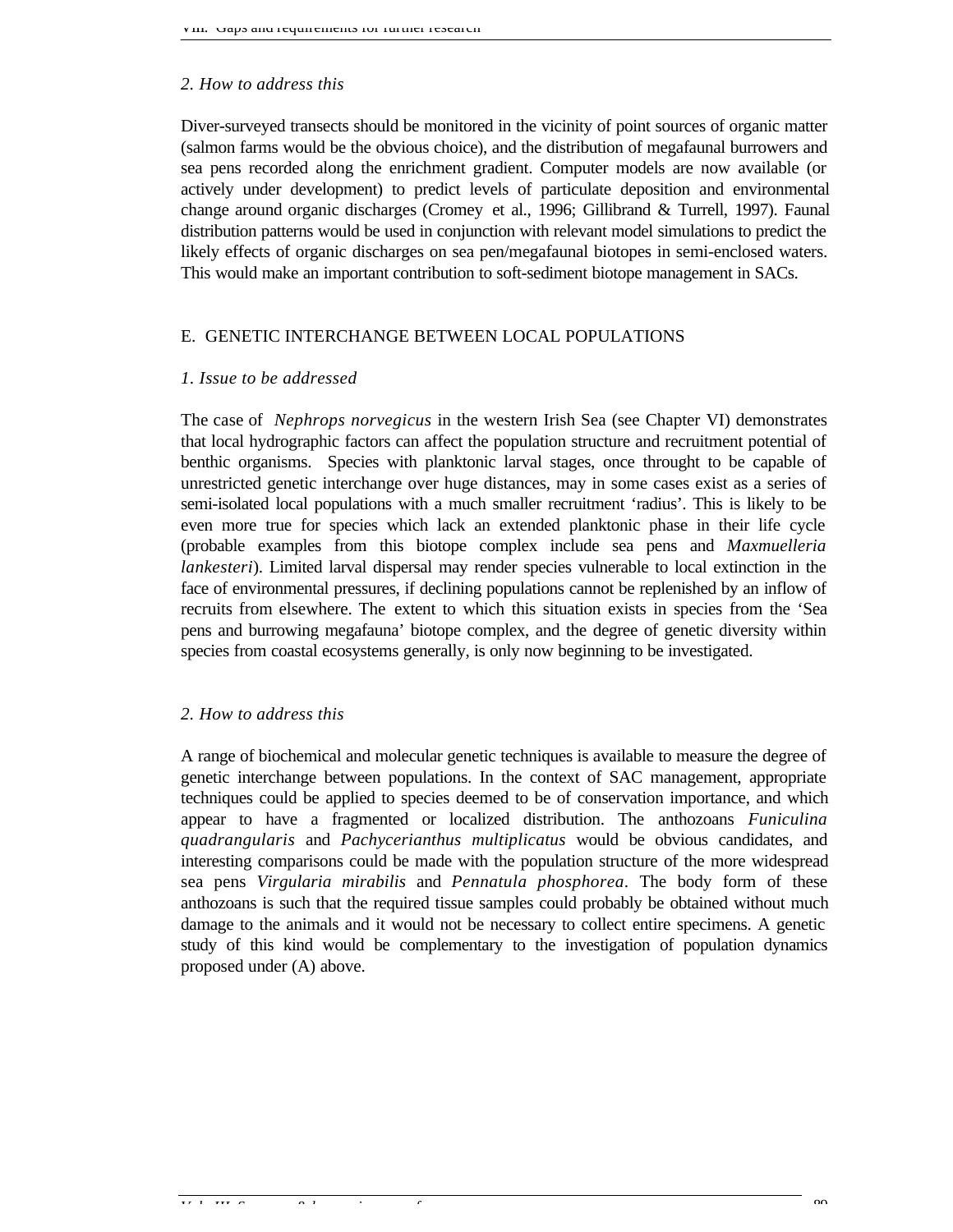*2. How to address this*

Diver-surveyed transects should be monitored in the vicinity of point sources of organic matter (salmon farms would be the obvious choice), and the distribution of megafaunal burrowers and sea pens recorded along the enrichment gradient. Computer models are now available (or actively under development) to predict levels of particulate deposition and environmental change around organic discharges (Cromey et al., 1996; Gillibrand & Turrell, 1997). Faunal distribution patterns would be used in conjunction with relevant model simulations to predict the likely effects of organic discharges on sea pen/megafaunal biotopes in semi-enclosed waters. This would make an important contribution to soft-sediment biotope management in SACs.

## E. GENETIC INTERCHANGE BETWEEN LOCAL POPULATIONS

*1. Issue to be addressed*

The case of *Nephrops norvegicus* in the western Irish Sea (see Chapter VI) demonstrates that local hydrographic factors can affect the population structure and recruitment potential of benthic organisms. Species with planktonic larval stages, once throught to be capable of unrestricted genetic interchange over huge distances, may in some cases exist as a series of semi-isolated local populations with a much smaller recruitment 'radius'. This is likely to be even more true for species which lack an extended planktonic phase in their life cycle (probable examples from this biotope complex include sea pens and *Maxmuelleria lankesteri*). Limited larval dispersal may render species vulnerable to local extinction in the face of environmental pressures, if declining populations cannot be replenished by an inflow of recruits from elsewhere. The extent to which this situation exists in species from the 'Sea pens and burrowing megafauna' biotope complex, and the degree of genetic diversity within species from coastal ecosystems generally, is only now beginning to be investigated.

*2. How to address this*

A range of biochemical and molecular genetic techniques is available to measure the degree of genetic interchange between populations. In the context of SAC management, appropriate techniques could be applied to species deemed to be of conservation importance, and which appear to have a fragmented or localized distribution. The anthozoans *Funiculina quadrangularis* and *Pachycerianthus multiplicatus* would be obvious candidates, and interesting comparisons could be made with the population structure of the more widespread sea pens *Virgularia mirabilis* and *Pennatula phosphorea*. The body form of these anthozoans is such that the required tissue samples could probably be obtained without much damage to the animals and it would not be necessary to collect entire specimens. A genetic study of this kind would be complementary to the investigation of population dynamics proposed under (A) above.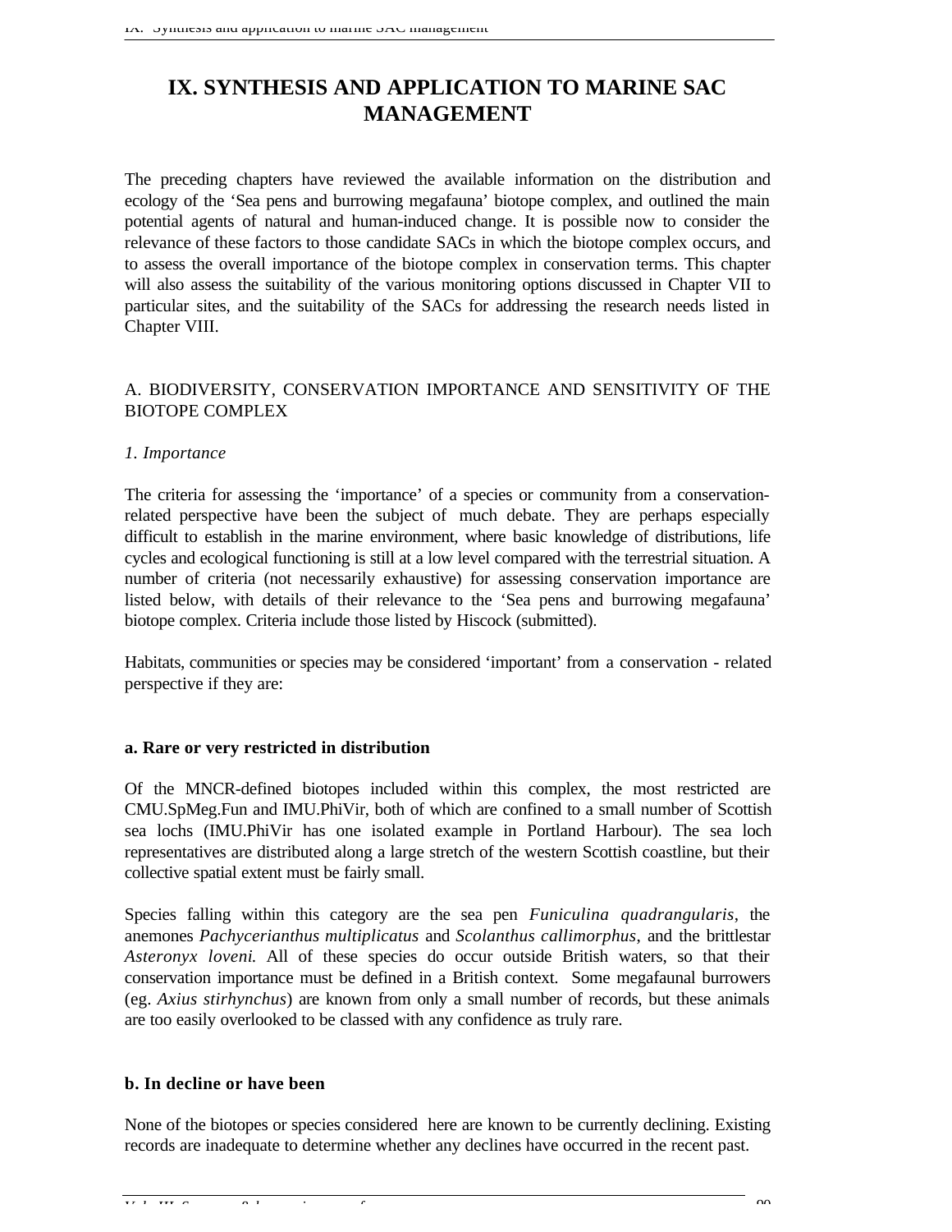# IX. SYNTHESIS AND APPLICATION TO MARINE SAC MANAGEMENT

The preceding chapters have reviewed the available information on the distribution and ecology of the 'Sea pens and burrowing megafauna' biotope complex, and outlined the main potential agents of natural and human-induced change. It is possible now to consider the relevance of these factors to those candidate SACs in which the biotope complex occurs, and to assess the overall importance of the biotope complex in conservation terms. This chapter will also assess the suitability of the various monitoring options discussed in Chapter VII to particular sites, and the suitability of the SACs for addressing the research needs listed in Chapter VIII.

## A. BIODIVERSITY, CONSERVATION IMPORTANCE AND SENSITIVITY OF THE BIOTOPE COMPLEX

### *1. Importance*

The criteria for assessing the 'importance' of a species or community from a conservation-related perspective have been the subject of much debate. They are perhaps especially difficult to establish in the marine environment, where basic knowledge of distributions, life cycles and ecological functioning is still at a low level compared with the terrestrial situation. A number of criteria (not necessarily exhaustive) for assessing conservation importance are listed below, with details of their relevance to the 'Sea pens and burrowing megafauna' biotope complex. Criteria include those listed by Hiscock (submitted).

Habitats, communities or species may be considered 'important' from a conservation - related perspective if they are:

#### a. Rare or very restricted in distribution

Of the MNCR-defined biotopes included within this complex, the most restricted are CMU.SpMeg.Fun and IMU.PhiVir, both of which are confined to a small number of Scottish sea lochs (IMU.PhiVir has one isolated example in Portland Harbour). The sea loch representatives are distributed along a large stretch of the western Scottish coastline, but their collective spatial extent must be fairly small.

Species falling within this category are the sea pen *Funiculina quadrangularis*, the anemones *Pachycerianthus multiplicatus* and *Scolanthus callimorphus*, and the brittlestar *Asteronyx loveni.* All of these species do occur outside British waters, so that their conservation importance must be defined in a British context. Some megafaunal burrowers (eg. *Axius stirhynchus*) are known from only a small number of records, but these animals are too easily overlooked to be classed with any confidence as truly rare.

#### b. In decline or have been

None of the biotopes or species considered here are known to be currently declining. Existing records are inadequate to determine whether any declines have occurred in the recent past.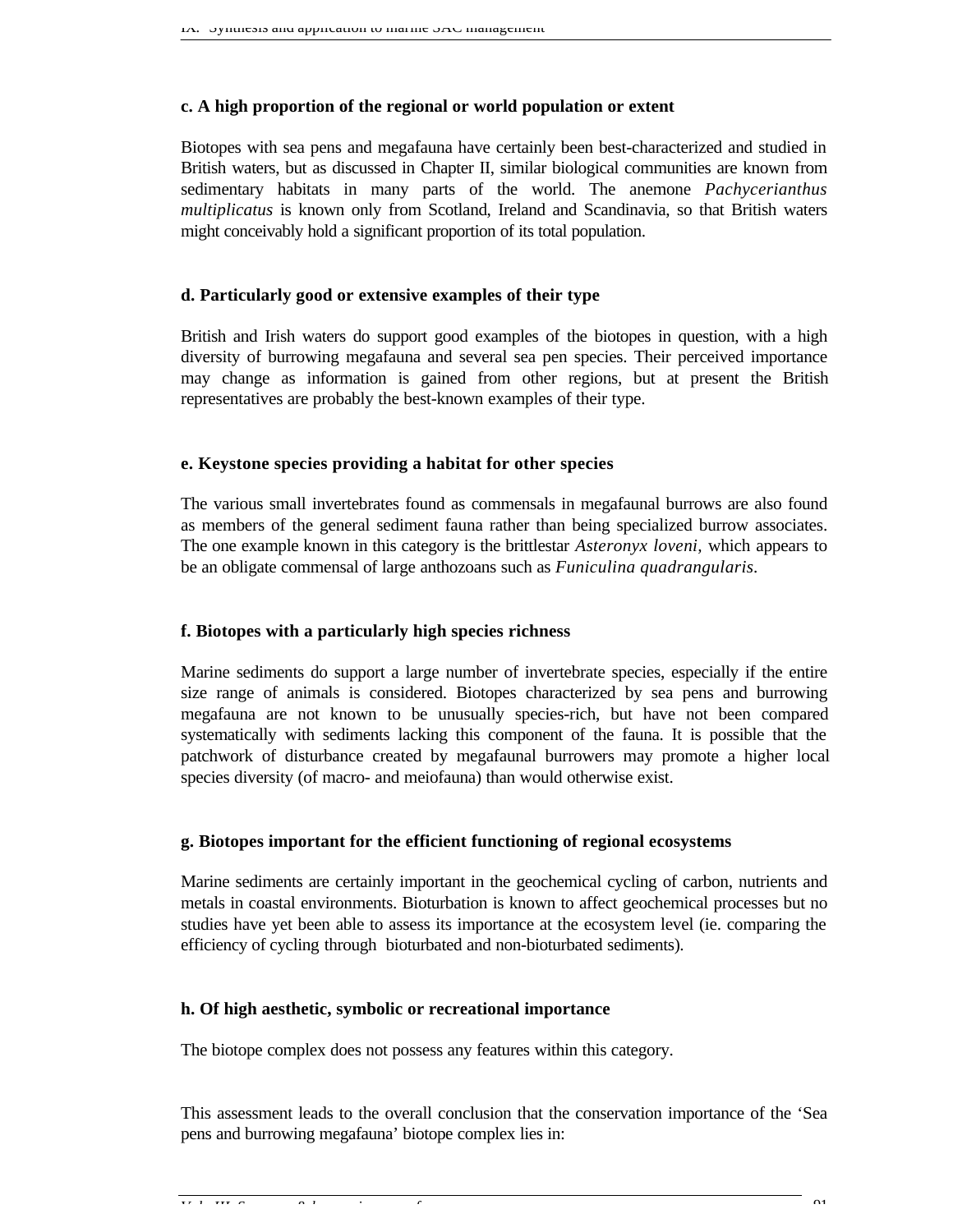### c. A high proportion of the regional or world population or extent

Biotopes with sea pens and megafauna have certainly been best-characterized and studied in British waters, but as discussed in Chapter II, similar biological communities are known from sedimentary habitats in many parts of the world. The anemone *Pachycerianthus multiplicatus* is known only from Scotland, Ireland and Scandinavia, so that British waters might conceivably hold a significant proportion of its total population.

### d. Particularly good or extensive examples of their type

British and Irish waters do support good examples of the biotopes in question, with a high diversity of burrowing megafauna and several sea pen species. Their perceived importance may change as information is gained from other regions, but at present the British representatives are probably the best-known examples of their type.

### e. Keystone species providing a habitat for other species

The various small invertebrates found as commensals in megafaunal burrows are also found as members of the general sediment fauna rather than being specialized burrow associates. The one example known in this category is the brittlestar *Asteronyx loveni,* which appears to be an obligate commensal of large anthozoans such as *Funiculina quadrangularis*.

### f. Biotopes with a particularly high species richness

Marine sediments do support a large number of invertebrate species, especially if the entire size range of animals is considered. Biotopes characterized by sea pens and burrowing megafauna are not known to be unusually species-rich, but have not been compared systematically with sediments lacking this component of the fauna. It is possible that the patchwork of disturbance created by megafaunal burrowers may promote a higher local species diversity (of macro- and meiofauna) than would otherwise exist.

### g. Biotopes important for the efficient functioning of regional ecosystems

Marine sediments are certainly important in the geochemical cycling of carbon, nutrients and metals in coastal environments. Bioturbation is known to affect geochemical processes but no studies have yet been able to assess its importance at the ecosystem level (ie. comparing the efficiency of cycling through bioturbated and non-bioturbated sediments).

### h. Of high aesthetic, symbolic or recreational importance

The biotope complex does not possess any features within this category.

This assessment leads to the overall conclusion that the conservation importance of the 'Sea pens and burrowing megafauna' biotope complex lies in: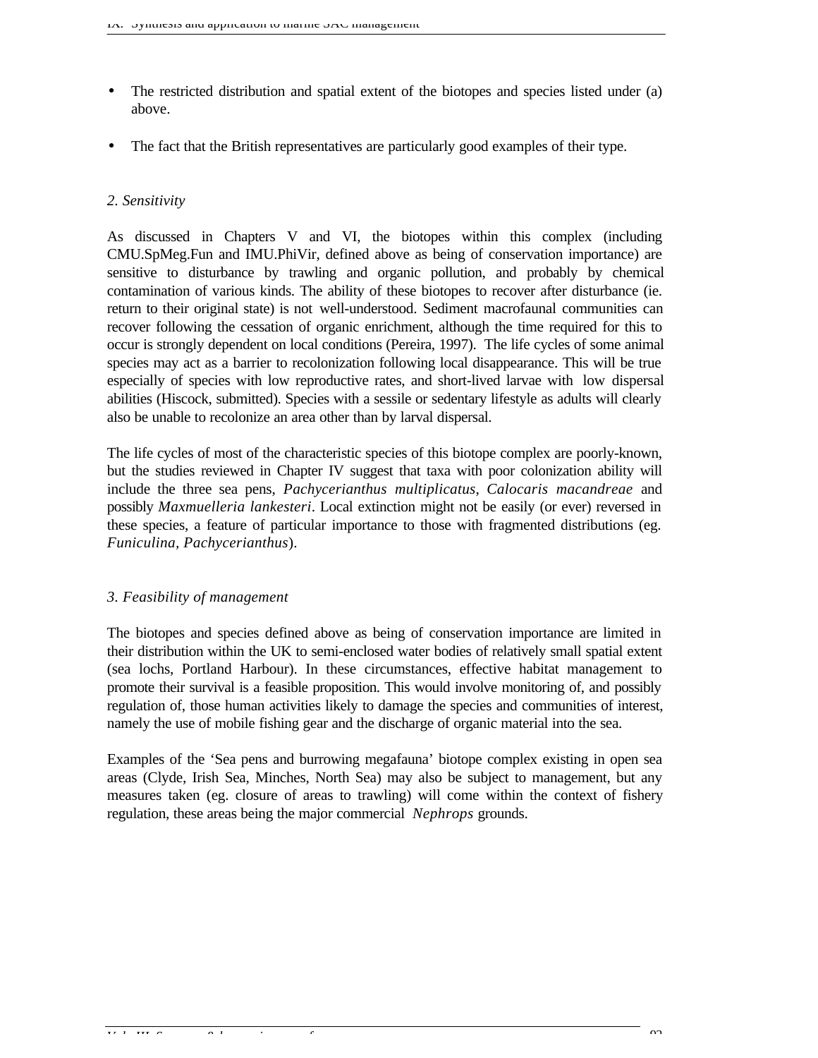- The restricted distribution and spatial extent of the biotopes and species listed under (a) above.

- The fact that the British representatives are particularly good examples of their type.

*2. Sensitivity*

As discussed in Chapters V and VI, the biotopes within this complex (including CMU.SpMeg.Fun and IMU.PhiVir, defined above as being of conservation importance) are sensitive to disturbance by trawling and organic pollution, and probably by chemical contamination of various kinds. The ability of these biotopes to recover after disturbance (ie. return to their original state) is not well-understood. Sediment macrofaunal communities can recover following the cessation of organic enrichment, although the time required for this to occur is strongly dependent on local conditions (Pereira, 1997). The life cycles of some animal species may act as a barrier to recolonization following local disappearance. This will be true especially of species with low reproductive rates, and short-lived larvae with low dispersal abilities (Hiscock, submitted). Species with a sessile or sedentary lifestyle as adults will clearly also be unable to recolonize an area other than by larval dispersal.

The life cycles of most of the characteristic species of this biotope complex are poorly-known, but the studies reviewed in Chapter IV suggest that taxa with poor colonization ability will include the three sea pens, *Pachycerianthus multiplicatus*, *Calocaris macandreae* and possibly *Maxmuelleria lankesteri*. Local extinction might not be easily (or ever) reversed in these species, a feature of particular importance to those with fragmented distributions (eg. *Funiculina, Pachycerianthus*).

*3. Feasibility of management*

The biotopes and species defined above as being of conservation importance are limited in their distribution within the UK to semi-enclosed water bodies of relatively small spatial extent (sea lochs, Portland Harbour). In these circumstances, effective habitat management to promote their survival is a feasible proposition. This would involve monitoring of, and possibly regulation of, those human activities likely to damage the species and communities of interest, namely the use of mobile fishing gear and the discharge of organic material into the sea.

Examples of the 'Sea pens and burrowing megafauna' biotope complex existing in open sea areas (Clyde, Irish Sea, Minches, North Sea) may also be subject to management, but any measures taken (eg. closure of areas to trawling) will come within the context of fishery regulation, these areas being the major commercial *Nephrops* grounds.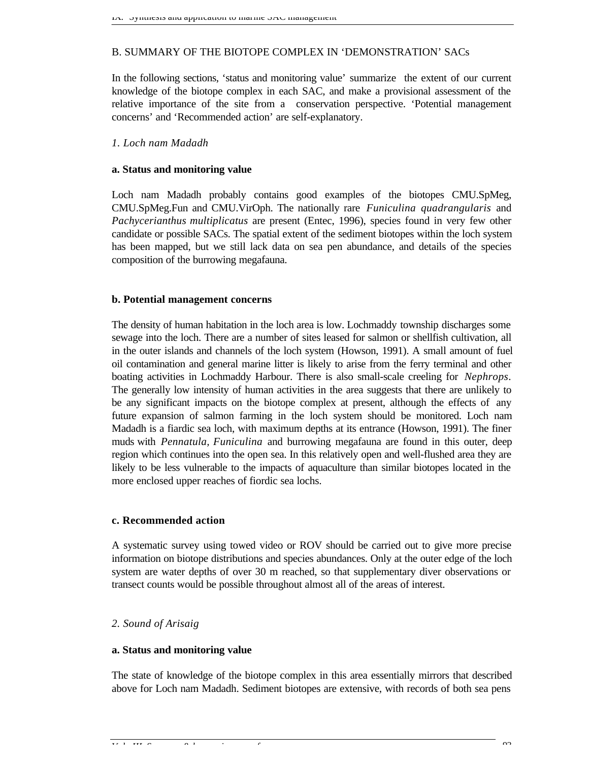## B. SUMMARY OF THE BIOTOPE COMPLEX IN 'DEMONSTRATION' SACs

In the following sections, 'status and monitoring value' summarize the extent of our current knowledge of the biotope complex in each SAC, and make a provisional assessment of the relative importance of the site from a conservation perspective. 'Potential management concerns' and 'Recommended action' are self-explanatory.

### *1. Loch nam Madadh*

#### a. Status and monitoring value

Loch nam Madadh probably contains good examples of the biotopes CMU.SpMeg, CMU.SpMeg.Fun and CMU.VirOph. The nationally rare *Funiculina quadrangularis* and *Pachycerianthus multiplicatus* are present (Entec, 1996), species found in very few other candidate or possible SACs. The spatial extent of the sediment biotopes within the loch system has been mapped, but we still lack data on sea pen abundance, and details of the species composition of the burrowing megafauna.

#### b. Potential management concerns

The density of human habitation in the loch area is low. Lochmaddy township discharges some sewage into the loch. There are a number of sites leased for salmon or shellfish cultivation, all in the outer islands and channels of the loch system (Howson, 1991). A small amount of fuel oil contamination and general marine litter is likely to arise from the ferry terminal and other boating activities in Lochmaddy Harbour. There is also small-scale creeling for *Nephrops*. The generally low intensity of human activities in the area suggests that there are unlikely to be any significant impacts on the biotope complex at present, although the effects of any future expansion of salmon farming in the loch system should be monitored. Loch nam Madadh is a fiardic sea loch, with maximum depths at its entrance (Howson, 1991). The finer muds with *Pennatula, Funiculina* and burrowing megafauna are found in this outer, deep region which continues into the open sea. In this relatively open and well-flushed area they are likely to be less vulnerable to the impacts of aquaculture than similar biotopes located in the more enclosed upper reaches of fiordic sea lochs.

#### c. Recommended action

A systematic survey using towed video or ROV should be carried out to give more precise information on biotope distributions and species abundances. Only at the outer edge of the loch system are water depths of over 30 m reached, so that supplementary diver observations or transect counts would be possible throughout almost all of the areas of interest.

### *2. Sound of Arisaig*

#### a. Status and monitoring value

The state of knowledge of the biotope complex in this area essentially mirrors that described above for Loch nam Madadh. Sediment biotopes are extensive, with records of both sea pens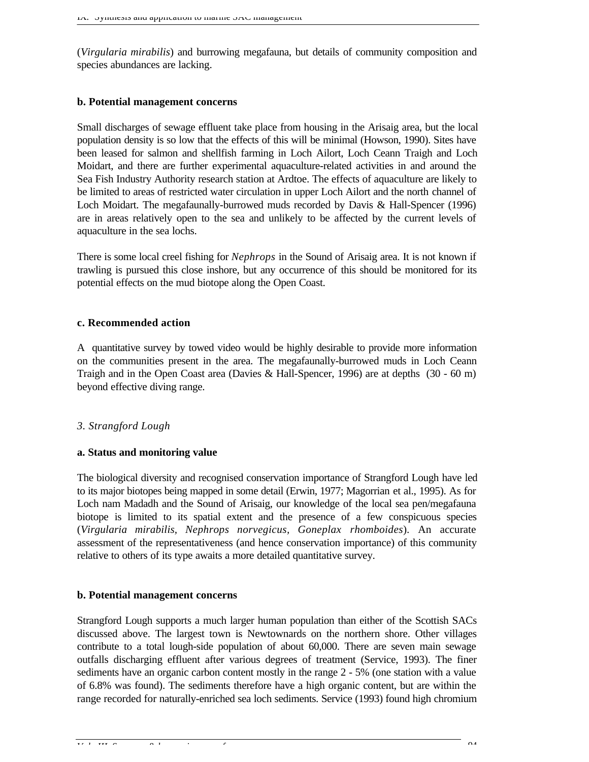(*Virgularia mirabilis*) and burrowing megafauna, but details of community composition and species abundances are lacking.

**b. Potential management concerns**

Small discharges of sewage effluent take place from housing in the Arisaig area, but the local population density is so low that the effects of this will be minimal (Howson, 1990). Sites have been leased for salmon and shellfish farming in Loch Ailort, Loch Ceann Traigh and Loch Moidart, and there are further experimental aquaculture-related activities in and around the Sea Fish Industry Authority research station at Ardtoe. The effects of aquaculture are likely to be limited to areas of restricted water circulation in upper Loch Ailort and the north channel of Loch Moidart. The megafaunally-burrowed muds recorded by Davis & Hall-Spencer (1996) are in areas relatively open to the sea and unlikely to be affected by the current levels of aquaculture in the sea lochs.

There is some local creel fishing for *Nephrops* in the Sound of Arisaig area. It is not known if trawling is pursued this close inshore, but any occurrence of this should be monitored for its potential effects on the mud biotope along the Open Coast.

**c. Recommended action**

A quantitative survey by towed video would be highly desirable to provide more information on the communities present in the area. The megafaunally-burrowed muds in Loch Ceann Traigh and in the Open Coast area (Davies & Hall-Spencer, 1996) are at depths (30 - 60 m) beyond effective diving range.

*3. Strangford Lough*

**a. Status and monitoring value**

The biological diversity and recognised conservation importance of Strangford Lough have led to its major biotopes being mapped in some detail (Erwin, 1977; Magorrian et al., 1995). As for Loch nam Madadh and the Sound of Arisaig, our knowledge of the local sea pen/megafauna biotope is limited to its spatial extent and the presence of a few conspicuous species (*Virgularia mirabilis, Nephrops norvegicus, Goneplax rhomboides*). An accurate assessment of the representativeness (and hence conservation importance) of this community relative to others of its type awaits a more detailed quantitative survey.

**b. Potential management concerns**

Strangford Lough supports a much larger human population than either of the Scottish SACs discussed above. The largest town is Newtownards on the northern shore. Other villages contribute to a total lough-side population of about 60,000. There are seven main sewage outfalls discharging effluent after various degrees of treatment (Service, 1993). The finer sediments have an organic carbon content mostly in the range 2 - 5% (one station with a value of 6.8% was found). The sediments therefore have a high organic content, but are within the range recorded for naturally-enriched sea loch sediments. Service (1993) found high chromium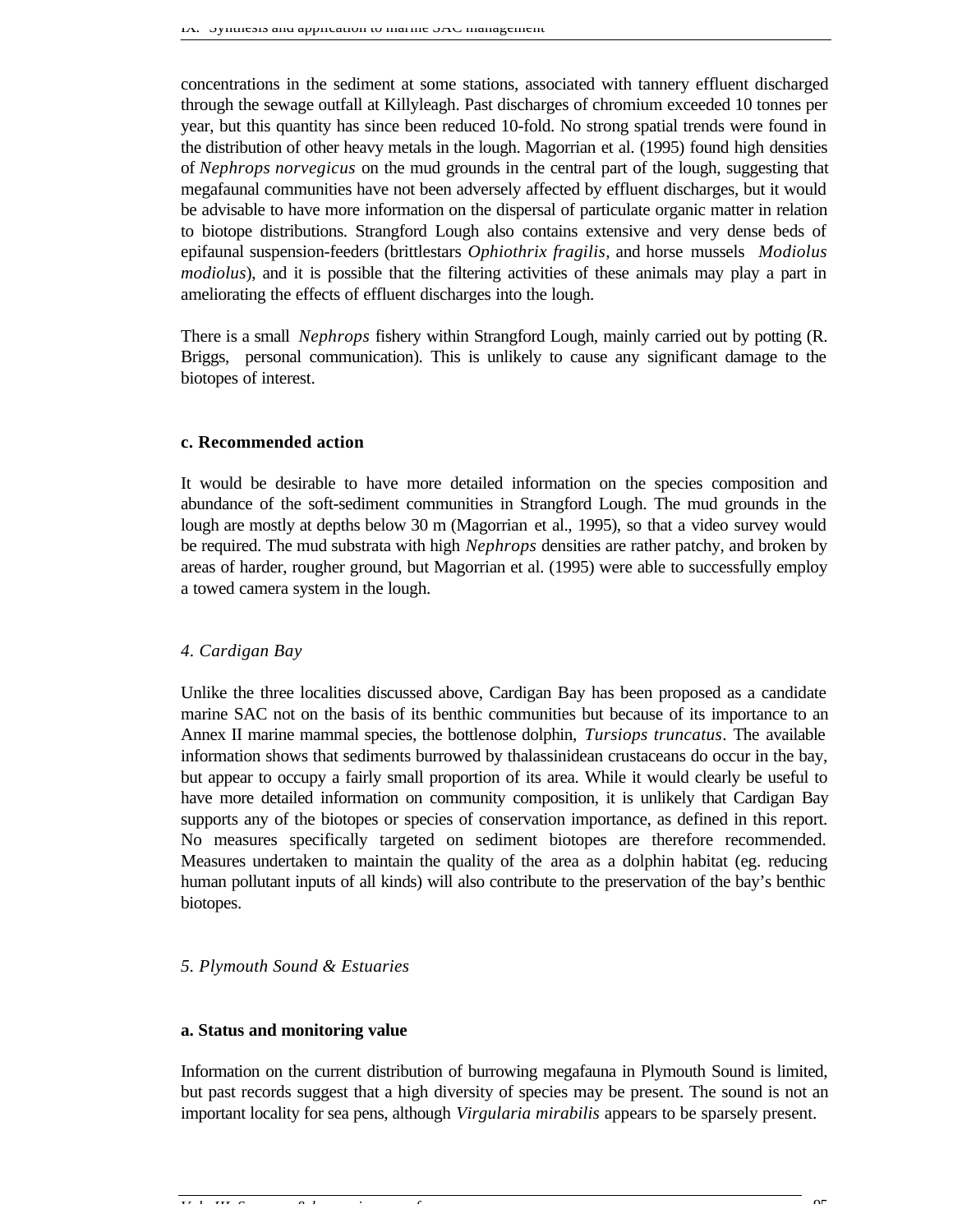concentrations in the sediment at some stations, associated with tannery effluent discharged through the sewage outfall at Killyleagh. Past discharges of chromium exceeded 10 tonnes per year, but this quantity has since been reduced 10-fold. No strong spatial trends were found in the distribution of other heavy metals in the lough. Magorrian et al. (1995) found high densities of *Nephrops norvegicus* on the mud grounds in the central part of the lough, suggesting that megafaunal communities have not been adversely affected by effluent discharges, but it would be advisable to have more information on the dispersal of particulate organic matter in relation to biotope distributions. Strangford Lough also contains extensive and very dense beds of epifaunal suspension-feeders (brittlestars *Ophiothrix fragilis*, and horse mussels *Modiolus modiolus*), and it is possible that the filtering activities of these animals may play a part in ameliorating the effects of effluent discharges into the lough.

There is a small *Nephrops* fishery within Strangford Lough, mainly carried out by potting (R. Briggs, personal communication). This is unlikely to cause any significant damage to the biotopes of interest.

**c. Recommended action**

It would be desirable to have more detailed information on the species composition and abundance of the soft-sediment communities in Strangford Lough. The mud grounds in the lough are mostly at depths below 30 m (Magorrian et al., 1995), so that a video survey would be required. The mud substrata with high *Nephrops* densities are rather patchy, and broken by areas of harder, rougher ground, but Magorrian et al. (1995) were able to successfully employ a towed camera system in the lough.

*4. Cardigan Bay*

Unlike the three localities discussed above, Cardigan Bay has been proposed as a candidate marine SAC not on the basis of its benthic communities but because of its importance to an Annex II marine mammal species, the bottlenose dolphin, *Tursiops truncatus*. The available information shows that sediments burrowed by thalassinidean crustaceans do occur in the bay, but appear to occupy a fairly small proportion of its area. While it would clearly be useful to have more detailed information on community composition, it is unlikely that Cardigan Bay supports any of the biotopes or species of conservation importance, as defined in this report. No measures specifically targeted on sediment biotopes are therefore recommended. Measures undertaken to maintain the quality of the area as a dolphin habitat (eg. reducing human pollutant inputs of all kinds) will also contribute to the preservation of the bay's benthic biotopes.

*5. Plymouth Sound & Estuaries*

**a. Status and monitoring value**

Information on the current distribution of burrowing megafauna in Plymouth Sound is limited, but past records suggest that a high diversity of species may be present. The sound is not an important locality for sea pens, although *Virgularia mirabilis* appears to be sparsely present.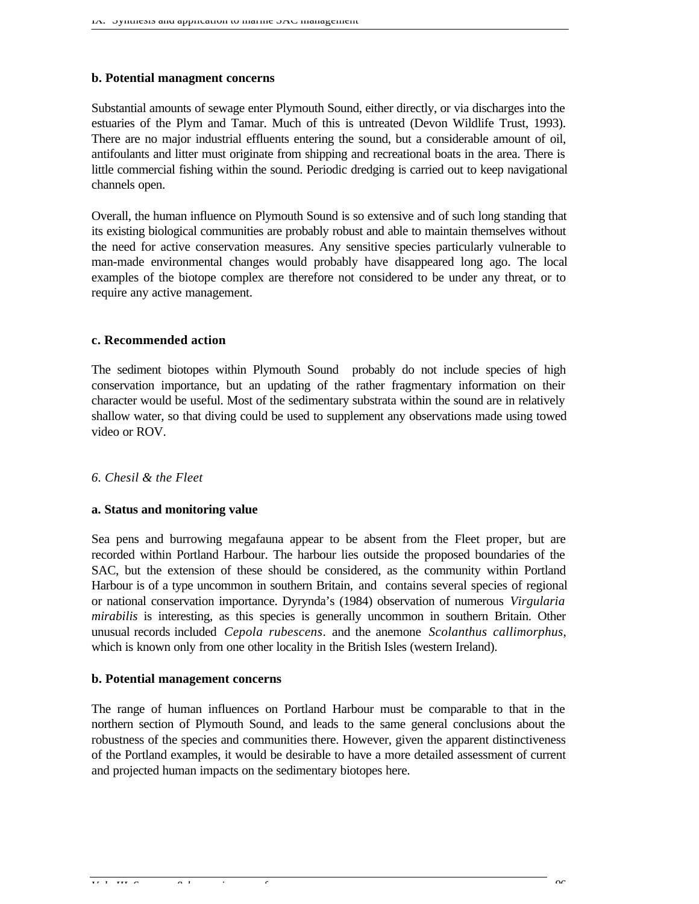**b. Potential managment concerns**

Substantial amounts of sewage enter Plymouth Sound, either directly, or via discharges into the estuaries of the Plym and Tamar. Much of this is untreated (Devon Wildlife Trust, 1993). There are no major industrial effluents entering the sound, but a considerable amount of oil, antifoulants and litter must originate from shipping and recreational boats in the area. There is little commercial fishing within the sound. Periodic dredging is carried out to keep navigational channels open.

Overall, the human influence on Plymouth Sound is so extensive and of such long standing that its existing biological communities are probably robust and able to maintain themselves without the need for active conservation measures. Any sensitive species particularly vulnerable to man-made environmental changes would probably have disappeared long ago. The local examples of the biotope complex are therefore not considered to be under any threat, or to require any active management.

**c. Recommended action**

The sediment biotopes within Plymouth Sound probably do not include species of high conservation importance, but an updating of the rather fragmentary information on their character would be useful. Most of the sedimentary substrata within the sound are in relatively shallow water, so that diving could be used to supplement any observations made using towed video or ROV.

*6. Chesil & the Fleet*

**a. Status and monitoring value**

Sea pens and burrowing megafauna appear to be absent from the Fleet proper, but are recorded within Portland Harbour. The harbour lies outside the proposed boundaries of the SAC, but the extension of these should be considered, as the community within Portland Harbour is of a type uncommon in southern Britain, and contains several species of regional or national conservation importance. Dyrynda's (1984) observation of numerous *Virgularia mirabilis* is interesting, as this species is generally uncommon in southern Britain. Other unusual records included *Cepola rubescens*. and the anemone *Scolanthus callimorphus*, which is known only from one other locality in the British Isles (western Ireland).

**b. Potential management concerns**

The range of human influences on Portland Harbour must be comparable to that in the northern section of Plymouth Sound, and leads to the same general conclusions about the robustness of the species and communities there. However, given the apparent distinctiveness of the Portland examples, it would be desirable to have a more detailed assessment of current and projected human impacts on the sedimentary biotopes here.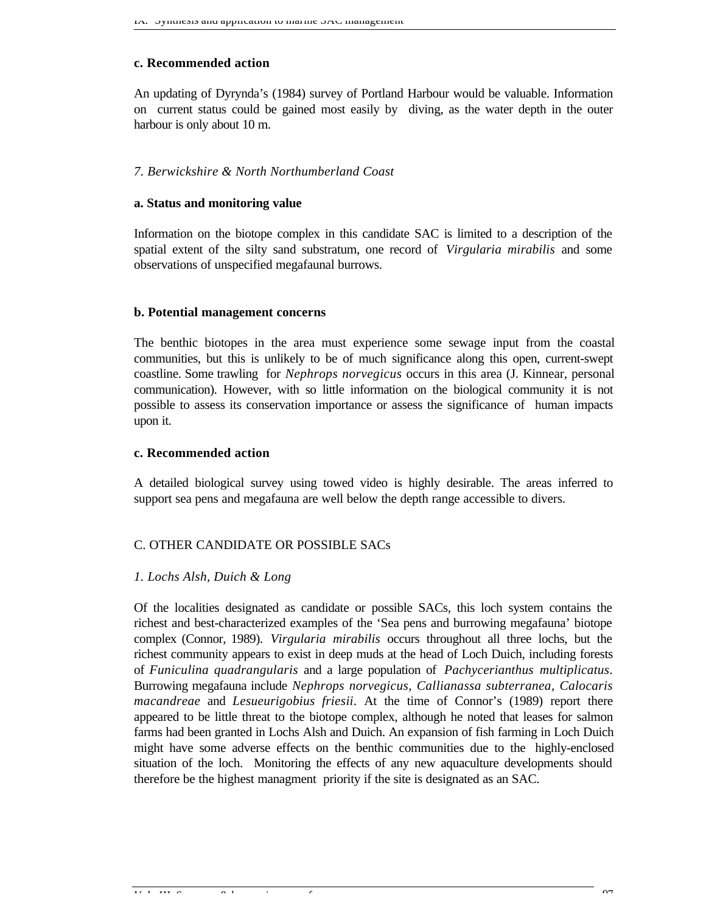**c. Recommended action**

An updating of Dyrynda's (1984) survey of Portland Harbour would be valuable. Information on current status could be gained most easily by diving, as the water depth in the outer harbour is only about 10 m.

*7. Berwickshire & North Northumberland Coast*

**a. Status and monitoring value**

Information on the biotope complex in this candidate SAC is limited to a description of the spatial extent of the silty sand substratum, one record of *Virgularia mirabilis* and some observations of unspecified megafaunal burrows.

**b. Potential management concerns**

The benthic biotopes in the area must experience some sewage input from the coastal communities, but this is unlikely to be of much significance along this open, current-swept coastline. Some trawling for *Nephrops norvegicus* occurs in this area (J. Kinnear, personal communication). However, with so little information on the biological community it is not possible to assess its conservation importance or assess the significance of human impacts upon it.

**c. Recommended action**

A detailed biological survey using towed video is highly desirable. The areas inferred to support sea pens and megafauna are well below the depth range accessible to divers.

C. OTHER CANDIDATE OR POSSIBLE SACs

*1. Lochs Alsh, Duich & Long*

Of the localities designated as candidate or possible SACs, this loch system contains the richest and best-characterized examples of the 'Sea pens and burrowing megafauna' biotope complex (Connor, 1989). *Virgularia mirabilis* occurs throughout all three lochs, but the richest community appears to exist in deep muds at the head of Loch Duich, including forests of *Funiculina quadrangularis* and a large population of *Pachycerianthus multiplicatus*. Burrowing megafauna include *Nephrops norvegicus, Callianassa subterranea, Calocaris macandreae* and *Lesueurigobius friesii*. At the time of Connor's (1989) report there appeared to be little threat to the biotope complex, although he noted that leases for salmon farms had been granted in Lochs Alsh and Duich. An expansion of fish farming in Loch Duich might have some adverse effects on the benthic communities due to the highly-enclosed situation of the loch. Monitoring the effects of any new aquaculture developments should therefore be the highest managment priority if the site is designated as an SAC.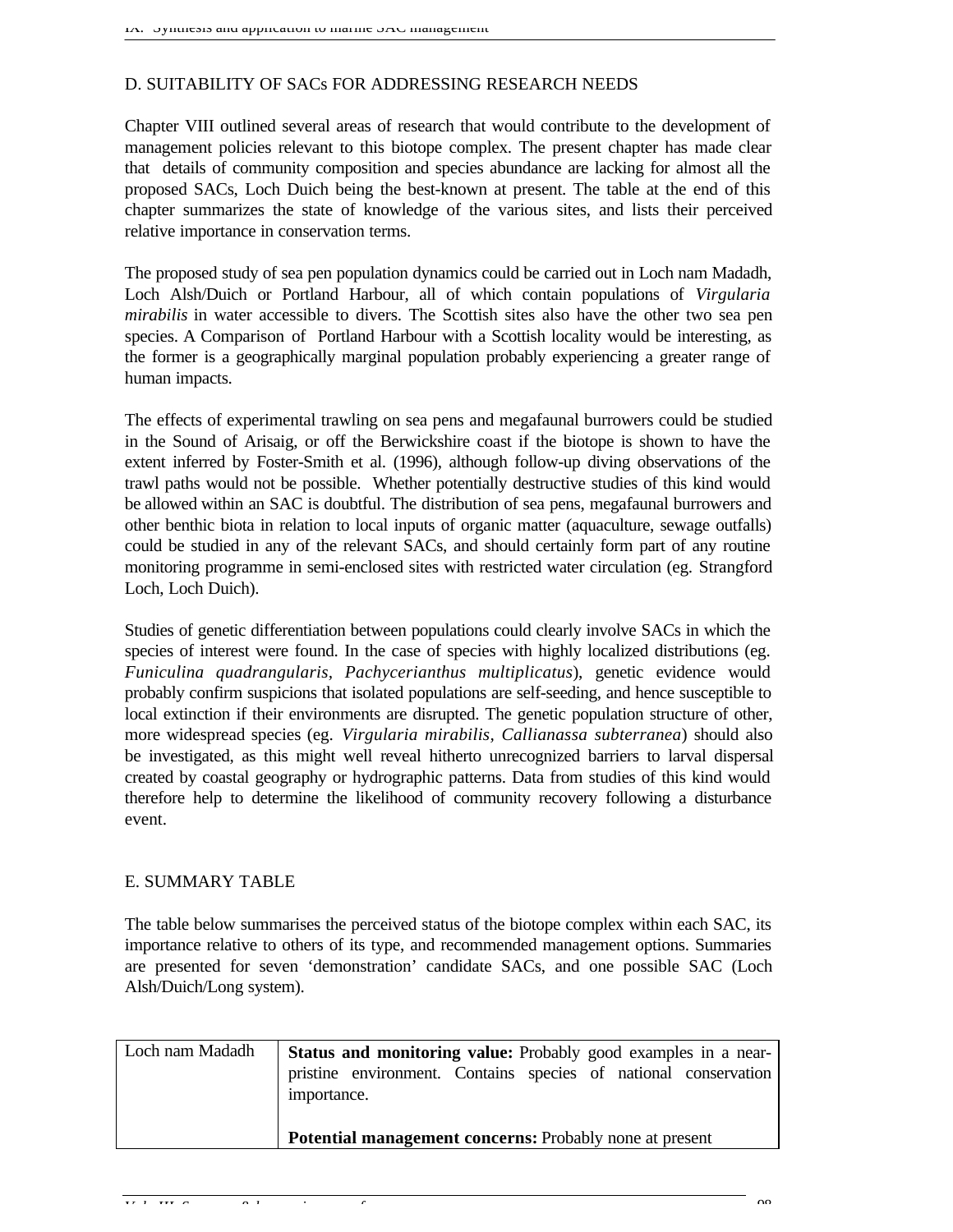## D. SUITABILITY OF SACs FOR ADDRESSING RESEARCH NEEDS

Chapter VIII outlined several areas of research that would contribute to the development of management policies relevant to this biotope complex. The present chapter has made clear that details of community composition and species abundance are lacking for almost all the proposed SACs, Loch Duich being the best-known at present. The table at the end of this chapter summarizes the state of knowledge of the various sites, and lists their perceived relative importance in conservation terms.

The proposed study of sea pen population dynamics could be carried out in Loch nam Madadh, Loch Alsh/Duich or Portland Harbour, all of which contain populations of *Virgularia mirabilis* in water accessible to divers. The Scottish sites also have the other two sea pen species. A Comparison of Portland Harbour with a Scottish locality would be interesting, as the former is a geographically marginal population probably experiencing a greater range of human impacts.

The effects of experimental trawling on sea pens and megafaunal burrowers could be studied in the Sound of Arisaig, or off the Berwickshire coast if the biotope is shown to have the extent inferred by Foster-Smith et al. (1996), although follow-up diving observations of the trawl paths would not be possible. Whether potentially destructive studies of this kind would be allowed within an SAC is doubtful. The distribution of sea pens, megafaunal burrowers and other benthic biota in relation to local inputs of organic matter (aquaculture, sewage outfalls) could be studied in any of the relevant SACs, and should certainly form part of any routine monitoring programme in semi-enclosed sites with restricted water circulation (eg. Strangford Loch, Loch Duich).

Studies of genetic differentiation between populations could clearly involve SACs in which the species of interest were found. In the case of species with highly localized distributions (eg. *Funiculina quadrangularis*, *Pachycerianthus multiplicatus*), genetic evidence would probably confirm suspicions that isolated populations are self-seeding, and hence susceptible to local extinction if their environments are disrupted. The genetic population structure of other, more widespread species (eg. *Virgularia mirabilis*, *Callianassa subterranea*) should also be investigated, as this might well reveal hitherto unrecognized barriers to larval dispersal created by coastal geography or hydrographic patterns. Data from studies of this kind would therefore help to determine the likelihood of community recovery following a disturbance event.

## E. SUMMARY TABLE

The table below summarises the perceived status of the biotope complex within each SAC, its importance relative to others of its type, and recommended management options. Summaries are presented for seven 'demonstration' candidate SACs, and one possible SAC (Loch Alsh/Duich/Long system).

| | |
|---|---|
| Loch nam Madadh | **Status and monitoring value:** Probably good examples in a near-pristine environment. Contains species of national conservation importance.<br><br>**Potential management concerns:** Probably none at present |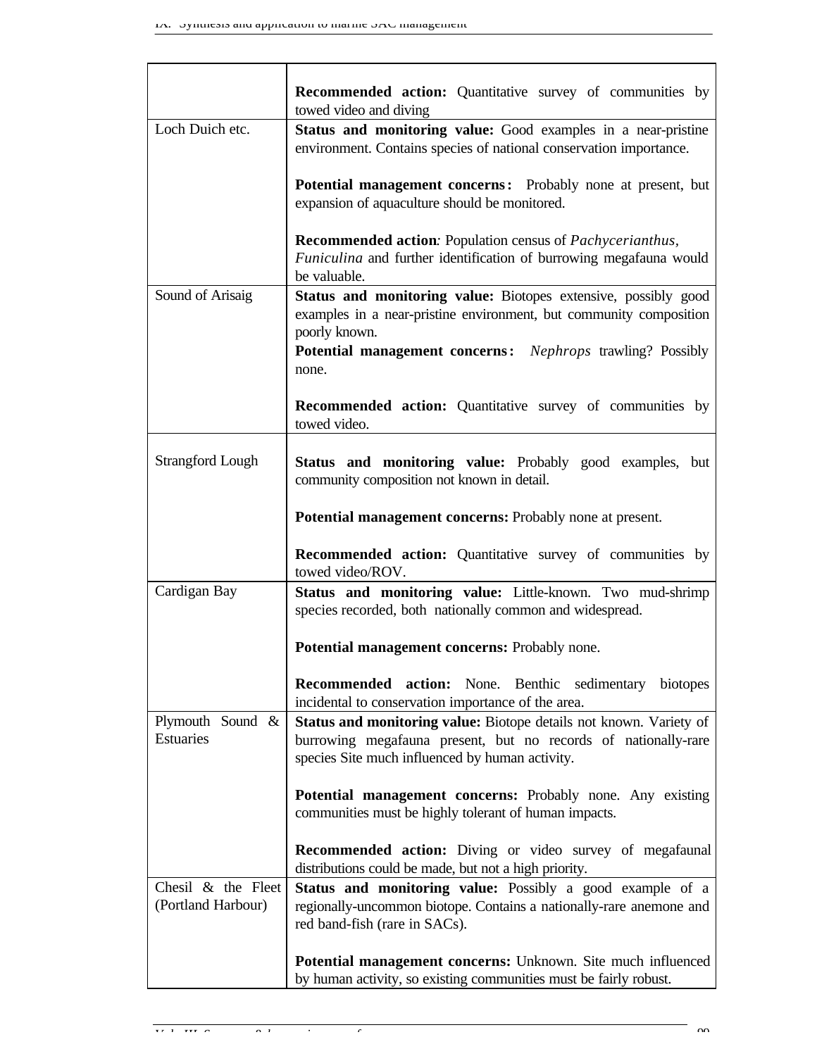| | |
|---|---|
| | **Recommended action:** Quantitative survey of communities by towed video and diving |
| Loch Duich etc. | **Status and monitoring value:** Good examples in a near-pristine environment. Contains species of national conservation importance.<br><br>**Potential management concerns:** Probably none at present, but expansion of aquaculture should be monitored.<br><br>**Recommended action***:* Population census of *Pachycerianthus, Funiculina* and further identification of burrowing megafauna would be valuable. |
| Sound of Arisaig | **Status and monitoring value:** Biotopes extensive, possibly good examples in a near-pristine environment, but community composition poorly known.<br>**Potential management concerns:** *Nephrops* trawling? Possibly none.<br><br>**Recommended action:** Quantitative survey of communities by towed video. |
| Strangford Lough | **Status and monitoring value:** Probably good examples, but community composition not known in detail.<br><br>**Potential management concerns:** Probably none at present.<br><br>**Recommended action:** Quantitative survey of communities by towed video/ROV. |
| Cardigan Bay | **Status and monitoring value:** Little-known. Two mud-shrimp species recorded, both nationally common and widespread.<br><br>**Potential management concerns:** Probably none.<br><br>**Recommended action:** None. Benthic sedimentary biotopes incidental to conservation importance of the area. |
| Plymouth Sound & Estuaries | **Status and monitoring value:** Biotope details not known. Variety of burrowing megafauna present, but no records of nationally-rare species Site much influenced by human activity.<br><br>**Potential management concerns:** Probably none. Any existing communities must be highly tolerant of human impacts.<br><br>**Recommended action:** Diving or video survey of megafaunal distributions could be made, but not a high priority. |
| Chesil & the Fleet (Portland Harbour) | **Status and monitoring value:** Possibly a good example of a regionally-uncommon biotope. Contains a nationally-rare anemone and red band-fish (rare in SACs).<br><br>**Potential management concerns:** Unknown. Site much influenced by human activity, so existing communities must be fairly robust. |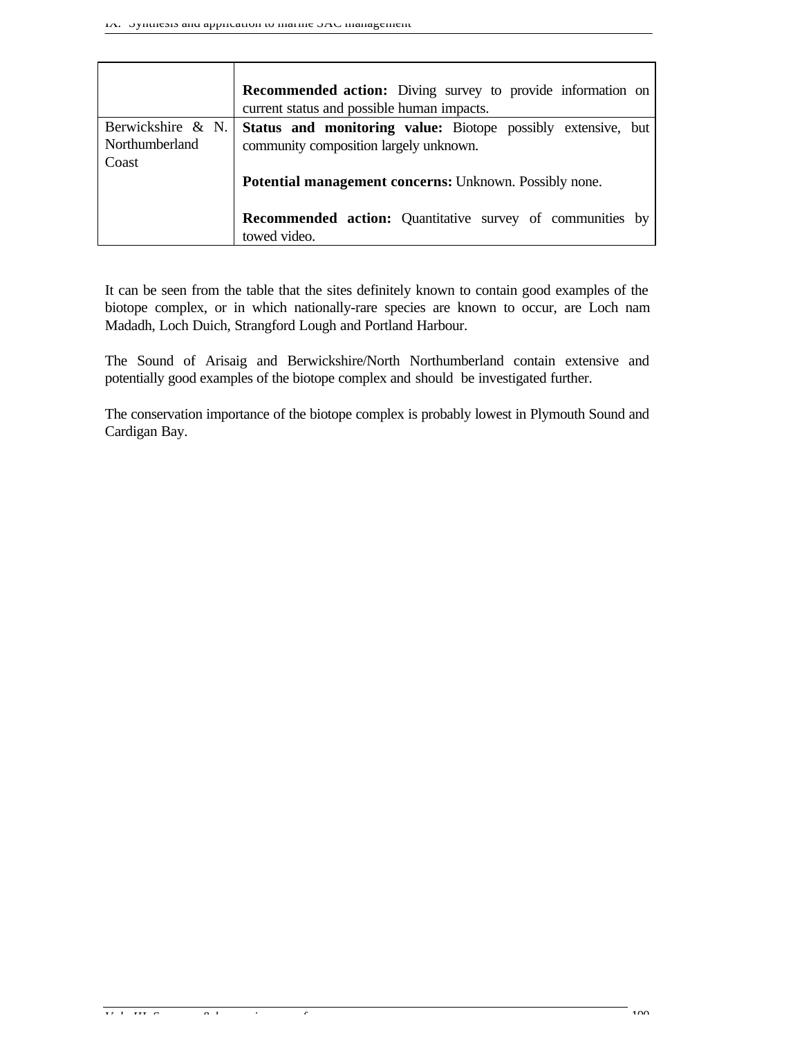| | |
|---|---|
| | **Recommended action:** Diving survey to provide information on current status and possible human impacts. |
| Berwickshire & N. Northumberland Coast | **Status and monitoring value:** Biotope possibly extensive, but community composition largely unknown.<br><br>**Potential management concerns:** Unknown. Possibly none.<br><br>**Recommended action:** Quantitative survey of communities by towed video. |

It can be seen from the table that the sites definitely known to contain good examples of the biotope complex, or in which nationally-rare species are known to occur, are Loch nam Madadh, Loch Duich, Strangford Lough and Portland Harbour.

The Sound of Arisaig and Berwickshire/North Northumberland contain extensive and potentially good examples of the biotope complex and should be investigated further.

The conservation importance of the biotope complex is probably lowest in Plymouth Sound and Cardigan Bay.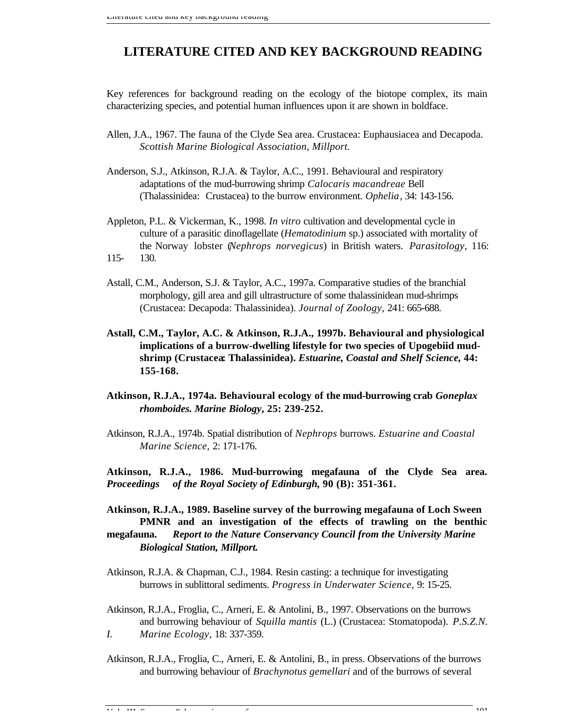# LITERATURE CITED AND KEY BACKGROUND READING

Key references for background reading on the ecology of the biotope complex, its main characterizing species, and potential human influences upon it are shown in boldface.

Allen, J.A., 1967. The fauna of the Clyde Sea area. Crustacea: Euphausiacea and Decapoda. *Scottish Marine Biological Association, Millport.*

Anderson, S.J., Atkinson, R.J.A. & Taylor, A.C., 1991. Behavioural and respiratory adaptations of the mud-burrowing shrimp *Calocaris macandreae* Bell (Thalassinidea: Crustacea) to the burrow environment. *Ophelia*, 34: 143-156.

Appleton, P.L. & Vickerman, K., 1998. *In vitro* cultivation and developmental cycle in culture of a parasitic dinoflagellate (*Hematodinium* sp.) associated with mortality of the Norway lobster (*Nephrops norvegicus*) in British waters. *Parasitology*, 116: 115-130.

Astall, C.M., Anderson, S.J. & Taylor, A.C., 1997a. Comparative studies of the branchial morphology, gill area and gill ultrastructure of some thalassinidean mud-shrimps (Crustacea: Decapoda: Thalassinidea). *Journal of Zoology*, 241: 665-688.

**Astall, C.M., Taylor, A.C. & Atkinson, R.J.A., 1997b. Behavioural and physiological implications of a burrow-dwelling lifestyle for two species of Upogebiid mud-shrimp (Crustacea: Thalassinidea). *Estuarine, Coastal and Shelf Science*, 44: 155-168.**

**Atkinson, R.J.A., 1974a. Behavioural ecology of the mud-burrowing crab *Goneplax rhomboides. Marine Biology*, 25: 239-252.**

Atkinson, R.J.A., 1974b. Spatial distribution of *Nephrops* burrows. *Estuarine and Coastal Marine Science*, 2: 171-176.

**Atkinson, R.J.A., 1986. Mud-burrowing megafauna of the Clyde Sea area. *Proceedings of the Royal Society of Edinburgh*, 90 (B): 351-361.**

**Atkinson, R.J.A., 1989. Baseline survey of the burrowing megafauna of Loch Sween PMNR and an investigation of the effects of trawling on the benthic megafauna. *Report to the Nature Conservancy Council from the University Marine Biological Station, Millport.***

Atkinson, R.J.A. & Chapman, C.J., 1984. Resin casting: a technique for investigating burrows in sublittoral sediments. *Progress in Underwater Science*, 9: 15-25.

Atkinson, R.J.A., Froglia, C., Arneri, E. & Antolini, B., 1997. Observations on the burrows and burrowing behaviour of *Squilla mantis* (L.) (Crustacea: Stomatopoda). *P.S.Z.N. I. Marine Ecology*, 18: 337-359.

Atkinson, R.J.A., Froglia, C., Arneri, E. & Antolini, B., in press. Observations of the burrows and burrowing behaviour of *Brachynotus gemellari* and of the burrows of several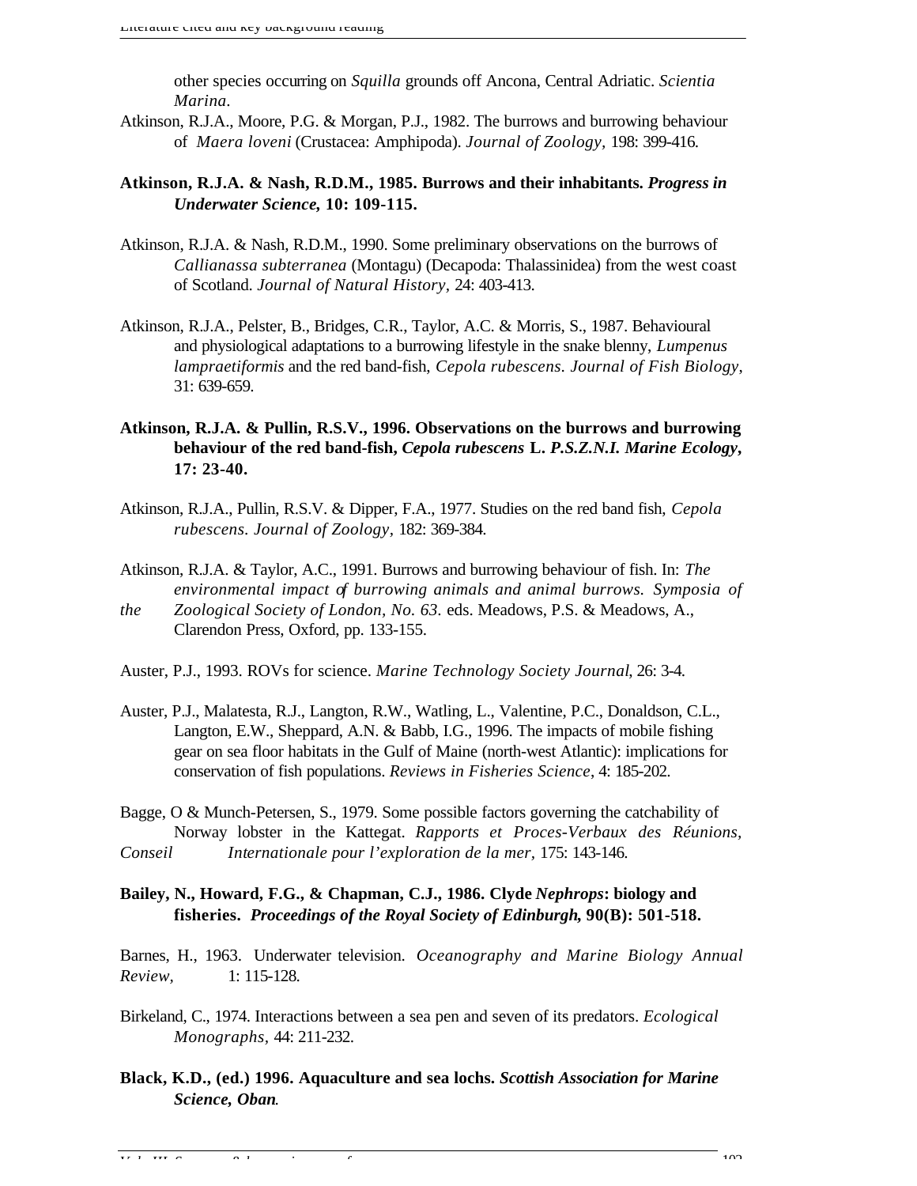other species occurring on *Squilla* grounds off Ancona, Central Adriatic. *Scientia Marina*.

Atkinson, R.J.A., Moore, P.G. & Morgan, P.J., 1982. The burrows and burrowing behaviour of *Maera loveni* (Crustacea: Amphipoda). *Journal of Zoology*, 198: 399-416.

**Atkinson, R.J.A. & Nash, R.D.M., 1985. Burrows and their inhabitants. *Progress in Underwater Science*, 10: 109-115.**

Atkinson, R.J.A. & Nash, R.D.M., 1990. Some preliminary observations on the burrows of *Callianassa subterranea* (Montagu) (Decapoda: Thalassinidea) from the west coast of Scotland. *Journal of Natural History*, 24: 403-413.

Atkinson, R.J.A., Pelster, B., Bridges, C.R., Taylor, A.C. & Morris, S., 1987. Behavioural and physiological adaptations to a burrowing lifestyle in the snake blenny, *Lumpenus lampraetiformis* and the red band-fish, *Cepola rubescens*. *Journal of Fish Biology*, 31: 639-659.

**Atkinson, R.J.A. & Pullin, R.S.V., 1996. Observations on the burrows and burrowing behaviour of the red band-fish, *Cepola rubescens* L. *P.S.Z.N.I. Marine Ecology*, 17: 23-40.**

Atkinson, R.J.A., Pullin, R.S.V. & Dipper, F.A., 1977. Studies on the red band fish, *Cepola rubescens*. *Journal of Zoology*, 182: 369-384.

Atkinson, R.J.A. & Taylor, A.C., 1991. Burrows and burrowing behaviour of fish. In: *The environmental impact of burrowing animals and animal burrows. Symposia of the Zoological Society of London, No. 63*. eds. Meadows, P.S. & Meadows, A., Clarendon Press, Oxford, pp. 133-155.

Auster, P.J., 1993. ROVs for science. *Marine Technology Society Journal*, 26: 3-4.

Auster, P.J., Malatesta, R.J., Langton, R.W., Watling, L., Valentine, P.C., Donaldson, C.L., Langton, E.W., Sheppard, A.N. & Babb, I.G., 1996. The impacts of mobile fishing gear on sea floor habitats in the Gulf of Maine (north-west Atlantic): implications for conservation of fish populations. *Reviews in Fisheries Science*, 4: 185-202.

Bagge, O & Munch-Petersen, S., 1979. Some possible factors governing the catchability of Norway lobster in the Kattegat. *Rapports et Proces-Verbaux des Réunions, Conseil Internationale pour l'exploration de la mer*, 175: 143-146.

**Bailey, N., Howard, F.G., & Chapman, C.J., 1986. Clyde *Nephrops*: biology and fisheries. *Proceedings of the Royal Society of Edinburgh*, 90(B): 501-518.**

Barnes, H., 1963. Underwater television. *Oceanography and Marine Biology Annual Review*, 1: 115-128.

Birkeland, C., 1974. Interactions between a sea pen and seven of its predators. *Ecological Monographs*, 44: 211-232.

**Black, K.D., (ed.) 1996. Aquaculture and sea lochs. *Scottish Association for Marine Science, Oban*.**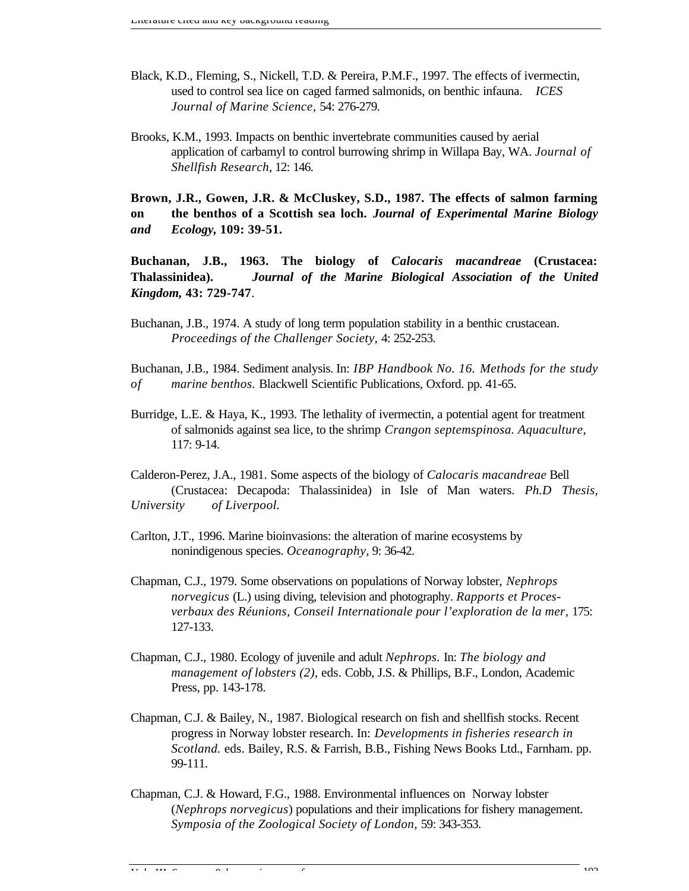Black, K.D., Fleming, S., Nickell, T.D. & Pereira, P.M.F., 1997. The effects of ivermectin, used to control sea lice on caged farmed salmonids, on benthic infauna. *ICES Journal of Marine Science*, 54: 276-279.

Brooks, K.M., 1993. Impacts on benthic invertebrate communities caused by aerial application of carbamyl to control burrowing shrimp in Willapa Bay, WA. *Journal of Shellfish Research*, 12: 146.

**Brown, J.R., Gowen, J.R. & McCluskey, S.D., 1987. The effects of salmon farming on the benthos of a Scottish sea loch. *Journal of Experimental Marine Biology and Ecology*, 109: 39-51.**

**Buchanan, J.B., 1963. The biology of *Calocaris macandreae* (Crustacea: Thalassinidea). *Journal of the Marine Biological Association of the United Kingdom*, 43: 729-747**.

Buchanan, J.B., 1974. A study of long term population stability in a benthic crustacean. *Proceedings of the Challenger Society*, 4: 252-253.

Buchanan, J.B., 1984. Sediment analysis. In: *IBP Handbook No. 16. Methods for the study of marine benthos*. Blackwell Scientific Publications, Oxford. pp. 41-65.

Burridge, L.E. & Haya, K., 1993. The lethality of ivermectin, a potential agent for treatment of salmonids against sea lice, to the shrimp *Crangon septemspinosa*. *Aquaculture*, 117: 9-14.

Calderon-Perez, J.A., 1981. Some aspects of the biology of *Calocaris macandreae* Bell (Crustacea: Decapoda: Thalassinidea) in Isle of Man waters. *Ph.D Thesis, University of Liverpool.*

Carlton, J.T., 1996. Marine bioinvasions: the alteration of marine ecosystems by nonindigenous species. *Oceanography*, 9: 36-42.

Chapman, C.J., 1979. Some observations on populations of Norway lobster, *Nephrops norvegicus* (L.) using diving, television and photography. *Rapports et Proces-verbaux des Réunions, Conseil Internationale pour l'exploration de la mer*, 175: 127-133.

Chapman, C.J., 1980. Ecology of juvenile and adult *Nephrops*. In: *The biology and management of lobsters (2)*, eds. Cobb, J.S. & Phillips, B.F., London, Academic Press, pp. 143-178.

Chapman, C.J. & Bailey, N., 1987. Biological research on fish and shellfish stocks. Recent progress in Norway lobster research. In: *Developments in fisheries research in Scotland.* eds. Bailey, R.S. & Farrish, B.B., Fishing News Books Ltd., Farnham. pp. 99-111.

Chapman, C.J. & Howard, F.G., 1988. Environmental influences on Norway lobster (*Nephrops norvegicus*) populations and their implications for fishery management. *Symposia of the Zoological Society of London*, 59: 343-353.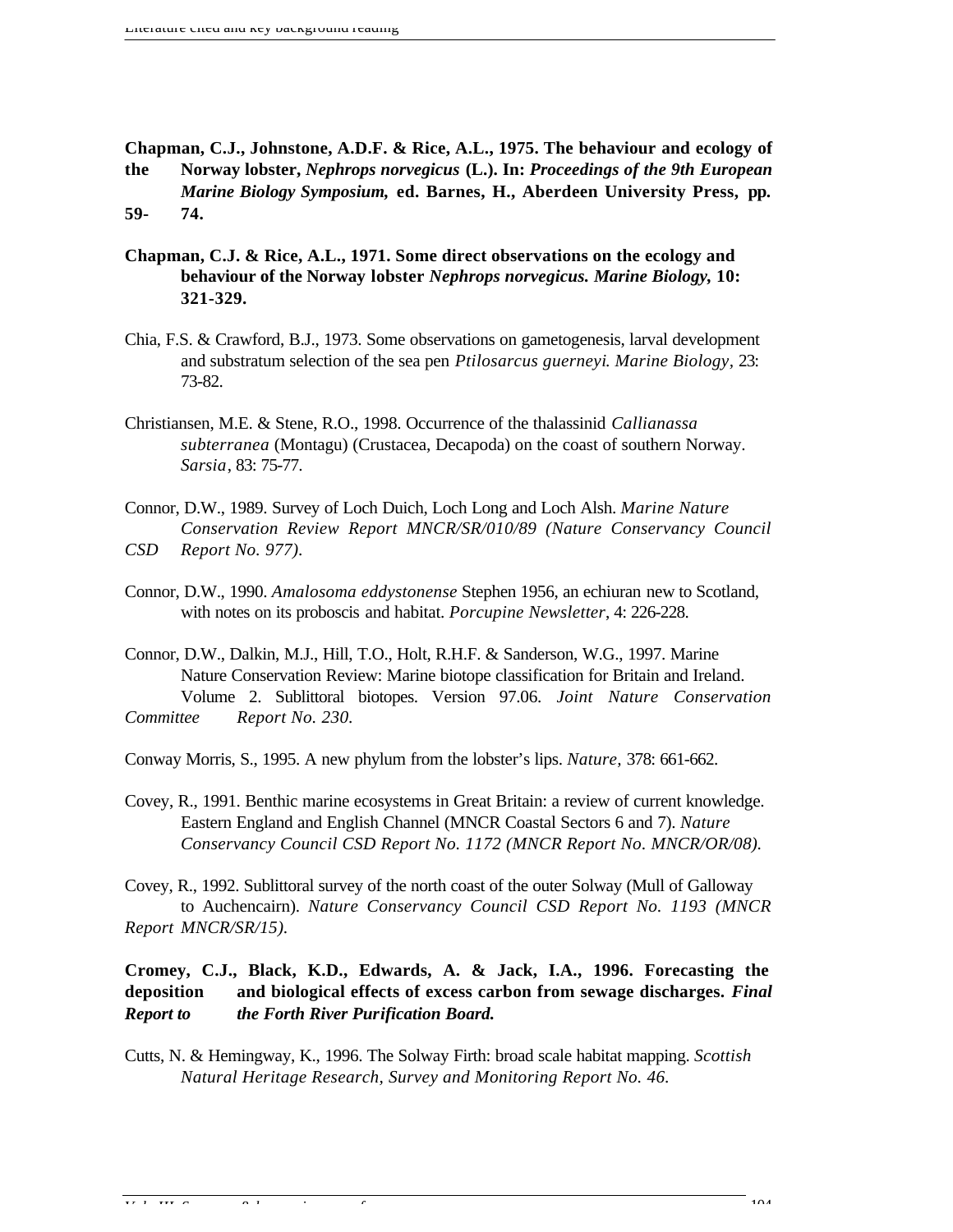**Chapman, C.J., Johnstone, A.D.F. & Rice, A.L., 1975. The behaviour and ecology of the Norway lobster, *Nephrops norvegicus* (L.). In: *Proceedings of the 9th European Marine Biology Symposium,* ed. Barnes, H., Aberdeen University Press, pp. 59-74.**

**Chapman, C.J. & Rice, A.L., 1971. Some direct observations on the ecology and behaviour of the Norway lobster *Nephrops norvegicus. Marine Biology*, 10: 321-329.**

Chia, F.S. & Crawford, B.J., 1973. Some observations on gametogenesis, larval development and substratum selection of the sea pen *Ptilosarcus guerneyi. Marine Biology*, 23: 73-82.

Christiansen, M.E. & Stene, R.O., 1998. Occurrence of the thalassinid *Callianassa subterranea* (Montagu) (Crustacea, Decapoda) on the coast of southern Norway. *Sarsia*, 83: 75-77.

Connor, D.W., 1989. Survey of Loch Duich, Loch Long and Loch Alsh. *Marine Nature Conservation Review Report MNCR/SR/010/89 (Nature Conservancy Council CSD Report No. 977).*

Connor, D.W., 1990. *Amalosoma eddystonense* Stephen 1956, an echiuran new to Scotland, with notes on its proboscis and habitat. *Porcupine Newsletter*, 4: 226-228.

Connor, D.W., Dalkin, M.J., Hill, T.O., Holt, R.H.F. & Sanderson, W.G., 1997. Marine Nature Conservation Review: Marine biotope classification for Britain and Ireland. Volume 2. Sublittoral biotopes. Version 97.06. *Joint Nature Conservation Committee Report No. 230*.

Conway Morris, S., 1995. A new phylum from the lobster's lips. *Nature*, 378: 661-662.

Covey, R., 1991. Benthic marine ecosystems in Great Britain: a review of current knowledge. Eastern England and English Channel (MNCR Coastal Sectors 6 and 7). *Nature Conservancy Council CSD Report No. 1172 (MNCR Report No. MNCR/OR/08).*

Covey, R., 1992. Sublittoral survey of the north coast of the outer Solway (Mull of Galloway to Auchencairn). *Nature Conservancy Council CSD Report No. 1193 (MNCR Report MNCR/SR/15).*

**Cromey, C.J., Black, K.D., Edwards, A. & Jack, I.A., 1996. Forecasting the deposition and biological effects of excess carbon from sewage discharges. *Final Report to the Forth River Purification Board.***

Cutts, N. & Hemingway, K., 1996. The Solway Firth: broad scale habitat mapping. *Scottish Natural Heritage Research, Survey and Monitoring Report No. 46*.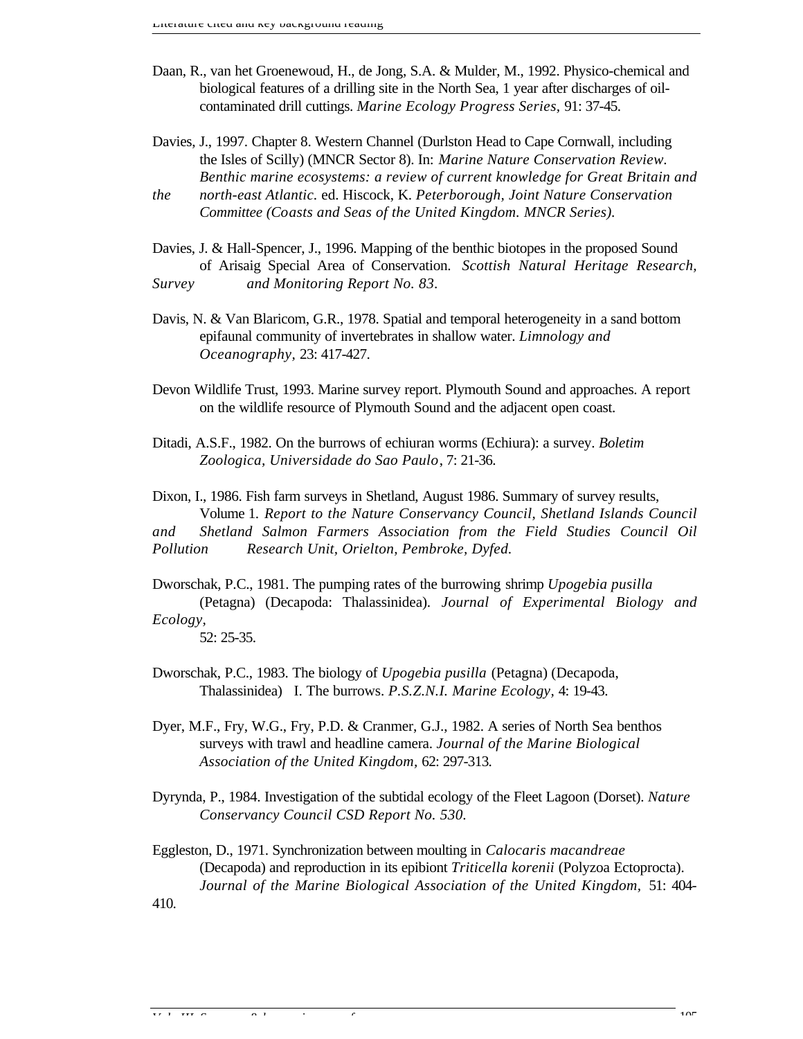Daan, R., van het Groenewoud, H., de Jong, S.A. & Mulder, M., 1992. Physico-chemical and biological features of a drilling site in the North Sea, 1 year after discharges of oil-contaminated drill cuttings. *Marine Ecology Progress Series*, 91: 37-45.

Davies, J., 1997. Chapter 8. Western Channel (Durlston Head to Cape Cornwall, including the Isles of Scilly) (MNCR Sector 8). In: *Marine Nature Conservation Review. Benthic marine ecosystems: a review of current knowledge for Great Britain and the north-east Atlantic.* ed. Hiscock, K. *Peterborough, Joint Nature Conservation Committee (Coasts and Seas of the United Kingdom. MNCR Series).*

Davies, J. & Hall-Spencer, J., 1996. Mapping of the benthic biotopes in the proposed Sound of Arisaig Special Area of Conservation. *Scottish Natural Heritage Research, Survey and Monitoring Report No. 83*.

Davis, N. & Van Blaricom, G.R., 1978. Spatial and temporal heterogeneity in a sand bottom epifaunal community of invertebrates in shallow water. *Limnology and Oceanography*, 23: 417-427.

Devon Wildlife Trust, 1993. Marine survey report. Plymouth Sound and approaches. A report on the wildlife resource of Plymouth Sound and the adjacent open coast.

Ditadi, A.S.F., 1982. On the burrows of echiuran worms (Echiura): a survey. *Boletim Zoologica, Universidade do Sao Paulo*, 7: 21-36.

Dixon, I., 1986. Fish farm surveys in Shetland, August 1986. Summary of survey results, Volume 1. *Report to the Nature Conservancy Council, Shetland Islands Council and Shetland Salmon Farmers Association from the Field Studies Council Oil Pollution Research Unit, Orielton, Pembroke, Dyfed.*

Dworschak, P.C., 1981. The pumping rates of the burrowing shrimp *Upogebia pusilla* (Petagna) (Decapoda: Thalassinidea). *Journal of Experimental Biology and Ecology*, 52: 25-35.

Dworschak, P.C., 1983. The biology of *Upogebia pusilla* (Petagna) (Decapoda, Thalassinidea) I. The burrows. *P.S.Z.N.I. Marine Ecology*, 4: 19-43.

Dyer, M.F., Fry, W.G., Fry, P.D. & Cranmer, G.J., 1982. A series of North Sea benthos surveys with trawl and headline camera. *Journal of the Marine Biological Association of the United Kingdom*, 62: 297-313.

Dyrynda, P., 1984. Investigation of the subtidal ecology of the Fleet Lagoon (Dorset). *Nature Conservancy Council CSD Report No. 530*.

Eggleston, D., 1971. Synchronization between moulting in *Calocaris macandreae* (Decapoda) and reproduction in its epibiont *Triticella korenii* (Polyzoa Ectoprocta). *Journal of the Marine Biological Association of the United Kingdom*, 51: 404-410.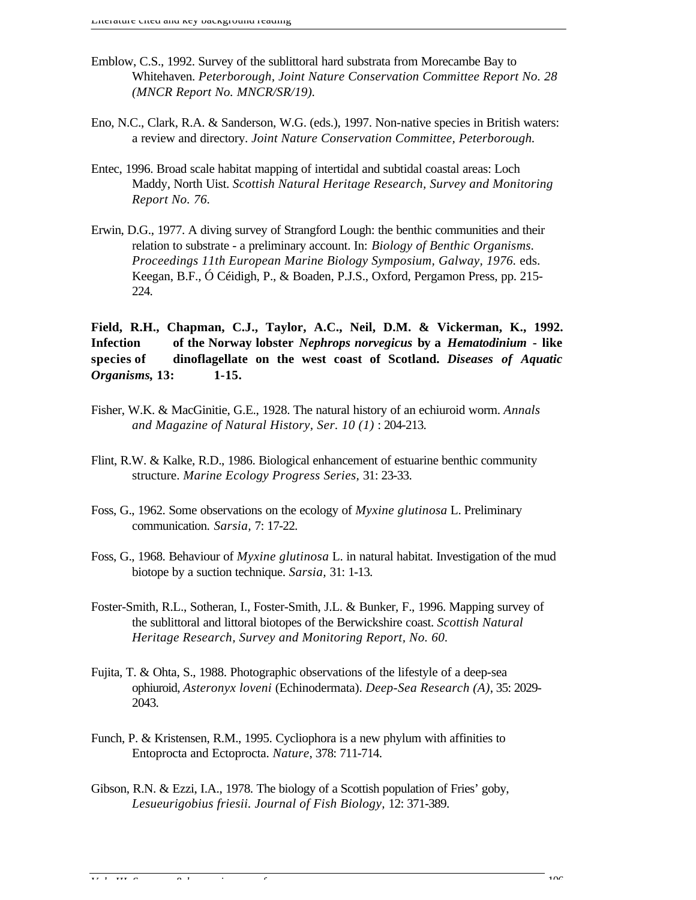Emblow, C.S., 1992. Survey of the sublittoral hard substrata from Morecambe Bay to Whitehaven. *Peterborough, Joint Nature Conservation Committee Report No. 28 (MNCR Report No. MNCR/SR/19).*

Eno, N.C., Clark, R.A. & Sanderson, W.G. (eds.), 1997. Non-native species in British waters: a review and directory. *Joint Nature Conservation Committee, Peterborough.*

Entec, 1996. Broad scale habitat mapping of intertidal and subtidal coastal areas: Loch Maddy, North Uist. *Scottish Natural Heritage Research, Survey and Monitoring Report No. 76.*

Erwin, D.G., 1977. A diving survey of Strangford Lough: the benthic communities and their relation to substrate - a preliminary account. In: *Biology of Benthic Organisms. Proceedings 11th European Marine Biology Symposium, Galway, 1976.* eds. Keegan, B.F., Ó Céidigh, P., & Boaden, P.J.S., Oxford, Pergamon Press, pp. 215-224.

**Field, R.H., Chapman, C.J., Taylor, A.C., Neil, D.M. & Vickerman, K., 1992. Infection of the Norway lobster *Nephrops norvegicus* by a *Hematodinium* - like species of dinoflagellate on the west coast of Scotland. *Diseases of Aquatic Organisms,* 13: 1-15.**

Fisher, W.K. & MacGinitie, G.E., 1928. The natural history of an echiuroid worm. *Annals and Magazine of Natural History, Ser. 10 (1)* : 204-213.

Flint, R.W. & Kalke, R.D., 1986. Biological enhancement of estuarine benthic community structure. *Marine Ecology Progress Series,* 31: 23-33.

Foss, G., 1962. Some observations on the ecology of *Myxine glutinosa* L. Preliminary communication. *Sarsia,* 7: 17-22.

Foss, G., 1968. Behaviour of *Myxine glutinosa* L. in natural habitat. Investigation of the mud biotope by a suction technique. *Sarsia,* 31: 1-13.

Foster-Smith, R.L., Sotheran, I., Foster-Smith, J.L. & Bunker, F., 1996. Mapping survey of the sublittoral and littoral biotopes of the Berwickshire coast. *Scottish Natural Heritage Research, Survey and Monitoring Report, No. 60.*

Fujita, T. & Ohta, S., 1988. Photographic observations of the lifestyle of a deep-sea ophiuroid, *Asteronyx loveni* (Echinodermata). *Deep-Sea Research (A)*, 35: 2029-2043.

Funch, P. & Kristensen, R.M., 1995. Cycliophora is a new phylum with affinities to Entoprocta and Ectoprocta. *Nature*, 378: 711-714.

Gibson, R.N. & Ezzi, I.A., 1978. The biology of a Scottish population of Fries' goby, *Lesueurigobius friesii. Journal of Fish Biology,* 12: 371-389.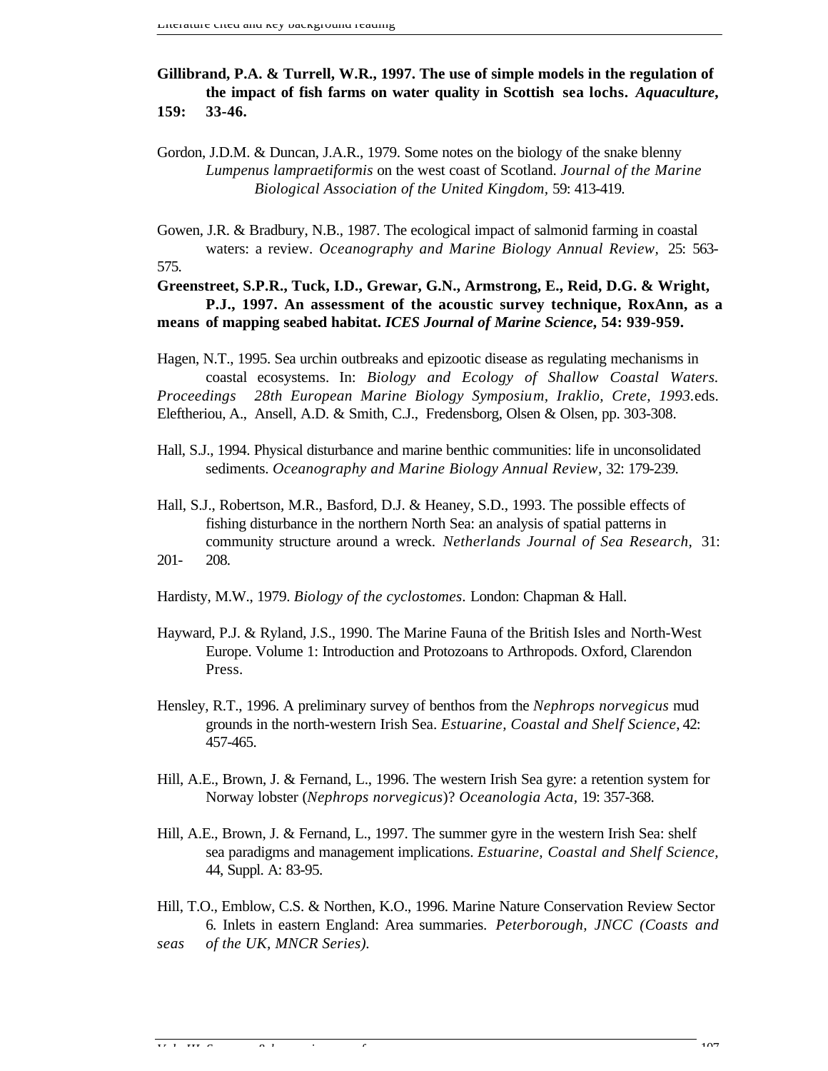**Gillibrand, P.A. & Turrell, W.R., 1997. The use of simple models in the regulation of the impact of fish farms on water quality in Scottish sea lochs. *Aquaculture*, 159: 33-46.**

Gordon, J.D.M. & Duncan, J.A.R., 1979. Some notes on the biology of the snake blenny *Lumpenus lampraetiformis* on the west coast of Scotland. *Journal of the Marine Biological Association of the United Kingdom,* 59: 413-419.

Gowen, J.R. & Bradbury, N.B., 1987. The ecological impact of salmonid farming in coastal waters: a review. *Oceanography and Marine Biology Annual Review,* 25: 563-575.

**Greenstreet, S.P.R., Tuck, I.D., Grewar, G.N., Armstrong, E., Reid, D.G. & Wright, P.J., 1997. An assessment of the acoustic survey technique, RoxAnn, as a means of mapping seabed habitat. *ICES Journal of Marine Science*, 54: 939-959.**

Hagen, N.T., 1995. Sea urchin outbreaks and epizootic disease as regulating mechanisms in coastal ecosystems. In: *Biology and Ecology of Shallow Coastal Waters. Proceedings 28th European Marine Biology Symposium, Iraklio, Crete, 1993.* eds. Eleftheriou, A., Ansell, A.D. & Smith, C.J., Fredensborg, Olsen & Olsen, pp. 303-308.

Hall, S.J., 1994. Physical disturbance and marine benthic communities: life in unconsolidated sediments. *Oceanography and Marine Biology Annual Review,* 32: 179-239.

Hall, S.J., Robertson, M.R., Basford, D.J. & Heaney, S.D., 1993. The possible effects of fishing disturbance in the northern North Sea: an analysis of spatial patterns in community structure around a wreck. *Netherlands Journal of Sea Research,* 31: 201-208.

Hardisty, M.W., 1979. *Biology of the cyclostomes.* London: Chapman & Hall.

Hayward, P.J. & Ryland, J.S., 1990. The Marine Fauna of the British Isles and North-West Europe. Volume 1: Introduction and Protozoans to Arthropods. Oxford, Clarendon Press.

Hensley, R.T., 1996. A preliminary survey of benthos from the *Nephrops norvegicus* mud grounds in the north-western Irish Sea. *Estuarine, Coastal and Shelf Science,* 42: 457-465.

Hill, A.E., Brown, J. & Fernand, L., 1996. The western Irish Sea gyre: a retention system for Norway lobster (*Nephrops norvegicus*)? *Oceanologia Acta,* 19: 357-368.

Hill, A.E., Brown, J. & Fernand, L., 1997. The summer gyre in the western Irish Sea: shelf sea paradigms and management implications. *Estuarine, Coastal and Shelf Science,* 44, Suppl. A: 83-95.

Hill, T.O., Emblow, C.S. & Northen, K.O., 1996. Marine Nature Conservation Review Sector 6. Inlets in eastern England: Area summaries. *Peterborough, JNCC (Coasts and seas of the UK, MNCR Series).*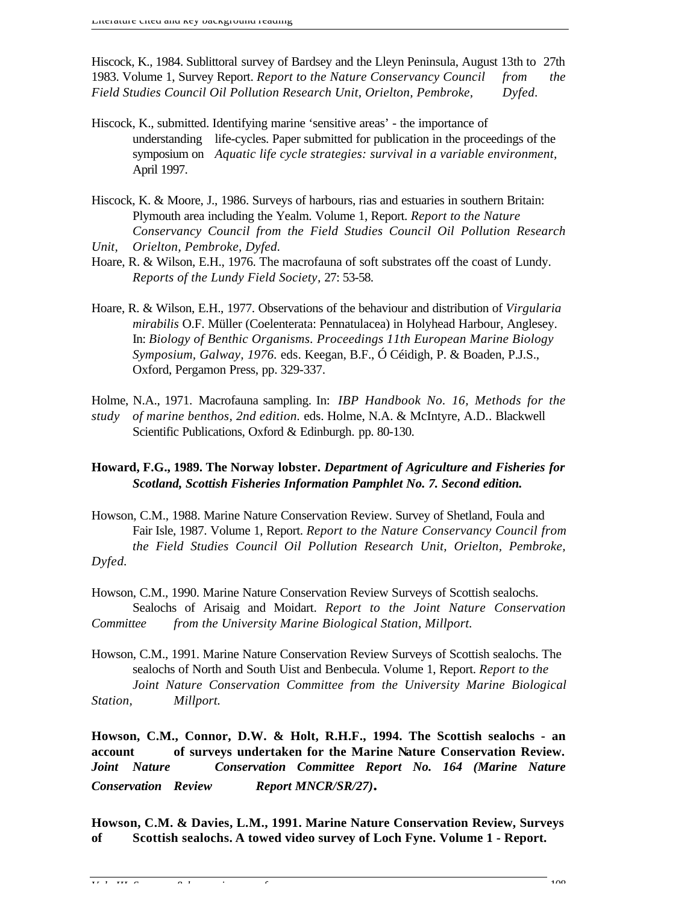Hiscock, K., 1984. Sublittoral survey of Bardsey and the Lleyn Peninsula, August 13th to 27th 1983. Volume 1, Survey Report. *Report to the Nature Conservancy Council from the Field Studies Council Oil Pollution Research Unit, Orielton, Pembroke, Dyfed.*

Hiscock, K., submitted. Identifying marine 'sensitive areas' - the importance of understanding life-cycles. Paper submitted for publication in the proceedings of the symposium on *Aquatic life cycle strategies: survival in a variable environment,* April 1997.

Hiscock, K. & Moore, J., 1986. Surveys of harbours, rias and estuaries in southern Britain: Plymouth area including the Yealm. Volume 1, Report. *Report to the Nature Conservancy Council from the Field Studies Council Oil Pollution Research Unit, Orielton, Pembroke, Dyfed.*

Hoare, R. & Wilson, E.H., 1976. The macrofauna of soft substrates off the coast of Lundy. *Reports of the Lundy Field Society*, 27: 53-58.

Hoare, R. & Wilson, E.H., 1977. Observations of the behaviour and distribution of *Virgularia mirabilis* O.F. Müller (Coelenterata: Pennatulacea) in Holyhead Harbour, Anglesey. In: *Biology of Benthic Organisms. Proceedings 11th European Marine Biology Symposium, Galway, 1976.* eds. Keegan, B.F., Ó Céidigh, P. & Boaden, P.J.S., Oxford, Pergamon Press, pp. 329-337.

Holme, N.A., 1971. Macrofauna sampling. In: *IBP Handbook No. 16, Methods for the study of marine benthos, 2nd edition.* eds. Holme, N.A. & McIntyre, A.D.. Blackwell Scientific Publications, Oxford & Edinburgh. pp. 80-130.

**Howard, F.G., 1989. The Norway lobster. *Department of Agriculture and Fisheries for Scotland, Scottish Fisheries Information Pamphlet No. 7. Second edition.***

Howson, C.M., 1988. Marine Nature Conservation Review. Survey of Shetland, Foula and Fair Isle, 1987. Volume 1, Report. *Report to the Nature Conservancy Council from the Field Studies Council Oil Pollution Research Unit, Orielton, Pembroke, Dyfed.*

Howson, C.M., 1990. Marine Nature Conservation Review Surveys of Scottish sealochs. Sealochs of Arisaig and Moidart. *Report to the Joint Nature Conservation Committee from the University Marine Biological Station, Millport.*

Howson, C.M., 1991. Marine Nature Conservation Review Surveys of Scottish sealochs. The sealochs of North and South Uist and Benbecula. Volume 1, Report. *Report to the Joint Nature Conservation Committee from the University Marine Biological Station, Millport.*

**Howson, C.M., Connor, D.W. & Holt, R.H.F., 1994. The Scottish sealochs - an account of surveys undertaken for the Marine Nature Conservation Review. *Joint Nature Conservation Committee Report No. 164 (Marine Nature Conservation Review Report MNCR/SR/27)*.**

**Howson, C.M. & Davies, L.M., 1991. Marine Nature Conservation Review, Surveys of Scottish sealochs. A towed video survey of Loch Fyne. Volume 1 - Report.**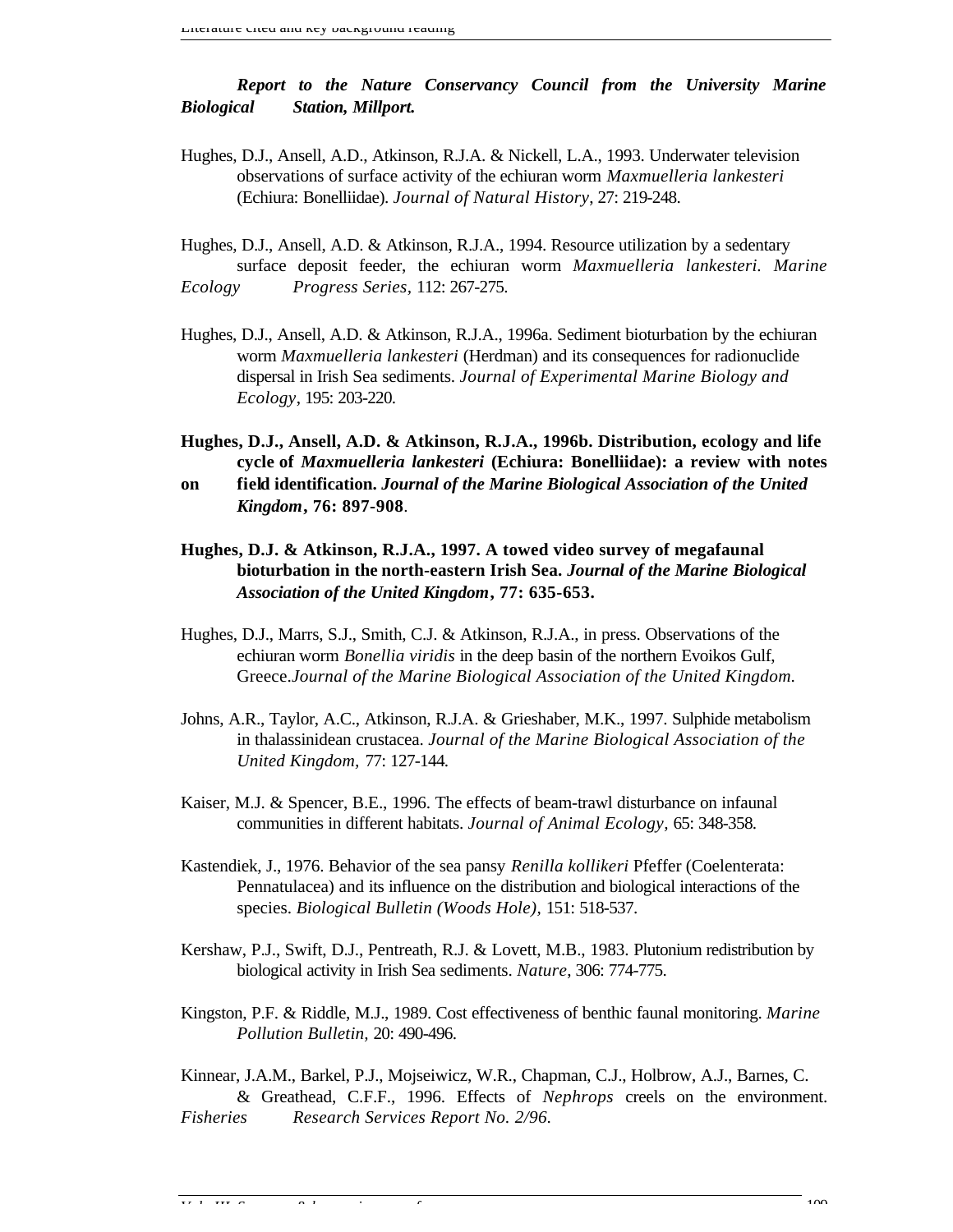***Report to the Nature Conservancy Council from the University Marine Biological Station, Millport.***

Hughes, D.J., Ansell, A.D., Atkinson, R.J.A. & Nickell, L.A., 1993. Underwater television observations of surface activity of the echiuran worm *Maxmuelleria lankesteri* (Echiura: Bonelliidae). *Journal of Natural History*, 27: 219-248.

Hughes, D.J., Ansell, A.D. & Atkinson, R.J.A., 1994. Resource utilization by a sedentary surface deposit feeder, the echiuran worm *Maxmuelleria lankesteri*. *Marine Ecology Progress Series*, 112: 267-275.

Hughes, D.J., Ansell, A.D. & Atkinson, R.J.A., 1996a. Sediment bioturbation by the echiuran worm *Maxmuelleria lankesteri* (Herdman) and its consequences for radionuclide dispersal in Irish Sea sediments. *Journal of Experimental Marine Biology and Ecology*, 195: 203-220.

**Hughes, D.J., Ansell, A.D. & Atkinson, R.J.A., 1996b. Distribution, ecology and life cycle of *Maxmuelleria lankesteri* (Echiura: Bonelliidae): a review with notes on field identification. *Journal of the Marine Biological Association of the United Kingdom*, 76: 897-908**.

**Hughes, D.J. & Atkinson, R.J.A., 1997. A towed video survey of megafaunal bioturbation in the north-eastern Irish Sea. *Journal of the Marine Biological Association of the United Kingdom*, 77: 635-653.**

Hughes, D.J., Marrs, S.J., Smith, C.J. & Atkinson, R.J.A., in press. Observations of the echiuran worm *Bonellia viridis* in the deep basin of the northern Evoikos Gulf, Greece.*Journal of the Marine Biological Association of the United Kingdom.*

Johns, A.R., Taylor, A.C., Atkinson, R.J.A. & Grieshaber, M.K., 1997. Sulphide metabolism in thalassinidean crustacea. *Journal of the Marine Biological Association of the United Kingdom,* 77: 127-144.

Kaiser, M.J. & Spencer, B.E., 1996. The effects of beam-trawl disturbance on infaunal communities in different habitats. *Journal of Animal Ecology*, 65: 348-358.

Kastendiek, J., 1976. Behavior of the sea pansy *Renilla kollikeri* Pfeffer (Coelenterata: Pennatulacea) and its influence on the distribution and biological interactions of the species. *Biological Bulletin (Woods Hole),* 151: 518-537.

Kershaw, P.J., Swift, D.J., Pentreath, R.J. & Lovett, M.B., 1983. Plutonium redistribution by biological activity in Irish Sea sediments. *Nature*, 306: 774-775.

Kingston, P.F. & Riddle, M.J., 1989. Cost effectiveness of benthic faunal monitoring. *Marine Pollution Bulletin,* 20: 490-496.

Kinnear, J.A.M., Barkel, P.J., Mojseiwicz, W.R., Chapman, C.J., Holbrow, A.J., Barnes, C. & Greathead, C.F.F., 1996. Effects of *Nephrops* creels on the environment. *Fisheries Research Services Report No. 2/96.*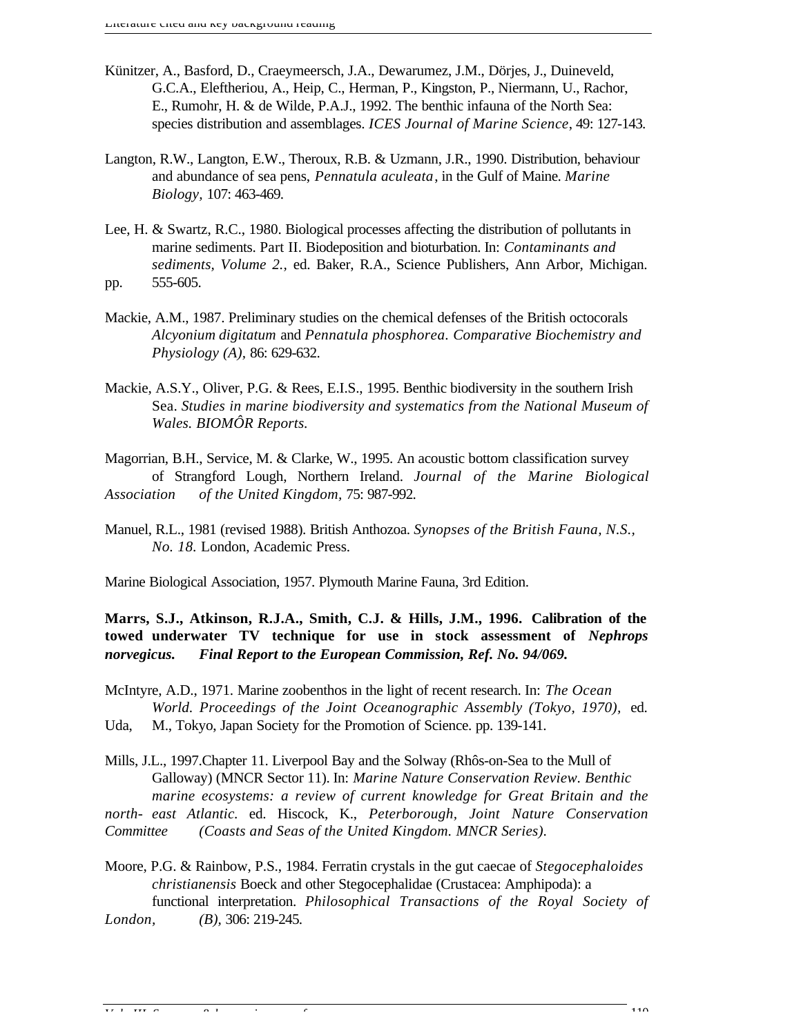Künitzer, A., Basford, D., Craeymeersch, J.A., Dewarumez, J.M., Dörjes, J., Duineveld, G.C.A., Eleftheriou, A., Heip, C., Herman, P., Kingston, P., Niermann, U., Rachor, E., Rumohr, H. & de Wilde, P.A.J., 1992. The benthic infauna of the North Sea: species distribution and assemblages. *ICES Journal of Marine Science*, 49: 127-143.

Langton, R.W., Langton, E.W., Theroux, R.B. & Uzmann, J.R., 1990. Distribution, behaviour and abundance of sea pens, *Pennatula aculeata*, in the Gulf of Maine. *Marine Biology,* 107: 463-469.

Lee, H. & Swartz, R.C., 1980. Biological processes affecting the distribution of pollutants in marine sediments. Part II. Biodeposition and bioturbation. In: *Contaminants and sediments, Volume 2.,* ed. Baker, R.A., Science Publishers, Ann Arbor, Michigan. pp. 555-605.

Mackie, A.M., 1987. Preliminary studies on the chemical defenses of the British octocorals *Alcyonium digitatum* and *Pennatula phosphorea*. *Comparative Biochemistry and Physiology (A),* 86: 629-632.

Mackie, A.S.Y., Oliver, P.G. & Rees, E.I.S., 1995. Benthic biodiversity in the southern Irish Sea. *Studies in marine biodiversity and systematics from the National Museum of Wales. BIOMÔR Reports.*

Magorrian, B.H., Service, M. & Clarke, W., 1995. An acoustic bottom classification survey of Strangford Lough, Northern Ireland. *Journal of the Marine Biological Association of the United Kingdom,* 75: 987-992.

Manuel, R.L., 1981 (revised 1988). British Anthozoa. *Synopses of the British Fauna, N.S., No. 18.* London, Academic Press.

Marine Biological Association, 1957. Plymouth Marine Fauna, 3rd Edition.

**Marrs, S.J., Atkinson, R.J.A., Smith, C.J. & Hills, J.M., 1996. Calibration of the towed underwater TV technique for use in stock assessment of *Nephrops norvegicus.* *Final Report to the European Commission, Ref. No. 94/069.***

McIntyre, A.D., 1971. Marine zoobenthos in the light of recent research. In: *The Ocean World. Proceedings of the Joint Oceanographic Assembly (Tokyo, 1970),* ed. Uda, M., Tokyo, Japan Society for the Promotion of Science. pp. 139-141.

Mills, J.L., 1997.Chapter 11. Liverpool Bay and the Solway (Rhôs-on-Sea to the Mull of Galloway) (MNCR Sector 11). In: *Marine Nature Conservation Review. Benthic marine ecosystems: a review of current knowledge for Great Britain and the north-east Atlantic.* ed. Hiscock, K., *Peterborough, Joint Nature Conservation Committee (Coasts and Seas of the United Kingdom. MNCR Series).*

Moore, P.G. & Rainbow, P.S., 1984. Ferratin crystals in the gut caecae of *Stegocephaloides christianensis* Boeck and other Stegocephalidae (Crustacea: Amphipoda): a functional interpretation. *Philosophical Transactions of the Royal Society of London, (B),* 306: 219-245.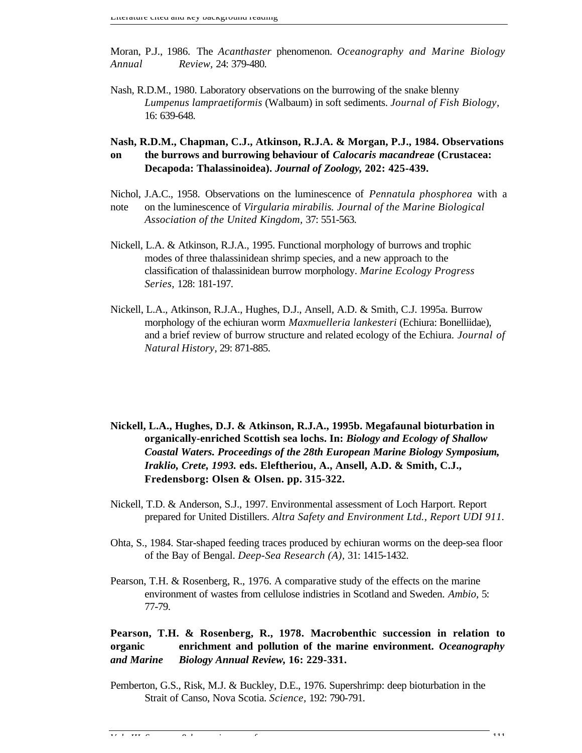Moran, P.J., 1986. The *Acanthaster* phenomenon. *Oceanography and Marine Biology Annual Review*, 24: 379-480.

Nash, R.D.M., 1980. Laboratory observations on the burrowing of the snake blenny *Lumpenus lampraetiformis* (Walbaum) in soft sediments. *Journal of Fish Biology*, 16: 639-648.

**Nash, R.D.M., Chapman, C.J., Atkinson, R.J.A. & Morgan, P.J., 1984. Observations on the burrows and burrowing behaviour of *Calocaris macandreae* (Crustacea: Decapoda: Thalassinoidea). *Journal of Zoology*, 202: 425-439.**

Nichol, J.A.C., 1958. Observations on the luminescence of *Pennatula phosphorea* with a note on the luminescence of *Virgularia mirabilis. Journal of the Marine Biological Association of the United Kingdom*, 37: 551-563.

Nickell, L.A. & Atkinson, R.J.A., 1995. Functional morphology of burrows and trophic modes of three thalassinidean shrimp species, and a new approach to the classification of thalassinidean burrow morphology. *Marine Ecology Progress Series*, 128: 181-197.

Nickell, L.A., Atkinson, R.J.A., Hughes, D.J., Ansell, A.D. & Smith, C.J. 1995a. Burrow morphology of the echiuran worm *Maxmuelleria lankesteri* (Echiura: Bonelliidae), and a brief review of burrow structure and related ecology of the Echiura. *Journal of Natural History*, 29: 871-885.

**Nickell, L.A., Hughes, D.J. & Atkinson, R.J.A., 1995b. Megafaunal bioturbation in organically-enriched Scottish sea lochs. In: *Biology and Ecology of Shallow Coastal Waters. Proceedings of the 28th European Marine Biology Symposium, Iraklio, Crete, 1993.* eds. Eleftheriou, A., Ansell, A.D. & Smith, C.J., Fredensborg: Olsen & Olsen. pp. 315-322.**

Nickell, T.D. & Anderson, S.J., 1997. Environmental assessment of Loch Harport. Report prepared for United Distillers. *Altra Safety and Environment Ltd., Report UDI 911.*

Ohta, S., 1984. Star-shaped feeding traces produced by echiuran worms on the deep-sea floor of the Bay of Bengal. *Deep-Sea Research (A)*, 31: 1415-1432.

Pearson, T.H. & Rosenberg, R., 1976. A comparative study of the effects on the marine environment of wastes from cellulose indistries in Scotland and Sweden. *Ambio*, 5: 77-79.

**Pearson, T.H. & Rosenberg, R., 1978. Macrobenthic succession in relation to organic enrichment and pollution of the marine environment. *Oceanography and Marine Biology Annual Review*, 16: 229-331.**

Pemberton, G.S., Risk, M.J. & Buckley, D.E., 1976. Supershrimp: deep bioturbation in the Strait of Canso, Nova Scotia. *Science*, 192: 790-791.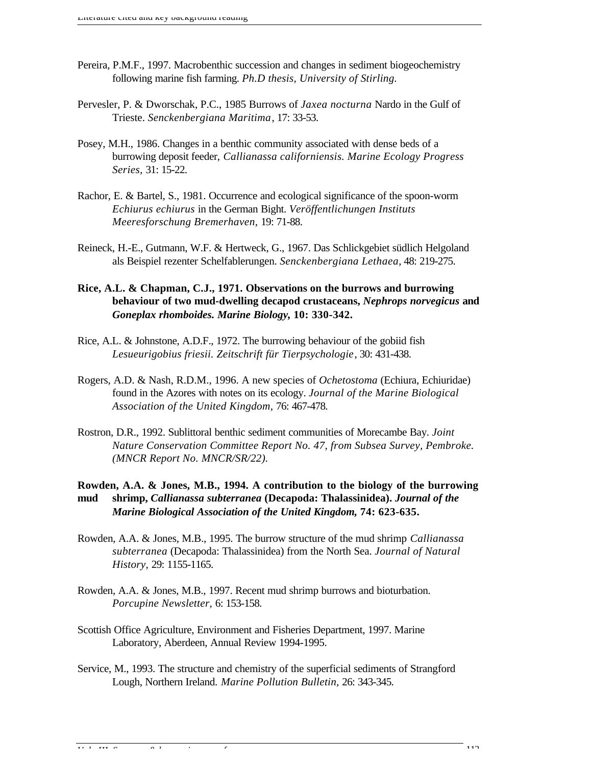Pereira, P.M.F., 1997. Macrobenthic succession and changes in sediment biogeochemistry following marine fish farming. *Ph.D thesis, University of Stirling.*

Pervesler, P. & Dworschak, P.C., 1985 Burrows of *Jaxea nocturna* Nardo in the Gulf of Trieste. *Senckenbergiana Maritima*, 17: 33-53.

Posey, M.H., 1986. Changes in a benthic community associated with dense beds of a burrowing deposit feeder, *Callianassa californiensis. Marine Ecology Progress Series*, 31: 15-22.

Rachor, E. & Bartel, S., 1981. Occurrence and ecological significance of the spoon-worm *Echiurus echiurus* in the German Bight. *Veröffentlichungen Instituts Meeresforschung Bremerhaven*, 19: 71-88.

Reineck, H.-E., Gutmann, W.F. & Hertweck, G., 1967. Das Schlickgebiet südlich Helgoland als Beispiel rezenter Schelfablerungen. *Senckenbergiana Lethaea*, 48: 219-275.

**Rice, A.L. & Chapman, C.J., 1971. Observations on the burrows and burrowing behaviour of two mud-dwelling decapod crustaceans, *Nephrops norvegicus* and *Goneplax rhomboides. Marine Biology*, 10: 330-342.**

Rice, A.L. & Johnstone, A.D.F., 1972. The burrowing behaviour of the gobiid fish *Lesueurigobius friesii. Zeitschrift für Tierpsychologie*, 30: 431-438.

Rogers, A.D. & Nash, R.D.M., 1996. A new species of *Ochetostoma* (Echiura, Echiuridae) found in the Azores with notes on its ecology. *Journal of the Marine Biological Association of the United Kingdom*, 76: 467-478.

Rostron, D.R., 1992. Sublittoral benthic sediment communities of Morecambe Bay. *Joint Nature Conservation Committee Report No. 47, from Subsea Survey, Pembroke. (MNCR Report No. MNCR/SR/22).*

**Rowden, A.A. & Jones, M.B., 1994. A contribution to the biology of the burrowing mud shrimp, *Callianassa subterranea* (Decapoda: Thalassinidea). *Journal of the Marine Biological Association of the United Kingdom*, 74: 623-635.**

Rowden, A.A. & Jones, M.B., 1995. The burrow structure of the mud shrimp *Callianassa subterranea* (Decapoda: Thalassinidea) from the North Sea. *Journal of Natural History*, 29: 1155-1165.

Rowden, A.A. & Jones, M.B., 1997. Recent mud shrimp burrows and bioturbation. *Porcupine Newsletter*, 6: 153-158.

Scottish Office Agriculture, Environment and Fisheries Department, 1997. Marine Laboratory, Aberdeen, Annual Review 1994-1995.

Service, M., 1993. The structure and chemistry of the superficial sediments of Strangford Lough, Northern Ireland. *Marine Pollution Bulletin*, 26: 343-345.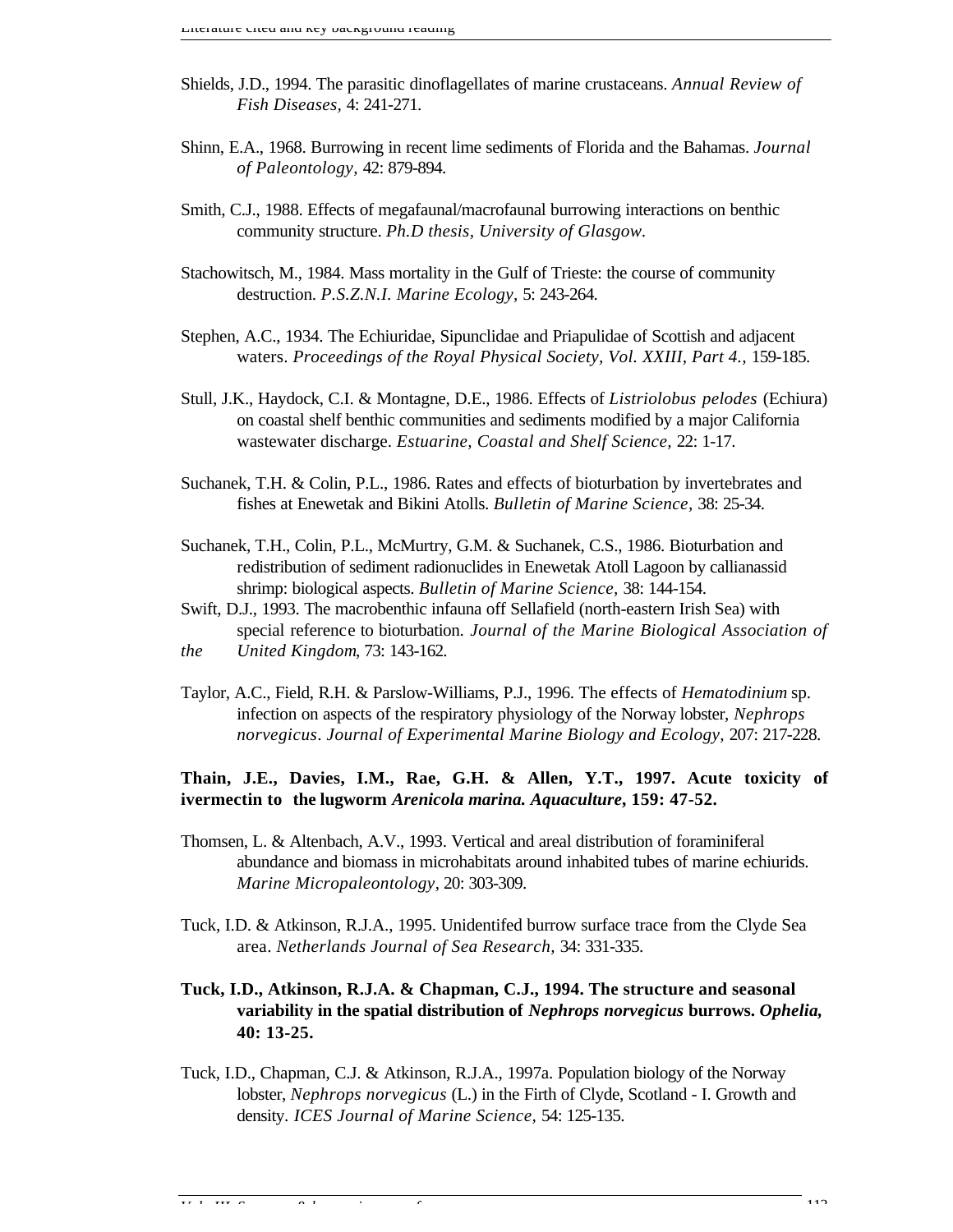Shields, J.D., 1994. The parasitic dinoflagellates of marine crustaceans. *Annual Review of Fish Diseases,* 4: 241-271.

Shinn, E.A., 1968. Burrowing in recent lime sediments of Florida and the Bahamas. *Journal of Paleontology,* 42: 879-894.

Smith, C.J., 1988. Effects of megafaunal/macrofaunal burrowing interactions on benthic community structure. *Ph.D thesis, University of Glasgow.*

Stachowitsch, M., 1984. Mass mortality in the Gulf of Trieste: the course of community destruction. *P.S.Z.N.I. Marine Ecology*, 5: 243-264.

Stephen, A.C., 1934. The Echiuridae, Sipunclidae and Priapulidae of Scottish and adjacent waters. *Proceedings of the Royal Physical Society, Vol. XXIII, Part 4.,* 159-185.

Stull, J.K., Haydock, C.I. & Montagne, D.E., 1986. Effects of *Listriolobus pelodes* (Echiura) on coastal shelf benthic communities and sediments modified by a major California wastewater discharge. *Estuarine, Coastal and Shelf Science,* 22: 1-17.

Suchanek, T.H. & Colin, P.L., 1986. Rates and effects of bioturbation by invertebrates and fishes at Enewetak and Bikini Atolls. *Bulletin of Marine Science,* 38: 25-34.

Suchanek, T.H., Colin, P.L., McMurtry, G.M. & Suchanek, C.S., 1986. Bioturbation and redistribution of sediment radionuclides in Enewetak Atoll Lagoon by callianassid shrimp: biological aspects. *Bulletin of Marine Science,* 38: 144-154.

Swift, D.J., 1993. The macrobenthic infauna off Sellafield (north-eastern Irish Sea) with special reference to bioturbation. *Journal of the Marine Biological Association of the United Kingdom,* 73: 143-162.

Taylor, A.C., Field, R.H. & Parslow-Williams, P.J., 1996. The effects of *Hematodinium* sp. infection on aspects of the respiratory physiology of the Norway lobster, *Nephrops norvegicus*. *Journal of Experimental Marine Biology and Ecology,* 207: 217-228.

**Thain, J.E., Davies, I.M., Rae, G.H. & Allen, Y.T., 1997. Acute toxicity of ivermectin to the lugworm *Arenicola marina. Aquaculture*, 159: 47-52.**

Thomsen, L. & Altenbach, A.V., 1993. Vertical and areal distribution of foraminiferal abundance and biomass in microhabitats around inhabited tubes of marine echiurids. *Marine Micropaleontology*, 20: 303-309.

Tuck, I.D. & Atkinson, R.J.A., 1995. Unidentifed burrow surface trace from the Clyde Sea area. *Netherlands Journal of Sea Research,* 34: 331-335.

**Tuck, I.D., Atkinson, R.J.A. & Chapman, C.J., 1994. The structure and seasonal variability in the spatial distribution of *Nephrops norvegicus* burrows. *Ophelia,* 40: 13-25.**

Tuck, I.D., Chapman, C.J. & Atkinson, R.J.A., 1997a. Population biology of the Norway lobster, *Nephrops norvegicus* (L.) in the Firth of Clyde, Scotland - I. Growth and density. *ICES Journal of Marine Science,* 54: 125-135.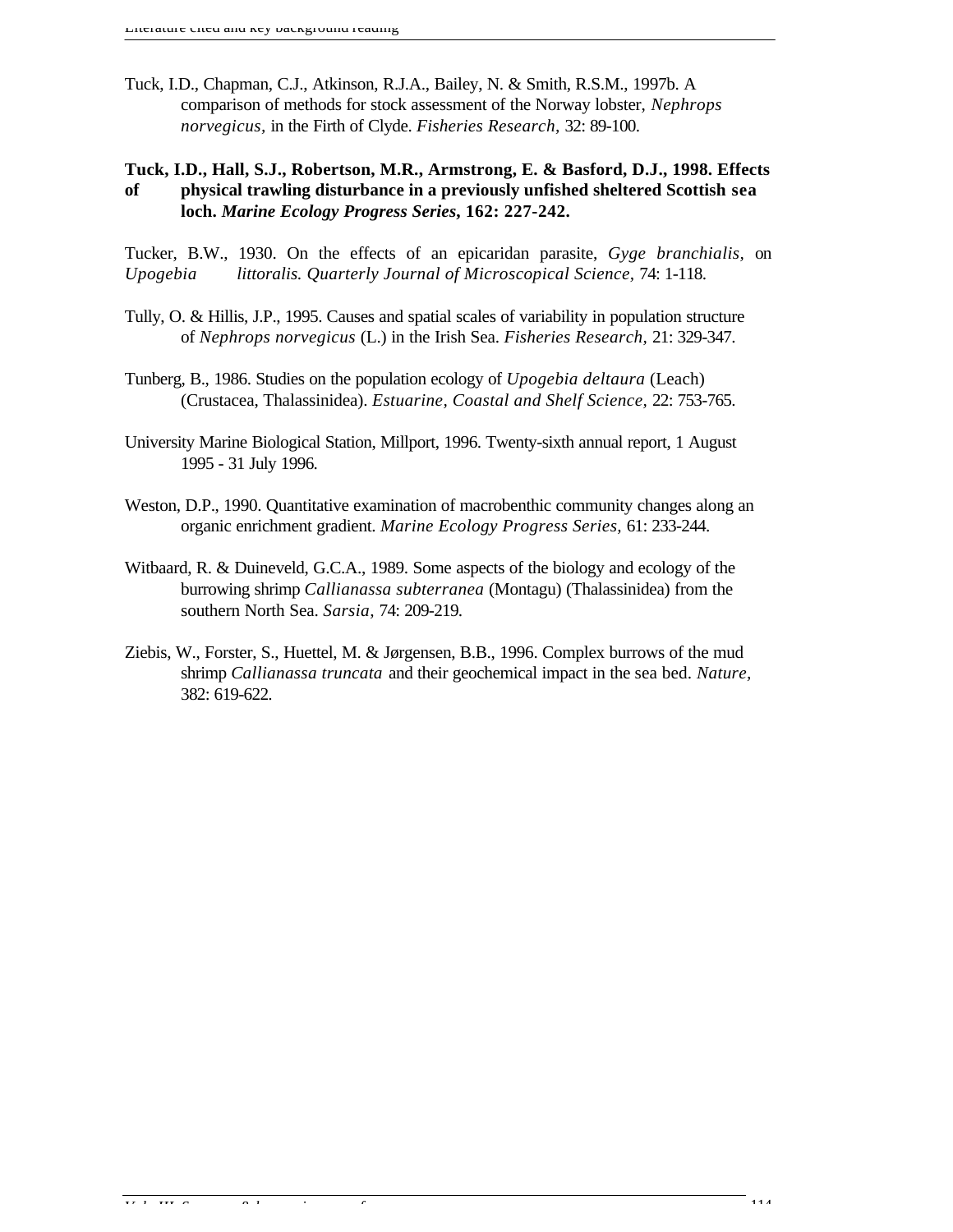Tuck, I.D., Chapman, C.J., Atkinson, R.J.A., Bailey, N. & Smith, R.S.M., 1997b. A comparison of methods for stock assessment of the Norway lobster, *Nephrops norvegicus,* in the Firth of Clyde. *Fisheries Research,* 32: 89-100.

**Tuck, I.D., Hall, S.J., Robertson, M.R., Armstrong, E. & Basford, D.J., 1998. Effects of physical trawling disturbance in a previously unfished sheltered Scottish sea loch. *Marine Ecology Progress Series*, 162: 227-242.**

Tucker, B.W., 1930. On the effects of an epicaridan parasite, *Gyge branchialis*, on *Upogebia littoralis. Quarterly Journal of Microscopical Science,* 74: 1-118.

Tully, O. & Hillis, J.P., 1995. Causes and spatial scales of variability in population structure of *Nephrops norvegicus* (L.) in the Irish Sea. *Fisheries Research,* 21: 329-347.

Tunberg, B., 1986. Studies on the population ecology of *Upogebia deltaura* (Leach) (Crustacea, Thalassinidea). *Estuarine, Coastal and Shelf Science,* 22: 753-765.

University Marine Biological Station, Millport, 1996. Twenty-sixth annual report, 1 August 1995 - 31 July 1996.

Weston, D.P., 1990. Quantitative examination of macrobenthic community changes along an organic enrichment gradient. *Marine Ecology Progress Series,* 61: 233-244.

Witbaard, R. & Duineveld, G.C.A., 1989. Some aspects of the biology and ecology of the burrowing shrimp *Callianassa subterranea* (Montagu) (Thalassinidea) from the southern North Sea. *Sarsia,* 74: 209-219.

Ziebis, W., Forster, S., Huettel, M. & Jørgensen, B.B., 1996. Complex burrows of the mud shrimp *Callianassa truncata* and their geochemical impact in the sea bed. *Nature,* 382: 619-622.